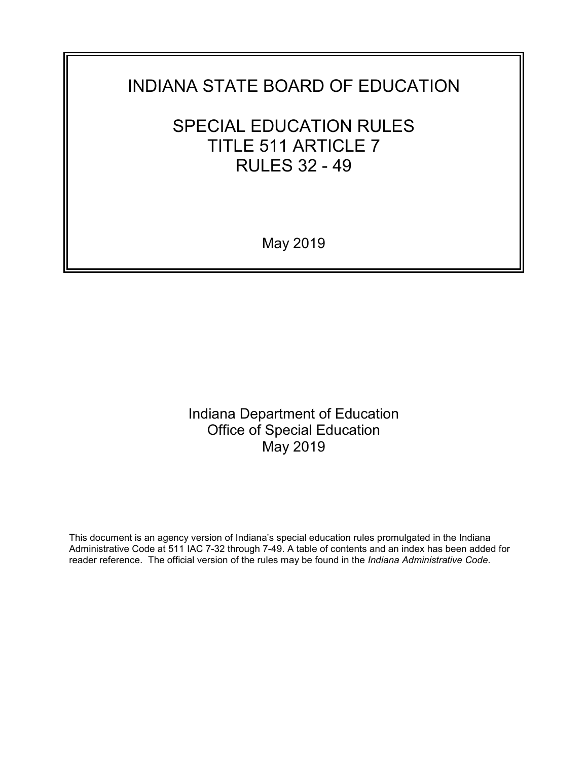# INDIANA STATE BOARD OF EDUCATION

## SPECIAL EDUCATION RULES
## TITLE 511 ARTICLE 7
## RULES 32 - 49

May 2019

Indiana Department of Education
Office of Special Education
May 2019

This document is an agency version of Indiana's special education rules promulgated in the Indiana Administrative Code at 511 IAC 7-32 through 7-49. A table of contents and an index has been added for reader reference. The official version of the rules may be found in the *Indiana Administrative Code*.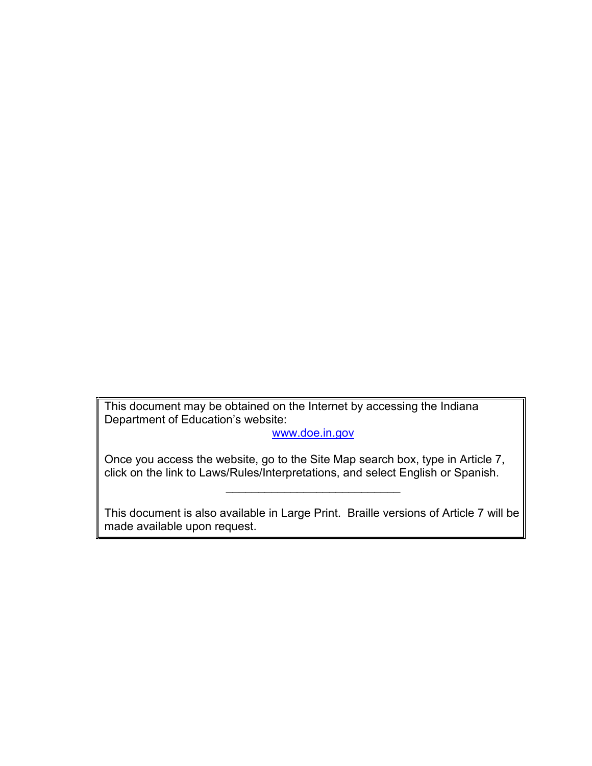This document may be obtained on the Internet by accessing the Indiana Department of Education's website:

www.doe.in.gov

Once you access the website, go to the Site Map search box, type in Article 7, click on the link to Laws/Rules/Interpretations, and select English or Spanish.

---

This document is also available in Large Print. Braille versions of Article 7 will be made available upon request.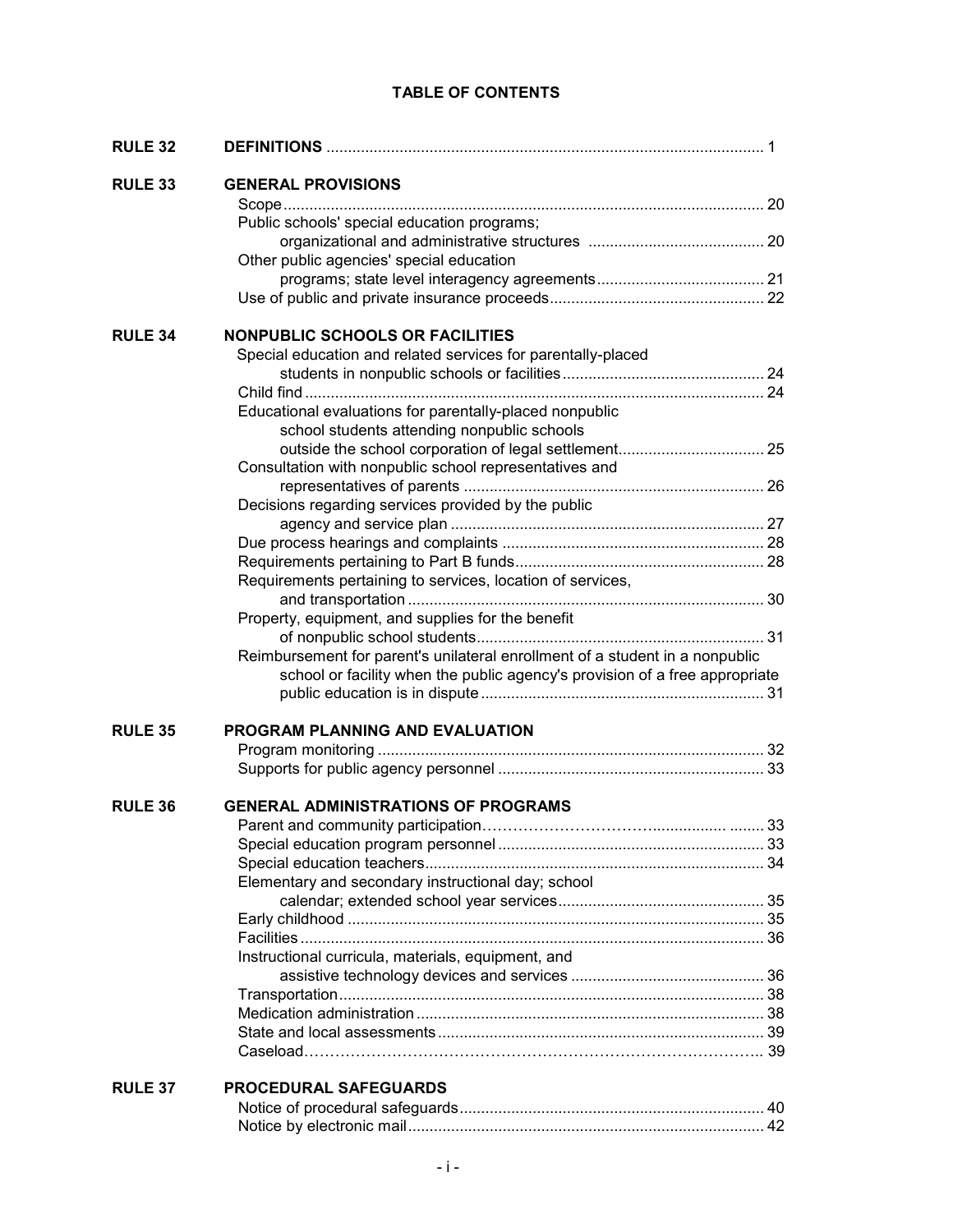# TABLE OF CONTENTS

| | | |
|---|---|---|
| **RULE 32** | **DEFINITIONS** | 1 |
| **RULE 33** | **GENERAL PROVISIONS** | |
| | Scope | 20 |
| | Public schools' special education programs; organizational and administrative structures | 20 |
| | Other public agencies' special education programs; state level interagency agreements | 21 |
| | Use of public and private insurance proceeds | 22 |
| **RULE 34** | **NONPUBLIC SCHOOLS OR FACILITIES** | |
| | Special education and related services for parentally-placed students in nonpublic schools or facilities | 24 |
| | Child find | 24 |
| | Educational evaluations for parentally-placed nonpublic school students attending nonpublic schools outside the school corporation of legal settlement | 25 |
| | Consultation with nonpublic school representatives and representatives of parents | 26 |
| | Decisions regarding services provided by the public agency and service plan | 27 |
| | Due process hearings and complaints | 28 |
| | Requirements pertaining to Part B funds | 28 |
| | Requirements pertaining to services, location of services, and transportation | 30 |
| | Property, equipment, and supplies for the benefit of nonpublic school students | 31 |
| | Reimbursement for parent's unilateral enrollment of a student in a nonpublic school or facility when the public agency's provision of a free appropriate public education is in dispute | 31 |
| **RULE 35** | **PROGRAM PLANNING AND EVALUATION** | |
| | Program monitoring | 32 |
| | Supports for public agency personnel | 33 |
| **RULE 36** | **GENERAL ADMINISTRATIONS OF PROGRAMS** | |
| | Parent and community participation | 33 |
| | Special education program personnel | 33 |
| | Special education teachers | 34 |
| | Elementary and secondary instructional day; school calendar; extended school year services | 35 |
| | Early childhood | 35 |
| | Facilities | 36 |
| | Instructional curricula, materials, equipment, and assistive technology devices and services | 36 |
| | Transportation | 38 |
| | Medication administration | 38 |
| | State and local assessments | 39 |
| | Caseload | 39 |
| **RULE 37** | **PROCEDURAL SAFEGUARDS** | |
| | Notice of procedural safeguards | 40 |
| | Notice by electronic mail | 42 |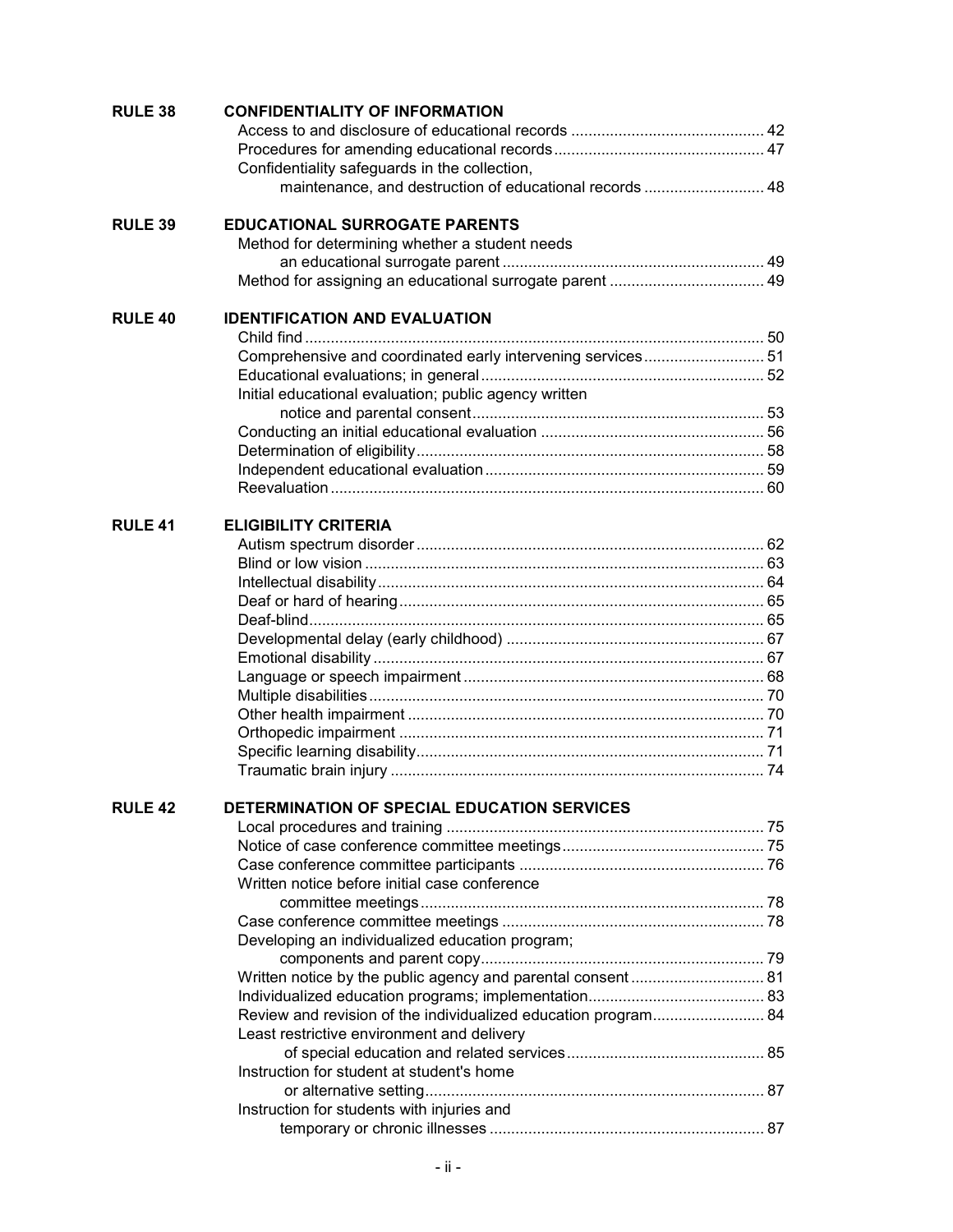| | | |
|---|---|---|
| **RULE 38** | **CONFIDENTIALITY OF INFORMATION** | |
| | Access to and disclosure of educational records | 42 |
| | Procedures for amending educational records | 47 |
| | Confidentiality safeguards in the collection, maintenance, and destruction of educational records | 48 |
| **RULE 39** | **EDUCATIONAL SURROGATE PARENTS** | |
| | Method for determining whether a student needs an educational surrogate parent | 49 |
| | Method for assigning an educational surrogate parent | 49 |
| **RULE 40** | **IDENTIFICATION AND EVALUATION** | |
| | Child find | 50 |
| | Comprehensive and coordinated early intervening services | 51 |
| | Educational evaluations; in general | 52 |
| | Initial educational evaluation; public agency written notice and parental consent | 53 |
| | Conducting an initial educational evaluation | 56 |
| | Determination of eligibility | 58 |
| | Independent educational evaluation | 59 |
| | Reevaluation | 60 |
| **RULE 41** | **ELIGIBILITY CRITERIA** | |
| | Autism spectrum disorder | 62 |
| | Blind or low vision | 63 |
| | Intellectual disability | 64 |
| | Deaf or hard of hearing | 65 |
| | Deaf-blind | 65 |
| | Developmental delay (early childhood) | 67 |
| | Emotional disability | 67 |
| | Language or speech impairment | 68 |
| | Multiple disabilities | 70 |
| | Other health impairment | 70 |
| | Orthopedic impairment | 71 |
| | Specific learning disability | 71 |
| | Traumatic brain injury | 74 |
| **RULE 42** | **DETERMINATION OF SPECIAL EDUCATION SERVICES** | |
| | Local procedures and training | 75 |
| | Notice of case conference committee meetings | 75 |
| | Case conference committee participants | 76 |
| | Written notice before initial case conference committee meetings | 78 |
| | Case conference committee meetings | 78 |
| | Developing an individualized education program; components and parent copy | 79 |
| | Written notice by the public agency and parental consent | 81 |
| | Individualized education programs; implementation | 83 |
| | Review and revision of the individualized education program | 84 |
| | Least restrictive environment and delivery of special education and related services | 85 |
| | Instruction for student at student's home or alternative setting | 87 |
| | Instruction for students with injuries and temporary or chronic illnesses | 87 |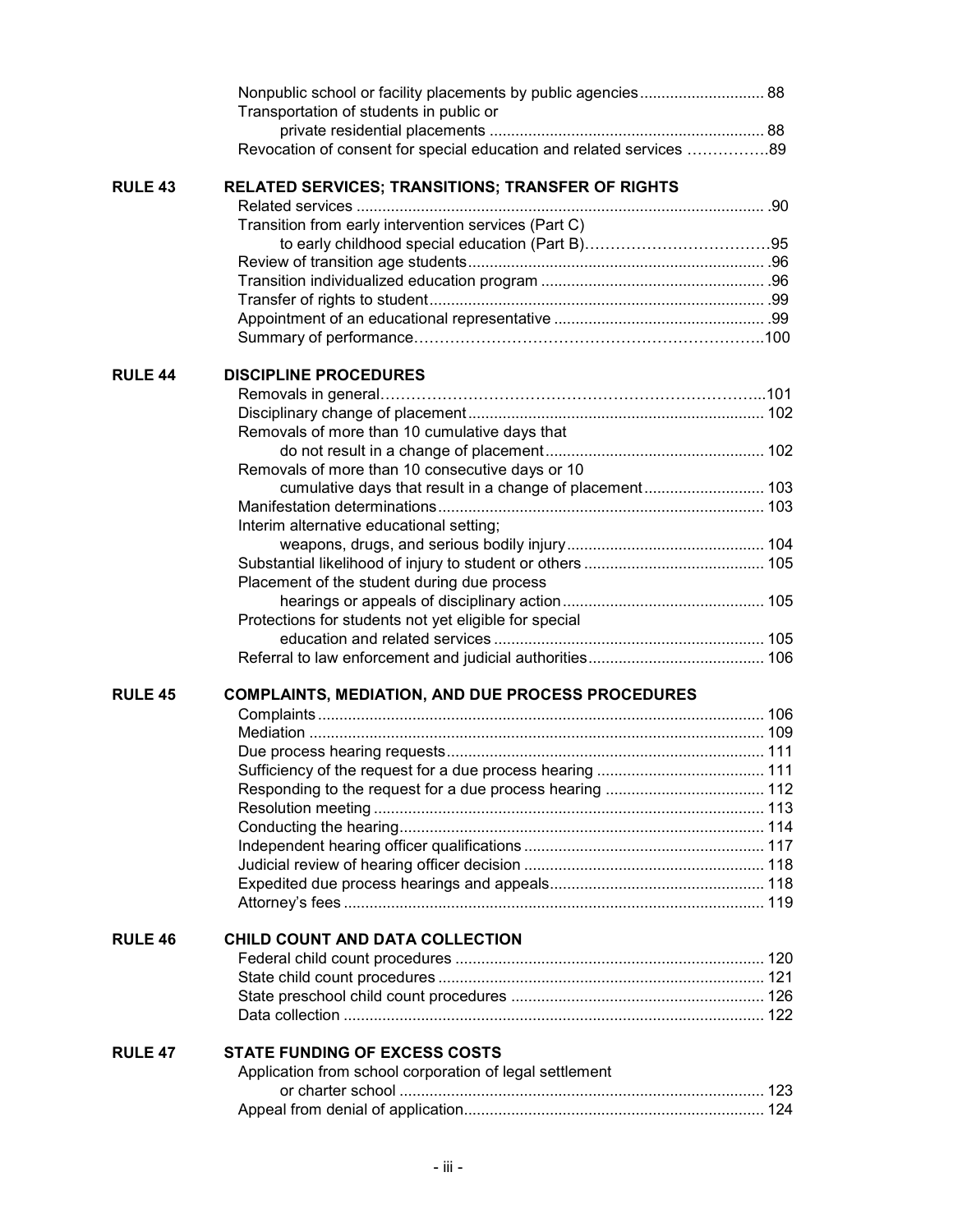| | | |
|---|---|---|
| | Nonpublic school or facility placements by public agencies | 88 |
| | Transportation of students in public or private residential placements | 88 |
| | Revocation of consent for special education and related services | 89 |
| **RULE 43** | **RELATED SERVICES; TRANSITIONS; TRANSFER OF RIGHTS** | |
| | Related services | 90 |
| | Transition from early intervention services (Part C) to early childhood special education (Part B) | 95 |
| | Review of transition age students | 96 |
| | Transition individualized education program | 96 |
| | Transfer of rights to student | 99 |
| | Appointment of an educational representative | 99 |
| | Summary of performance | 100 |
| **RULE 44** | **DISCIPLINE PROCEDURES** | |
| | Removals in general | 101 |
| | Disciplinary change of placement | 102 |
| | Removals of more than 10 cumulative days that do not result in a change of placement | 102 |
| | Removals of more than 10 consecutive days or 10 cumulative days that result in a change of placement | 103 |
| | Manifestation determinations | 103 |
| | Interim alternative educational setting; weapons, drugs, and serious bodily injury | 104 |
| | Substantial likelihood of injury to student or others | 105 |
| | Placement of the student during due process hearings or appeals of disciplinary action | 105 |
| | Protections for students not yet eligible for special education and related services | 105 |
| | Referral to law enforcement and judicial authorities | 106 |
| **RULE 45** | **COMPLAINTS, MEDIATION, AND DUE PROCESS PROCEDURES** | |
| | Complaints | 106 |
| | Mediation | 109 |
| | Due process hearing requests | 111 |
| | Sufficiency of the request for a due process hearing | 111 |
| | Responding to the request for a due process hearing | 112 |
| | Resolution meeting | 113 |
| | Conducting the hearing | 114 |
| | Independent hearing officer qualifications | 117 |
| | Judicial review of hearing officer decision | 118 |
| | Expedited due process hearings and appeals | 118 |
| | Attorney's fees | 119 |
| **RULE 46** | **CHILD COUNT AND DATA COLLECTION** | |
| | Federal child count procedures | 120 |
| | State child count procedures | 121 |
| | State preschool child count procedures | 126 |
| | Data collection | 122 |
| **RULE 47** | **STATE FUNDING OF EXCESS COSTS** | |
| | Application from school corporation of legal settlement or charter school | 123 |
| | Appeal from denial of application | 124 |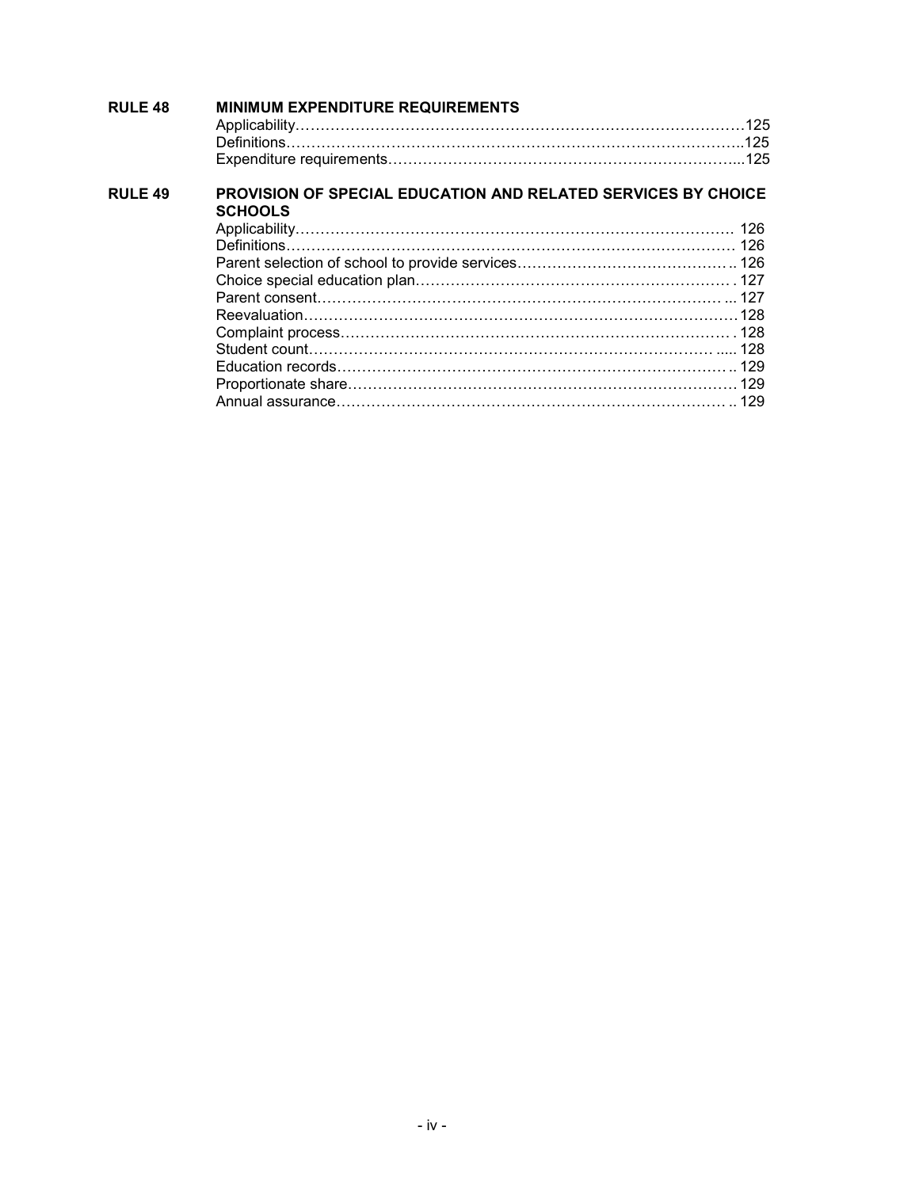**RULE 48 MINIMUM EXPENDITURE REQUIREMENTS**

| | | |
|---|---|---|
| | Applicability | 125 |
| | Definitions | 125 |
| | Expenditure requirements | 125 |

**RULE 49 PROVISION OF SPECIAL EDUCATION AND RELATED SERVICES BY CHOICE SCHOOLS**

| | | |
|---|---|---|
| | Applicability | 126 |
| | Definitions | 126 |
| | Parent selection of school to provide services | 126 |
| | Choice special education plan | 127 |
| | Parent consent | 127 |
| | Reevaluation | 128 |
| | Complaint process | 128 |
| | Student count | 128 |
| | Education records | 129 |
| | Proportionate share | 129 |
| | Annual assurance | 129 |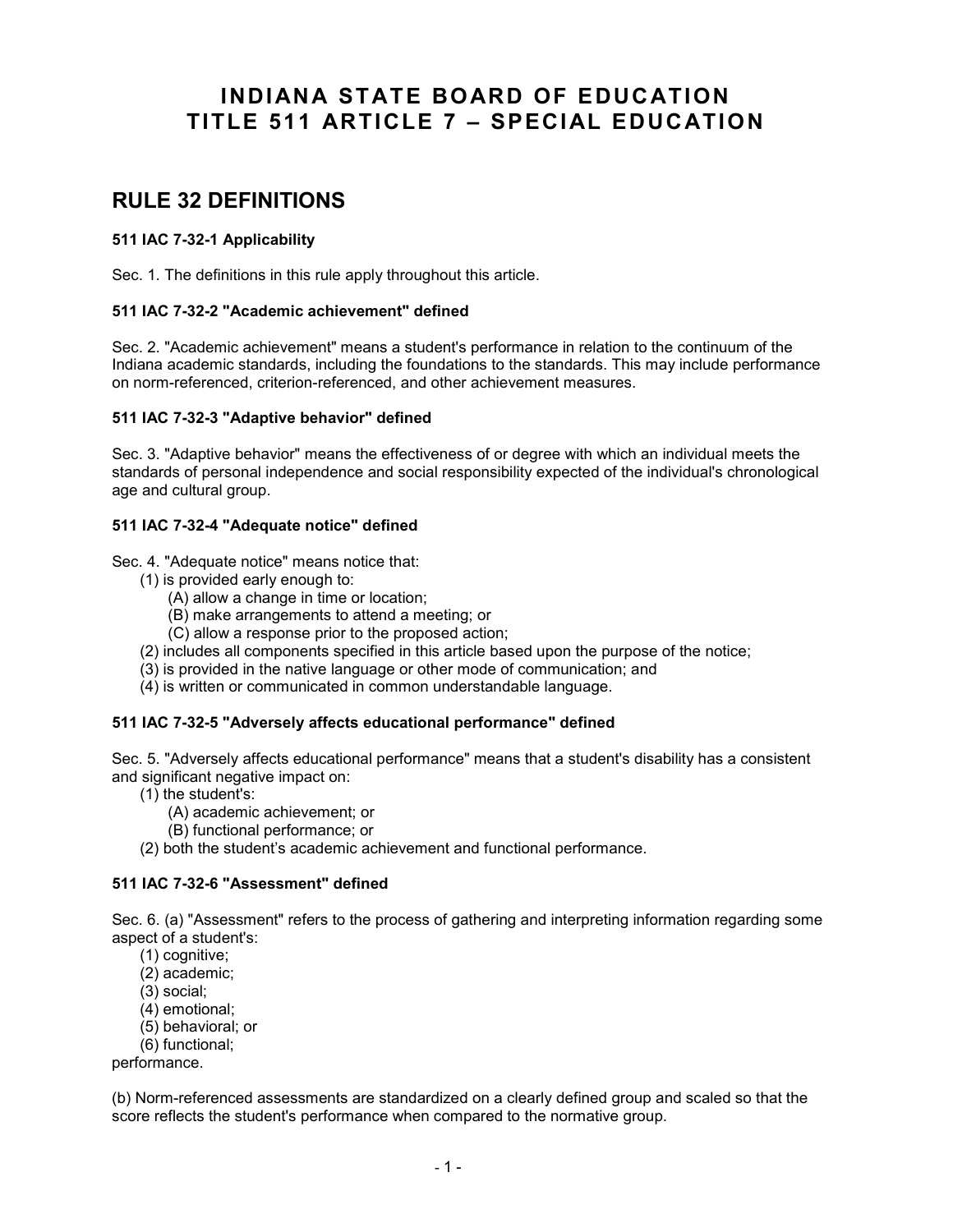# INDIANA STATE BOARD OF EDUCATION
# TITLE 511 ARTICLE 7 – SPECIAL EDUCATION

## RULE 32 DEFINITIONS

**511 IAC 7-32-1 Applicability**

Sec. 1. The definitions in this rule apply throughout this article.

**511 IAC 7-32-2 "Academic achievement" defined**

Sec. 2. "Academic achievement" means a student's performance in relation to the continuum of the Indiana academic standards, including the foundations to the standards. This may include performance on norm-referenced, criterion-referenced, and other achievement measures.

**511 IAC 7-32-3 "Adaptive behavior" defined**

Sec. 3. "Adaptive behavior" means the effectiveness of or degree with which an individual meets the standards of personal independence and social responsibility expected of the individual's chronological age and cultural group.

**511 IAC 7-32-4 "Adequate notice" defined**

Sec. 4. "Adequate notice" means notice that:

- (1) is provided early enough to:
  - (A) allow a change in time or location;
  - (B) make arrangements to attend a meeting; or
  - (C) allow a response prior to the proposed action;
- (2) includes all components specified in this article based upon the purpose of the notice;
- (3) is provided in the native language or other mode of communication; and
- (4) is written or communicated in common understandable language.

**511 IAC 7-32-5 "Adversely affects educational performance" defined**

Sec. 5. "Adversely affects educational performance" means that a student's disability has a consistent and significant negative impact on:

- (1) the student's:
  - (A) academic achievement; or
  - (B) functional performance; or
- (2) both the student's academic achievement and functional performance.

**511 IAC 7-32-6 "Assessment" defined**

Sec. 6. (a) "Assessment" refers to the process of gathering and interpreting information regarding some aspect of a student's:

- (1) cognitive;
- (2) academic;
- (3) social;
- (4) emotional;
- (5) behavioral; or
- (6) functional;

performance.

(b) Norm-referenced assessments are standardized on a clearly defined group and scaled so that the score reflects the student's performance when compared to the normative group.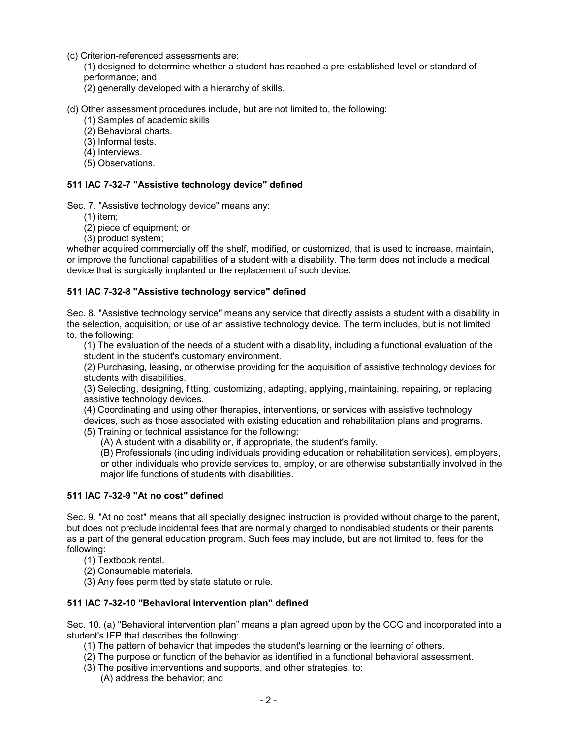(c) Criterion-referenced assessments are:

(1) designed to determine whether a student has reached a pre-established level or standard of performance; and
(2) generally developed with a hierarchy of skills.

(d) Other assessment procedures include, but are not limited to, the following:

(1) Samples of academic skills
(2) Behavioral charts.
(3) Informal tests.
(4) Interviews.
(5) Observations.

### 511 IAC 7-32-7 "Assistive technology device" defined

Sec. 7. "Assistive technology device" means any:

(1) item;
(2) piece of equipment; or
(3) product system;

whether acquired commercially off the shelf, modified, or customized, that is used to increase, maintain, or improve the functional capabilities of a student with a disability. The term does not include a medical device that is surgically implanted or the replacement of such device.

### 511 IAC 7-32-8 "Assistive technology service" defined

Sec. 8. "Assistive technology service" means any service that directly assists a student with a disability in the selection, acquisition, or use of an assistive technology device. The term includes, but is not limited to, the following:

(1) The evaluation of the needs of a student with a disability, including a functional evaluation of the student in the student's customary environment.
(2) Purchasing, leasing, or otherwise providing for the acquisition of assistive technology devices for students with disabilities.
(3) Selecting, designing, fitting, customizing, adapting, applying, maintaining, repairing, or replacing assistive technology devices.
(4) Coordinating and using other therapies, interventions, or services with assistive technology devices, such as those associated with existing education and rehabilitation plans and programs.
(5) Training or technical assistance for the following:
   (A) A student with a disability or, if appropriate, the student's family.
   (B) Professionals (including individuals providing education or rehabilitation services), employers, or other individuals who provide services to, employ, or are otherwise substantially involved in the major life functions of students with disabilities.

### 511 IAC 7-32-9 "At no cost" defined

Sec. 9. "At no cost" means that all specially designed instruction is provided without charge to the parent, but does not preclude incidental fees that are normally charged to nondisabled students or their parents as a part of the general education program. Such fees may include, but are not limited to, fees for the following:

(1) Textbook rental.
(2) Consumable materials.
(3) Any fees permitted by state statute or rule.

### 511 IAC 7-32-10 "Behavioral intervention plan" defined

Sec. 10. (a) "Behavioral intervention plan" means a plan agreed upon by the CCC and incorporated into a student's IEP that describes the following:

(1) The pattern of behavior that impedes the student's learning or the learning of others.
(2) The purpose or function of the behavior as identified in a functional behavioral assessment.
(3) The positive interventions and supports, and other strategies, to:
   (A) address the behavior; and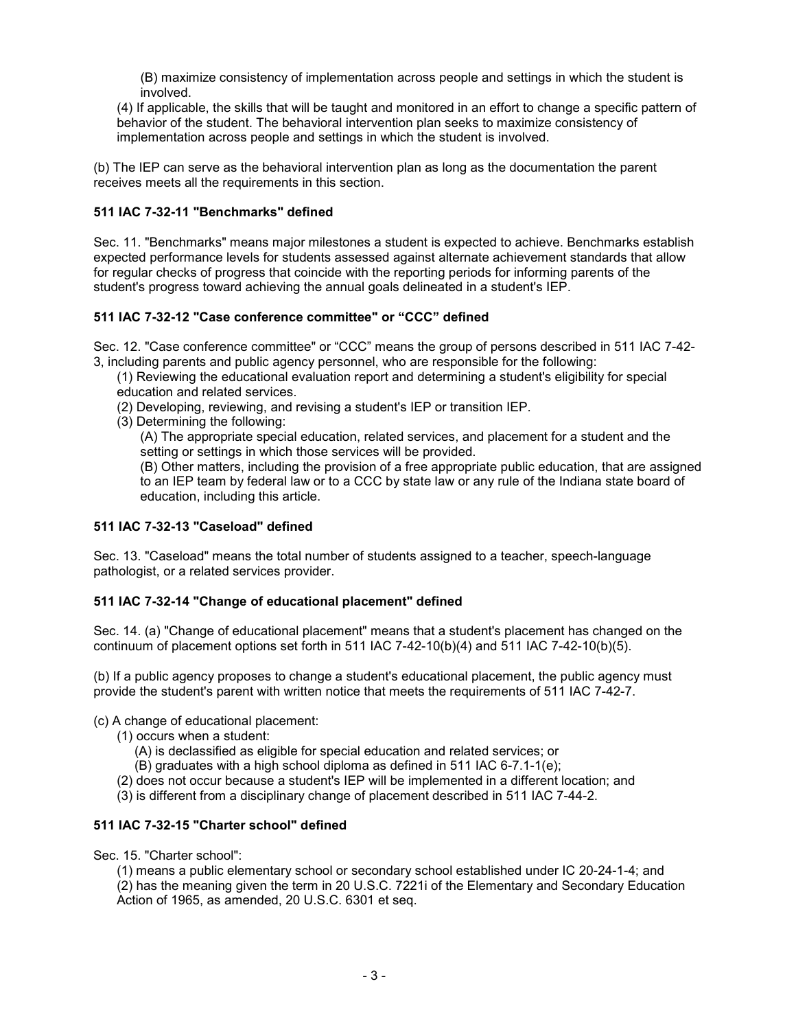(B) maximize consistency of implementation across people and settings in which the student is involved.

(4) If applicable, the skills that will be taught and monitored in an effort to change a specific pattern of behavior of the student. The behavioral intervention plan seeks to maximize consistency of implementation across people and settings in which the student is involved.

(b) The IEP can serve as the behavioral intervention plan as long as the documentation the parent receives meets all the requirements in this section.

### 511 IAC 7-32-11 "Benchmarks" defined

Sec. 11. "Benchmarks" means major milestones a student is expected to achieve. Benchmarks establish expected performance levels for students assessed against alternate achievement standards that allow for regular checks of progress that coincide with the reporting periods for informing parents of the student's progress toward achieving the annual goals delineated in a student's IEP.

### 511 IAC 7-32-12 "Case conference committee" or "CCC" defined

Sec. 12. "Case conference committee" or "CCC" means the group of persons described in 511 IAC 7-42-3, including parents and public agency personnel, who are responsible for the following:

(1) Reviewing the educational evaluation report and determining a student's eligibility for special education and related services.

(2) Developing, reviewing, and revising a student's IEP or transition IEP.

(3) Determining the following:

(A) The appropriate special education, related services, and placement for a student and the setting or settings in which those services will be provided.

(B) Other matters, including the provision of a free appropriate public education, that are assigned to an IEP team by federal law or to a CCC by state law or any rule of the Indiana state board of education, including this article.

### 511 IAC 7-32-13 "Caseload" defined

Sec. 13. "Caseload" means the total number of students assigned to a teacher, speech-language pathologist, or a related services provider.

### 511 IAC 7-32-14 "Change of educational placement" defined

Sec. 14. (a) "Change of educational placement" means that a student's placement has changed on the continuum of placement options set forth in 511 IAC 7-42-10(b)(4) and 511 IAC 7-42-10(b)(5).

(b) If a public agency proposes to change a student's educational placement, the public agency must provide the student's parent with written notice that meets the requirements of 511 IAC 7-42-7.

(c) A change of educational placement:

(1) occurs when a student:

(A) is declassified as eligible for special education and related services; or

(B) graduates with a high school diploma as defined in 511 IAC 6-7.1-1(e);

(2) does not occur because a student's IEP will be implemented in a different location; and

(3) is different from a disciplinary change of placement described in 511 IAC 7-44-2.

### 511 IAC 7-32-15 "Charter school" defined

Sec. 15. "Charter school":

(1) means a public elementary school or secondary school established under IC 20-24-1-4; and

(2) has the meaning given the term in 20 U.S.C. 7221i of the Elementary and Secondary Education Action of 1965, as amended, 20 U.S.C. 6301 et seq.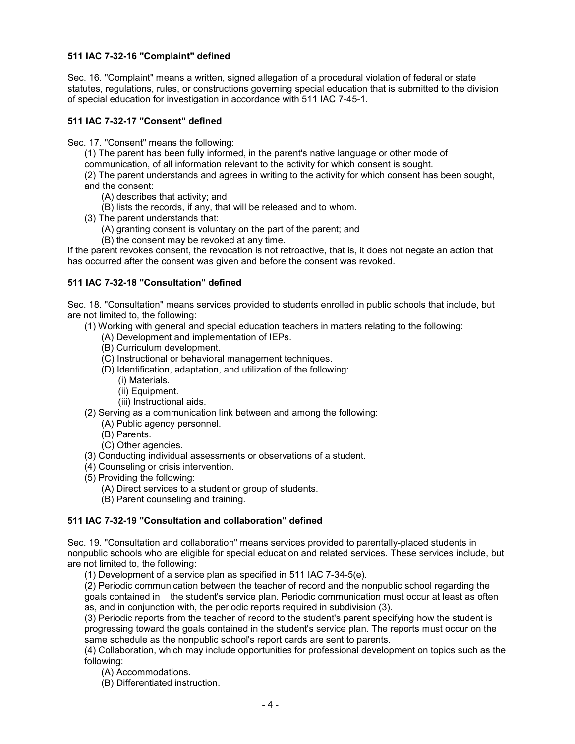### 511 IAC 7-32-16 "Complaint" defined

Sec. 16. "Complaint" means a written, signed allegation of a procedural violation of federal or state statutes, regulations, rules, or constructions governing special education that is submitted to the division of special education for investigation in accordance with 511 IAC 7-45-1.

### 511 IAC 7-32-17 "Consent" defined

Sec. 17. "Consent" means the following:

(1) The parent has been fully informed, in the parent's native language or other mode of communication, of all information relevant to the activity for which consent is sought.

(2) The parent understands and agrees in writing to the activity for which consent has been sought, and the consent:

- (A) describes that activity; and
- (B) lists the records, if any, that will be released and to whom.

(3) The parent understands that:

- (A) granting consent is voluntary on the part of the parent; and
- (B) the consent may be revoked at any time.

If the parent revokes consent, the revocation is not retroactive, that is, it does not negate an action that has occurred after the consent was given and before the consent was revoked.

### 511 IAC 7-32-18 "Consultation" defined

Sec. 18. "Consultation" means services provided to students enrolled in public schools that include, but are not limited to, the following:

(1) Working with general and special education teachers in matters relating to the following:

- (A) Development and implementation of IEPs.
- (B) Curriculum development.
- (C) Instructional or behavioral management techniques.
- (D) Identification, adaptation, and utilization of the following:
  - (i) Materials.
  - (ii) Equipment.
  - (iii) Instructional aids.

(2) Serving as a communication link between and among the following:

- (A) Public agency personnel.
- (B) Parents.
- (C) Other agencies.

(3) Conducting individual assessments or observations of a student.

(4) Counseling or crisis intervention.

(5) Providing the following:

- (A) Direct services to a student or group of students.
- (B) Parent counseling and training.

### 511 IAC 7-32-19 "Consultation and collaboration" defined

Sec. 19. "Consultation and collaboration" means services provided to parentally-placed students in nonpublic schools who are eligible for special education and related services. These services include, but are not limited to, the following:

(1) Development of a service plan as specified in 511 IAC 7-34-5(e).

(2) Periodic communication between the teacher of record and the nonpublic school regarding the goals contained in the student's service plan. Periodic communication must occur at least as often as, and in conjunction with, the periodic reports required in subdivision (3).

(3) Periodic reports from the teacher of record to the student's parent specifying how the student is progressing toward the goals contained in the student's service plan. The reports must occur on the same schedule as the nonpublic school's report cards are sent to parents.

(4) Collaboration, which may include opportunities for professional development on topics such as the following:

- (A) Accommodations.
- (B) Differentiated instruction.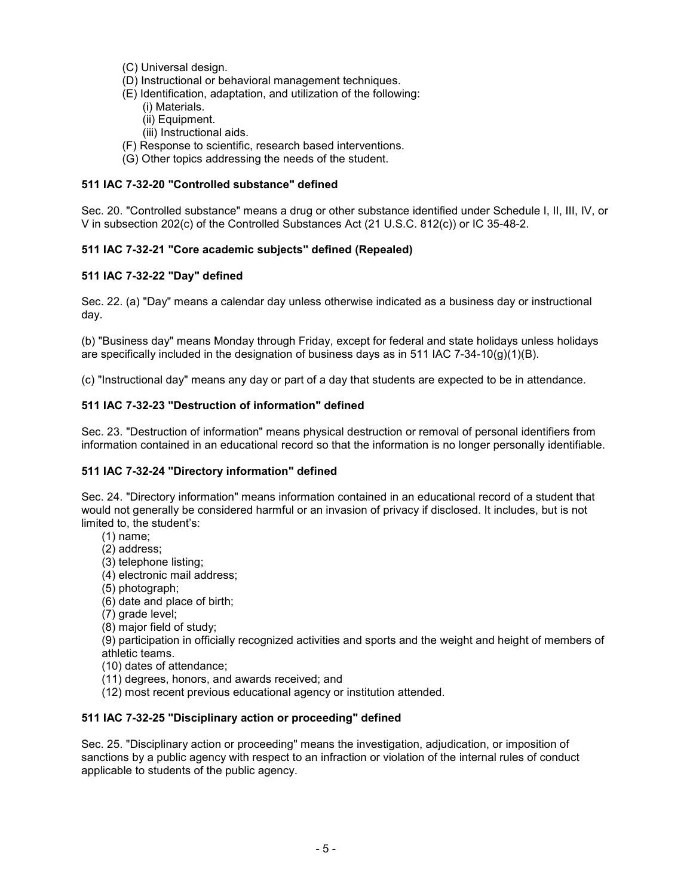(C) Universal design.
(D) Instructional or behavioral management techniques.
(E) Identification, adaptation, and utilization of the following:
    (i) Materials.
    (ii) Equipment.
    (iii) Instructional aids.
(F) Response to scientific, research based interventions.
(G) Other topics addressing the needs of the student.

**511 IAC 7-32-20 "Controlled substance" defined**

Sec. 20. "Controlled substance" means a drug or other substance identified under Schedule I, II, III, IV, or V in subsection 202(c) of the Controlled Substances Act (21 U.S.C. 812(c)) or IC 35-48-2.

**511 IAC 7-32-21 "Core academic subjects" defined (Repealed)**

**511 IAC 7-32-22 "Day" defined**

Sec. 22. (a) "Day" means a calendar day unless otherwise indicated as a business day or instructional day.

(b) "Business day" means Monday through Friday, except for federal and state holidays unless holidays are specifically included in the designation of business days as in 511 IAC 7-34-10(g)(1)(B).

(c) "Instructional day" means any day or part of a day that students are expected to be in attendance.

**511 IAC 7-32-23 "Destruction of information" defined**

Sec. 23. "Destruction of information" means physical destruction or removal of personal identifiers from information contained in an educational record so that the information is no longer personally identifiable.

**511 IAC 7-32-24 "Directory information" defined**

Sec. 24. "Directory information" means information contained in an educational record of a student that would not generally be considered harmful or an invasion of privacy if disclosed. It includes, but is not limited to, the student's:

(1) name;
(2) address;
(3) telephone listing;
(4) electronic mail address;
(5) photograph;
(6) date and place of birth;
(7) grade level;
(8) major field of study;
(9) participation in officially recognized activities and sports and the weight and height of members of athletic teams.
(10) dates of attendance;
(11) degrees, honors, and awards received; and
(12) most recent previous educational agency or institution attended.

**511 IAC 7-32-25 "Disciplinary action or proceeding" defined**

Sec. 25. "Disciplinary action or proceeding" means the investigation, adjudication, or imposition of sanctions by a public agency with respect to an infraction or violation of the internal rules of conduct applicable to students of the public agency.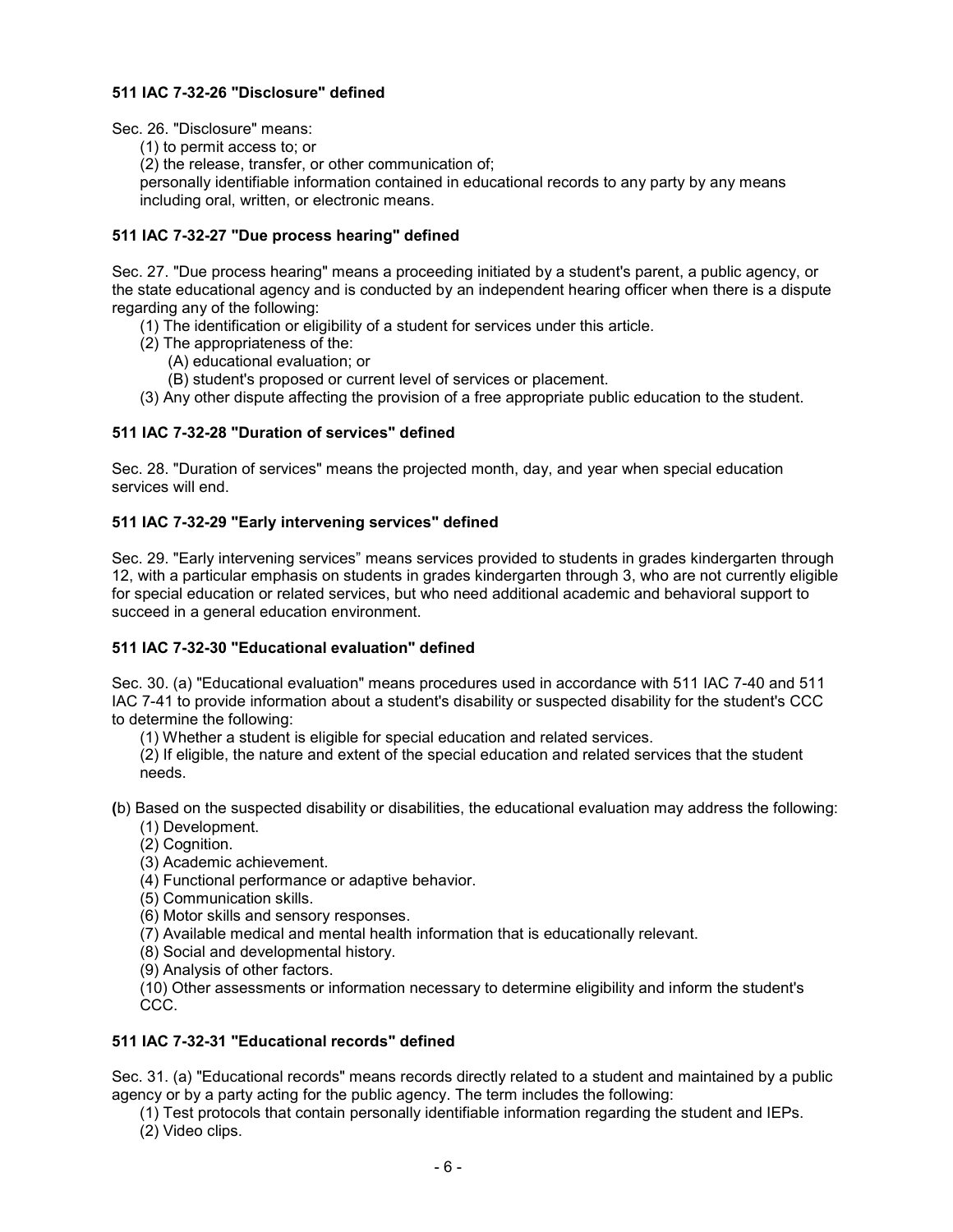### 511 IAC 7-32-26 "Disclosure" defined

Sec. 26. "Disclosure" means:

(1) to permit access to; or

(2) the release, transfer, or other communication of;

personally identifiable information contained in educational records to any party by any means including oral, written, or electronic means.

### 511 IAC 7-32-27 "Due process hearing" defined

Sec. 27. "Due process hearing" means a proceeding initiated by a student's parent, a public agency, or the state educational agency and is conducted by an independent hearing officer when there is a dispute regarding any of the following:

(1) The identification or eligibility of a student for services under this article.

(2) The appropriateness of the:

(A) educational evaluation; or

(B) student's proposed or current level of services or placement.

(3) Any other dispute affecting the provision of a free appropriate public education to the student.

### 511 IAC 7-32-28 "Duration of services" defined

Sec. 28. "Duration of services" means the projected month, day, and year when special education services will end.

### 511 IAC 7-32-29 "Early intervening services" defined

Sec. 29. "Early intervening services" means services provided to students in grades kindergarten through 12, with a particular emphasis on students in grades kindergarten through 3, who are not currently eligible for special education or related services, but who need additional academic and behavioral support to succeed in a general education environment.

### 511 IAC 7-32-30 "Educational evaluation" defined

Sec. 30. (a) "Educational evaluation" means procedures used in accordance with 511 IAC 7-40 and 511 IAC 7-41 to provide information about a student's disability or suspected disability for the student's CCC to determine the following:

(1) Whether a student is eligible for special education and related services.

(2) If eligible, the nature and extent of the special education and related services that the student needs.

(b) Based on the suspected disability or disabilities, the educational evaluation may address the following:

(1) Development.

(2) Cognition.

(3) Academic achievement.

(4) Functional performance or adaptive behavior.

(5) Communication skills.

(6) Motor skills and sensory responses.

(7) Available medical and mental health information that is educationally relevant.

(8) Social and developmental history.

(9) Analysis of other factors.

(10) Other assessments or information necessary to determine eligibility and inform the student's CCC.

### 511 IAC 7-32-31 "Educational records" defined

Sec. 31. (a) "Educational records" means records directly related to a student and maintained by a public agency or by a party acting for the public agency. The term includes the following:

(1) Test protocols that contain personally identifiable information regarding the student and IEPs.

(2) Video clips.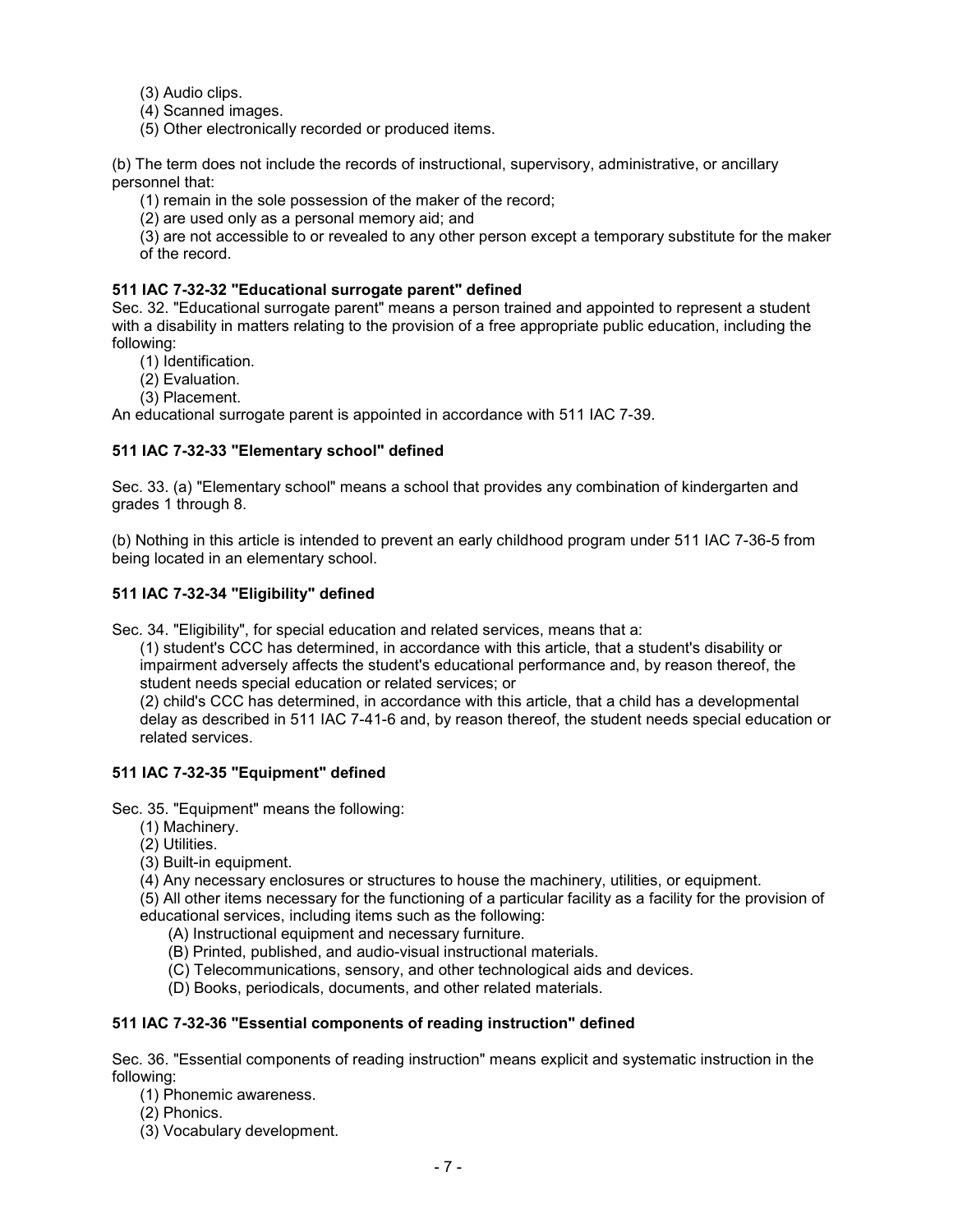(3) Audio clips.
(4) Scanned images.
(5) Other electronically recorded or produced items.

(b) The term does not include the records of instructional, supervisory, administrative, or ancillary personnel that:

(1) remain in the sole possession of the maker of the record;
(2) are used only as a personal memory aid; and
(3) are not accessible to or revealed to any other person except a temporary substitute for the maker of the record.

**511 IAC 7-32-32 "Educational surrogate parent" defined**

Sec. 32. "Educational surrogate parent" means a person trained and appointed to represent a student with a disability in matters relating to the provision of a free appropriate public education, including the following:

(1) Identification.
(2) Evaluation.
(3) Placement.

An educational surrogate parent is appointed in accordance with 511 IAC 7-39.

**511 IAC 7-32-33 "Elementary school" defined**

Sec. 33. (a) "Elementary school" means a school that provides any combination of kindergarten and grades 1 through 8.

(b) Nothing in this article is intended to prevent an early childhood program under 511 IAC 7-36-5 from being located in an elementary school.

**511 IAC 7-32-34 "Eligibility" defined**

Sec. 34. "Eligibility", for special education and related services, means that a:

(1) student's CCC has determined, in accordance with this article, that a student's disability or impairment adversely affects the student's educational performance and, by reason thereof, the student needs special education or related services; or
(2) child's CCC has determined, in accordance with this article, that a child has a developmental delay as described in 511 IAC 7-41-6 and, by reason thereof, the student needs special education or related services.

**511 IAC 7-32-35 "Equipment" defined**

Sec. 35. "Equipment" means the following:

(1) Machinery.
(2) Utilities.
(3) Built-in equipment.
(4) Any necessary enclosures or structures to house the machinery, utilities, or equipment.
(5) All other items necessary for the functioning of a particular facility as a facility for the provision of educational services, including items such as the following:
   (A) Instructional equipment and necessary furniture.
   (B) Printed, published, and audio-visual instructional materials.
   (C) Telecommunications, sensory, and other technological aids and devices.
   (D) Books, periodicals, documents, and other related materials.

**511 IAC 7-32-36 "Essential components of reading instruction" defined**

Sec. 36. "Essential components of reading instruction" means explicit and systematic instruction in the following:

(1) Phonemic awareness.
(2) Phonics.
(3) Vocabulary development.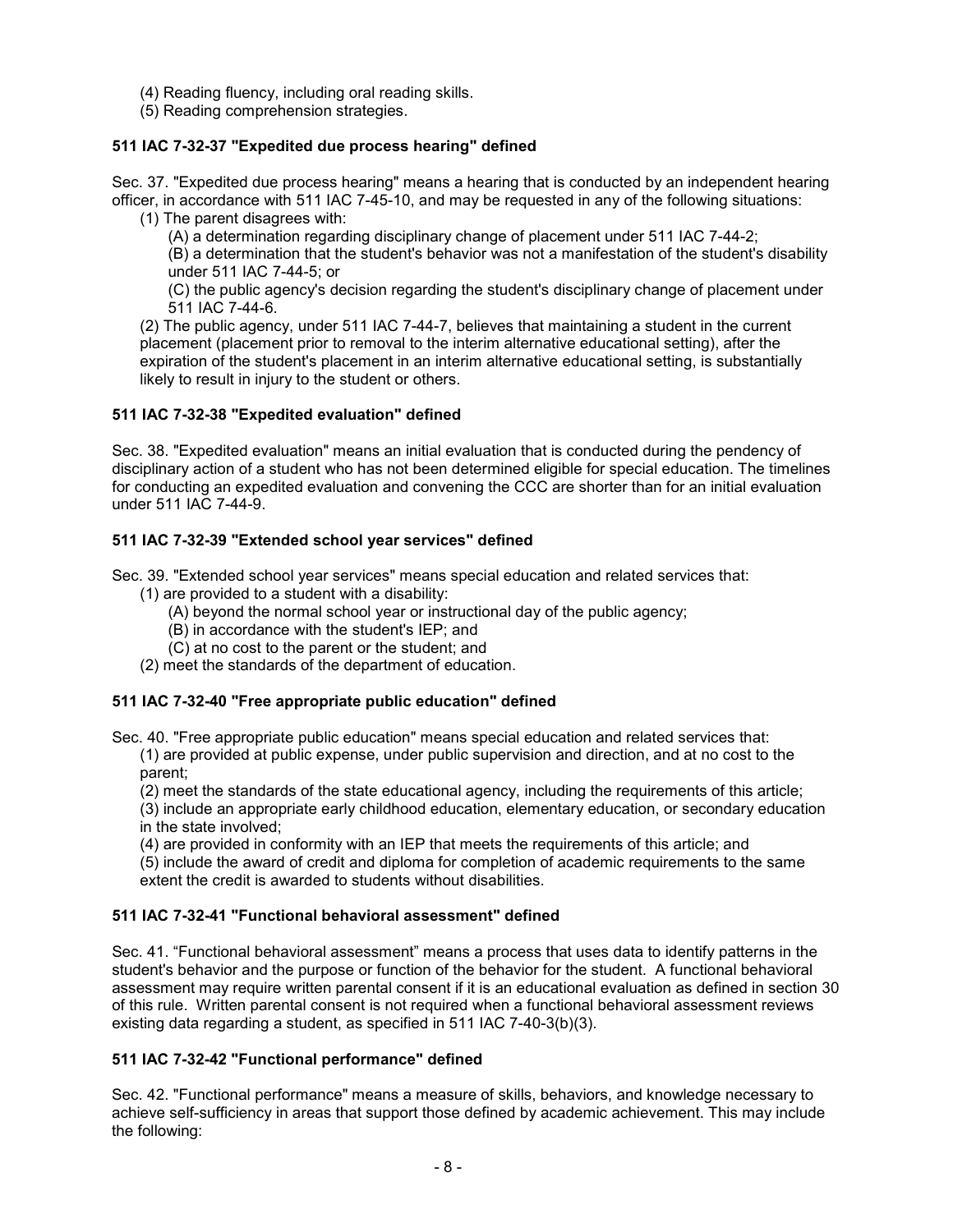(4) Reading fluency, including oral reading skills.
(5) Reading comprehension strategies.

### 511 IAC 7-32-37 "Expedited due process hearing" defined

Sec. 37. "Expedited due process hearing" means a hearing that is conducted by an independent hearing officer, in accordance with 511 IAC 7-45-10, and may be requested in any of the following situations:

(1) The parent disagrees with:
   (A) a determination regarding disciplinary change of placement under 511 IAC 7-44-2;
   (B) a determination that the student's behavior was not a manifestation of the student's disability under 511 IAC 7-44-5; or
   (C) the public agency's decision regarding the student's disciplinary change of placement under 511 IAC 7-44-6.

(2) The public agency, under 511 IAC 7-44-7, believes that maintaining a student in the current placement (placement prior to removal to the interim alternative educational setting), after the expiration of the student's placement in an interim alternative educational setting, is substantially likely to result in injury to the student or others.

### 511 IAC 7-32-38 "Expedited evaluation" defined

Sec. 38. "Expedited evaluation" means an initial evaluation that is conducted during the pendency of disciplinary action of a student who has not been determined eligible for special education. The timelines for conducting an expedited evaluation and convening the CCC are shorter than for an initial evaluation under 511 IAC 7-44-9.

### 511 IAC 7-32-39 "Extended school year services" defined

Sec. 39. "Extended school year services" means special education and related services that:

(1) are provided to a student with a disability:
   (A) beyond the normal school year or instructional day of the public agency;
   (B) in accordance with the student's IEP; and
   (C) at no cost to the parent or the student; and

(2) meet the standards of the department of education.

### 511 IAC 7-32-40 "Free appropriate public education" defined

Sec. 40. "Free appropriate public education" means special education and related services that:

(1) are provided at public expense, under public supervision and direction, and at no cost to the parent;
(2) meet the standards of the state educational agency, including the requirements of this article;
(3) include an appropriate early childhood education, elementary education, or secondary education in the state involved;
(4) are provided in conformity with an IEP that meets the requirements of this article; and
(5) include the award of credit and diploma for completion of academic requirements to the same extent the credit is awarded to students without disabilities.

### 511 IAC 7-32-41 "Functional behavioral assessment" defined

Sec. 41. "Functional behavioral assessment" means a process that uses data to identify patterns in the student's behavior and the purpose or function of the behavior for the student. A functional behavioral assessment may require written parental consent if it is an educational evaluation as defined in section 30 of this rule. Written parental consent is not required when a functional behavioral assessment reviews existing data regarding a student, as specified in 511 IAC 7-40-3(b)(3).

### 511 IAC 7-32-42 "Functional performance" defined

Sec. 42. "Functional performance" means a measure of skills, behaviors, and knowledge necessary to achieve self-sufficiency in areas that support those defined by academic achievement. This may include the following: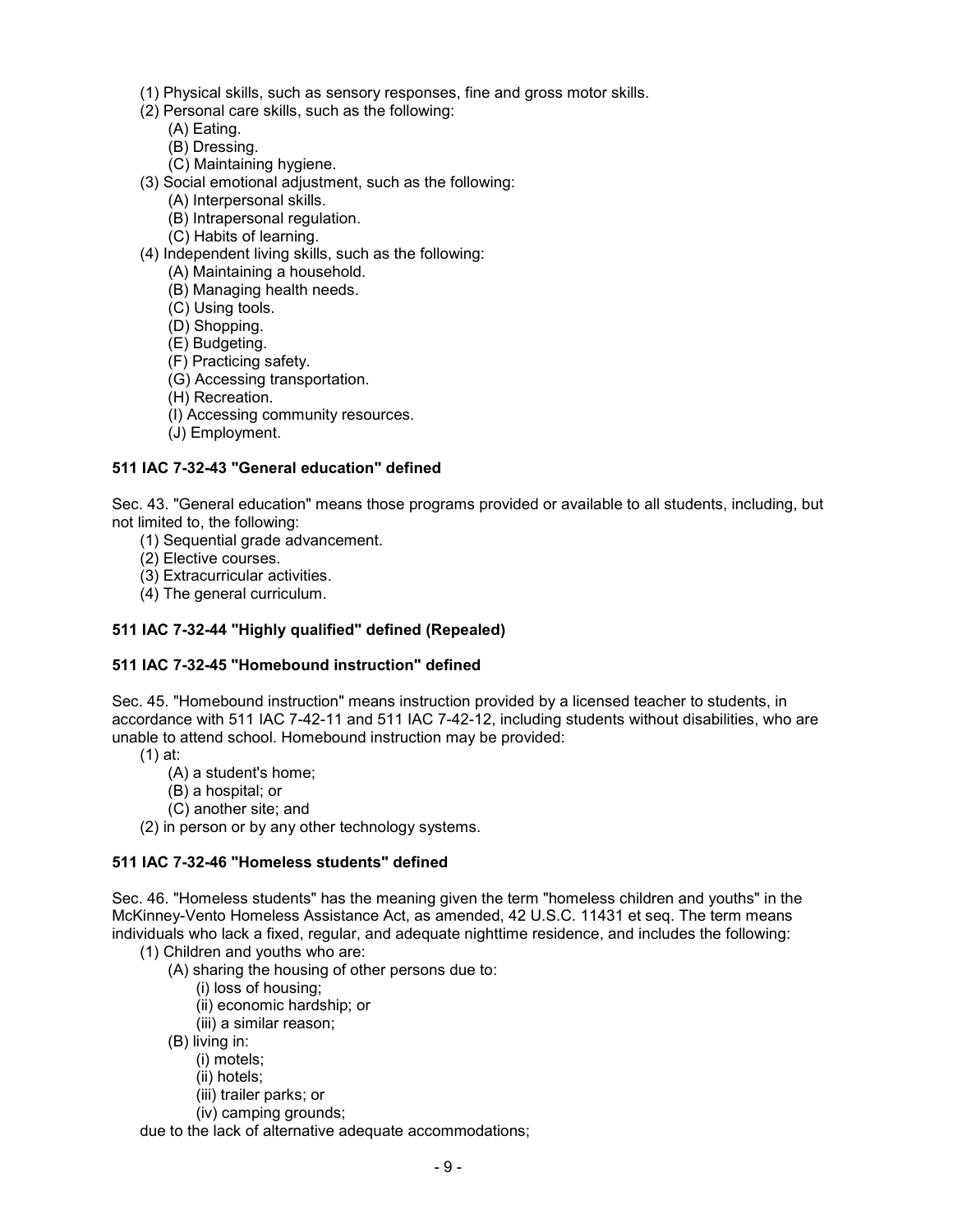(1) Physical skills, such as sensory responses, fine and gross motor skills.
(2) Personal care skills, such as the following:
  (A) Eating.
  (B) Dressing.
  (C) Maintaining hygiene.
(3) Social emotional adjustment, such as the following:
  (A) Interpersonal skills.
  (B) Intrapersonal regulation.
  (C) Habits of learning.
(4) Independent living skills, such as the following:
  (A) Maintaining a household.
  (B) Managing health needs.
  (C) Using tools.
  (D) Shopping.
  (E) Budgeting.
  (F) Practicing safety.
  (G) Accessing transportation.
  (H) Recreation.
  (I) Accessing community resources.
  (J) Employment.

### 511 IAC 7-32-43 "General education" defined

Sec. 43. "General education" means those programs provided or available to all students, including, but not limited to, the following:
(1) Sequential grade advancement.
(2) Elective courses.
(3) Extracurricular activities.
(4) The general curriculum.

### 511 IAC 7-32-44 "Highly qualified" defined (Repealed)

### 511 IAC 7-32-45 "Homebound instruction" defined

Sec. 45. "Homebound instruction" means instruction provided by a licensed teacher to students, in accordance with 511 IAC 7-42-11 and 511 IAC 7-42-12, including students without disabilities, who are unable to attend school. Homebound instruction may be provided:
(1) at:
  (A) a student's home;
  (B) a hospital; or
  (C) another site; and
(2) in person or by any other technology systems.

### 511 IAC 7-32-46 "Homeless students" defined

Sec. 46. "Homeless students" has the meaning given the term "homeless children and youths" in the McKinney-Vento Homeless Assistance Act, as amended, 42 U.S.C. 11431 et seq. The term means individuals who lack a fixed, regular, and adequate nighttime residence, and includes the following:
(1) Children and youths who are:
  (A) sharing the housing of other persons due to:
    (i) loss of housing;
    (ii) economic hardship; or
    (iii) a similar reason;
  (B) living in:
    (i) motels;
    (ii) hotels;
    (iii) trailer parks; or
    (iv) camping grounds;

due to the lack of alternative adequate accommodations;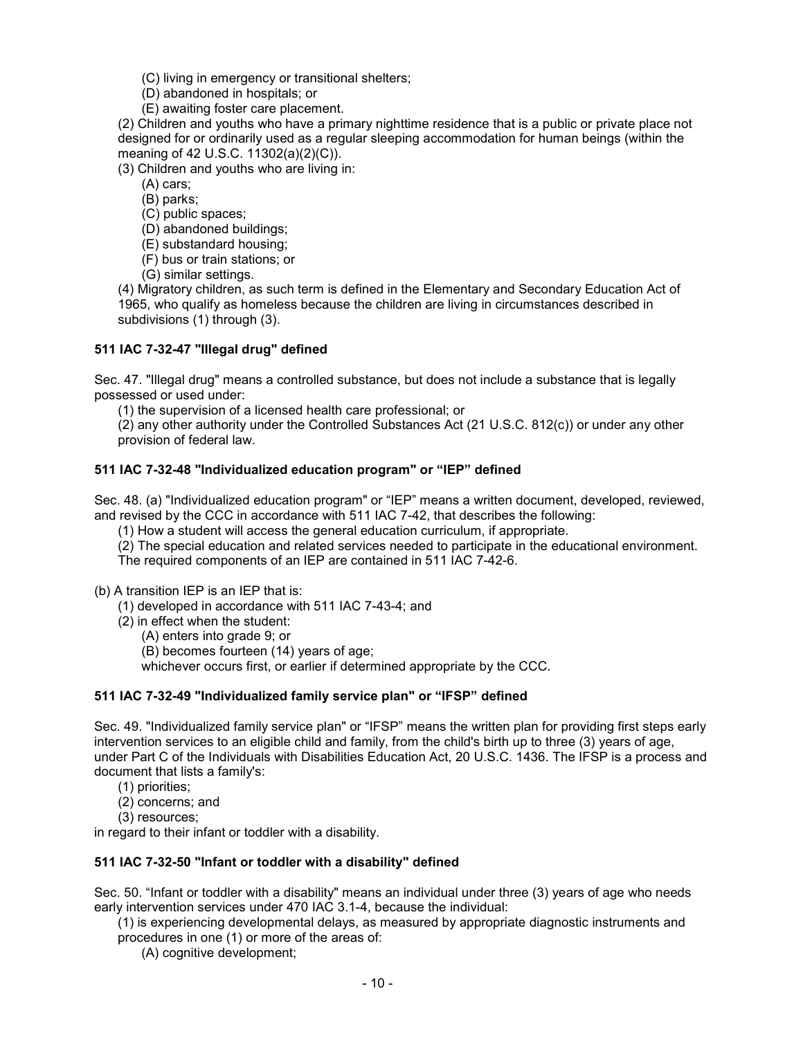(C) living in emergency or transitional shelters;
(D) abandoned in hospitals; or
(E) awaiting foster care placement.

(2) Children and youths who have a primary nighttime residence that is a public or private place not designed for or ordinarily used as a regular sleeping accommodation for human beings (within the meaning of 42 U.S.C. 11302(a)(2)(C)).

(3) Children and youths who are living in:
(A) cars;
(B) parks;
(C) public spaces;
(D) abandoned buildings;
(E) substandard housing;
(F) bus or train stations; or
(G) similar settings.

(4) Migratory children, as such term is defined in the Elementary and Secondary Education Act of 1965, who qualify as homeless because the children are living in circumstances described in subdivisions (1) through (3).

**511 IAC 7-32-47 "Illegal drug" defined**

Sec. 47. "Illegal drug" means a controlled substance, but does not include a substance that is legally possessed or used under:
(1) the supervision of a licensed health care professional; or
(2) any other authority under the Controlled Substances Act (21 U.S.C. 812(c)) or under any other provision of federal law.

**511 IAC 7-32-48 "Individualized education program" or "IEP" defined**

Sec. 48. (a) "Individualized education program" or "IEP" means a written document, developed, reviewed, and revised by the CCC in accordance with 511 IAC 7-42, that describes the following:
(1) How a student will access the general education curriculum, if appropriate.
(2) The special education and related services needed to participate in the educational environment. The required components of an IEP are contained in 511 IAC 7-42-6.

(b) A transition IEP is an IEP that is:
(1) developed in accordance with 511 IAC 7-43-4; and
(2) in effect when the student:
(A) enters into grade 9; or
(B) becomes fourteen (14) years of age;
whichever occurs first, or earlier if determined appropriate by the CCC.

**511 IAC 7-32-49 "Individualized family service plan" or "IFSP" defined**

Sec. 49. "Individualized family service plan" or "IFSP" means the written plan for providing first steps early intervention services to an eligible child and family, from the child's birth up to three (3) years of age, under Part C of the Individuals with Disabilities Education Act, 20 U.S.C. 1436. The IFSP is a process and document that lists a family's:
(1) priorities;
(2) concerns; and
(3) resources;
in regard to their infant or toddler with a disability.

**511 IAC 7-32-50 "Infant or toddler with a disability" defined**

Sec. 50. "Infant or toddler with a disability" means an individual under three (3) years of age who needs early intervention services under 470 IAC 3.1-4, because the individual:
(1) is experiencing developmental delays, as measured by appropriate diagnostic instruments and procedures in one (1) or more of the areas of:
(A) cognitive development;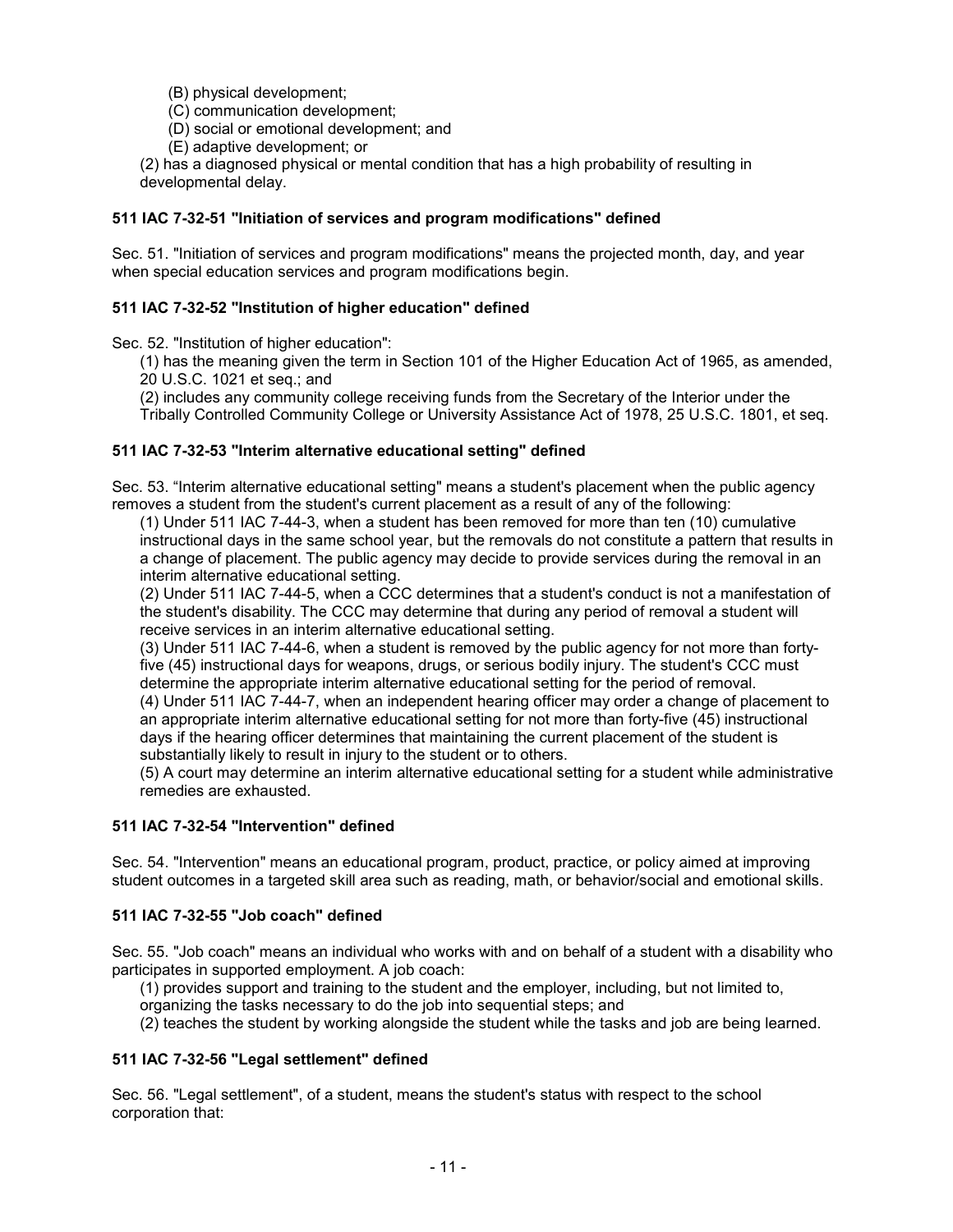(B) physical development;

(C) communication development;

(D) social or emotional development; and

(E) adaptive development; or

(2) has a diagnosed physical or mental condition that has a high probability of resulting in developmental delay.

**511 IAC 7-32-51 "Initiation of services and program modifications" defined**

Sec. 51. "Initiation of services and program modifications" means the projected month, day, and year when special education services and program modifications begin.

**511 IAC 7-32-52 "Institution of higher education" defined**

Sec. 52. "Institution of higher education":

(1) has the meaning given the term in Section 101 of the Higher Education Act of 1965, as amended, 20 U.S.C. 1021 et seq.; and

(2) includes any community college receiving funds from the Secretary of the Interior under the Tribally Controlled Community College or University Assistance Act of 1978, 25 U.S.C. 1801, et seq.

**511 IAC 7-32-53 "Interim alternative educational setting" defined**

Sec. 53. "Interim alternative educational setting" means a student's placement when the public agency removes a student from the student's current placement as a result of any of the following:

(1) Under 511 IAC 7-44-3, when a student has been removed for more than ten (10) cumulative instructional days in the same school year, but the removals do not constitute a pattern that results in a change of placement. The public agency may decide to provide services during the removal in an interim alternative educational setting.

(2) Under 511 IAC 7-44-5, when a CCC determines that a student's conduct is not a manifestation of the student's disability. The CCC may determine that during any period of removal a student will receive services in an interim alternative educational setting.

(3) Under 511 IAC 7-44-6, when a student is removed by the public agency for not more than forty-five (45) instructional days for weapons, drugs, or serious bodily injury. The student's CCC must determine the appropriate interim alternative educational setting for the period of removal.

(4) Under 511 IAC 7-44-7, when an independent hearing officer may order a change of placement to an appropriate interim alternative educational setting for not more than forty-five (45) instructional days if the hearing officer determines that maintaining the current placement of the student is substantially likely to result in injury to the student or to others.

(5) A court may determine an interim alternative educational setting for a student while administrative remedies are exhausted.

**511 IAC 7-32-54 "Intervention" defined**

Sec. 54. "Intervention" means an educational program, product, practice, or policy aimed at improving student outcomes in a targeted skill area such as reading, math, or behavior/social and emotional skills.

**511 IAC 7-32-55 "Job coach" defined**

Sec. 55. "Job coach" means an individual who works with and on behalf of a student with a disability who participates in supported employment. A job coach:

(1) provides support and training to the student and the employer, including, but not limited to, organizing the tasks necessary to do the job into sequential steps; and

(2) teaches the student by working alongside the student while the tasks and job are being learned.

**511 IAC 7-32-56 "Legal settlement" defined**

Sec. 56. "Legal settlement", of a student, means the student's status with respect to the school corporation that: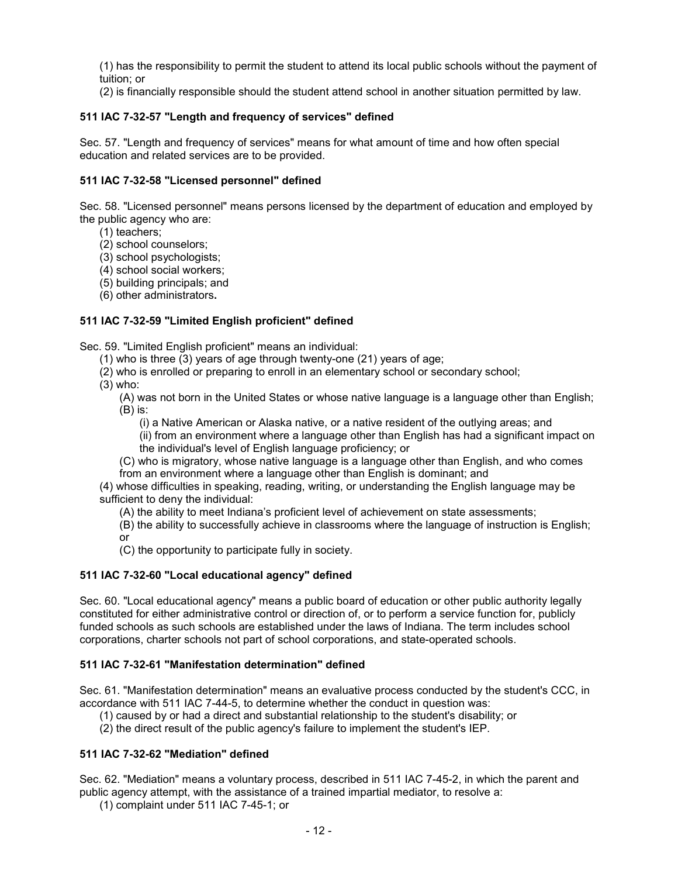(1) has the responsibility to permit the student to attend its local public schools without the payment of tuition; or
(2) is financially responsible should the student attend school in another situation permitted by law.

**511 IAC 7-32-57 "Length and frequency of services" defined**

Sec. 57. "Length and frequency of services" means for what amount of time and how often special education and related services are to be provided.

**511 IAC 7-32-58 "Licensed personnel" defined**

Sec. 58. "Licensed personnel" means persons licensed by the department of education and employed by the public agency who are:
(1) teachers;
(2) school counselors;
(3) school psychologists;
(4) school social workers;
(5) building principals; and
(6) other administrators**.**

**511 IAC 7-32-59 "Limited English proficient" defined**

Sec. 59. "Limited English proficient" means an individual:
(1) who is three (3) years of age through twenty-one (21) years of age;
(2) who is enrolled or preparing to enroll in an elementary school or secondary school;
(3) who:
(A) was not born in the United States or whose native language is a language other than English;
(B) is:
(i) a Native American or Alaska native, or a native resident of the outlying areas; and
(ii) from an environment where a language other than English has had a significant impact on the individual's level of English language proficiency; or
(C) who is migratory, whose native language is a language other than English, and who comes from an environment where a language other than English is dominant; and
(4) whose difficulties in speaking, reading, writing, or understanding the English language may be sufficient to deny the individual:
(A) the ability to meet Indiana's proficient level of achievement on state assessments;
(B) the ability to successfully achieve in classrooms where the language of instruction is English; or
(C) the opportunity to participate fully in society.

**511 IAC 7-32-60 "Local educational agency" defined**

Sec. 60. "Local educational agency" means a public board of education or other public authority legally constituted for either administrative control or direction of, or to perform a service function for, publicly funded schools as such schools are established under the laws of Indiana. The term includes school corporations, charter schools not part of school corporations, and state-operated schools.

**511 IAC 7-32-61 "Manifestation determination" defined**

Sec. 61. "Manifestation determination" means an evaluative process conducted by the student's CCC, in accordance with 511 IAC 7-44-5, to determine whether the conduct in question was:
(1) caused by or had a direct and substantial relationship to the student's disability; or
(2) the direct result of the public agency's failure to implement the student's IEP.

**511 IAC 7-32-62 "Mediation" defined**

Sec. 62. "Mediation" means a voluntary process, described in 511 IAC 7-45-2, in which the parent and public agency attempt, with the assistance of a trained impartial mediator, to resolve a:
(1) complaint under 511 IAC 7-45-1; or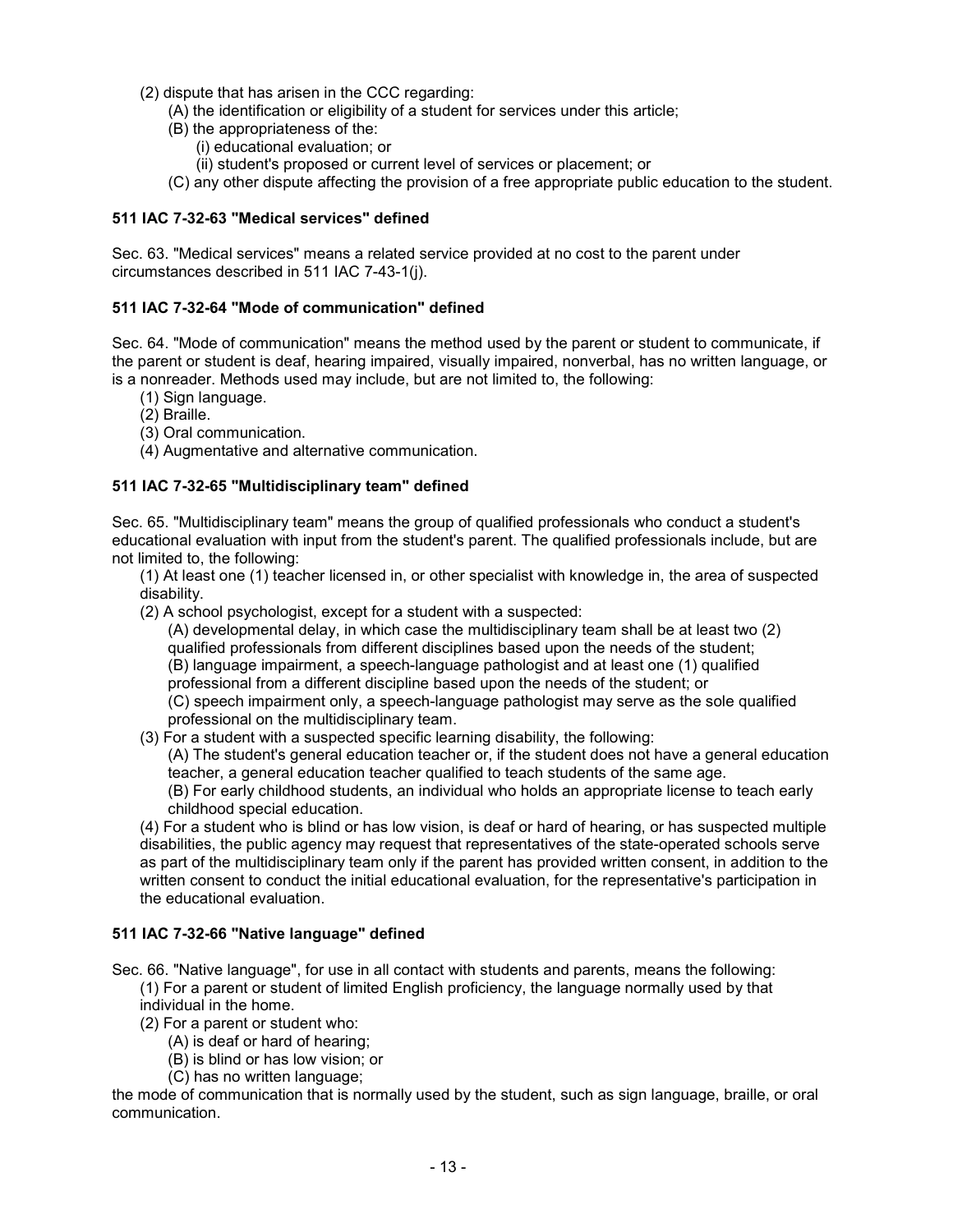(2) dispute that has arisen in the CCC regarding:

(A) the identification or eligibility of a student for services under this article;

(B) the appropriateness of the:

(i) educational evaluation; or

(ii) student's proposed or current level of services or placement; or

(C) any other dispute affecting the provision of a free appropriate public education to the student.

### 511 IAC 7-32-63 "Medical services" defined

Sec. 63. "Medical services" means a related service provided at no cost to the parent under circumstances described in 511 IAC 7-43-1(j).

### 511 IAC 7-32-64 "Mode of communication" defined

Sec. 64. "Mode of communication" means the method used by the parent or student to communicate, if the parent or student is deaf, hearing impaired, visually impaired, nonverbal, has no written language, or is a nonreader. Methods used may include, but are not limited to, the following:

(1) Sign language.

(2) Braille.

(3) Oral communication.

(4) Augmentative and alternative communication.

### 511 IAC 7-32-65 "Multidisciplinary team" defined

Sec. 65. "Multidisciplinary team" means the group of qualified professionals who conduct a student's educational evaluation with input from the student's parent. The qualified professionals include, but are not limited to, the following:

(1) At least one (1) teacher licensed in, or other specialist with knowledge in, the area of suspected disability.

(2) A school psychologist, except for a student with a suspected:

(A) developmental delay, in which case the multidisciplinary team shall be at least two (2) qualified professionals from different disciplines based upon the needs of the student;

(B) language impairment, a speech-language pathologist and at least one (1) qualified professional from a different discipline based upon the needs of the student; or

(C) speech impairment only, a speech-language pathologist may serve as the sole qualified professional on the multidisciplinary team.

(3) For a student with a suspected specific learning disability, the following:

(A) The student's general education teacher or, if the student does not have a general education teacher, a general education teacher qualified to teach students of the same age.

(B) For early childhood students, an individual who holds an appropriate license to teach early childhood special education.

(4) For a student who is blind or has low vision, is deaf or hard of hearing, or has suspected multiple disabilities, the public agency may request that representatives of the state-operated schools serve as part of the multidisciplinary team only if the parent has provided written consent, in addition to the written consent to conduct the initial educational evaluation, for the representative's participation in the educational evaluation.

### 511 IAC 7-32-66 "Native language" defined

Sec. 66. "Native language", for use in all contact with students and parents, means the following:

(1) For a parent or student of limited English proficiency, the language normally used by that individual in the home.

(2) For a parent or student who:

(A) is deaf or hard of hearing;

(B) is blind or has low vision; or

(C) has no written language;

the mode of communication that is normally used by the student, such as sign language, braille, or oral communication.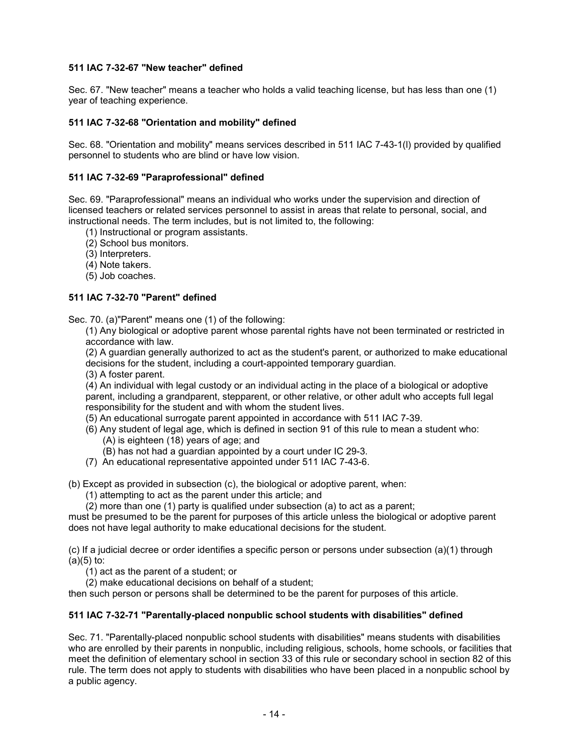### 511 IAC 7-32-67 "New teacher" defined

Sec. 67. "New teacher" means a teacher who holds a valid teaching license, but has less than one (1) year of teaching experience.

### 511 IAC 7-32-68 "Orientation and mobility" defined

Sec. 68. "Orientation and mobility" means services described in 511 IAC 7-43-1(l) provided by qualified personnel to students who are blind or have low vision.

### 511 IAC 7-32-69 "Paraprofessional" defined

Sec. 69. "Paraprofessional" means an individual who works under the supervision and direction of licensed teachers or related services personnel to assist in areas that relate to personal, social, and instructional needs. The term includes, but is not limited to, the following:

(1) Instructional or program assistants.
(2) School bus monitors.
(3) Interpreters.
(4) Note takers.
(5) Job coaches.

### 511 IAC 7-32-70 "Parent" defined

Sec. 70. (a)"Parent" means one (1) of the following:

(1) Any biological or adoptive parent whose parental rights have not been terminated or restricted in accordance with law.
(2) A guardian generally authorized to act as the student's parent, or authorized to make educational decisions for the student, including a court-appointed temporary guardian.
(3) A foster parent.
(4) An individual with legal custody or an individual acting in the place of a biological or adoptive parent, including a grandparent, stepparent, or other relative, or other adult who accepts full legal responsibility for the student and with whom the student lives.
(5) An educational surrogate parent appointed in accordance with 511 IAC 7-39.
(6) Any student of legal age, which is defined in section 91 of this rule to mean a student who:
  (A) is eighteen (18) years of age; and
  (B) has not had a guardian appointed by a court under IC 29-3.
(7) An educational representative appointed under 511 IAC 7-43-6.

(b) Except as provided in subsection (c), the biological or adoptive parent, when:

(1) attempting to act as the parent under this article; and
(2) more than one (1) party is qualified under subsection (a) to act as a parent;

must be presumed to be the parent for purposes of this article unless the biological or adoptive parent does not have legal authority to make educational decisions for the student.

(c) If a judicial decree or order identifies a specific person or persons under subsection (a)(1) through (a)(5) to:

(1) act as the parent of a student; or
(2) make educational decisions on behalf of a student;

then such person or persons shall be determined to be the parent for purposes of this article.

### 511 IAC 7-32-71 "Parentally-placed nonpublic school students with disabilities" defined

Sec. 71. "Parentally-placed nonpublic school students with disabilities" means students with disabilities who are enrolled by their parents in nonpublic, including religious, schools, home schools, or facilities that meet the definition of elementary school in section 33 of this rule or secondary school in section 82 of this rule. The term does not apply to students with disabilities who have been placed in a nonpublic school by a public agency.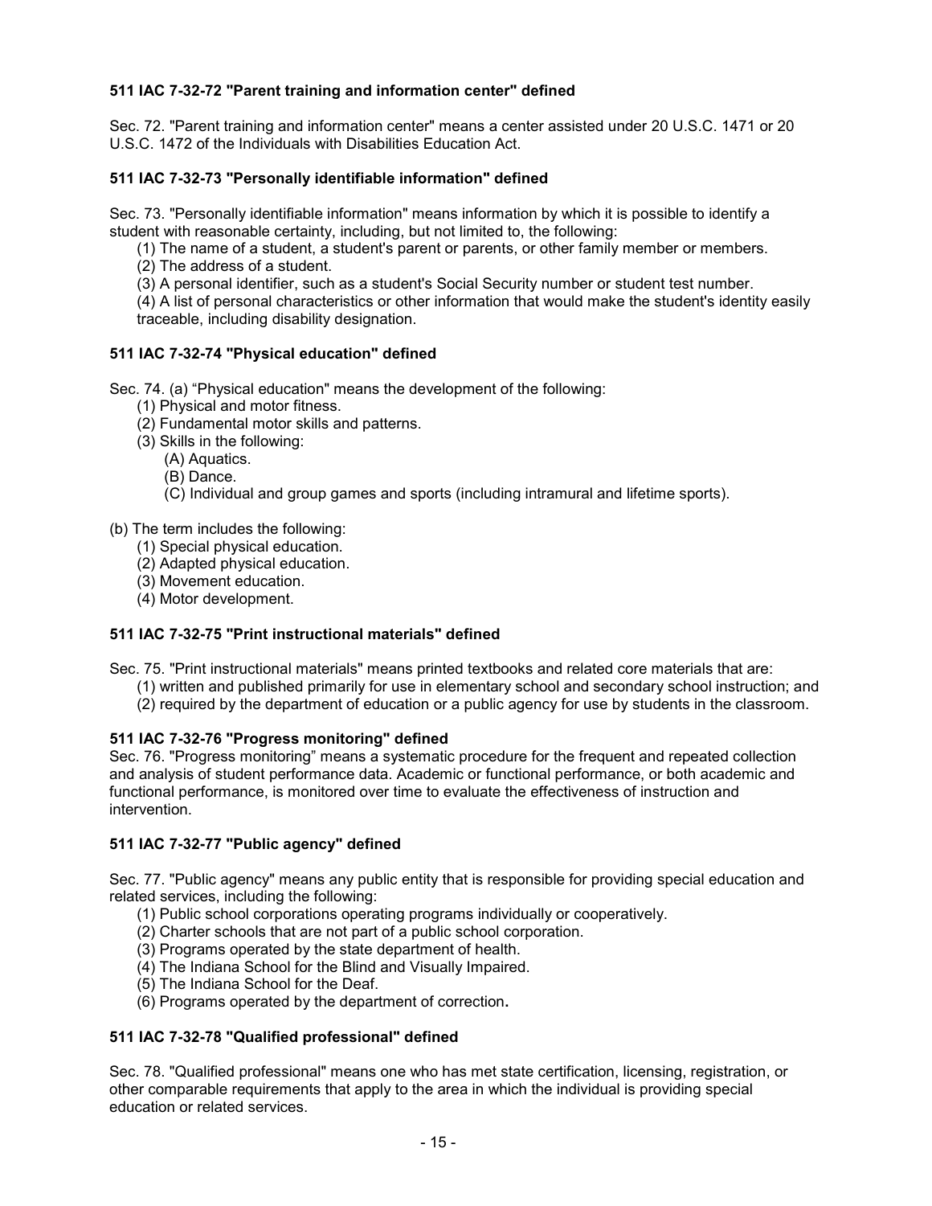### 511 IAC 7-32-72 "Parent training and information center" defined

Sec. 72. "Parent training and information center" means a center assisted under 20 U.S.C. 1471 or 20 U.S.C. 1472 of the Individuals with Disabilities Education Act.

### 511 IAC 7-32-73 "Personally identifiable information" defined

Sec. 73. "Personally identifiable information" means information by which it is possible to identify a student with reasonable certainty, including, but not limited to, the following:

(1) The name of a student, a student's parent or parents, or other family member or members.
(2) The address of a student.
(3) A personal identifier, such as a student's Social Security number or student test number.
(4) A list of personal characteristics or other information that would make the student's identity easily traceable, including disability designation.

### 511 IAC 7-32-74 "Physical education" defined

Sec. 74. (a) "Physical education" means the development of the following:

(1) Physical and motor fitness.
(2) Fundamental motor skills and patterns.
(3) Skills in the following:
  (A) Aquatics.
  (B) Dance.
  (C) Individual and group games and sports (including intramural and lifetime sports).

(b) The term includes the following:

(1) Special physical education.
(2) Adapted physical education.
(3) Movement education.
(4) Motor development.

### 511 IAC 7-32-75 "Print instructional materials" defined

Sec. 75. "Print instructional materials" means printed textbooks and related core materials that are:

(1) written and published primarily for use in elementary school and secondary school instruction; and
(2) required by the department of education or a public agency for use by students in the classroom.

### 511 IAC 7-32-76 "Progress monitoring" defined

Sec. 76. "Progress monitoring" means a systematic procedure for the frequent and repeated collection and analysis of student performance data. Academic or functional performance, or both academic and functional performance, is monitored over time to evaluate the effectiveness of instruction and intervention.

### 511 IAC 7-32-77 "Public agency" defined

Sec. 77. "Public agency" means any public entity that is responsible for providing special education and related services, including the following:

(1) Public school corporations operating programs individually or cooperatively.
(2) Charter schools that are not part of a public school corporation.
(3) Programs operated by the state department of health.
(4) The Indiana School for the Blind and Visually Impaired.
(5) The Indiana School for the Deaf.
(6) Programs operated by the department of correction.

### 511 IAC 7-32-78 "Qualified professional" defined

Sec. 78. "Qualified professional" means one who has met state certification, licensing, registration, or other comparable requirements that apply to the area in which the individual is providing special education or related services.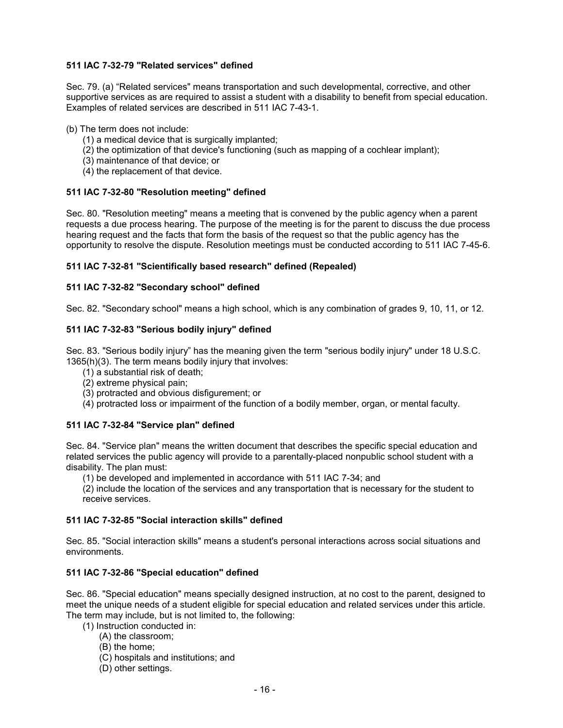### 511 IAC 7-32-79 "Related services" defined

Sec. 79. (a) "Related services" means transportation and such developmental, corrective, and other supportive services as are required to assist a student with a disability to benefit from special education. Examples of related services are described in 511 IAC 7-43-1.

(b) The term does not include:

(1) a medical device that is surgically implanted;
(2) the optimization of that device's functioning (such as mapping of a cochlear implant);
(3) maintenance of that device; or
(4) the replacement of that device.

### 511 IAC 7-32-80 "Resolution meeting" defined

Sec. 80. "Resolution meeting" means a meeting that is convened by the public agency when a parent requests a due process hearing. The purpose of the meeting is for the parent to discuss the due process hearing request and the facts that form the basis of the request so that the public agency has the opportunity to resolve the dispute. Resolution meetings must be conducted according to 511 IAC 7-45-6.

### 511 IAC 7-32-81 "Scientifically based research" defined (Repealed)

### 511 IAC 7-32-82 "Secondary school" defined

Sec. 82. "Secondary school" means a high school, which is any combination of grades 9, 10, 11, or 12.

### 511 IAC 7-32-83 "Serious bodily injury" defined

Sec. 83. "Serious bodily injury" has the meaning given the term "serious bodily injury" under 18 U.S.C. 1365(h)(3). The term means bodily injury that involves:

(1) a substantial risk of death;
(2) extreme physical pain;
(3) protracted and obvious disfigurement; or
(4) protracted loss or impairment of the function of a bodily member, organ, or mental faculty.

### 511 IAC 7-32-84 "Service plan" defined

Sec. 84. "Service plan" means the written document that describes the specific special education and related services the public agency will provide to a parentally-placed nonpublic school student with a disability. The plan must:

(1) be developed and implemented in accordance with 511 IAC 7-34; and
(2) include the location of the services and any transportation that is necessary for the student to receive services.

### 511 IAC 7-32-85 "Social interaction skills" defined

Sec. 85. "Social interaction skills" means a student's personal interactions across social situations and environments.

### 511 IAC 7-32-86 "Special education" defined

Sec. 86. "Special education" means specially designed instruction, at no cost to the parent, designed to meet the unique needs of a student eligible for special education and related services under this article. The term may include, but is not limited to, the following:

(1) Instruction conducted in:
  (A) the classroom;
  (B) the home;
  (C) hospitals and institutions; and
  (D) other settings.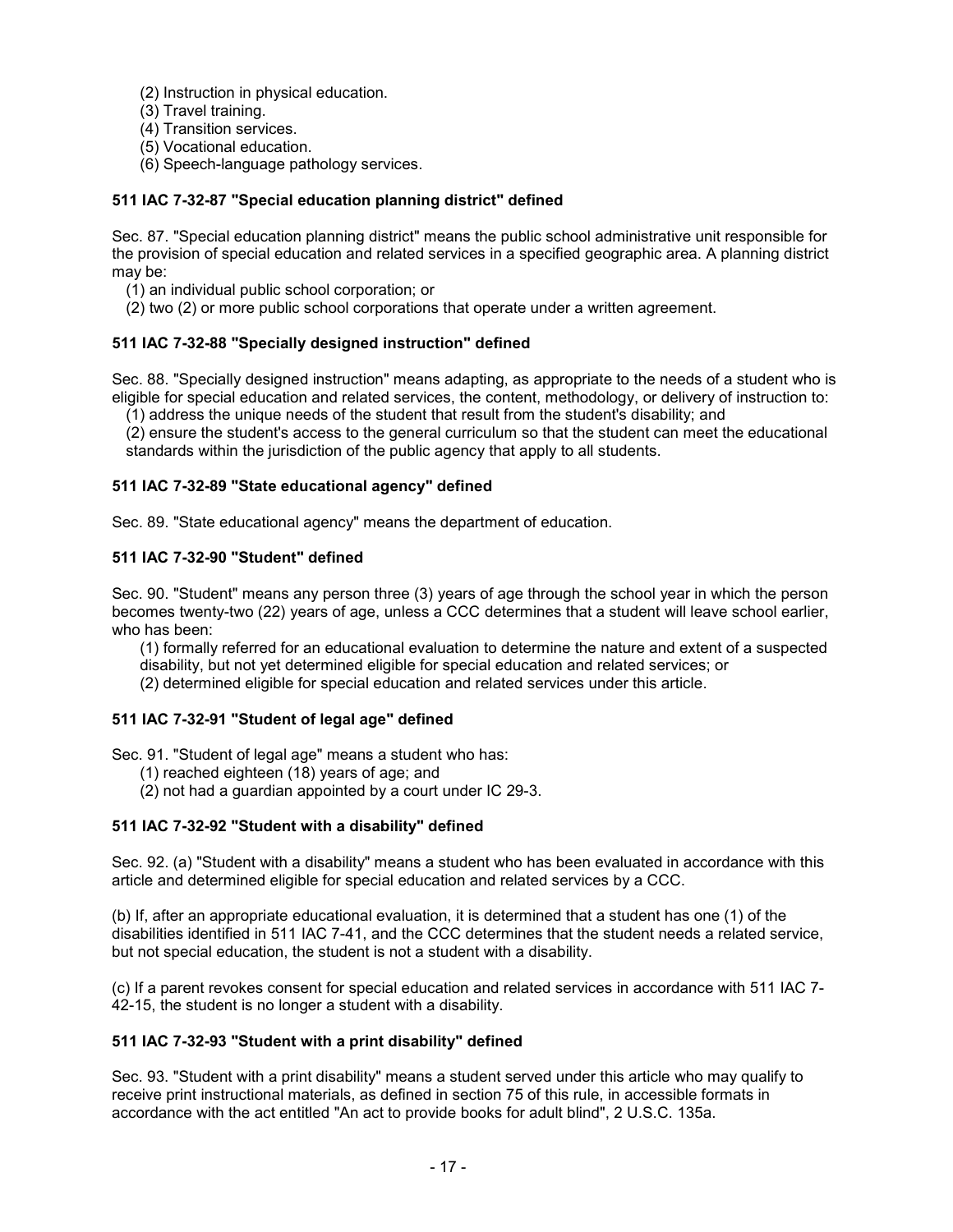(2) Instruction in physical education.
(3) Travel training.
(4) Transition services.
(5) Vocational education.
(6) Speech-language pathology services.

**511 IAC 7-32-87 "Special education planning district" defined**

Sec. 87. "Special education planning district" means the public school administrative unit responsible for the provision of special education and related services in a specified geographic area. A planning district may be:

(1) an individual public school corporation; or
(2) two (2) or more public school corporations that operate under a written agreement.

**511 IAC 7-32-88 "Specially designed instruction" defined**

Sec. 88. "Specially designed instruction" means adapting, as appropriate to the needs of a student who is eligible for special education and related services, the content, methodology, or delivery of instruction to:

(1) address the unique needs of the student that result from the student's disability; and
(2) ensure the student's access to the general curriculum so that the student can meet the educational standards within the jurisdiction of the public agency that apply to all students.

**511 IAC 7-32-89 "State educational agency" defined**

Sec. 89. "State educational agency" means the department of education.

**511 IAC 7-32-90 "Student" defined**

Sec. 90. "Student" means any person three (3) years of age through the school year in which the person becomes twenty-two (22) years of age, unless a CCC determines that a student will leave school earlier, who has been:

(1) formally referred for an educational evaluation to determine the nature and extent of a suspected disability, but not yet determined eligible for special education and related services; or
(2) determined eligible for special education and related services under this article.

**511 IAC 7-32-91 "Student of legal age" defined**

Sec. 91. "Student of legal age" means a student who has:

(1) reached eighteen (18) years of age; and
(2) not had a guardian appointed by a court under IC 29-3.

**511 IAC 7-32-92 "Student with a disability" defined**

Sec. 92. (a) "Student with a disability" means a student who has been evaluated in accordance with this article and determined eligible for special education and related services by a CCC.

(b) If, after an appropriate educational evaluation, it is determined that a student has one (1) of the disabilities identified in 511 IAC 7-41, and the CCC determines that the student needs a related service, but not special education, the student is not a student with a disability.

(c) If a parent revokes consent for special education and related services in accordance with 511 IAC 7-42-15, the student is no longer a student with a disability.

**511 IAC 7-32-93 "Student with a print disability" defined**

Sec. 93. "Student with a print disability" means a student served under this article who may qualify to receive print instructional materials, as defined in section 75 of this rule, in accessible formats in accordance with the act entitled "An act to provide books for adult blind", 2 U.S.C. 135a.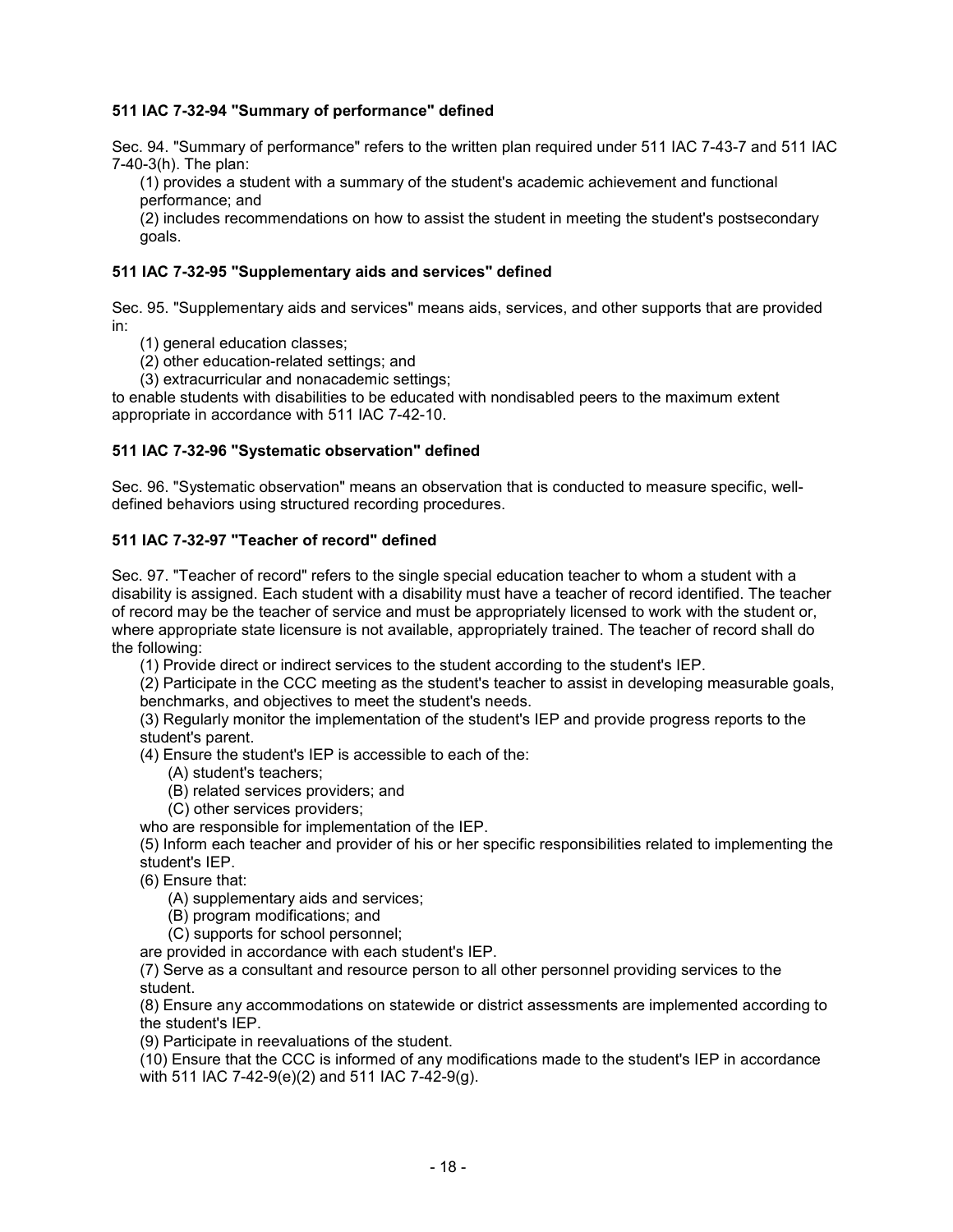### 511 IAC 7-32-94 "Summary of performance" defined

Sec. 94. "Summary of performance" refers to the written plan required under 511 IAC 7-43-7 and 511 IAC 7-40-3(h). The plan:

(1) provides a student with a summary of the student's academic achievement and functional performance; and

(2) includes recommendations on how to assist the student in meeting the student's postsecondary goals.

### 511 IAC 7-32-95 "Supplementary aids and services" defined

Sec. 95. "Supplementary aids and services" means aids, services, and other supports that are provided in:

(1) general education classes;

(2) other education-related settings; and

(3) extracurricular and nonacademic settings;

to enable students with disabilities to be educated with nondisabled peers to the maximum extent appropriate in accordance with 511 IAC 7-42-10.

### 511 IAC 7-32-96 "Systematic observation" defined

Sec. 96. "Systematic observation" means an observation that is conducted to measure specific, well-defined behaviors using structured recording procedures.

### 511 IAC 7-32-97 "Teacher of record" defined

Sec. 97. "Teacher of record" refers to the single special education teacher to whom a student with a disability is assigned. Each student with a disability must have a teacher of record identified. The teacher of record may be the teacher of service and must be appropriately licensed to work with the student or, where appropriate state licensure is not available, appropriately trained. The teacher of record shall do the following:

(1) Provide direct or indirect services to the student according to the student's IEP.

(2) Participate in the CCC meeting as the student's teacher to assist in developing measurable goals, benchmarks, and objectives to meet the student's needs.

(3) Regularly monitor the implementation of the student's IEP and provide progress reports to the student's parent.

(4) Ensure the student's IEP is accessible to each of the:

(A) student's teachers;

(B) related services providers; and

(C) other services providers;

who are responsible for implementation of the IEP.

(5) Inform each teacher and provider of his or her specific responsibilities related to implementing the student's IEP.

(6) Ensure that:

(A) supplementary aids and services;

(B) program modifications; and

(C) supports for school personnel;

are provided in accordance with each student's IEP.

(7) Serve as a consultant and resource person to all other personnel providing services to the student.

(8) Ensure any accommodations on statewide or district assessments are implemented according to the student's IEP.

(9) Participate in reevaluations of the student.

(10) Ensure that the CCC is informed of any modifications made to the student's IEP in accordance with 511 IAC 7-42-9(e)(2) and 511 IAC 7-42-9(g).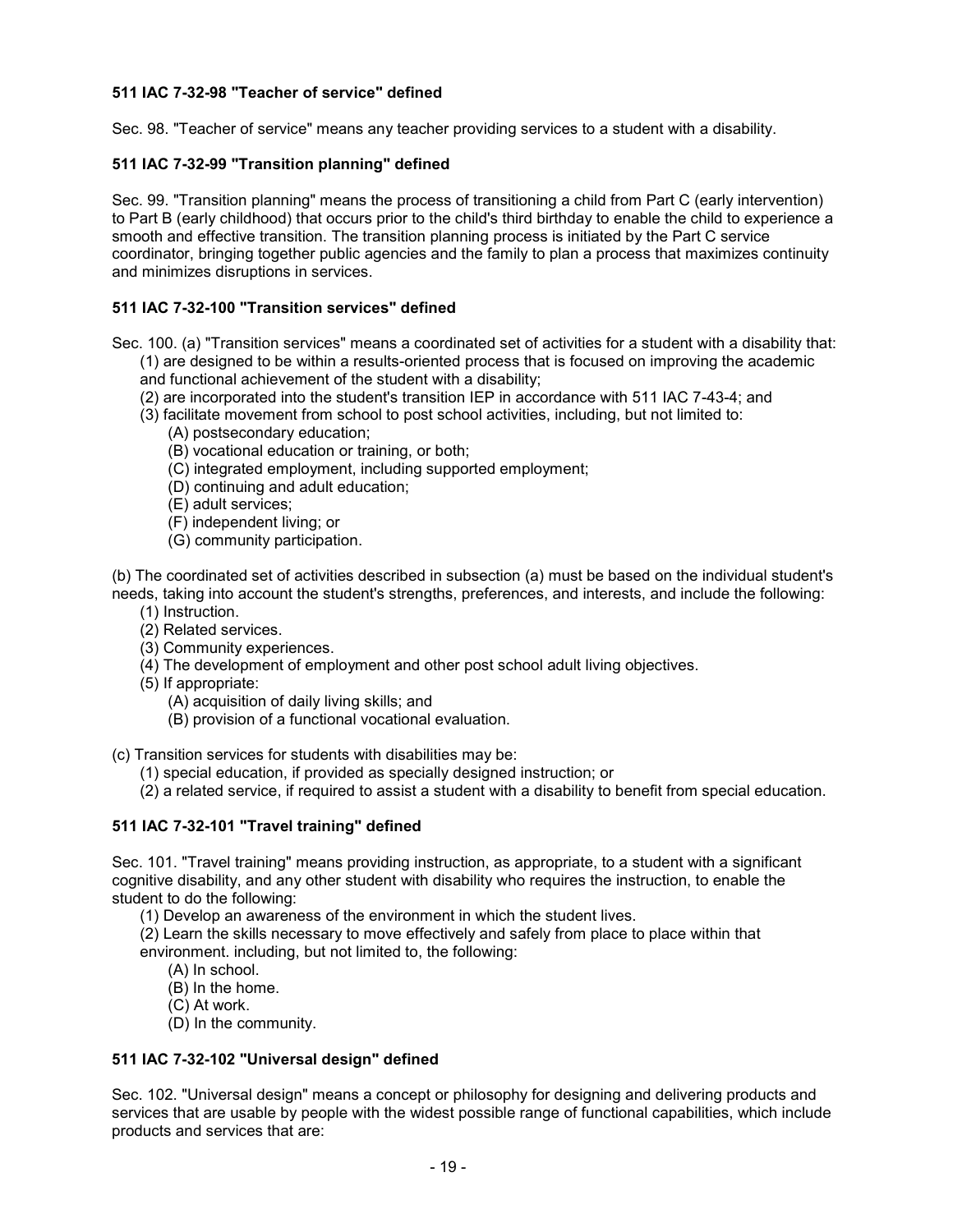**511 IAC 7-32-98 "Teacher of service" defined**

Sec. 98. "Teacher of service" means any teacher providing services to a student with a disability.

**511 IAC 7-32-99 "Transition planning" defined**

Sec. 99. "Transition planning" means the process of transitioning a child from Part C (early intervention) to Part B (early childhood) that occurs prior to the child's third birthday to enable the child to experience a smooth and effective transition. The transition planning process is initiated by the Part C service coordinator, bringing together public agencies and the family to plan a process that maximizes continuity and minimizes disruptions in services.

**511 IAC 7-32-100 "Transition services" defined**

Sec. 100. (a) "Transition services" means a coordinated set of activities for a student with a disability that:

- (1) are designed to be within a results-oriented process that is focused on improving the academic and functional achievement of the student with a disability;
- (2) are incorporated into the student's transition IEP in accordance with 511 IAC 7-43-4; and
- (3) facilitate movement from school to post school activities, including, but not limited to:
  - (A) postsecondary education;
  - (B) vocational education or training, or both;
  - (C) integrated employment, including supported employment;
  - (D) continuing and adult education;
  - (E) adult services;
  - (F) independent living; or
  - (G) community participation.

(b) The coordinated set of activities described in subsection (a) must be based on the individual student's needs, taking into account the student's strengths, preferences, and interests, and include the following:

- (1) Instruction.
- (2) Related services.
- (3) Community experiences.
- (4) The development of employment and other post school adult living objectives.
- (5) If appropriate:
  - (A) acquisition of daily living skills; and
  - (B) provision of a functional vocational evaluation.

(c) Transition services for students with disabilities may be:

- (1) special education, if provided as specially designed instruction; or
- (2) a related service, if required to assist a student with a disability to benefit from special education.

**511 IAC 7-32-101 "Travel training" defined**

Sec. 101. "Travel training" means providing instruction, as appropriate, to a student with a significant cognitive disability, and any other student with disability who requires the instruction, to enable the student to do the following:

- (1) Develop an awareness of the environment in which the student lives.
- (2) Learn the skills necessary to move effectively and safely from place to place within that environment. including, but not limited to, the following:
  - (A) In school.
  - (B) In the home.
  - (C) At work.
  - (D) In the community.

**511 IAC 7-32-102 "Universal design" defined**

Sec. 102. "Universal design" means a concept or philosophy for designing and delivering products and services that are usable by people with the widest possible range of functional capabilities, which include products and services that are: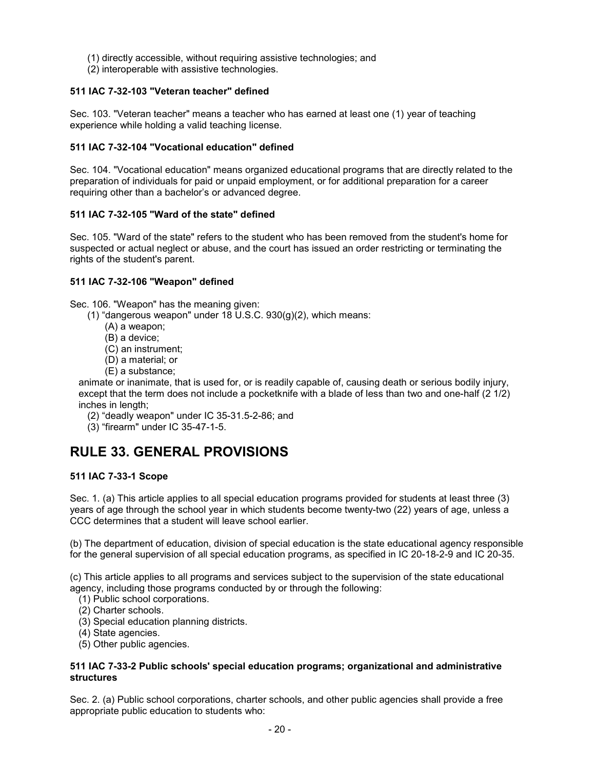(1) directly accessible, without requiring assistive technologies; and
(2) interoperable with assistive technologies.

**511 IAC 7-32-103 "Veteran teacher" defined**

Sec. 103. "Veteran teacher" means a teacher who has earned at least one (1) year of teaching experience while holding a valid teaching license.

**511 IAC 7-32-104 "Vocational education" defined**

Sec. 104. "Vocational education" means organized educational programs that are directly related to the preparation of individuals for paid or unpaid employment, or for additional preparation for a career requiring other than a bachelor's or advanced degree.

**511 IAC 7-32-105 "Ward of the state" defined**

Sec. 105. "Ward of the state" refers to the student who has been removed from the student's home for suspected or actual neglect or abuse, and the court has issued an order restricting or terminating the rights of the student's parent.

**511 IAC 7-32-106 "Weapon" defined**

Sec. 106. "Weapon" has the meaning given:

(1) "dangerous weapon" under 18 U.S.C. 930(g)(2), which means:
  (A) a weapon;
  (B) a device;
  (C) an instrument;
  (D) a material; or
  (E) a substance;

animate or inanimate, that is used for, or is readily capable of, causing death or serious bodily injury, except that the term does not include a pocketknife with a blade of less than two and one-half (2 1/2) inches in length;

(2) "deadly weapon" under IC 35-31.5-2-86; and
(3) "firearm" under IC 35-47-1-5.

# RULE 33. GENERAL PROVISIONS

**511 IAC 7-33-1 Scope**

Sec. 1. (a) This article applies to all special education programs provided for students at least three (3) years of age through the school year in which students become twenty-two (22) years of age, unless a CCC determines that a student will leave school earlier.

(b) The department of education, division of special education is the state educational agency responsible for the general supervision of all special education programs, as specified in IC 20-18-2-9 and IC 20-35.

(c) This article applies to all programs and services subject to the supervision of the state educational agency, including those programs conducted by or through the following:

(1) Public school corporations.
(2) Charter schools.
(3) Special education planning districts.
(4) State agencies.
(5) Other public agencies.

**511 IAC 7-33-2 Public schools' special education programs; organizational and administrative structures**

Sec. 2. (a) Public school corporations, charter schools, and other public agencies shall provide a free appropriate public education to students who: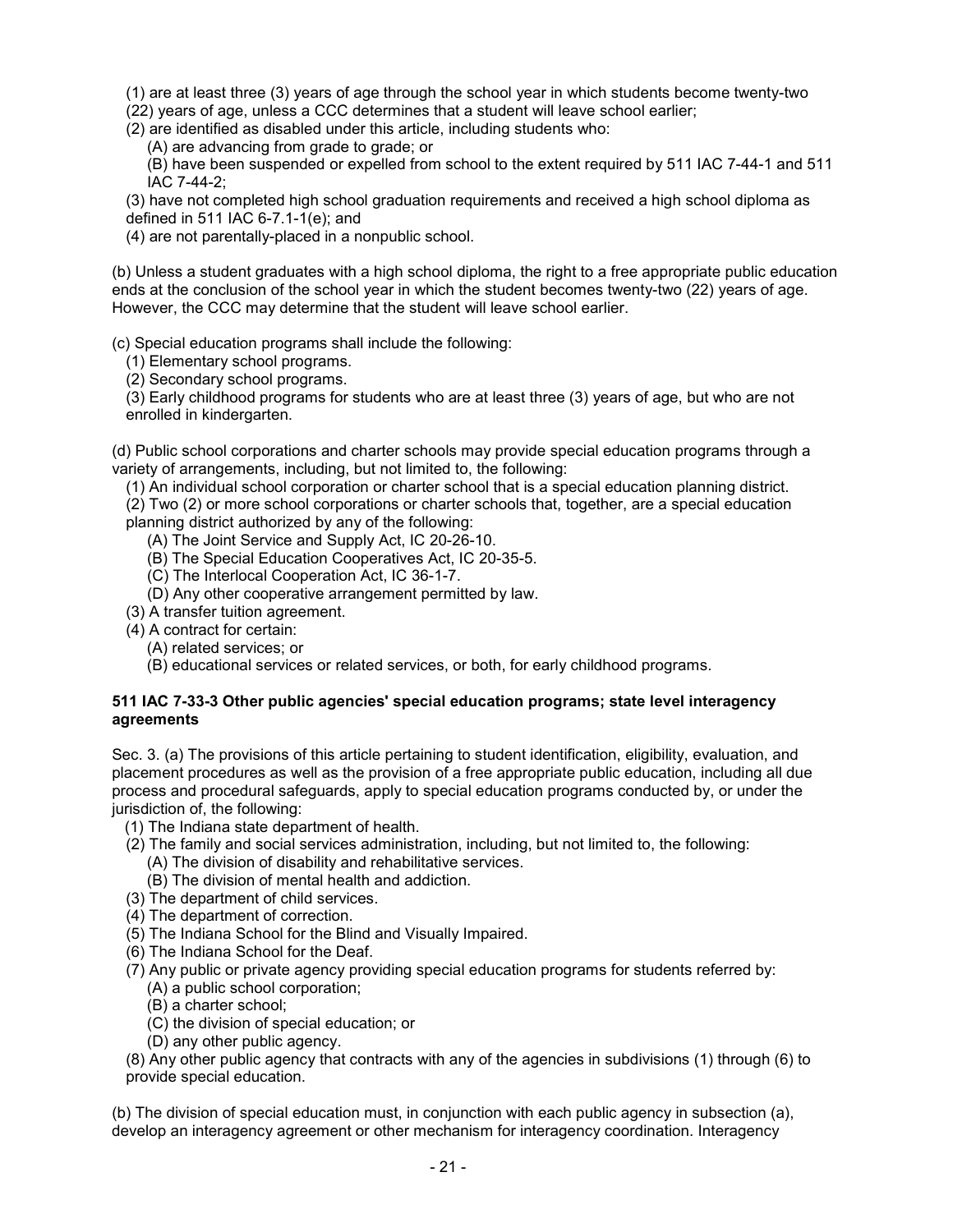(1) are at least three (3) years of age through the school year in which students become twenty-two (22) years of age, unless a CCC determines that a student will leave school earlier;

(2) are identified as disabled under this article, including students who:

  (A) are advancing from grade to grade; or

  (B) have been suspended or expelled from school to the extent required by 511 IAC 7-44-1 and 511 IAC 7-44-2;

(3) have not completed high school graduation requirements and received a high school diploma as defined in 511 IAC 6-7.1-1(e); and

(4) are not parentally-placed in a nonpublic school.

(b) Unless a student graduates with a high school diploma, the right to a free appropriate public education ends at the conclusion of the school year in which the student becomes twenty-two (22) years of age. However, the CCC may determine that the student will leave school earlier.

(c) Special education programs shall include the following:

  (1) Elementary school programs.

  (2) Secondary school programs.

  (3) Early childhood programs for students who are at least three (3) years of age, but who are not enrolled in kindergarten.

(d) Public school corporations and charter schools may provide special education programs through a variety of arrangements, including, but not limited to, the following:

  (1) An individual school corporation or charter school that is a special education planning district.

  (2) Two (2) or more school corporations or charter schools that, together, are a special education planning district authorized by any of the following:

    (A) The Joint Service and Supply Act, IC 20-26-10.

    (B) The Special Education Cooperatives Act, IC 20-35-5.

    (C) The Interlocal Cooperation Act, IC 36-1-7.

    (D) Any other cooperative arrangement permitted by law.

  (3) A transfer tuition agreement.

  (4) A contract for certain:

    (A) related services; or

    (B) educational services or related services, or both, for early childhood programs.

**511 IAC 7-33-3 Other public agencies' special education programs; state level interagency agreements**

Sec. 3. (a) The provisions of this article pertaining to student identification, eligibility, evaluation, and placement procedures as well as the provision of a free appropriate public education, including all due process and procedural safeguards, apply to special education programs conducted by, or under the jurisdiction of, the following:

  (1) The Indiana state department of health.

  (2) The family and social services administration, including, but not limited to, the following:

    (A) The division of disability and rehabilitative services.

    (B) The division of mental health and addiction.

  (3) The department of child services.

  (4) The department of correction.

  (5) The Indiana School for the Blind and Visually Impaired.

  (6) The Indiana School for the Deaf.

  (7) Any public or private agency providing special education programs for students referred by:

    (A) a public school corporation;

    (B) a charter school;

    (C) the division of special education; or

    (D) any other public agency.

  (8) Any other public agency that contracts with any of the agencies in subdivisions (1) through (6) to provide special education.

(b) The division of special education must, in conjunction with each public agency in subsection (a), develop an interagency agreement or other mechanism for interagency coordination. Interagency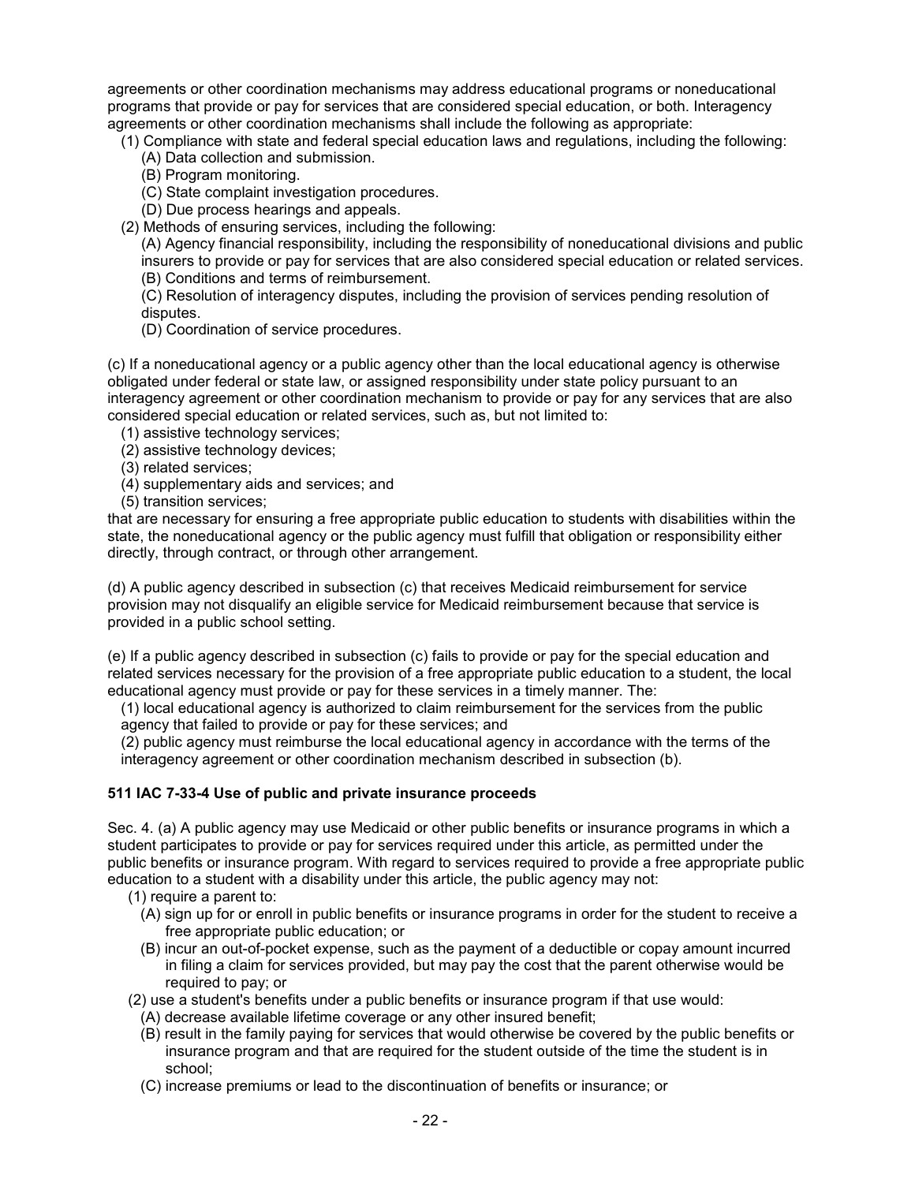agreements or other coordination mechanisms may address educational programs or noneducational programs that provide or pay for services that are considered special education, or both. Interagency agreements or other coordination mechanisms shall include the following as appropriate:

(1) Compliance with state and federal special education laws and regulations, including the following:
 (A) Data collection and submission.
 (B) Program monitoring.
 (C) State complaint investigation procedures.
 (D) Due process hearings and appeals.

(2) Methods of ensuring services, including the following:
 (A) Agency financial responsibility, including the responsibility of noneducational divisions and public insurers to provide or pay for services that are also considered special education or related services.
 (B) Conditions and terms of reimbursement.
 (C) Resolution of interagency disputes, including the provision of services pending resolution of disputes.
 (D) Coordination of service procedures.

(c) If a noneducational agency or a public agency other than the local educational agency is otherwise obligated under federal or state law, or assigned responsibility under state policy pursuant to an interagency agreement or other coordination mechanism to provide or pay for any services that are also considered special education or related services, such as, but not limited to:

(1) assistive technology services;
(2) assistive technology devices;
(3) related services;
(4) supplementary aids and services; and
(5) transition services;

that are necessary for ensuring a free appropriate public education to students with disabilities within the state, the noneducational agency or the public agency must fulfill that obligation or responsibility either directly, through contract, or through other arrangement.

(d) A public agency described in subsection (c) that receives Medicaid reimbursement for service provision may not disqualify an eligible service for Medicaid reimbursement because that service is provided in a public school setting.

(e) If a public agency described in subsection (c) fails to provide or pay for the special education and related services necessary for the provision of a free appropriate public education to a student, the local educational agency must provide or pay for these services in a timely manner. The:

(1) local educational agency is authorized to claim reimbursement for the services from the public agency that failed to provide or pay for these services; and
(2) public agency must reimburse the local educational agency in accordance with the terms of the interagency agreement or other coordination mechanism described in subsection (b).

**511 IAC 7-33-4 Use of public and private insurance proceeds**

Sec. 4. (a) A public agency may use Medicaid or other public benefits or insurance programs in which a student participates to provide or pay for services required under this article, as permitted under the public benefits or insurance program. With regard to services required to provide a free appropriate public education to a student with a disability under this article, the public agency may not:

(1) require a parent to:
 (A) sign up for or enroll in public benefits or insurance programs in order for the student to receive a free appropriate public education; or
 (B) incur an out-of-pocket expense, such as the payment of a deductible or copay amount incurred in filing a claim for services provided, but may pay the cost that the parent otherwise would be required to pay; or

(2) use a student's benefits under a public benefits or insurance program if that use would:
 (A) decrease available lifetime coverage or any other insured benefit;
 (B) result in the family paying for services that would otherwise be covered by the public benefits or insurance program and that are required for the student outside of the time the student is in school;
 (C) increase premiums or lead to the discontinuation of benefits or insurance; or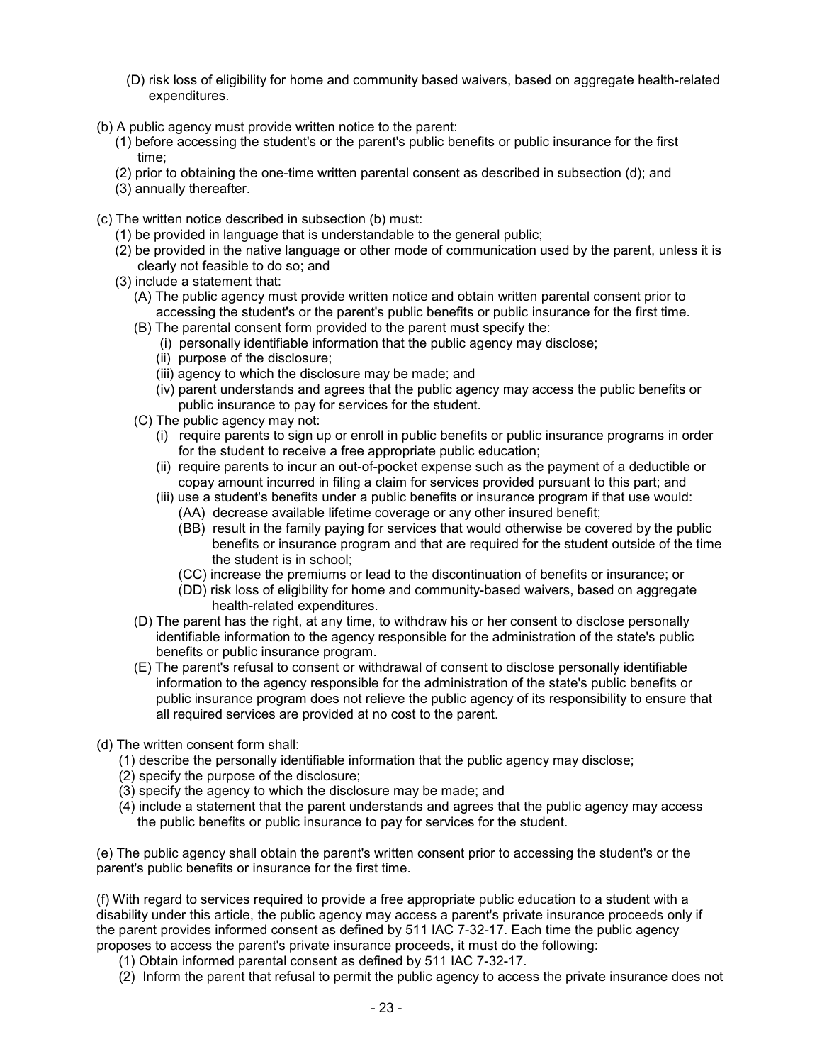(D) risk loss of eligibility for home and community based waivers, based on aggregate health-related expenditures.

(b) A public agency must provide written notice to the parent:

(1) before accessing the student's or the parent's public benefits or public insurance for the first time;

(2) prior to obtaining the one-time written parental consent as described in subsection (d); and

(3) annually thereafter.

(c) The written notice described in subsection (b) must:

(1) be provided in language that is understandable to the general public;

(2) be provided in the native language or other mode of communication used by the parent, unless it is clearly not feasible to do so; and

(3) include a statement that:

(A) The public agency must provide written notice and obtain written parental consent prior to accessing the student's or the parent's public benefits or public insurance for the first time.

(B) The parental consent form provided to the parent must specify the:

(i) personally identifiable information that the public agency may disclose;

(ii) purpose of the disclosure;

(iii) agency to which the disclosure may be made; and

(iv) parent understands and agrees that the public agency may access the public benefits or public insurance to pay for services for the student.

(C) The public agency may not:

(i) require parents to sign up or enroll in public benefits or public insurance programs in order for the student to receive a free appropriate public education;

(ii) require parents to incur an out-of-pocket expense such as the payment of a deductible or copay amount incurred in filing a claim for services provided pursuant to this part; and

(iii) use a student's benefits under a public benefits or insurance program if that use would:

(AA) decrease available lifetime coverage or any other insured benefit;

(BB) result in the family paying for services that would otherwise be covered by the public benefits or insurance program and that are required for the student outside of the time the student is in school;

(CC) increase the premiums or lead to the discontinuation of benefits or insurance; or

(DD) risk loss of eligibility for home and community-based waivers, based on aggregate health-related expenditures.

(D) The parent has the right, at any time, to withdraw his or her consent to disclose personally identifiable information to the agency responsible for the administration of the state's public benefits or public insurance program.

(E) The parent's refusal to consent or withdrawal of consent to disclose personally identifiable information to the agency responsible for the administration of the state's public benefits or public insurance program does not relieve the public agency of its responsibility to ensure that all required services are provided at no cost to the parent.

(d) The written consent form shall:

(1) describe the personally identifiable information that the public agency may disclose;

(2) specify the purpose of the disclosure;

(3) specify the agency to which the disclosure may be made; and

(4) include a statement that the parent understands and agrees that the public agency may access the public benefits or public insurance to pay for services for the student.

(e) The public agency shall obtain the parent's written consent prior to accessing the student's or the parent's public benefits or insurance for the first time.

(f) With regard to services required to provide a free appropriate public education to a student with a disability under this article, the public agency may access a parent's private insurance proceeds only if the parent provides informed consent as defined by 511 IAC 7-32-17. Each time the public agency proposes to access the parent's private insurance proceeds, it must do the following:

(1) Obtain informed parental consent as defined by 511 IAC 7-32-17.

(2) Inform the parent that refusal to permit the public agency to access the private insurance does not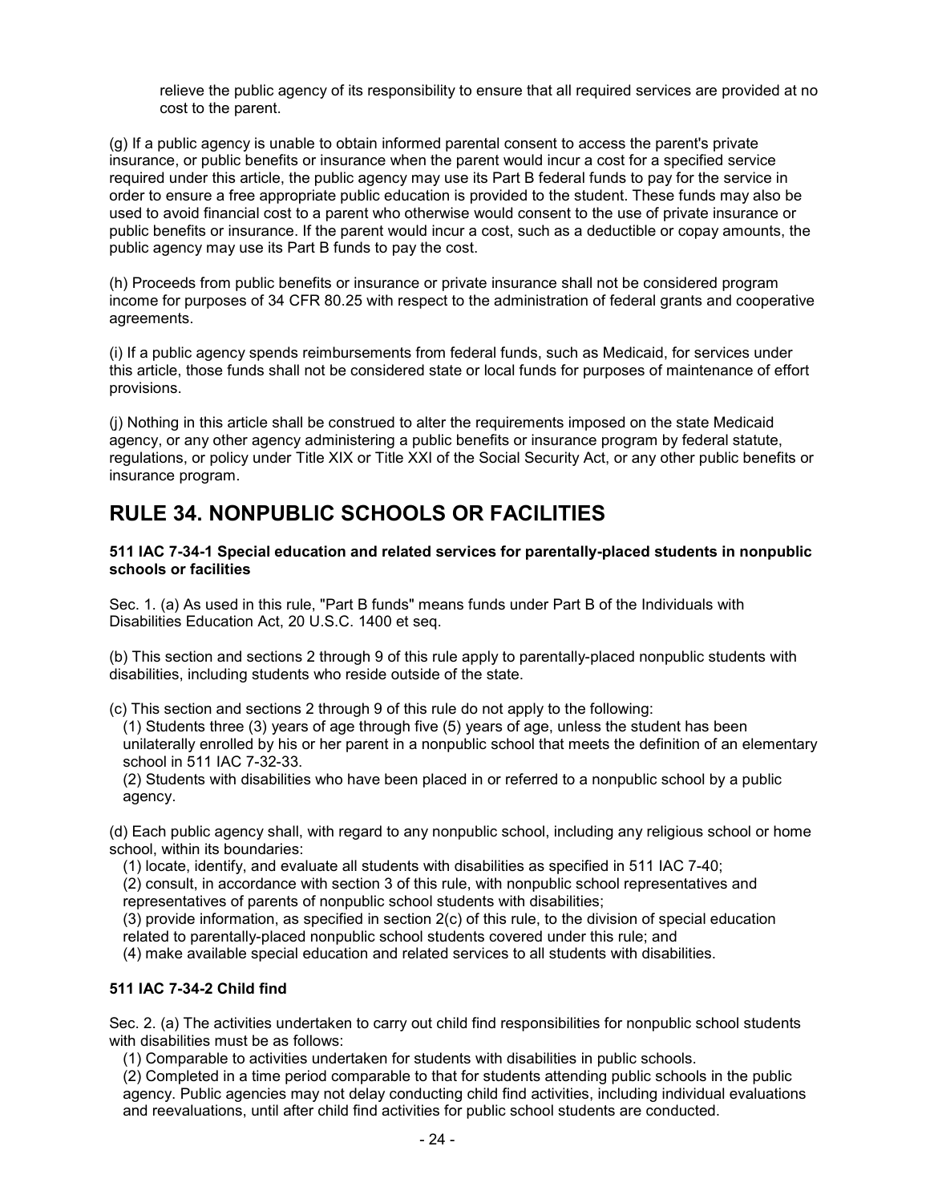relieve the public agency of its responsibility to ensure that all required services are provided at no cost to the parent.

(g) If a public agency is unable to obtain informed parental consent to access the parent's private insurance, or public benefits or insurance when the parent would incur a cost for a specified service required under this article, the public agency may use its Part B federal funds to pay for the service in order to ensure a free appropriate public education is provided to the student. These funds may also be used to avoid financial cost to a parent who otherwise would consent to the use of private insurance or public benefits or insurance. If the parent would incur a cost, such as a deductible or copay amounts, the public agency may use its Part B funds to pay the cost.

(h) Proceeds from public benefits or insurance or private insurance shall not be considered program income for purposes of 34 CFR 80.25 with respect to the administration of federal grants and cooperative agreements.

(i) If a public agency spends reimbursements from federal funds, such as Medicaid, for services under this article, those funds shall not be considered state or local funds for purposes of maintenance of effort provisions.

(j) Nothing in this article shall be construed to alter the requirements imposed on the state Medicaid agency, or any other agency administering a public benefits or insurance program by federal statute, regulations, or policy under Title XIX or Title XXI of the Social Security Act, or any other public benefits or insurance program.

# RULE 34. NONPUBLIC SCHOOLS OR FACILITIES

**511 IAC 7-34-1 Special education and related services for parentally-placed students in nonpublic schools or facilities**

Sec. 1. (a) As used in this rule, "Part B funds" means funds under Part B of the Individuals with Disabilities Education Act, 20 U.S.C. 1400 et seq.

(b) This section and sections 2 through 9 of this rule apply to parentally-placed nonpublic students with disabilities, including students who reside outside of the state.

(c) This section and sections 2 through 9 of this rule do not apply to the following:

(1) Students three (3) years of age through five (5) years of age, unless the student has been unilaterally enrolled by his or her parent in a nonpublic school that meets the definition of an elementary school in 511 IAC 7-32-33.

(2) Students with disabilities who have been placed in or referred to a nonpublic school by a public agency.

(d) Each public agency shall, with regard to any nonpublic school, including any religious school or home school, within its boundaries:

(1) locate, identify, and evaluate all students with disabilities as specified in 511 IAC 7-40;

(2) consult, in accordance with section 3 of this rule, with nonpublic school representatives and representatives of parents of nonpublic school students with disabilities;

(3) provide information, as specified in section 2(c) of this rule, to the division of special education related to parentally-placed nonpublic school students covered under this rule; and

(4) make available special education and related services to all students with disabilities.

**511 IAC 7-34-2 Child find**

Sec. 2. (a) The activities undertaken to carry out child find responsibilities for nonpublic school students with disabilities must be as follows:

(1) Comparable to activities undertaken for students with disabilities in public schools.

(2) Completed in a time period comparable to that for students attending public schools in the public agency. Public agencies may not delay conducting child find activities, including individual evaluations and reevaluations, until after child find activities for public school students are conducted.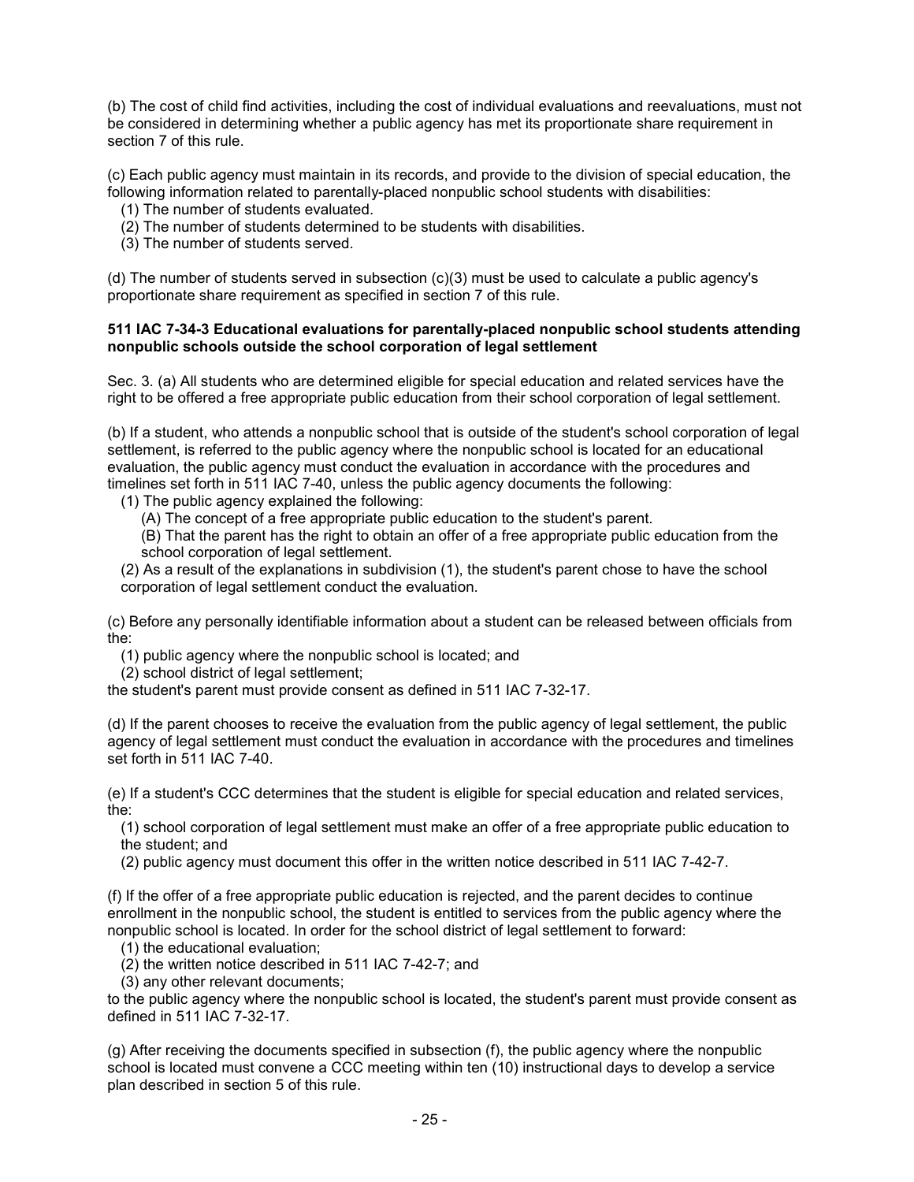(b) The cost of child find activities, including the cost of individual evaluations and reevaluations, must not be considered in determining whether a public agency has met its proportionate share requirement in section 7 of this rule.

(c) Each public agency must maintain in its records, and provide to the division of special education, the following information related to parentally-placed nonpublic school students with disabilities:

(1) The number of students evaluated.
(2) The number of students determined to be students with disabilities.
(3) The number of students served.

(d) The number of students served in subsection (c)(3) must be used to calculate a public agency's proportionate share requirement as specified in section 7 of this rule.

**511 IAC 7-34-3 Educational evaluations for parentally-placed nonpublic school students attending nonpublic schools outside the school corporation of legal settlement**

Sec. 3. (a) All students who are determined eligible for special education and related services have the right to be offered a free appropriate public education from their school corporation of legal settlement.

(b) If a student, who attends a nonpublic school that is outside of the student's school corporation of legal settlement, is referred to the public agency where the nonpublic school is located for an educational evaluation, the public agency must conduct the evaluation in accordance with the procedures and timelines set forth in 511 IAC 7-40, unless the public agency documents the following:

(1) The public agency explained the following:
  (A) The concept of a free appropriate public education to the student's parent.
  (B) That the parent has the right to obtain an offer of a free appropriate public education from the school corporation of legal settlement.
(2) As a result of the explanations in subdivision (1), the student's parent chose to have the school corporation of legal settlement conduct the evaluation.

(c) Before any personally identifiable information about a student can be released between officials from the:

(1) public agency where the nonpublic school is located; and
(2) school district of legal settlement;

the student's parent must provide consent as defined in 511 IAC 7-32-17.

(d) If the parent chooses to receive the evaluation from the public agency of legal settlement, the public agency of legal settlement must conduct the evaluation in accordance with the procedures and timelines set forth in 511 IAC 7-40.

(e) If a student's CCC determines that the student is eligible for special education and related services, the:

(1) school corporation of legal settlement must make an offer of a free appropriate public education to the student; and
(2) public agency must document this offer in the written notice described in 511 IAC 7-42-7.

(f) If the offer of a free appropriate public education is rejected, and the parent decides to continue enrollment in the nonpublic school, the student is entitled to services from the public agency where the nonpublic school is located. In order for the school district of legal settlement to forward:

(1) the educational evaluation;
(2) the written notice described in 511 IAC 7-42-7; and
(3) any other relevant documents;

to the public agency where the nonpublic school is located, the student's parent must provide consent as defined in 511 IAC 7-32-17.

(g) After receiving the documents specified in subsection (f), the public agency where the nonpublic school is located must convene a CCC meeting within ten (10) instructional days to develop a service plan described in section 5 of this rule.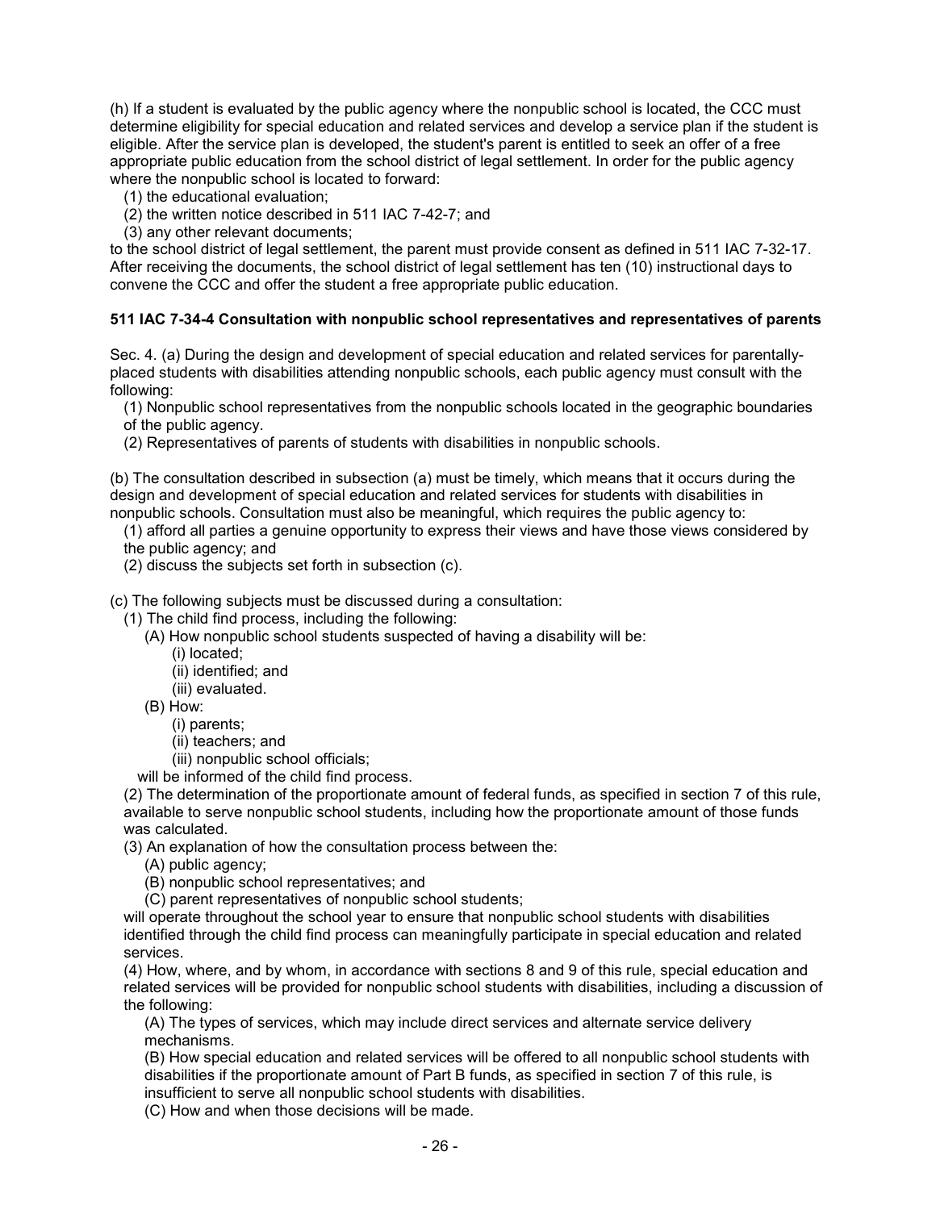(h) If a student is evaluated by the public agency where the nonpublic school is located, the CCC must determine eligibility for special education and related services and develop a service plan if the student is eligible. After the service plan is developed, the student's parent is entitled to seek an offer of a free appropriate public education from the school district of legal settlement. In order for the public agency where the nonpublic school is located to forward:

(1) the educational evaluation;
(2) the written notice described in 511 IAC 7-42-7; and
(3) any other relevant documents;

to the school district of legal settlement, the parent must provide consent as defined in 511 IAC 7-32-17. After receiving the documents, the school district of legal settlement has ten (10) instructional days to convene the CCC and offer the student a free appropriate public education.

**511 IAC 7-34-4 Consultation with nonpublic school representatives and representatives of parents**

Sec. 4. (a) During the design and development of special education and related services for parentally-placed students with disabilities attending nonpublic schools, each public agency must consult with the following:

(1) Nonpublic school representatives from the nonpublic schools located in the geographic boundaries of the public agency.
(2) Representatives of parents of students with disabilities in nonpublic schools.

(b) The consultation described in subsection (a) must be timely, which means that it occurs during the design and development of special education and related services for students with disabilities in nonpublic schools. Consultation must also be meaningful, which requires the public agency to:

(1) afford all parties a genuine opportunity to express their views and have those views considered by the public agency; and
(2) discuss the subjects set forth in subsection (c).

(c) The following subjects must be discussed during a consultation:

(1) The child find process, including the following:
  (A) How nonpublic school students suspected of having a disability will be:
    (i) located;
    (ii) identified; and
    (iii) evaluated.
  (B) How:
    (i) parents;
    (ii) teachers; and
    (iii) nonpublic school officials;
  will be informed of the child find process.
(2) The determination of the proportionate amount of federal funds, as specified in section 7 of this rule, available to serve nonpublic school students, including how the proportionate amount of those funds was calculated.
(3) An explanation of how the consultation process between the:
  (A) public agency;
  (B) nonpublic school representatives; and
  (C) parent representatives of nonpublic school students;
  will operate throughout the school year to ensure that nonpublic school students with disabilities identified through the child find process can meaningfully participate in special education and related services.
(4) How, where, and by whom, in accordance with sections 8 and 9 of this rule, special education and related services will be provided for nonpublic school students with disabilities, including a discussion of the following:
  (A) The types of services, which may include direct services and alternate service delivery mechanisms.
  (B) How special education and related services will be offered to all nonpublic school students with disabilities if the proportionate amount of Part B funds, as specified in section 7 of this rule, is insufficient to serve all nonpublic school students with disabilities.
  (C) How and when those decisions will be made.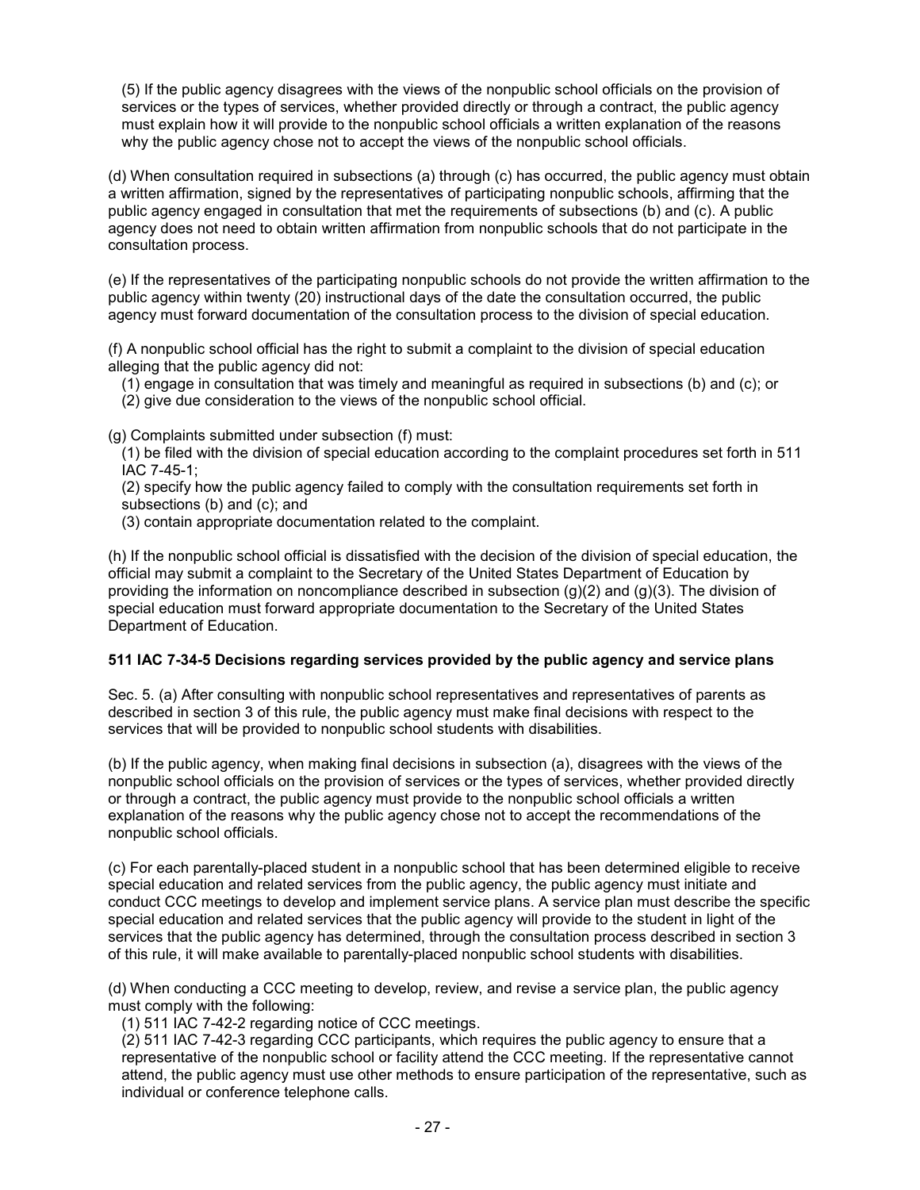(5) If the public agency disagrees with the views of the nonpublic school officials on the provision of services or the types of services, whether provided directly or through a contract, the public agency must explain how it will provide to the nonpublic school officials a written explanation of the reasons why the public agency chose not to accept the views of the nonpublic school officials.

(d) When consultation required in subsections (a) through (c) has occurred, the public agency must obtain a written affirmation, signed by the representatives of participating nonpublic schools, affirming that the public agency engaged in consultation that met the requirements of subsections (b) and (c). A public agency does not need to obtain written affirmation from nonpublic schools that do not participate in the consultation process.

(e) If the representatives of the participating nonpublic schools do not provide the written affirmation to the public agency within twenty (20) instructional days of the date the consultation occurred, the public agency must forward documentation of the consultation process to the division of special education.

(f) A nonpublic school official has the right to submit a complaint to the division of special education alleging that the public agency did not:

(1) engage in consultation that was timely and meaningful as required in subsections (b) and (c); or
(2) give due consideration to the views of the nonpublic school official.

(g) Complaints submitted under subsection (f) must:

(1) be filed with the division of special education according to the complaint procedures set forth in 511 IAC 7-45-1;
(2) specify how the public agency failed to comply with the consultation requirements set forth in subsections (b) and (c); and
(3) contain appropriate documentation related to the complaint.

(h) If the nonpublic school official is dissatisfied with the decision of the division of special education, the official may submit a complaint to the Secretary of the United States Department of Education by providing the information on noncompliance described in subsection (g)(2) and (g)(3). The division of special education must forward appropriate documentation to the Secretary of the United States Department of Education.

**511 IAC 7-34-5 Decisions regarding services provided by the public agency and service plans**

Sec. 5. (a) After consulting with nonpublic school representatives and representatives of parents as described in section 3 of this rule, the public agency must make final decisions with respect to the services that will be provided to nonpublic school students with disabilities.

(b) If the public agency, when making final decisions in subsection (a), disagrees with the views of the nonpublic school officials on the provision of services or the types of services, whether provided directly or through a contract, the public agency must provide to the nonpublic school officials a written explanation of the reasons why the public agency chose not to accept the recommendations of the nonpublic school officials.

(c) For each parentally-placed student in a nonpublic school that has been determined eligible to receive special education and related services from the public agency, the public agency must initiate and conduct CCC meetings to develop and implement service plans. A service plan must describe the specific special education and related services that the public agency will provide to the student in light of the services that the public agency has determined, through the consultation process described in section 3 of this rule, it will make available to parentally-placed nonpublic school students with disabilities.

(d) When conducting a CCC meeting to develop, review, and revise a service plan, the public agency must comply with the following:

(1) 511 IAC 7-42-2 regarding notice of CCC meetings.
(2) 511 IAC 7-42-3 regarding CCC participants, which requires the public agency to ensure that a representative of the nonpublic school or facility attend the CCC meeting. If the representative cannot attend, the public agency must use other methods to ensure participation of the representative, such as individual or conference telephone calls.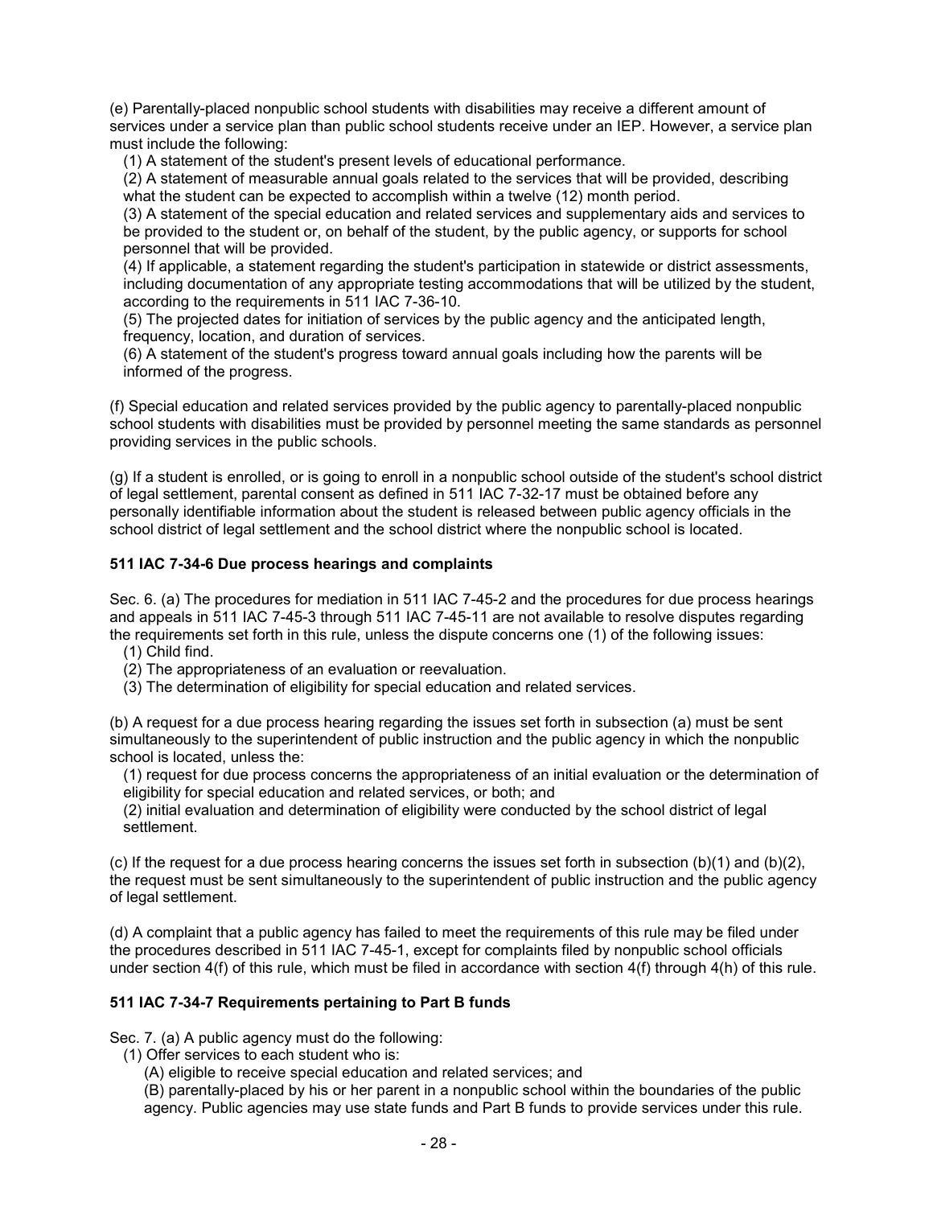(e) Parentally-placed nonpublic school students with disabilities may receive a different amount of services under a service plan than public school students receive under an IEP. However, a service plan must include the following:

(1) A statement of the student's present levels of educational performance.

(2) A statement of measurable annual goals related to the services that will be provided, describing what the student can be expected to accomplish within a twelve (12) month period.

(3) A statement of the special education and related services and supplementary aids and services to be provided to the student or, on behalf of the student, by the public agency, or supports for school personnel that will be provided.

(4) If applicable, a statement regarding the student's participation in statewide or district assessments, including documentation of any appropriate testing accommodations that will be utilized by the student, according to the requirements in 511 IAC 7-36-10.

(5) The projected dates for initiation of services by the public agency and the anticipated length, frequency, location, and duration of services.

(6) A statement of the student's progress toward annual goals including how the parents will be informed of the progress.

(f) Special education and related services provided by the public agency to parentally-placed nonpublic school students with disabilities must be provided by personnel meeting the same standards as personnel providing services in the public schools.

(g) If a student is enrolled, or is going to enroll in a nonpublic school outside of the student's school district of legal settlement, parental consent as defined in 511 IAC 7-32-17 must be obtained before any personally identifiable information about the student is released between public agency officials in the school district of legal settlement and the school district where the nonpublic school is located.

### 511 IAC 7-34-6 Due process hearings and complaints

Sec. 6. (a) The procedures for mediation in 511 IAC 7-45-2 and the procedures for due process hearings and appeals in 511 IAC 7-45-3 through 511 IAC 7-45-11 are not available to resolve disputes regarding the requirements set forth in this rule, unless the dispute concerns one (1) of the following issues:

(1) Child find.

(2) The appropriateness of an evaluation or reevaluation.

(3) The determination of eligibility for special education and related services.

(b) A request for a due process hearing regarding the issues set forth in subsection (a) must be sent simultaneously to the superintendent of public instruction and the public agency in which the nonpublic school is located, unless the:

(1) request for due process concerns the appropriateness of an initial evaluation or the determination of eligibility for special education and related services, or both; and

(2) initial evaluation and determination of eligibility were conducted by the school district of legal settlement.

(c) If the request for a due process hearing concerns the issues set forth in subsection (b)(1) and (b)(2), the request must be sent simultaneously to the superintendent of public instruction and the public agency of legal settlement.

(d) A complaint that a public agency has failed to meet the requirements of this rule may be filed under the procedures described in 511 IAC 7-45-1, except for complaints filed by nonpublic school officials under section 4(f) of this rule, which must be filed in accordance with section 4(f) through 4(h) of this rule.

### 511 IAC 7-34-7 Requirements pertaining to Part B funds

Sec. 7. (a) A public agency must do the following:

(1) Offer services to each student who is:

(A) eligible to receive special education and related services; and

(B) parentally-placed by his or her parent in a nonpublic school within the boundaries of the public agency. Public agencies may use state funds and Part B funds to provide services under this rule.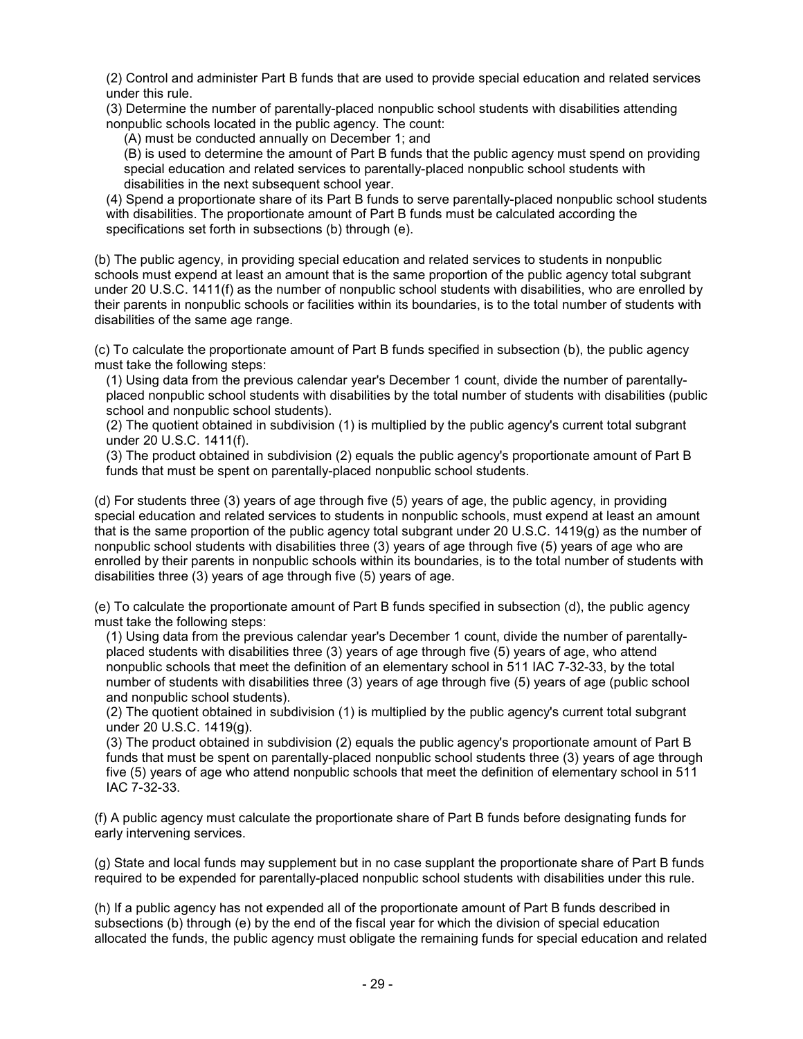(2) Control and administer Part B funds that are used to provide special education and related services under this rule.

(3) Determine the number of parentally-placed nonpublic school students with disabilities attending nonpublic schools located in the public agency. The count:

(A) must be conducted annually on December 1; and

(B) is used to determine the amount of Part B funds that the public agency must spend on providing special education and related services to parentally-placed nonpublic school students with disabilities in the next subsequent school year.

(4) Spend a proportionate share of its Part B funds to serve parentally-placed nonpublic school students with disabilities. The proportionate amount of Part B funds must be calculated according the specifications set forth in subsections (b) through (e).

(b) The public agency, in providing special education and related services to students in nonpublic schools must expend at least an amount that is the same proportion of the public agency total subgrant under 20 U.S.C. 1411(f) as the number of nonpublic school students with disabilities, who are enrolled by their parents in nonpublic schools or facilities within its boundaries, is to the total number of students with disabilities of the same age range.

(c) To calculate the proportionate amount of Part B funds specified in subsection (b), the public agency must take the following steps:

(1) Using data from the previous calendar year's December 1 count, divide the number of parentally-placed nonpublic school students with disabilities by the total number of students with disabilities (public school and nonpublic school students).

(2) The quotient obtained in subdivision (1) is multiplied by the public agency's current total subgrant under 20 U.S.C. 1411(f).

(3) The product obtained in subdivision (2) equals the public agency's proportionate amount of Part B funds that must be spent on parentally-placed nonpublic school students.

(d) For students three (3) years of age through five (5) years of age, the public agency, in providing special education and related services to students in nonpublic schools, must expend at least an amount that is the same proportion of the public agency total subgrant under 20 U.S.C. 1419(g) as the number of nonpublic school students with disabilities three (3) years of age through five (5) years of age who are enrolled by their parents in nonpublic schools within its boundaries, is to the total number of students with disabilities three (3) years of age through five (5) years of age.

(e) To calculate the proportionate amount of Part B funds specified in subsection (d), the public agency must take the following steps:

(1) Using data from the previous calendar year's December 1 count, divide the number of parentally-placed students with disabilities three (3) years of age through five (5) years of age, who attend nonpublic schools that meet the definition of an elementary school in 511 IAC 7-32-33, by the total number of students with disabilities three (3) years of age through five (5) years of age (public school and nonpublic school students).

(2) The quotient obtained in subdivision (1) is multiplied by the public agency's current total subgrant under 20 U.S.C. 1419(g).

(3) The product obtained in subdivision (2) equals the public agency's proportionate amount of Part B funds that must be spent on parentally-placed nonpublic school students three (3) years of age through five (5) years of age who attend nonpublic schools that meet the definition of elementary school in 511 IAC 7-32-33.

(f) A public agency must calculate the proportionate share of Part B funds before designating funds for early intervening services.

(g) State and local funds may supplement but in no case supplant the proportionate share of Part B funds required to be expended for parentally-placed nonpublic school students with disabilities under this rule.

(h) If a public agency has not expended all of the proportionate amount of Part B funds described in subsections (b) through (e) by the end of the fiscal year for which the division of special education allocated the funds, the public agency must obligate the remaining funds for special education and related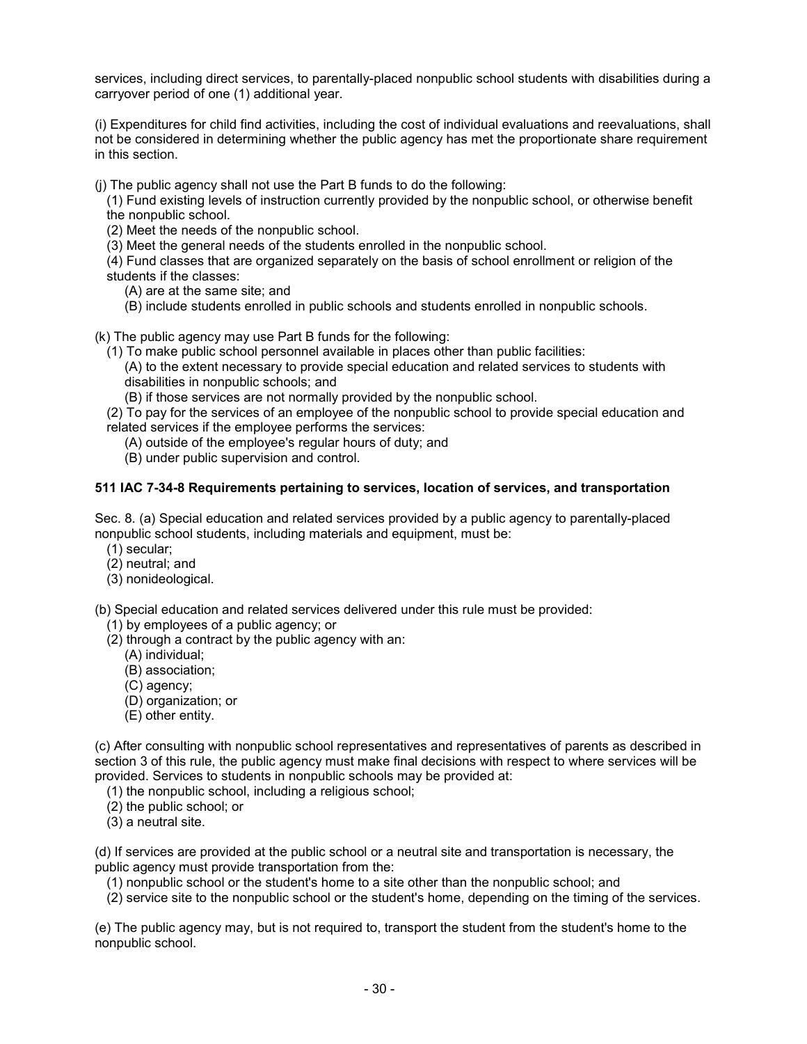services, including direct services, to parentally-placed nonpublic school students with disabilities during a carryover period of one (1) additional year.

(i) Expenditures for child find activities, including the cost of individual evaluations and reevaluations, shall not be considered in determining whether the public agency has met the proportionate share requirement in this section.

(j) The public agency shall not use the Part B funds to do the following:

- (1) Fund existing levels of instruction currently provided by the nonpublic school, or otherwise benefit the nonpublic school.
- (2) Meet the needs of the nonpublic school.
- (3) Meet the general needs of the students enrolled in the nonpublic school.
- (4) Fund classes that are organized separately on the basis of school enrollment or religion of the students if the classes:
  - (A) are at the same site; and
  - (B) include students enrolled in public schools and students enrolled in nonpublic schools.

(k) The public agency may use Part B funds for the following:

- (1) To make public school personnel available in places other than public facilities:
  - (A) to the extent necessary to provide special education and related services to students with disabilities in nonpublic schools; and
  - (B) if those services are not normally provided by the nonpublic school.
- (2) To pay for the services of an employee of the nonpublic school to provide special education and related services if the employee performs the services:
  - (A) outside of the employee's regular hours of duty; and
  - (B) under public supervision and control.

**511 IAC 7-34-8 Requirements pertaining to services, location of services, and transportation**

Sec. 8. (a) Special education and related services provided by a public agency to parentally-placed nonpublic school students, including materials and equipment, must be:

- (1) secular;
- (2) neutral; and
- (3) nonideological.

(b) Special education and related services delivered under this rule must be provided:

- (1) by employees of a public agency; or
- (2) through a contract by the public agency with an:
  - (A) individual;
  - (B) association;
  - (C) agency;
  - (D) organization; or
  - (E) other entity.

(c) After consulting with nonpublic school representatives and representatives of parents as described in section 3 of this rule, the public agency must make final decisions with respect to where services will be provided. Services to students in nonpublic schools may be provided at:

- (1) the nonpublic school, including a religious school;
- (2) the public school; or
- (3) a neutral site.

(d) If services are provided at the public school or a neutral site and transportation is necessary, the public agency must provide transportation from the:

- (1) nonpublic school or the student's home to a site other than the nonpublic school; and
- (2) service site to the nonpublic school or the student's home, depending on the timing of the services.

(e) The public agency may, but is not required to, transport the student from the student's home to the nonpublic school.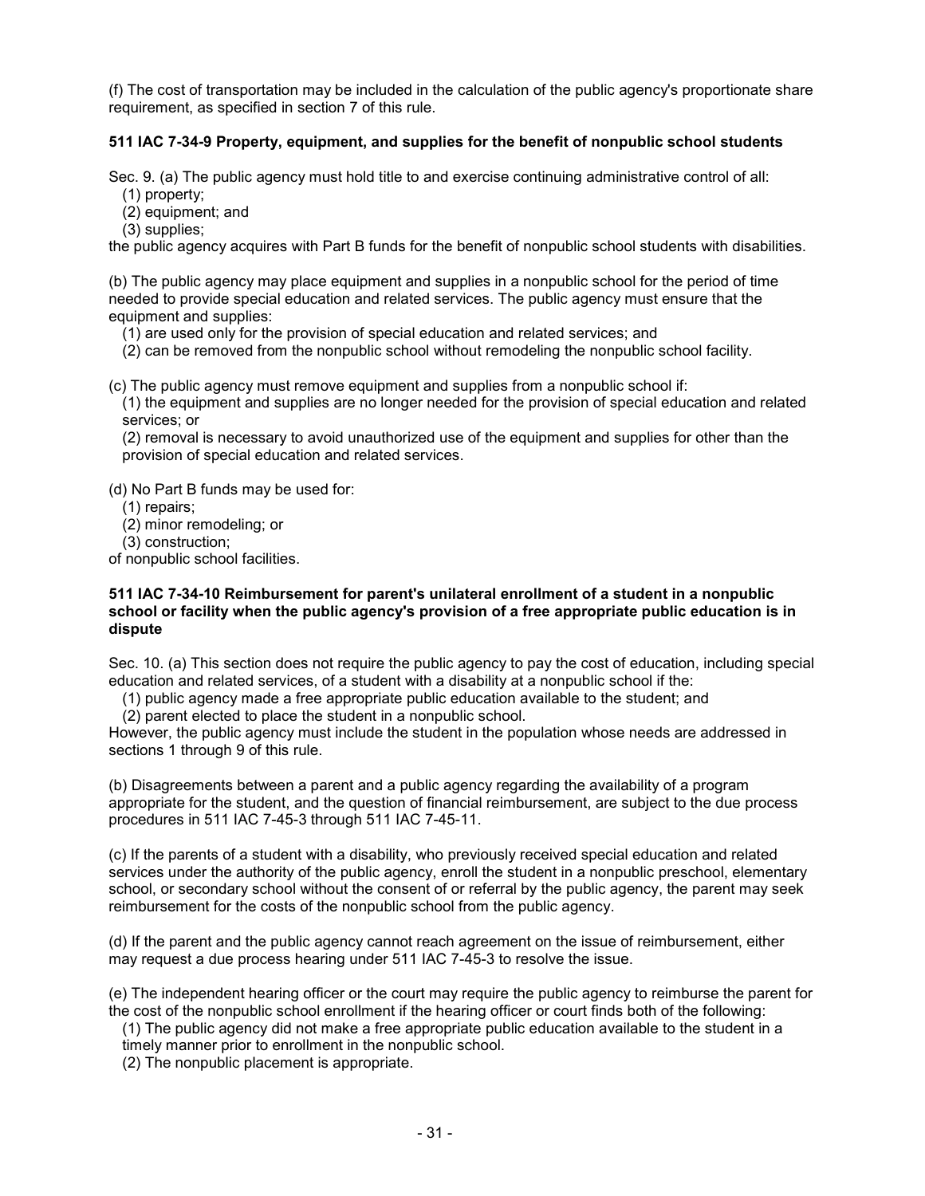(f) The cost of transportation may be included in the calculation of the public agency's proportionate share requirement, as specified in section 7 of this rule.

### 511 IAC 7-34-9 Property, equipment, and supplies for the benefit of nonpublic school students

Sec. 9. (a) The public agency must hold title to and exercise continuing administrative control of all:

(1) property;
(2) equipment; and
(3) supplies;

the public agency acquires with Part B funds for the benefit of nonpublic school students with disabilities.

(b) The public agency may place equipment and supplies in a nonpublic school for the period of time needed to provide special education and related services. The public agency must ensure that the equipment and supplies:

(1) are used only for the provision of special education and related services; and
(2) can be removed from the nonpublic school without remodeling the nonpublic school facility.

(c) The public agency must remove equipment and supplies from a nonpublic school if:

(1) the equipment and supplies are no longer needed for the provision of special education and related services; or
(2) removal is necessary to avoid unauthorized use of the equipment and supplies for other than the provision of special education and related services.

(d) No Part B funds may be used for:

(1) repairs;
(2) minor remodeling; or
(3) construction;

of nonpublic school facilities.

### 511 IAC 7-34-10 Reimbursement for parent's unilateral enrollment of a student in a nonpublic school or facility when the public agency's provision of a free appropriate public education is in dispute

Sec. 10. (a) This section does not require the public agency to pay the cost of education, including special education and related services, of a student with a disability at a nonpublic school if the:

(1) public agency made a free appropriate public education available to the student; and
(2) parent elected to place the student in a nonpublic school.

However, the public agency must include the student in the population whose needs are addressed in sections 1 through 9 of this rule.

(b) Disagreements between a parent and a public agency regarding the availability of a program appropriate for the student, and the question of financial reimbursement, are subject to the due process procedures in 511 IAC 7-45-3 through 511 IAC 7-45-11.

(c) If the parents of a student with a disability, who previously received special education and related services under the authority of the public agency, enroll the student in a nonpublic preschool, elementary school, or secondary school without the consent of or referral by the public agency, the parent may seek reimbursement for the costs of the nonpublic school from the public agency.

(d) If the parent and the public agency cannot reach agreement on the issue of reimbursement, either may request a due process hearing under 511 IAC 7-45-3 to resolve the issue.

(e) The independent hearing officer or the court may require the public agency to reimburse the parent for the cost of the nonpublic school enrollment if the hearing officer or court finds both of the following:

(1) The public agency did not make a free appropriate public education available to the student in a timely manner prior to enrollment in the nonpublic school.
(2) The nonpublic placement is appropriate.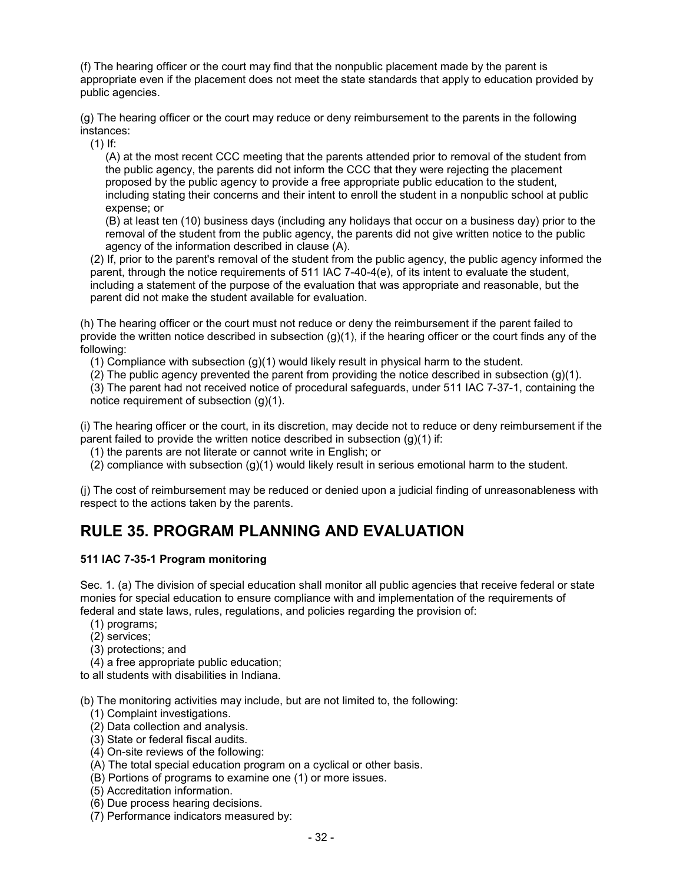(f) The hearing officer or the court may find that the nonpublic placement made by the parent is appropriate even if the placement does not meet the state standards that apply to education provided by public agencies.

(g) The hearing officer or the court may reduce or deny reimbursement to the parents in the following instances:

(1) If:

(A) at the most recent CCC meeting that the parents attended prior to removal of the student from the public agency, the parents did not inform the CCC that they were rejecting the placement proposed by the public agency to provide a free appropriate public education to the student, including stating their concerns and their intent to enroll the student in a nonpublic school at public expense; or

(B) at least ten (10) business days (including any holidays that occur on a business day) prior to the removal of the student from the public agency, the parents did not give written notice to the public agency of the information described in clause (A).

(2) If, prior to the parent's removal of the student from the public agency, the public agency informed the parent, through the notice requirements of 511 IAC 7-40-4(e), of its intent to evaluate the student, including a statement of the purpose of the evaluation that was appropriate and reasonable, but the parent did not make the student available for evaluation.

(h) The hearing officer or the court must not reduce or deny the reimbursement if the parent failed to provide the written notice described in subsection (g)(1), if the hearing officer or the court finds any of the following:

(1) Compliance with subsection (g)(1) would likely result in physical harm to the student.

(2) The public agency prevented the parent from providing the notice described in subsection (g)(1).

(3) The parent had not received notice of procedural safeguards, under 511 IAC 7-37-1, containing the notice requirement of subsection (g)(1).

(i) The hearing officer or the court, in its discretion, may decide not to reduce or deny reimbursement if the parent failed to provide the written notice described in subsection (g)(1) if:

(1) the parents are not literate or cannot write in English; or

(2) compliance with subsection (g)(1) would likely result in serious emotional harm to the student.

(j) The cost of reimbursement may be reduced or denied upon a judicial finding of unreasonableness with respect to the actions taken by the parents.

# RULE 35. PROGRAM PLANNING AND EVALUATION

**511 IAC 7-35-1 Program monitoring**

Sec. 1. (a) The division of special education shall monitor all public agencies that receive federal or state monies for special education to ensure compliance with and implementation of the requirements of federal and state laws, rules, regulations, and policies regarding the provision of:

(1) programs;

(2) services;

(3) protections; and

(4) a free appropriate public education;

to all students with disabilities in Indiana.

(b) The monitoring activities may include, but are not limited to, the following:

(1) Complaint investigations.

(2) Data collection and analysis.

(3) State or federal fiscal audits.

(4) On-site reviews of the following:

(A) The total special education program on a cyclical or other basis.

(B) Portions of programs to examine one (1) or more issues.

(5) Accreditation information.

(6) Due process hearing decisions.

(7) Performance indicators measured by: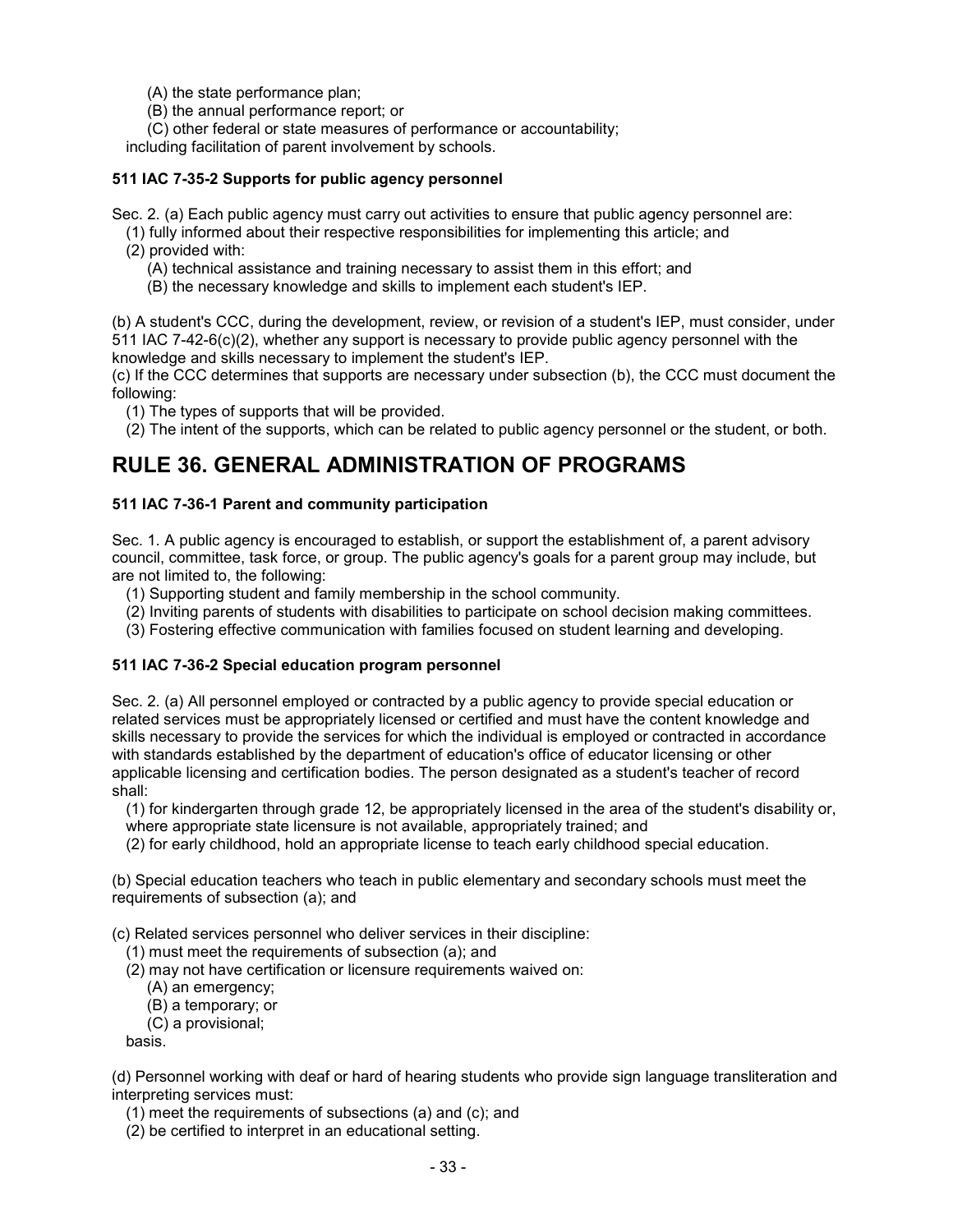(A) the state performance plan;
(B) the annual performance report; or
(C) other federal or state measures of performance or accountability;

including facilitation of parent involvement by schools.

**511 IAC 7-35-2 Supports for public agency personnel**

Sec. 2. (a) Each public agency must carry out activities to ensure that public agency personnel are:

(1) fully informed about their respective responsibilities for implementing this article; and
(2) provided with:
  (A) technical assistance and training necessary to assist them in this effort; and
  (B) the necessary knowledge and skills to implement each student's IEP.

(b) A student's CCC, during the development, review, or revision of a student's IEP, must consider, under 511 IAC 7-42-6(c)(2), whether any support is necessary to provide public agency personnel with the knowledge and skills necessary to implement the student's IEP.

(c) If the CCC determines that supports are necessary under subsection (b), the CCC must document the following:

(1) The types of supports that will be provided.
(2) The intent of the supports, which can be related to public agency personnel or the student, or both.

# RULE 36. GENERAL ADMINISTRATION OF PROGRAMS

**511 IAC 7-36-1 Parent and community participation**

Sec. 1. A public agency is encouraged to establish, or support the establishment of, a parent advisory council, committee, task force, or group. The public agency's goals for a parent group may include, but are not limited to, the following:

(1) Supporting student and family membership in the school community.
(2) Inviting parents of students with disabilities to participate on school decision making committees.
(3) Fostering effective communication with families focused on student learning and developing.

**511 IAC 7-36-2 Special education program personnel**

Sec. 2. (a) All personnel employed or contracted by a public agency to provide special education or related services must be appropriately licensed or certified and must have the content knowledge and skills necessary to provide the services for which the individual is employed or contracted in accordance with standards established by the department of education's office of educator licensing or other applicable licensing and certification bodies. The person designated as a student's teacher of record shall:

(1) for kindergarten through grade 12, be appropriately licensed in the area of the student's disability or, where appropriate state licensure is not available, appropriately trained; and
(2) for early childhood, hold an appropriate license to teach early childhood special education.

(b) Special education teachers who teach in public elementary and secondary schools must meet the requirements of subsection (a); and

(c) Related services personnel who deliver services in their discipline:

(1) must meet the requirements of subsection (a); and
(2) may not have certification or licensure requirements waived on:
  (A) an emergency;
  (B) a temporary; or
  (C) a provisional;

basis.

(d) Personnel working with deaf or hard of hearing students who provide sign language transliteration and interpreting services must:

(1) meet the requirements of subsections (a) and (c); and
(2) be certified to interpret in an educational setting.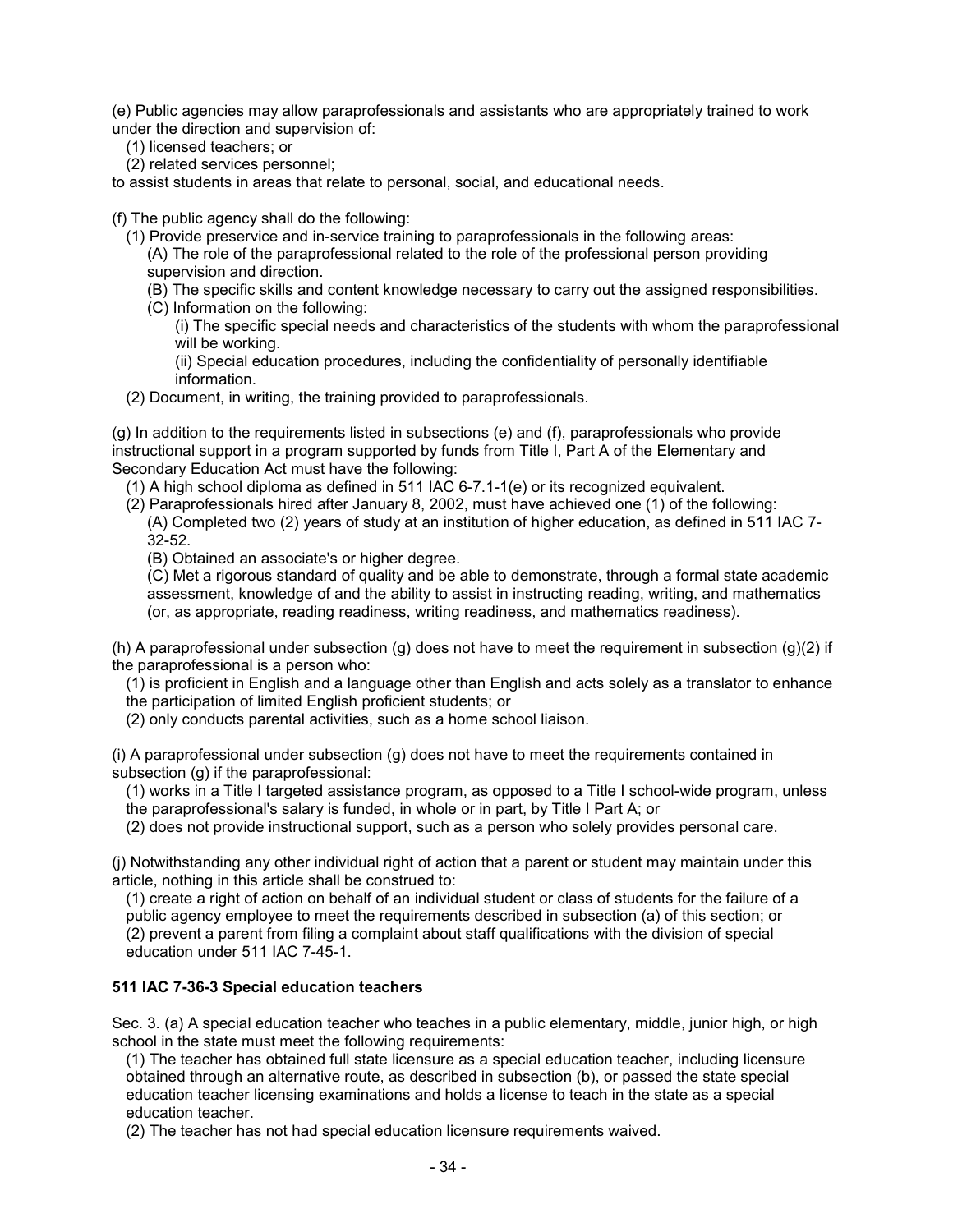(e) Public agencies may allow paraprofessionals and assistants who are appropriately trained to work under the direction and supervision of:

(1) licensed teachers; or

(2) related services personnel;

to assist students in areas that relate to personal, social, and educational needs.

(f) The public agency shall do the following:

(1) Provide preservice and in-service training to paraprofessionals in the following areas:

(A) The role of the paraprofessional related to the role of the professional person providing supervision and direction.

(B) The specific skills and content knowledge necessary to carry out the assigned responsibilities.

(C) Information on the following:

(i) The specific special needs and characteristics of the students with whom the paraprofessional will be working.

(ii) Special education procedures, including the confidentiality of personally identifiable information.

(2) Document, in writing, the training provided to paraprofessionals.

(g) In addition to the requirements listed in subsections (e) and (f), paraprofessionals who provide instructional support in a program supported by funds from Title I, Part A of the Elementary and Secondary Education Act must have the following:

(1) A high school diploma as defined in 511 IAC 6-7.1-1(e) or its recognized equivalent.

(2) Paraprofessionals hired after January 8, 2002, must have achieved one (1) of the following:

(A) Completed two (2) years of study at an institution of higher education, as defined in 511 IAC 7-32-52.

(B) Obtained an associate's or higher degree.

(C) Met a rigorous standard of quality and be able to demonstrate, through a formal state academic assessment, knowledge of and the ability to assist in instructing reading, writing, and mathematics (or, as appropriate, reading readiness, writing readiness, and mathematics readiness).

(h) A paraprofessional under subsection (g) does not have to meet the requirement in subsection (g)(2) if the paraprofessional is a person who:

(1) is proficient in English and a language other than English and acts solely as a translator to enhance the participation of limited English proficient students; or

(2) only conducts parental activities, such as a home school liaison.

(i) A paraprofessional under subsection (g) does not have to meet the requirements contained in subsection (g) if the paraprofessional:

(1) works in a Title I targeted assistance program, as opposed to a Title I school-wide program, unless the paraprofessional's salary is funded, in whole or in part, by Title I Part A; or

(2) does not provide instructional support, such as a person who solely provides personal care.

(j) Notwithstanding any other individual right of action that a parent or student may maintain under this article, nothing in this article shall be construed to:

(1) create a right of action on behalf of an individual student or class of students for the failure of a public agency employee to meet the requirements described in subsection (a) of this section; or

(2) prevent a parent from filing a complaint about staff qualifications with the division of special education under 511 IAC 7-45-1.

**511 IAC 7-36-3 Special education teachers**

Sec. 3. (a) A special education teacher who teaches in a public elementary, middle, junior high, or high school in the state must meet the following requirements:

(1) The teacher has obtained full state licensure as a special education teacher, including licensure obtained through an alternative route, as described in subsection (b), or passed the state special education teacher licensing examinations and holds a license to teach in the state as a special education teacher.

(2) The teacher has not had special education licensure requirements waived.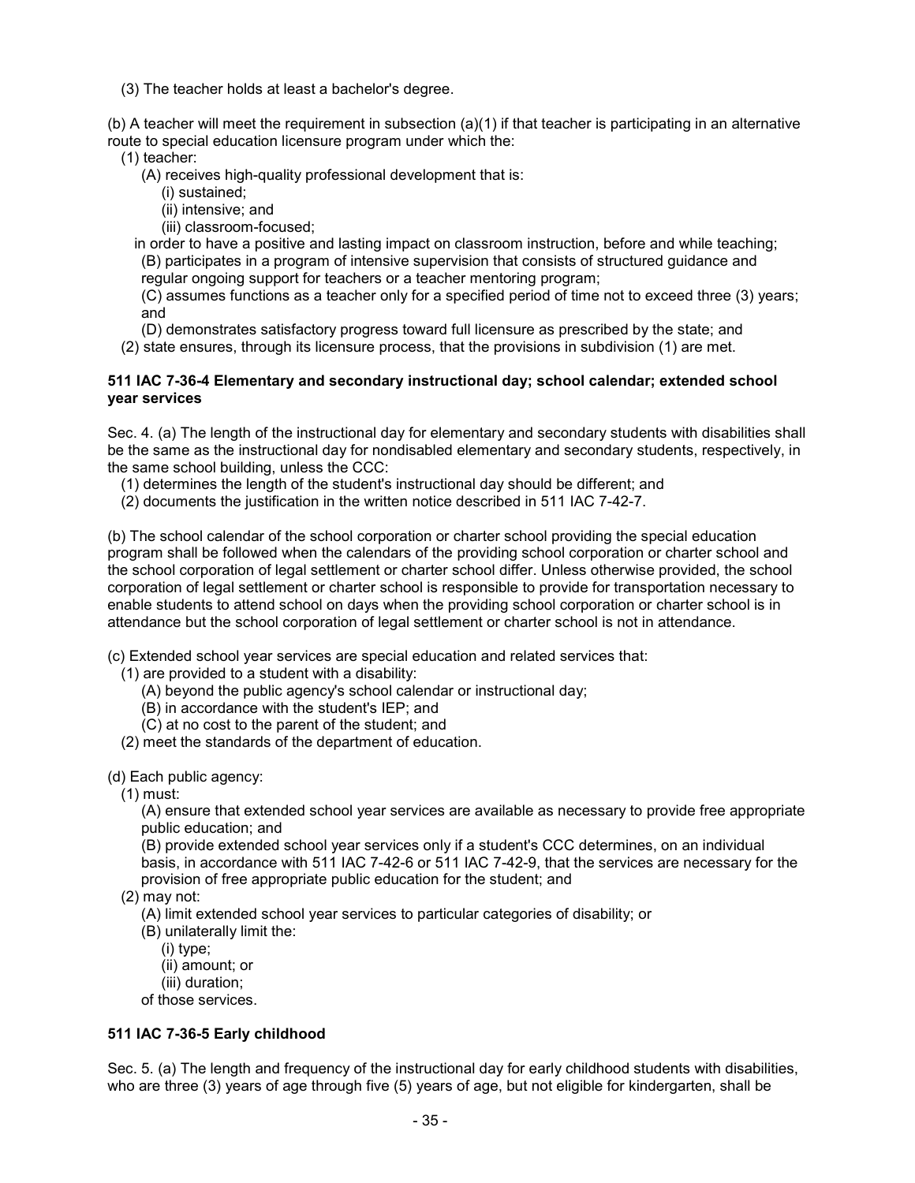(3) The teacher holds at least a bachelor's degree.

(b) A teacher will meet the requirement in subsection (a)(1) if that teacher is participating in an alternative route to special education licensure program under which the:

- (1) teacher:
  - (A) receives high-quality professional development that is:
    - (i) sustained;
    - (ii) intensive; and
    - (iii) classroom-focused;

  in order to have a positive and lasting impact on classroom instruction, before and while teaching;
  - (B) participates in a program of intensive supervision that consists of structured guidance and regular ongoing support for teachers or a teacher mentoring program;
  - (C) assumes functions as a teacher only for a specified period of time not to exceed three (3) years; and
  - (D) demonstrates satisfactory progress toward full licensure as prescribed by the state; and
- (2) state ensures, through its licensure process, that the provisions in subdivision (1) are met.

**511 IAC 7-36-4 Elementary and secondary instructional day; school calendar; extended school year services**

Sec. 4. (a) The length of the instructional day for elementary and secondary students with disabilities shall be the same as the instructional day for nondisabled elementary and secondary students, respectively, in the same school building, unless the CCC:

- (1) determines the length of the student's instructional day should be different; and
- (2) documents the justification in the written notice described in 511 IAC 7-42-7.

(b) The school calendar of the school corporation or charter school providing the special education program shall be followed when the calendars of the providing school corporation or charter school and the school corporation of legal settlement or charter school differ. Unless otherwise provided, the school corporation of legal settlement or charter school is responsible to provide for transportation necessary to enable students to attend school on days when the providing school corporation or charter school is in attendance but the school corporation of legal settlement or charter school is not in attendance.

(c) Extended school year services are special education and related services that:

- (1) are provided to a student with a disability:
  - (A) beyond the public agency's school calendar or instructional day;
  - (B) in accordance with the student's IEP; and
  - (C) at no cost to the parent of the student; and
- (2) meet the standards of the department of education.

(d) Each public agency:

- (1) must:
  - (A) ensure that extended school year services are available as necessary to provide free appropriate public education; and
  - (B) provide extended school year services only if a student's CCC determines, on an individual basis, in accordance with 511 IAC 7-42-6 or 511 IAC 7-42-9, that the services are necessary for the provision of free appropriate public education for the student; and
- (2) may not:
  - (A) limit extended school year services to particular categories of disability; or
  - (B) unilaterally limit the:
    - (i) type;
    - (ii) amount; or
    - (iii) duration;

  of those services.

**511 IAC 7-36-5 Early childhood**

Sec. 5. (a) The length and frequency of the instructional day for early childhood students with disabilities, who are three (3) years of age through five (5) years of age, but not eligible for kindergarten, shall be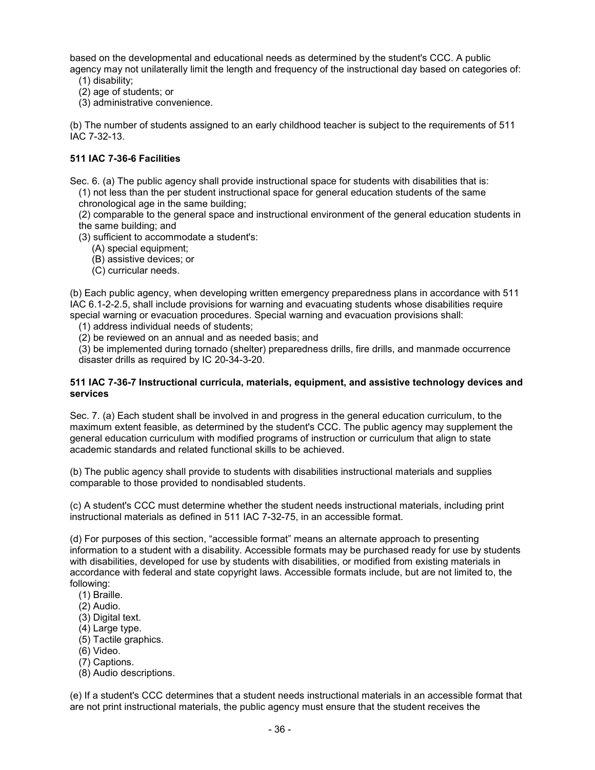based on the developmental and educational needs as determined by the student's CCC. A public agency may not unilaterally limit the length and frequency of the instructional day based on categories of:

(1) disability;
(2) age of students; or
(3) administrative convenience.

(b) The number of students assigned to an early childhood teacher is subject to the requirements of 511 IAC 7-32-13.

**511 IAC 7-36-6 Facilities**

Sec. 6. (a) The public agency shall provide instructional space for students with disabilities that is:

(1) not less than the per student instructional space for general education students of the same chronological age in the same building;
(2) comparable to the general space and instructional environment of the general education students in the same building; and
(3) sufficient to accommodate a student's:
  (A) special equipment;
  (B) assistive devices; or
  (C) curricular needs.

(b) Each public agency, when developing written emergency preparedness plans in accordance with 511 IAC 6.1-2-2.5, shall include provisions for warning and evacuating students whose disabilities require special warning or evacuation procedures. Special warning and evacuation provisions shall:

(1) address individual needs of students;
(2) be reviewed on an annual and as needed basis; and
(3) be implemented during tornado (shelter) preparedness drills, fire drills, and manmade occurrence disaster drills as required by IC 20-34-3-20.

**511 IAC 7-36-7 Instructional curricula, materials, equipment, and assistive technology devices and services**

Sec. 7. (a) Each student shall be involved in and progress in the general education curriculum, to the maximum extent feasible, as determined by the student's CCC. The public agency may supplement the general education curriculum with modified programs of instruction or curriculum that align to state academic standards and related functional skills to be achieved.

(b) The public agency shall provide to students with disabilities instructional materials and supplies comparable to those provided to nondisabled students.

(c) A student's CCC must determine whether the student needs instructional materials, including print instructional materials as defined in 511 IAC 7-32-75, in an accessible format.

(d) For purposes of this section, "accessible format" means an alternate approach to presenting information to a student with a disability. Accessible formats may be purchased ready for use by students with disabilities, developed for use by students with disabilities, or modified from existing materials in accordance with federal and state copyright laws. Accessible formats include, but are not limited to, the following:

(1) Braille.
(2) Audio.
(3) Digital text.
(4) Large type.
(5) Tactile graphics.
(6) Video.
(7) Captions.
(8) Audio descriptions.

(e) If a student's CCC determines that a student needs instructional materials in an accessible format that are not print instructional materials, the public agency must ensure that the student receives the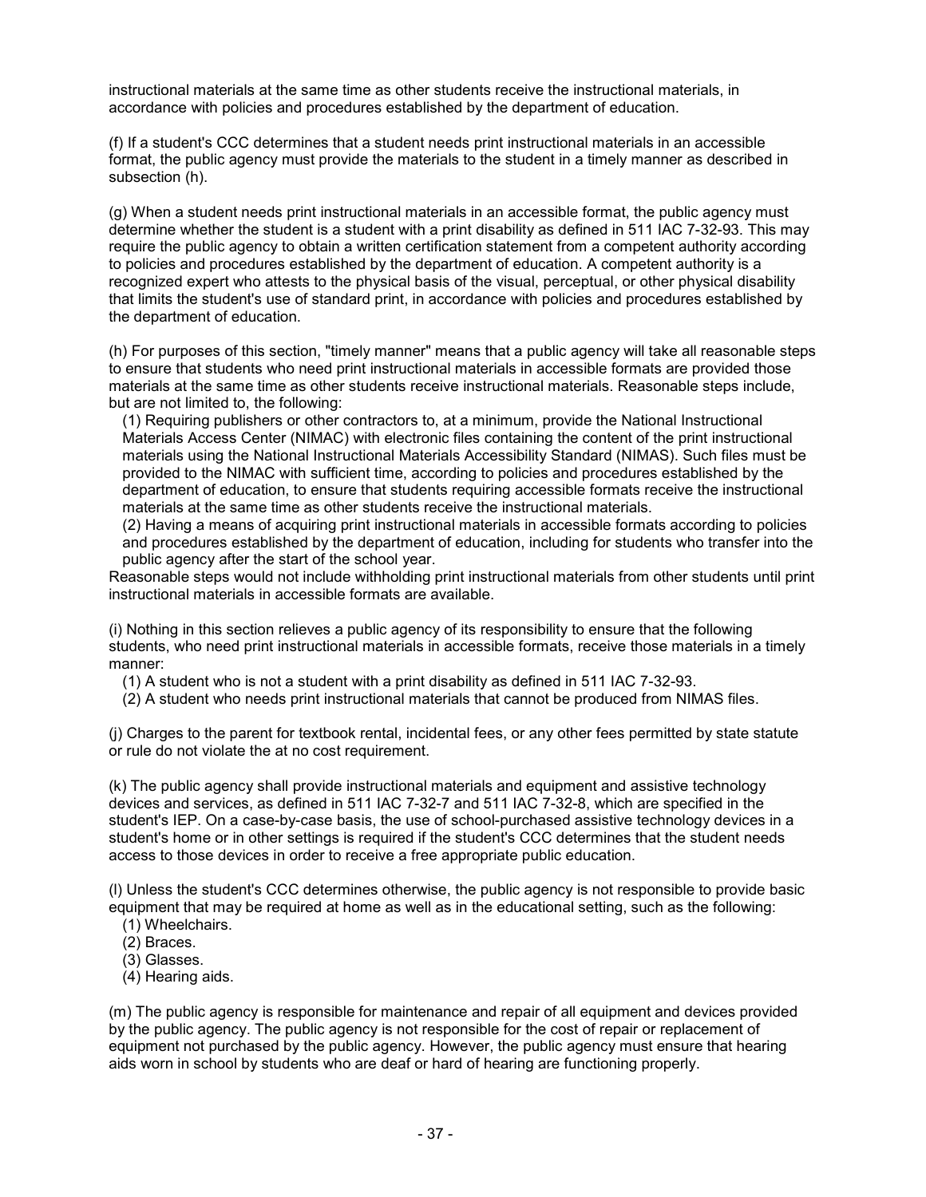instructional materials at the same time as other students receive the instructional materials, in accordance with policies and procedures established by the department of education.

(f) If a student's CCC determines that a student needs print instructional materials in an accessible format, the public agency must provide the materials to the student in a timely manner as described in subsection (h).

(g) When a student needs print instructional materials in an accessible format, the public agency must determine whether the student is a student with a print disability as defined in 511 IAC 7-32-93. This may require the public agency to obtain a written certification statement from a competent authority according to policies and procedures established by the department of education. A competent authority is a recognized expert who attests to the physical basis of the visual, perceptual, or other physical disability that limits the student's use of standard print, in accordance with policies and procedures established by the department of education.

(h) For purposes of this section, "timely manner" means that a public agency will take all reasonable steps to ensure that students who need print instructional materials in accessible formats are provided those materials at the same time as other students receive instructional materials. Reasonable steps include, but are not limited to, the following:

(1) Requiring publishers or other contractors to, at a minimum, provide the National Instructional Materials Access Center (NIMAC) with electronic files containing the content of the print instructional materials using the National Instructional Materials Accessibility Standard (NIMAS). Such files must be provided to the NIMAC with sufficient time, according to policies and procedures established by the department of education, to ensure that students requiring accessible formats receive the instructional materials at the same time as other students receive the instructional materials.

(2) Having a means of acquiring print instructional materials in accessible formats according to policies and procedures established by the department of education, including for students who transfer into the public agency after the start of the school year.

Reasonable steps would not include withholding print instructional materials from other students until print instructional materials in accessible formats are available.

(i) Nothing in this section relieves a public agency of its responsibility to ensure that the following students, who need print instructional materials in accessible formats, receive those materials in a timely manner:

(1) A student who is not a student with a print disability as defined in 511 IAC 7-32-93.

(2) A student who needs print instructional materials that cannot be produced from NIMAS files.

(j) Charges to the parent for textbook rental, incidental fees, or any other fees permitted by state statute or rule do not violate the at no cost requirement.

(k) The public agency shall provide instructional materials and equipment and assistive technology devices and services, as defined in 511 IAC 7-32-7 and 511 IAC 7-32-8, which are specified in the student's IEP. On a case-by-case basis, the use of school-purchased assistive technology devices in a student's home or in other settings is required if the student's CCC determines that the student needs access to those devices in order to receive a free appropriate public education.

(l) Unless the student's CCC determines otherwise, the public agency is not responsible to provide basic equipment that may be required at home as well as in the educational setting, such as the following:

(1) Wheelchairs.

(2) Braces.

(3) Glasses.

(4) Hearing aids.

(m) The public agency is responsible for maintenance and repair of all equipment and devices provided by the public agency. The public agency is not responsible for the cost of repair or replacement of equipment not purchased by the public agency. However, the public agency must ensure that hearing aids worn in school by students who are deaf or hard of hearing are functioning properly.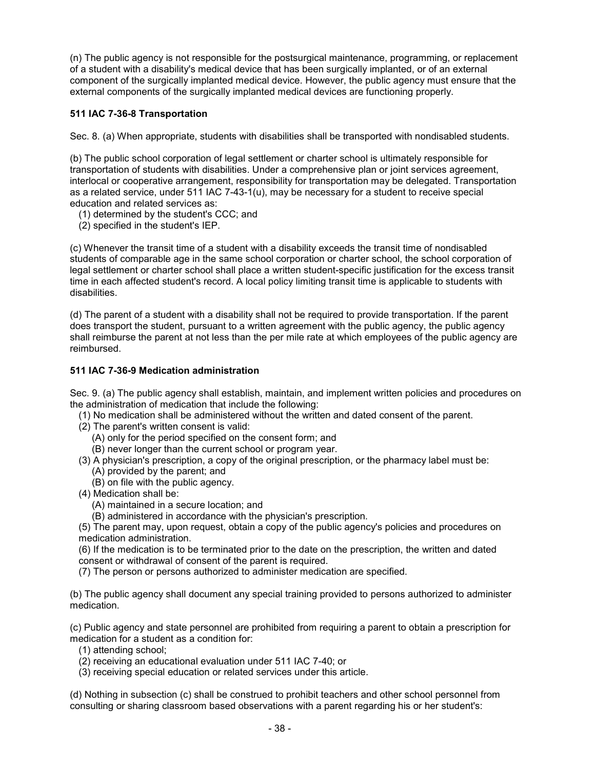(n) The public agency is not responsible for the postsurgical maintenance, programming, or replacement of a student with a disability's medical device that has been surgically implanted, or of an external component of the surgically implanted medical device. However, the public agency must ensure that the external components of the surgically implanted medical devices are functioning properly.

**511 IAC 7-36-8 Transportation**

Sec. 8. (a) When appropriate, students with disabilities shall be transported with nondisabled students.

(b) The public school corporation of legal settlement or charter school is ultimately responsible for transportation of students with disabilities. Under a comprehensive plan or joint services agreement, interlocal or cooperative arrangement, responsibility for transportation may be delegated. Transportation as a related service, under 511 IAC 7-43-1(u), may be necessary for a student to receive special education and related services as:

(1) determined by the student's CCC; and
(2) specified in the student's IEP.

(c) Whenever the transit time of a student with a disability exceeds the transit time of nondisabled students of comparable age in the same school corporation or charter school, the school corporation of legal settlement or charter school shall place a written student-specific justification for the excess transit time in each affected student's record. A local policy limiting transit time is applicable to students with disabilities.

(d) The parent of a student with a disability shall not be required to provide transportation. If the parent does transport the student, pursuant to a written agreement with the public agency, the public agency shall reimburse the parent at not less than the per mile rate at which employees of the public agency are reimbursed.

**511 IAC 7-36-9 Medication administration**

Sec. 9. (a) The public agency shall establish, maintain, and implement written policies and procedures on the administration of medication that include the following:

(1) No medication shall be administered without the written and dated consent of the parent.
(2) The parent's written consent is valid:
  (A) only for the period specified on the consent form; and
  (B) never longer than the current school or program year.
(3) A physician's prescription, a copy of the original prescription, or the pharmacy label must be:
  (A) provided by the parent; and
  (B) on file with the public agency.
(4) Medication shall be:
  (A) maintained in a secure location; and
  (B) administered in accordance with the physician's prescription.
(5) The parent may, upon request, obtain a copy of the public agency's policies and procedures on medication administration.
(6) If the medication is to be terminated prior to the date on the prescription, the written and dated consent or withdrawal of consent of the parent is required.
(7) The person or persons authorized to administer medication are specified.

(b) The public agency shall document any special training provided to persons authorized to administer medication.

(c) Public agency and state personnel are prohibited from requiring a parent to obtain a prescription for medication for a student as a condition for:

(1) attending school;
(2) receiving an educational evaluation under 511 IAC 7-40; or
(3) receiving special education or related services under this article.

(d) Nothing in subsection (c) shall be construed to prohibit teachers and other school personnel from consulting or sharing classroom based observations with a parent regarding his or her student's: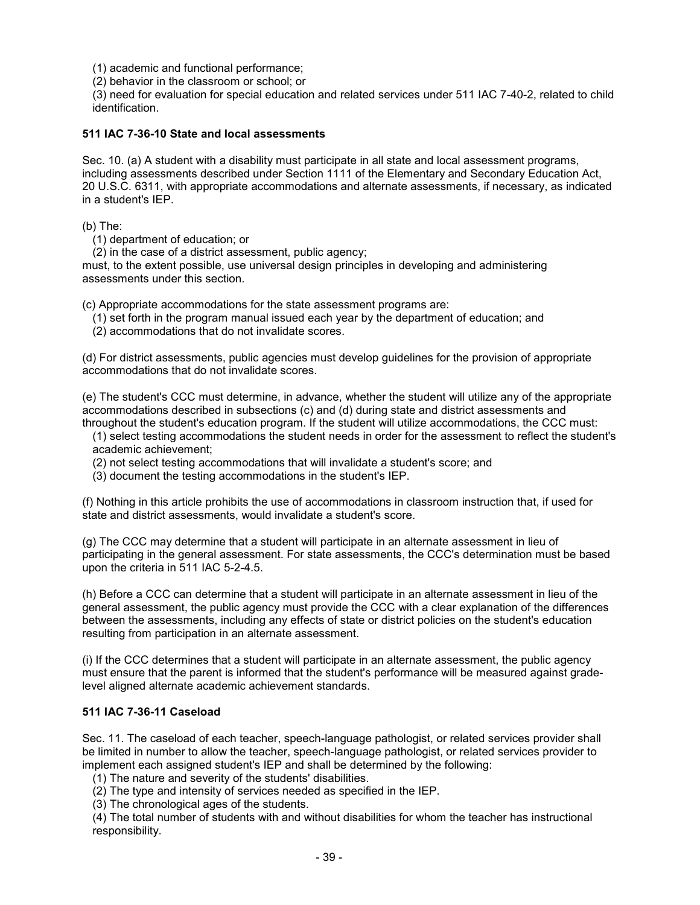(1) academic and functional performance;
(2) behavior in the classroom or school; or
(3) need for evaluation for special education and related services under 511 IAC 7-40-2, related to child identification.

**511 IAC 7-36-10 State and local assessments**

Sec. 10. (a) A student with a disability must participate in all state and local assessment programs, including assessments described under Section 1111 of the Elementary and Secondary Education Act, 20 U.S.C. 6311, with appropriate accommodations and alternate assessments, if necessary, as indicated in a student's IEP.

(b) The:
(1) department of education; or
(2) in the case of a district assessment, public agency;
must, to the extent possible, use universal design principles in developing and administering assessments under this section.

(c) Appropriate accommodations for the state assessment programs are:
(1) set forth in the program manual issued each year by the department of education; and
(2) accommodations that do not invalidate scores.

(d) For district assessments, public agencies must develop guidelines for the provision of appropriate accommodations that do not invalidate scores.

(e) The student's CCC must determine, in advance, whether the student will utilize any of the appropriate accommodations described in subsections (c) and (d) during state and district assessments and throughout the student's education program. If the student will utilize accommodations, the CCC must:
(1) select testing accommodations the student needs in order for the assessment to reflect the student's academic achievement;
(2) not select testing accommodations that will invalidate a student's score; and
(3) document the testing accommodations in the student's IEP.

(f) Nothing in this article prohibits the use of accommodations in classroom instruction that, if used for state and district assessments, would invalidate a student's score.

(g) The CCC may determine that a student will participate in an alternate assessment in lieu of participating in the general assessment. For state assessments, the CCC's determination must be based upon the criteria in 511 IAC 5-2-4.5.

(h) Before a CCC can determine that a student will participate in an alternate assessment in lieu of the general assessment, the public agency must provide the CCC with a clear explanation of the differences between the assessments, including any effects of state or district policies on the student's education resulting from participation in an alternate assessment.

(i) If the CCC determines that a student will participate in an alternate assessment, the public agency must ensure that the parent is informed that the student's performance will be measured against grade-level aligned alternate academic achievement standards.

**511 IAC 7-36-11 Caseload**

Sec. 11. The caseload of each teacher, speech-language pathologist, or related services provider shall be limited in number to allow the teacher, speech-language pathologist, or related services provider to implement each assigned student's IEP and shall be determined by the following:
(1) The nature and severity of the students' disabilities.
(2) The type and intensity of services needed as specified in the IEP.
(3) The chronological ages of the students.
(4) The total number of students with and without disabilities for whom the teacher has instructional responsibility.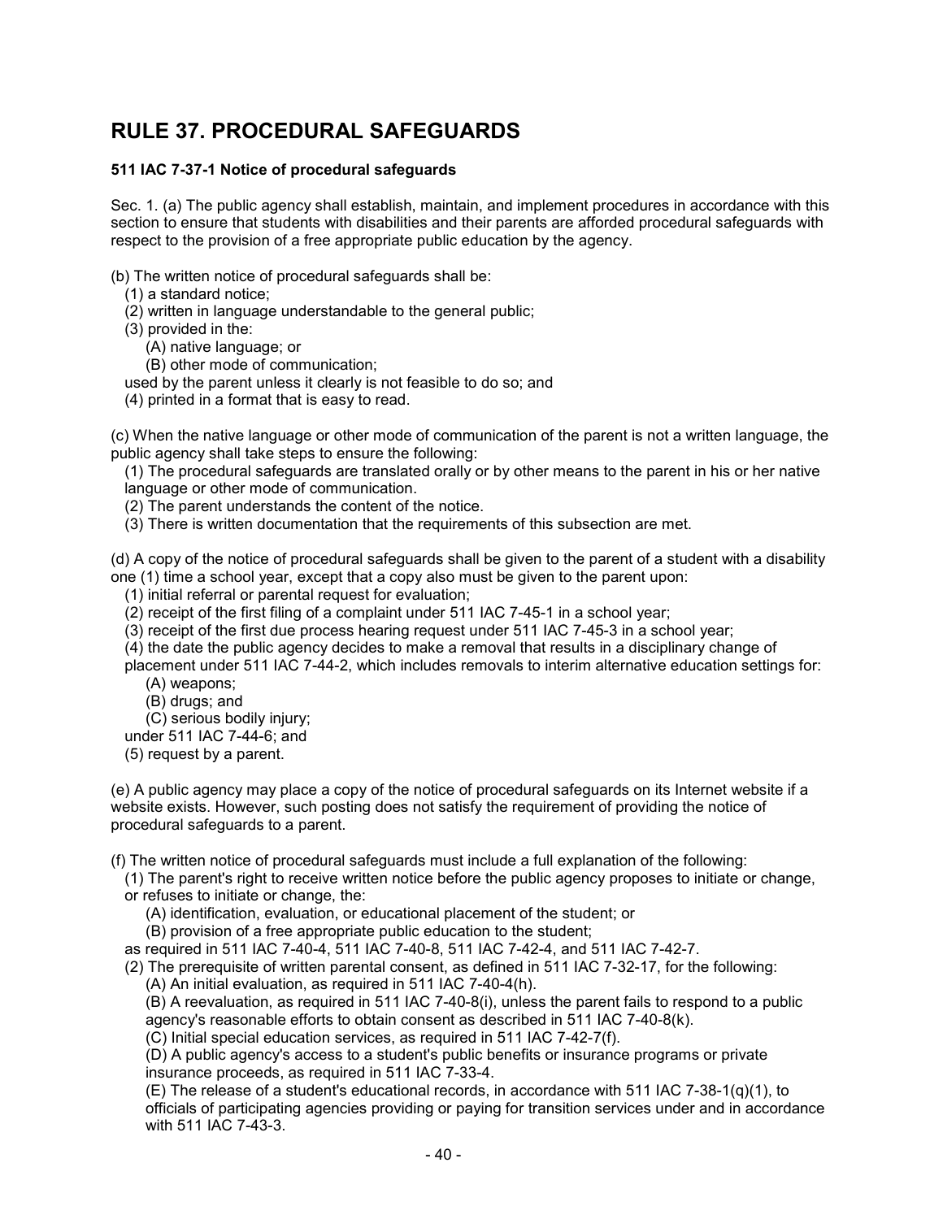# RULE 37. PROCEDURAL SAFEGUARDS

### 511 IAC 7-37-1 Notice of procedural safeguards

Sec. 1. (a) The public agency shall establish, maintain, and implement procedures in accordance with this section to ensure that students with disabilities and their parents are afforded procedural safeguards with respect to the provision of a free appropriate public education by the agency.

(b) The written notice of procedural safeguards shall be:

- (1) a standard notice;
- (2) written in language understandable to the general public;
- (3) provided in the:
  - (A) native language; or
  - (B) other mode of communication;

  used by the parent unless it clearly is not feasible to do so; and
- (4) printed in a format that is easy to read.

(c) When the native language or other mode of communication of the parent is not a written language, the public agency shall take steps to ensure the following:

- (1) The procedural safeguards are translated orally or by other means to the parent in his or her native language or other mode of communication.
- (2) The parent understands the content of the notice.
- (3) There is written documentation that the requirements of this subsection are met.

(d) A copy of the notice of procedural safeguards shall be given to the parent of a student with a disability one (1) time a school year, except that a copy also must be given to the parent upon:

- (1) initial referral or parental request for evaluation;
- (2) receipt of the first filing of a complaint under 511 IAC 7-45-1 in a school year;
- (3) receipt of the first due process hearing request under 511 IAC 7-45-3 in a school year;
- (4) the date the public agency decides to make a removal that results in a disciplinary change of placement under 511 IAC 7-44-2, which includes removals to interim alternative education settings for:
  - (A) weapons;
  - (B) drugs; and
  - (C) serious bodily injury;

  under 511 IAC 7-44-6; and
- (5) request by a parent.

(e) A public agency may place a copy of the notice of procedural safeguards on its Internet website if a website exists. However, such posting does not satisfy the requirement of providing the notice of procedural safeguards to a parent.

(f) The written notice of procedural safeguards must include a full explanation of the following:

- (1) The parent's right to receive written notice before the public agency proposes to initiate or change, or refuses to initiate or change, the:
  - (A) identification, evaluation, or educational placement of the student; or
  - (B) provision of a free appropriate public education to the student;

  as required in 511 IAC 7-40-4, 511 IAC 7-40-8, 511 IAC 7-42-4, and 511 IAC 7-42-7.
- (2) The prerequisite of written parental consent, as defined in 511 IAC 7-32-17, for the following:
  - (A) An initial evaluation, as required in 511 IAC 7-40-4(h).
  - (B) A reevaluation, as required in 511 IAC 7-40-8(i), unless the parent fails to respond to a public agency's reasonable efforts to obtain consent as described in 511 IAC 7-40-8(k).
  - (C) Initial special education services, as required in 511 IAC 7-42-7(f).
  - (D) A public agency's access to a student's public benefits or insurance programs or private insurance proceeds, as required in 511 IAC 7-33-4.
  - (E) The release of a student's educational records, in accordance with 511 IAC 7-38-1(q)(1), to officials of participating agencies providing or paying for transition services under and in accordance with 511 IAC 7-43-3.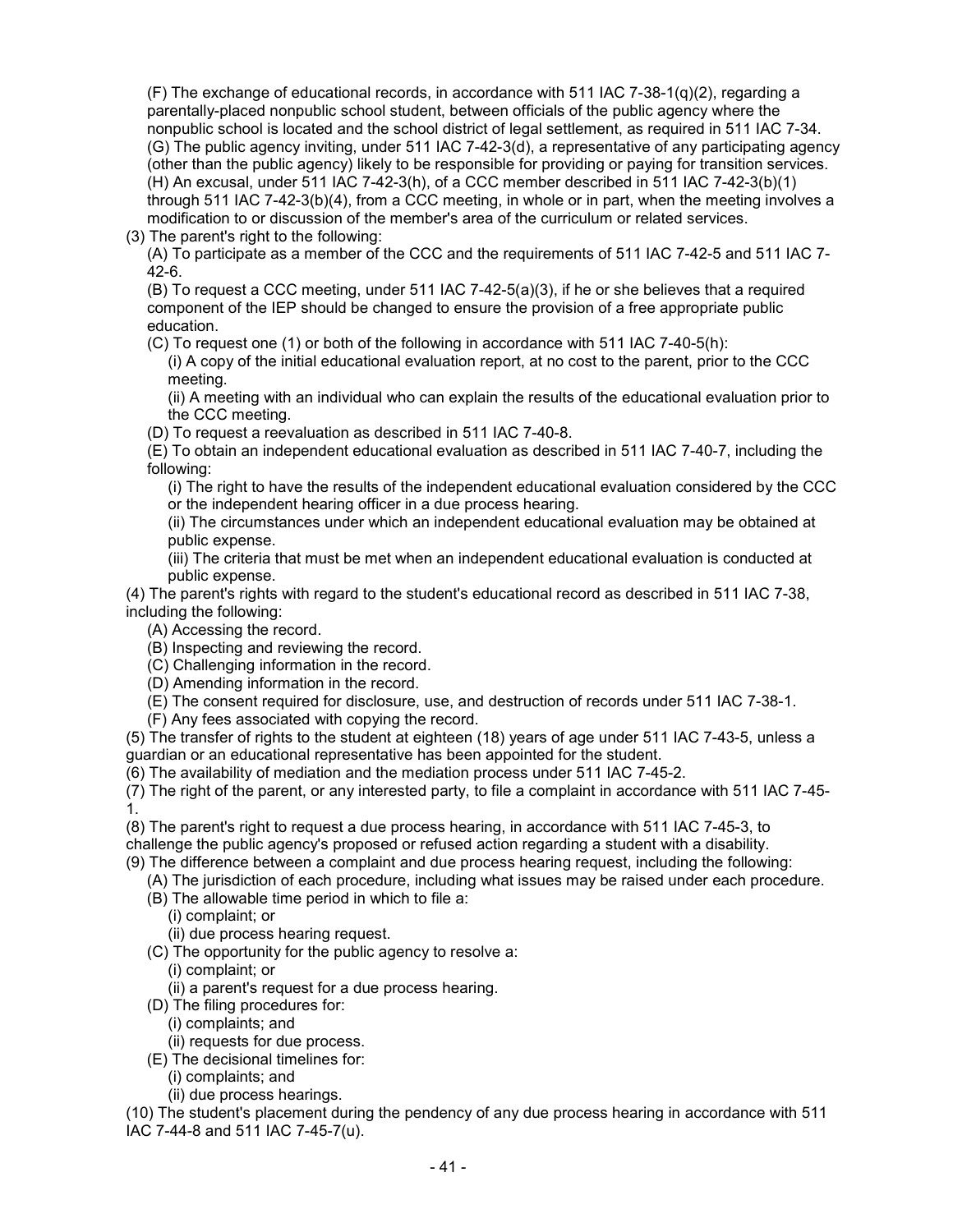(F) The exchange of educational records, in accordance with 511 IAC 7-38-1(q)(2), regarding a parentally-placed nonpublic school student, between officials of the public agency where the nonpublic school is located and the school district of legal settlement, as required in 511 IAC 7-34.

(G) The public agency inviting, under 511 IAC 7-42-3(d), a representative of any participating agency (other than the public agency) likely to be responsible for providing or paying for transition services.

(H) An excusal, under 511 IAC 7-42-3(h), of a CCC member described in 511 IAC 7-42-3(b)(1) through 511 IAC 7-42-3(b)(4), from a CCC meeting, in whole or in part, when the meeting involves a modification to or discussion of the member's area of the curriculum or related services.

(3) The parent's right to the following:

(A) To participate as a member of the CCC and the requirements of 511 IAC 7-42-5 and 511 IAC 7-42-6.

(B) To request a CCC meeting, under 511 IAC 7-42-5(a)(3), if he or she believes that a required component of the IEP should be changed to ensure the provision of a free appropriate public education.

(C) To request one (1) or both of the following in accordance with 511 IAC 7-40-5(h):

(i) A copy of the initial educational evaluation report, at no cost to the parent, prior to the CCC meeting.

(ii) A meeting with an individual who can explain the results of the educational evaluation prior to the CCC meeting.

(D) To request a reevaluation as described in 511 IAC 7-40-8.

(E) To obtain an independent educational evaluation as described in 511 IAC 7-40-7, including the following:

(i) The right to have the results of the independent educational evaluation considered by the CCC or the independent hearing officer in a due process hearing.

(ii) The circumstances under which an independent educational evaluation may be obtained at public expense.

(iii) The criteria that must be met when an independent educational evaluation is conducted at public expense.

(4) The parent's rights with regard to the student's educational record as described in 511 IAC 7-38, including the following:

(A) Accessing the record.

(B) Inspecting and reviewing the record.

(C) Challenging information in the record.

(D) Amending information in the record.

(E) The consent required for disclosure, use, and destruction of records under 511 IAC 7-38-1.

(F) Any fees associated with copying the record.

(5) The transfer of rights to the student at eighteen (18) years of age under 511 IAC 7-43-5, unless a guardian or an educational representative has been appointed for the student.

(6) The availability of mediation and the mediation process under 511 IAC 7-45-2.

(7) The right of the parent, or any interested party, to file a complaint in accordance with 511 IAC 7-45-1.

(8) The parent's right to request a due process hearing, in accordance with 511 IAC 7-45-3, to challenge the public agency's proposed or refused action regarding a student with a disability.

(9) The difference between a complaint and due process hearing request, including the following:

(A) The jurisdiction of each procedure, including what issues may be raised under each procedure.

(B) The allowable time period in which to file a:

(i) complaint; or

(ii) due process hearing request.

(C) The opportunity for the public agency to resolve a:

(i) complaint; or

(ii) a parent's request for a due process hearing.

(D) The filing procedures for:

(i) complaints; and

(ii) requests for due process.

(E) The decisional timelines for:

(i) complaints; and

(ii) due process hearings.

(10) The student's placement during the pendency of any due process hearing in accordance with 511 IAC 7-44-8 and 511 IAC 7-45-7(u).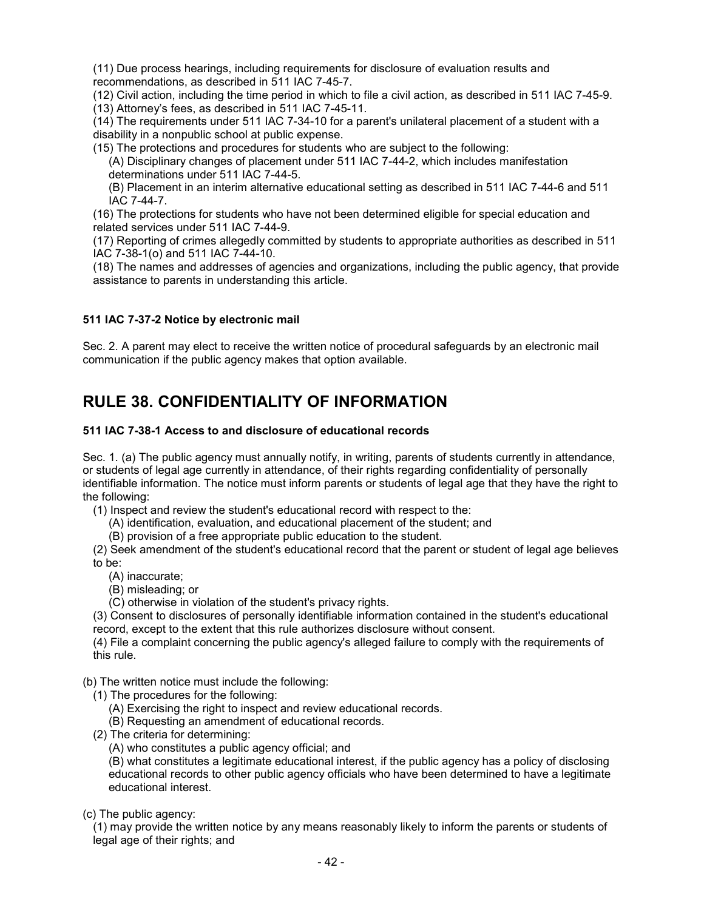(11) Due process hearings, including requirements for disclosure of evaluation results and recommendations, as described in 511 IAC 7-45-7.

(12) Civil action, including the time period in which to file a civil action, as described in 511 IAC 7-45-9.

(13) Attorney's fees, as described in 511 IAC 7-45-11.

(14) The requirements under 511 IAC 7-34-10 for a parent's unilateral placement of a student with a disability in a nonpublic school at public expense.

(15) The protections and procedures for students who are subject to the following:

(A) Disciplinary changes of placement under 511 IAC 7-44-2, which includes manifestation determinations under 511 IAC 7-44-5.

(B) Placement in an interim alternative educational setting as described in 511 IAC 7-44-6 and 511 IAC 7-44-7.

(16) The protections for students who have not been determined eligible for special education and related services under 511 IAC 7-44-9.

(17) Reporting of crimes allegedly committed by students to appropriate authorities as described in 511 IAC 7-38-1(o) and 511 IAC 7-44-10.

(18) The names and addresses of agencies and organizations, including the public agency, that provide assistance to parents in understanding this article.

#### 511 IAC 7-37-2 Notice by electronic mail

Sec. 2. A parent may elect to receive the written notice of procedural safeguards by an electronic mail communication if the public agency makes that option available.

## RULE 38. CONFIDENTIALITY OF INFORMATION

#### 511 IAC 7-38-1 Access to and disclosure of educational records

Sec. 1. (a) The public agency must annually notify, in writing, parents of students currently in attendance, or students of legal age currently in attendance, of their rights regarding confidentiality of personally identifiable information. The notice must inform parents or students of legal age that they have the right to the following:

(1) Inspect and review the student's educational record with respect to the:

(A) identification, evaluation, and educational placement of the student; and

(B) provision of a free appropriate public education to the student.

(2) Seek amendment of the student's educational record that the parent or student of legal age believes to be:

(A) inaccurate;

(B) misleading; or

(C) otherwise in violation of the student's privacy rights.

(3) Consent to disclosures of personally identifiable information contained in the student's educational record, except to the extent that this rule authorizes disclosure without consent.

(4) File a complaint concerning the public agency's alleged failure to comply with the requirements of this rule.

(b) The written notice must include the following:

(1) The procedures for the following:

(A) Exercising the right to inspect and review educational records.

(B) Requesting an amendment of educational records.

(2) The criteria for determining:

(A) who constitutes a public agency official; and

(B) what constitutes a legitimate educational interest, if the public agency has a policy of disclosing educational records to other public agency officials who have been determined to have a legitimate educational interest.

(c) The public agency:

(1) may provide the written notice by any means reasonably likely to inform the parents or students of legal age of their rights; and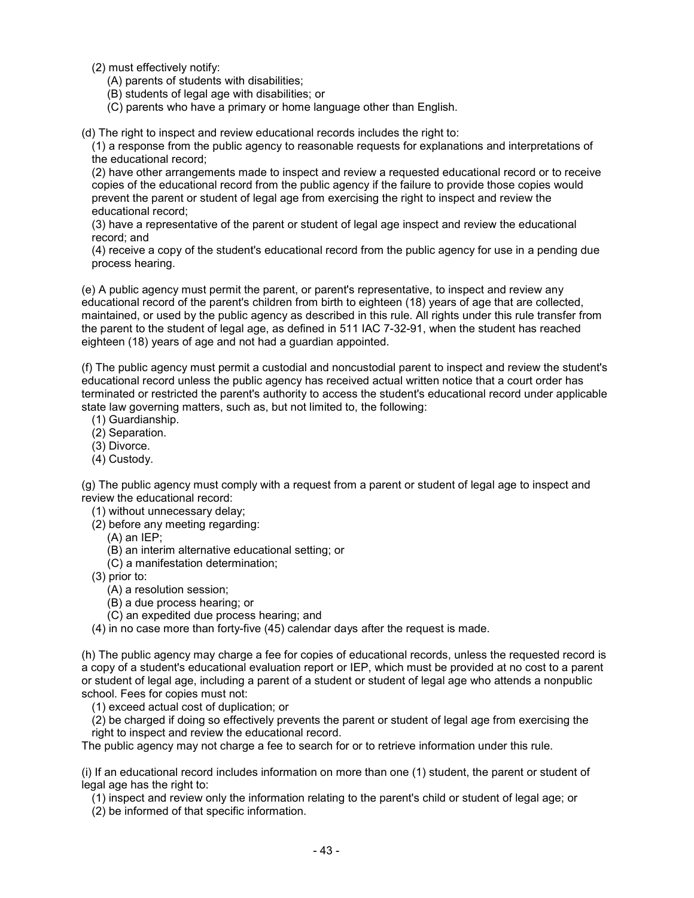(2) must effectively notify:

  (A) parents of students with disabilities;
  (B) students of legal age with disabilities; or
  (C) parents who have a primary or home language other than English.

(d) The right to inspect and review educational records includes the right to:

  (1) a response from the public agency to reasonable requests for explanations and interpretations of the educational record;
  (2) have other arrangements made to inspect and review a requested educational record or to receive copies of the educational record from the public agency if the failure to provide those copies would prevent the parent or student of legal age from exercising the right to inspect and review the educational record;
  (3) have a representative of the parent or student of legal age inspect and review the educational record; and
  (4) receive a copy of the student's educational record from the public agency for use in a pending due process hearing.

(e) A public agency must permit the parent, or parent's representative, to inspect and review any educational record of the parent's children from birth to eighteen (18) years of age that are collected, maintained, or used by the public agency as described in this rule. All rights under this rule transfer from the parent to the student of legal age, as defined in 511 IAC 7-32-91, when the student has reached eighteen (18) years of age and not had a guardian appointed.

(f) The public agency must permit a custodial and noncustodial parent to inspect and review the student's educational record unless the public agency has received actual written notice that a court order has terminated or restricted the parent's authority to access the student's educational record under applicable state law governing matters, such as, but not limited to, the following:

  (1) Guardianship.
  (2) Separation.
  (3) Divorce.
  (4) Custody.

(g) The public agency must comply with a request from a parent or student of legal age to inspect and review the educational record:

  (1) without unnecessary delay;
  (2) before any meeting regarding:
    (A) an IEP;
    (B) an interim alternative educational setting; or
    (C) a manifestation determination;
  (3) prior to:
    (A) a resolution session;
    (B) a due process hearing; or
    (C) an expedited due process hearing; and
  (4) in no case more than forty-five (45) calendar days after the request is made.

(h) The public agency may charge a fee for copies of educational records, unless the requested record is a copy of a student's educational evaluation report or IEP, which must be provided at no cost to a parent or student of legal age, including a parent of a student or student of legal age who attends a nonpublic school. Fees for copies must not:

  (1) exceed actual cost of duplication; or
  (2) be charged if doing so effectively prevents the parent or student of legal age from exercising the right to inspect and review the educational record.

The public agency may not charge a fee to search for or to retrieve information under this rule.

(i) If an educational record includes information on more than one (1) student, the parent or student of legal age has the right to:

  (1) inspect and review only the information relating to the parent's child or student of legal age; or
  (2) be informed of that specific information.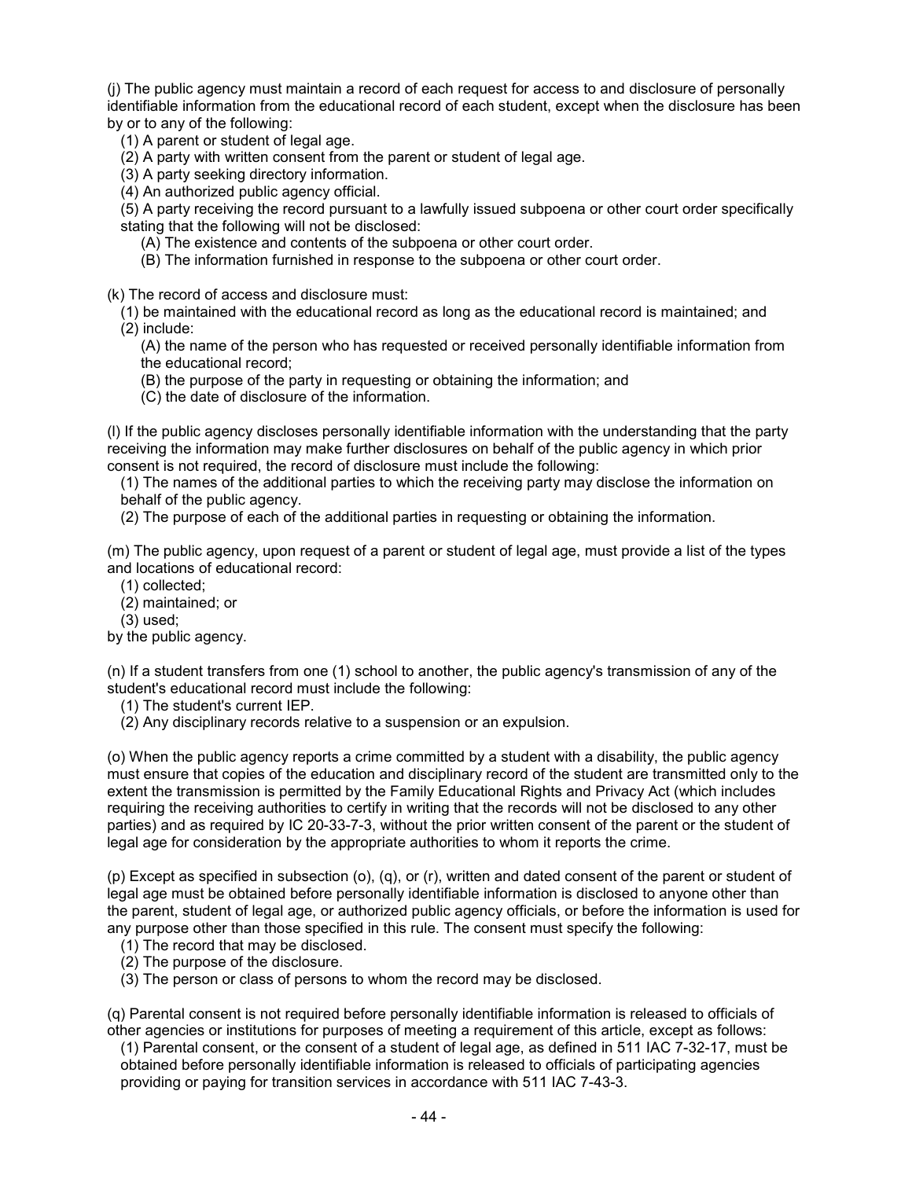(j) The public agency must maintain a record of each request for access to and disclosure of personally identifiable information from the educational record of each student, except when the disclosure has been by or to any of the following:

(1) A parent or student of legal age.
(2) A party with written consent from the parent or student of legal age.
(3) A party seeking directory information.
(4) An authorized public agency official.
(5) A party receiving the record pursuant to a lawfully issued subpoena or other court order specifically stating that the following will not be disclosed:
  (A) The existence and contents of the subpoena or other court order.
  (B) The information furnished in response to the subpoena or other court order.

(k) The record of access and disclosure must:

(1) be maintained with the educational record as long as the educational record is maintained; and
(2) include:
  (A) the name of the person who has requested or received personally identifiable information from the educational record;
  (B) the purpose of the party in requesting or obtaining the information; and
  (C) the date of disclosure of the information.

(l) If the public agency discloses personally identifiable information with the understanding that the party receiving the information may make further disclosures on behalf of the public agency in which prior consent is not required, the record of disclosure must include the following:

(1) The names of the additional parties to which the receiving party may disclose the information on behalf of the public agency.
(2) The purpose of each of the additional parties in requesting or obtaining the information.

(m) The public agency, upon request of a parent or student of legal age, must provide a list of the types and locations of educational record:

(1) collected;
(2) maintained; or
(3) used;

by the public agency.

(n) If a student transfers from one (1) school to another, the public agency's transmission of any of the student's educational record must include the following:

(1) The student's current IEP.
(2) Any disciplinary records relative to a suspension or an expulsion.

(o) When the public agency reports a crime committed by a student with a disability, the public agency must ensure that copies of the education and disciplinary record of the student are transmitted only to the extent the transmission is permitted by the Family Educational Rights and Privacy Act (which includes requiring the receiving authorities to certify in writing that the records will not be disclosed to any other parties) and as required by IC 20-33-7-3, without the prior written consent of the parent or the student of legal age for consideration by the appropriate authorities to whom it reports the crime.

(p) Except as specified in subsection (o), (q), or (r), written and dated consent of the parent or student of legal age must be obtained before personally identifiable information is disclosed to anyone other than the parent, student of legal age, or authorized public agency officials, or before the information is used for any purpose other than those specified in this rule. The consent must specify the following:

(1) The record that may be disclosed.
(2) The purpose of the disclosure.
(3) The person or class of persons to whom the record may be disclosed.

(q) Parental consent is not required before personally identifiable information is released to officials of other agencies or institutions for purposes of meeting a requirement of this article, except as follows:

(1) Parental consent, or the consent of a student of legal age, as defined in 511 IAC 7-32-17, must be obtained before personally identifiable information is released to officials of participating agencies providing or paying for transition services in accordance with 511 IAC 7-43-3.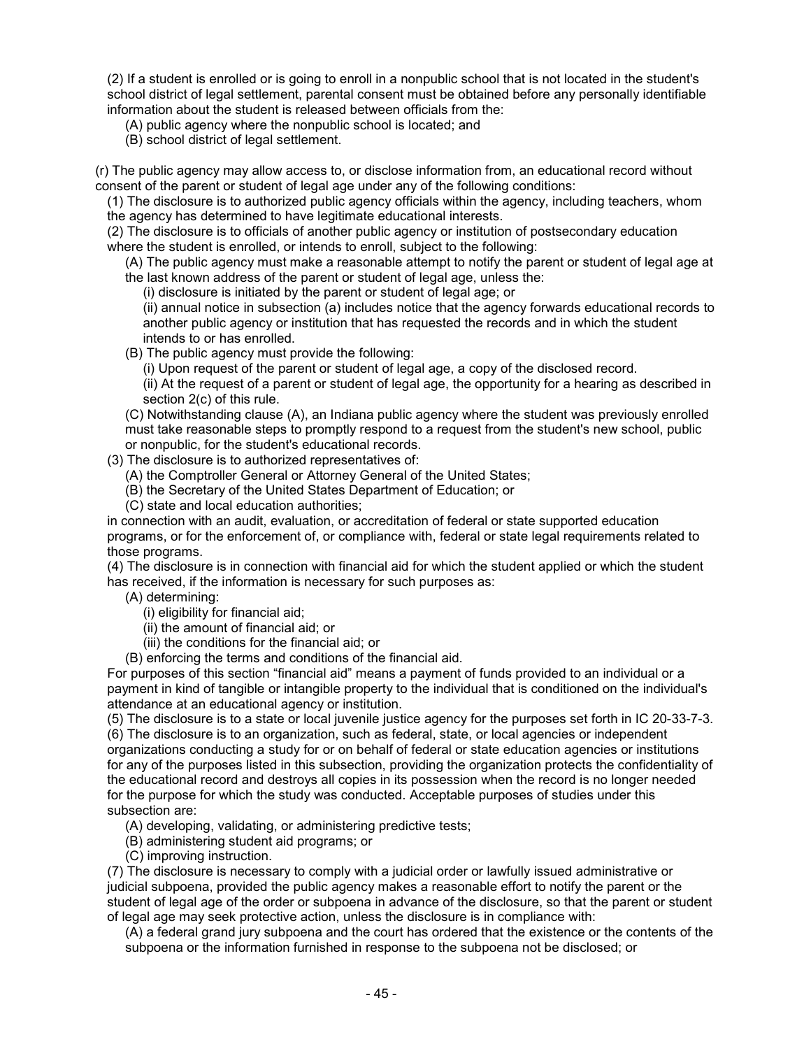(2) If a student is enrolled or is going to enroll in a nonpublic school that is not located in the student's school district of legal settlement, parental consent must be obtained before any personally identifiable information about the student is released between officials from the:

(A) public agency where the nonpublic school is located; and

(B) school district of legal settlement.

(r) The public agency may allow access to, or disclose information from, an educational record without consent of the parent or student of legal age under any of the following conditions:

(1) The disclosure is to authorized public agency officials within the agency, including teachers, whom the agency has determined to have legitimate educational interests.

(2) The disclosure is to officials of another public agency or institution of postsecondary education where the student is enrolled, or intends to enroll, subject to the following:

(A) The public agency must make a reasonable attempt to notify the parent or student of legal age at the last known address of the parent or student of legal age, unless the:

(i) disclosure is initiated by the parent or student of legal age; or

(ii) annual notice in subsection (a) includes notice that the agency forwards educational records to another public agency or institution that has requested the records and in which the student intends to or has enrolled.

(B) The public agency must provide the following:

(i) Upon request of the parent or student of legal age, a copy of the disclosed record.

(ii) At the request of a parent or student of legal age, the opportunity for a hearing as described in section 2(c) of this rule.

(C) Notwithstanding clause (A), an Indiana public agency where the student was previously enrolled must take reasonable steps to promptly respond to a request from the student's new school, public or nonpublic, for the student's educational records.

(3) The disclosure is to authorized representatives of:

(A) the Comptroller General or Attorney General of the United States;

(B) the Secretary of the United States Department of Education; or

(C) state and local education authorities;

in connection with an audit, evaluation, or accreditation of federal or state supported education programs, or for the enforcement of, or compliance with, federal or state legal requirements related to those programs.

(4) The disclosure is in connection with financial aid for which the student applied or which the student has received, if the information is necessary for such purposes as:

(A) determining:

(i) eligibility for financial aid;

(ii) the amount of financial aid; or

(iii) the conditions for the financial aid; or

(B) enforcing the terms and conditions of the financial aid.

For purposes of this section "financial aid" means a payment of funds provided to an individual or a payment in kind of tangible or intangible property to the individual that is conditioned on the individual's attendance at an educational agency or institution.

(5) The disclosure is to a state or local juvenile justice agency for the purposes set forth in IC 20-33-7-3.

(6) The disclosure is to an organization, such as federal, state, or local agencies or independent organizations conducting a study for or on behalf of federal or state education agencies or institutions for any of the purposes listed in this subsection, providing the organization protects the confidentiality of the educational record and destroys all copies in its possession when the record is no longer needed for the purpose for which the study was conducted. Acceptable purposes of studies under this subsection are:

(A) developing, validating, or administering predictive tests;

(B) administering student aid programs; or

(C) improving instruction.

(7) The disclosure is necessary to comply with a judicial order or lawfully issued administrative or judicial subpoena, provided the public agency makes a reasonable effort to notify the parent or the student of legal age of the order or subpoena in advance of the disclosure, so that the parent or student of legal age may seek protective action, unless the disclosure is in compliance with:

(A) a federal grand jury subpoena and the court has ordered that the existence or the contents of the subpoena or the information furnished in response to the subpoena not be disclosed; or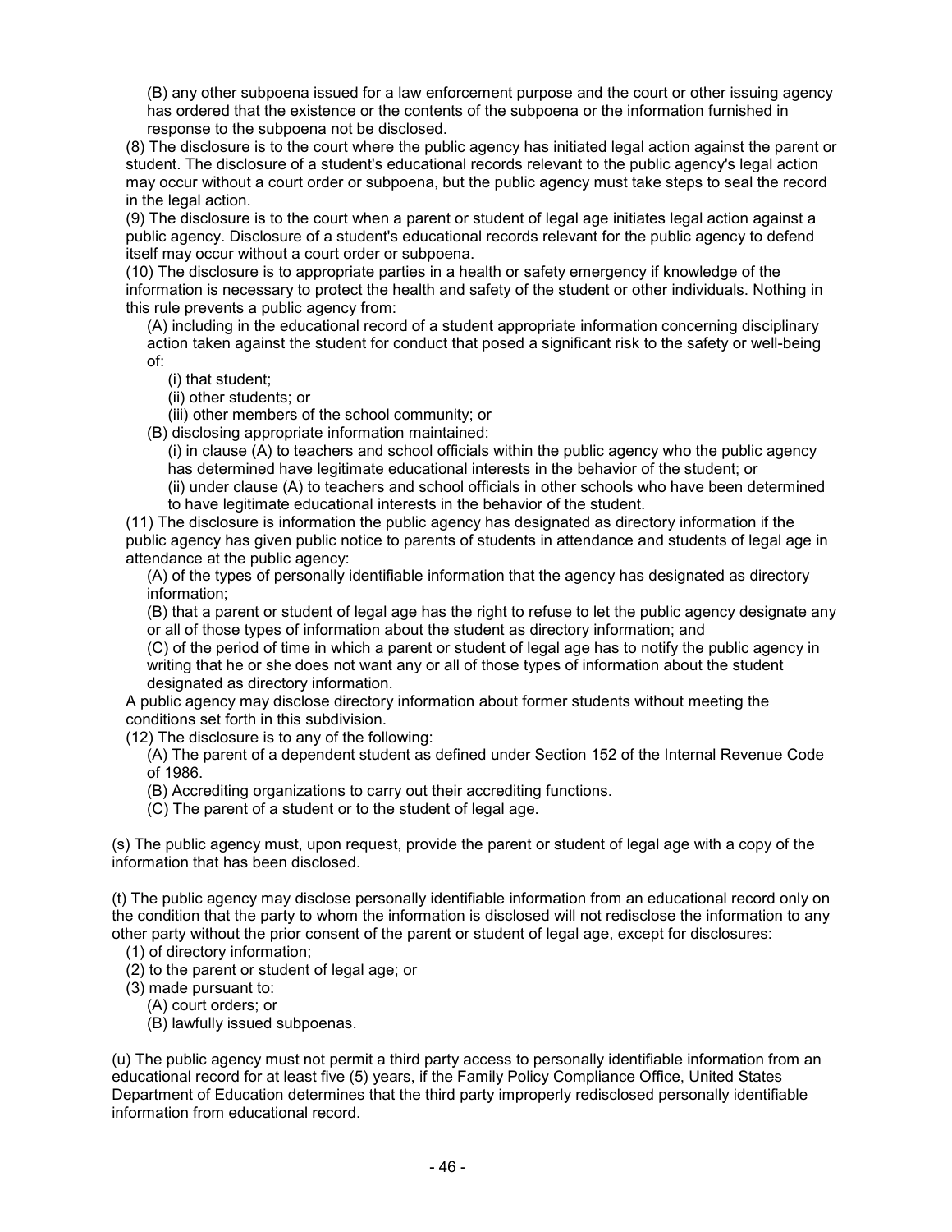(B) any other subpoena issued for a law enforcement purpose and the court or other issuing agency has ordered that the existence or the contents of the subpoena or the information furnished in response to the subpoena not be disclosed.

(8) The disclosure is to the court where the public agency has initiated legal action against the parent or student. The disclosure of a student's educational records relevant to the public agency's legal action may occur without a court order or subpoena, but the public agency must take steps to seal the record in the legal action.

(9) The disclosure is to the court when a parent or student of legal age initiates legal action against a public agency. Disclosure of a student's educational records relevant for the public agency to defend itself may occur without a court order or subpoena.

(10) The disclosure is to appropriate parties in a health or safety emergency if knowledge of the information is necessary to protect the health and safety of the student or other individuals. Nothing in this rule prevents a public agency from:

(A) including in the educational record of a student appropriate information concerning disciplinary action taken against the student for conduct that posed a significant risk to the safety or well-being of:

(i) that student;

(ii) other students; or

(iii) other members of the school community; or

(B) disclosing appropriate information maintained:

(i) in clause (A) to teachers and school officials within the public agency who the public agency has determined have legitimate educational interests in the behavior of the student; or

(ii) under clause (A) to teachers and school officials in other schools who have been determined to have legitimate educational interests in the behavior of the student.

(11) The disclosure is information the public agency has designated as directory information if the public agency has given public notice to parents of students in attendance and students of legal age in attendance at the public agency:

(A) of the types of personally identifiable information that the agency has designated as directory information;

(B) that a parent or student of legal age has the right to refuse to let the public agency designate any or all of those types of information about the student as directory information; and

(C) of the period of time in which a parent or student of legal age has to notify the public agency in writing that he or she does not want any or all of those types of information about the student designated as directory information.

A public agency may disclose directory information about former students without meeting the conditions set forth in this subdivision.

(12) The disclosure is to any of the following:

(A) The parent of a dependent student as defined under Section 152 of the Internal Revenue Code of 1986.

(B) Accrediting organizations to carry out their accrediting functions.

(C) The parent of a student or to the student of legal age.

(s) The public agency must, upon request, provide the parent or student of legal age with a copy of the information that has been disclosed.

(t) The public agency may disclose personally identifiable information from an educational record only on the condition that the party to whom the information is disclosed will not redisclose the information to any other party without the prior consent of the parent or student of legal age, except for disclosures:

(1) of directory information;

(2) to the parent or student of legal age; or

(3) made pursuant to:

(A) court orders; or

(B) lawfully issued subpoenas.

(u) The public agency must not permit a third party access to personally identifiable information from an educational record for at least five (5) years, if the Family Policy Compliance Office, United States Department of Education determines that the third party improperly redisclosed personally identifiable information from educational record.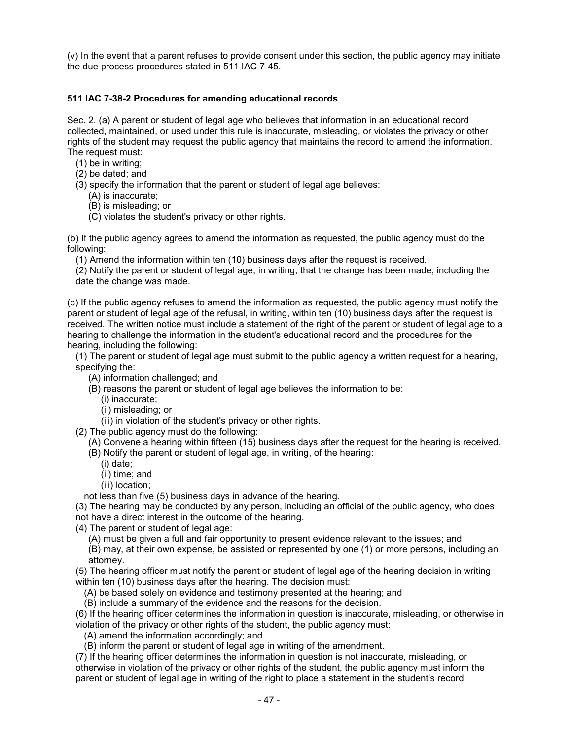(v) In the event that a parent refuses to provide consent under this section, the public agency may initiate the due process procedures stated in 511 IAC 7-45.

**511 IAC 7-38-2 Procedures for amending educational records**

Sec. 2. (a) A parent or student of legal age who believes that information in an educational record collected, maintained, or used under this rule is inaccurate, misleading, or violates the privacy or other rights of the student may request the public agency that maintains the record to amend the information. The request must:

(1) be in writing;
(2) be dated; and
(3) specify the information that the parent or student of legal age believes:
  (A) is inaccurate;
  (B) is misleading; or
  (C) violates the student's privacy or other rights.

(b) If the public agency agrees to amend the information as requested, the public agency must do the following:

(1) Amend the information within ten (10) business days after the request is received.
(2) Notify the parent or student of legal age, in writing, that the change has been made, including the date the change was made.

(c) If the public agency refuses to amend the information as requested, the public agency must notify the parent or student of legal age of the refusal, in writing, within ten (10) business days after the request is received. The written notice must include a statement of the right of the parent or student of legal age to a hearing to challenge the information in the student's educational record and the procedures for the hearing, including the following:

(1) The parent or student of legal age must submit to the public agency a written request for a hearing, specifying the:
  (A) information challenged; and
  (B) reasons the parent or student of legal age believes the information to be:
    (i) inaccurate;
    (ii) misleading; or
    (iii) in violation of the student's privacy or other rights.
(2) The public agency must do the following:
  (A) Convene a hearing within fifteen (15) business days after the request for the hearing is received.
  (B) Notify the parent or student of legal age, in writing, of the hearing:
    (i) date;
    (ii) time; and
    (iii) location;
  not less than five (5) business days in advance of the hearing.
(3) The hearing may be conducted by any person, including an official of the public agency, who does not have a direct interest in the outcome of the hearing.
(4) The parent or student of legal age:
  (A) must be given a full and fair opportunity to present evidence relevant to the issues; and
  (B) may, at their own expense, be assisted or represented by one (1) or more persons, including an attorney.
(5) The hearing officer must notify the parent or student of legal age of the hearing decision in writing within ten (10) business days after the hearing. The decision must:
  (A) be based solely on evidence and testimony presented at the hearing; and
  (B) include a summary of the evidence and the reasons for the decision.
(6) If the hearing officer determines the information in question is inaccurate, misleading, or otherwise in violation of the privacy or other rights of the student, the public agency must:
  (A) amend the information accordingly; and
  (B) inform the parent or student of legal age in writing of the amendment.
(7) If the hearing officer determines the information in question is not inaccurate, misleading, or otherwise in violation of the privacy or other rights of the student, the public agency must inform the parent or student of legal age in writing of the right to place a statement in the student's record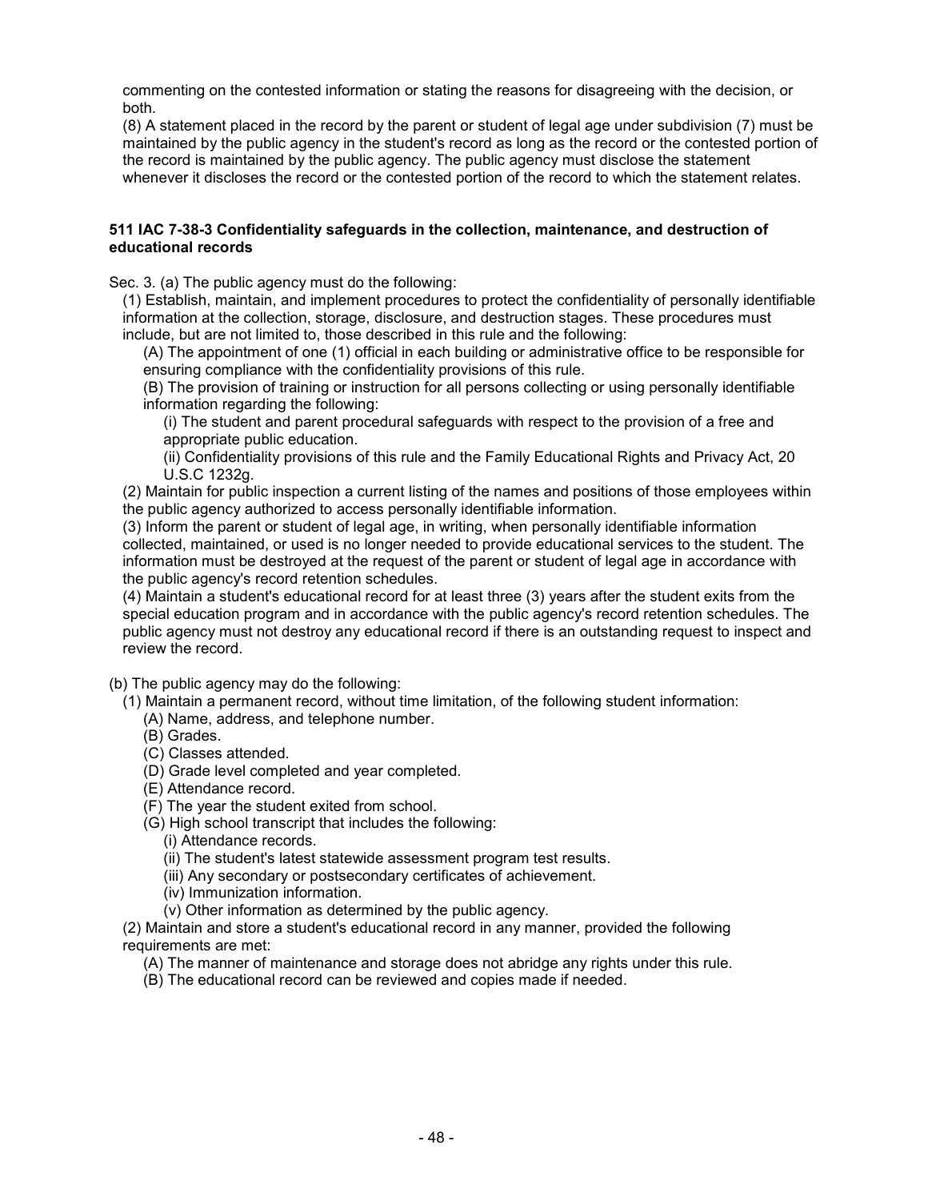commenting on the contested information or stating the reasons for disagreeing with the decision, or both.

(8) A statement placed in the record by the parent or student of legal age under subdivision (7) must be maintained by the public agency in the student's record as long as the record or the contested portion of the record is maintained by the public agency. The public agency must disclose the statement whenever it discloses the record or the contested portion of the record to which the statement relates.

**511 IAC 7-38-3 Confidentiality safeguards in the collection, maintenance, and destruction of educational records**

Sec. 3. (a) The public agency must do the following:

(1) Establish, maintain, and implement procedures to protect the confidentiality of personally identifiable information at the collection, storage, disclosure, and destruction stages. These procedures must include, but are not limited to, those described in this rule and the following:

(A) The appointment of one (1) official in each building or administrative office to be responsible for ensuring compliance with the confidentiality provisions of this rule.

(B) The provision of training or instruction for all persons collecting or using personally identifiable information regarding the following:

(i) The student and parent procedural safeguards with respect to the provision of a free and appropriate public education.

(ii) Confidentiality provisions of this rule and the Family Educational Rights and Privacy Act, 20 U.S.C 1232g.

(2) Maintain for public inspection a current listing of the names and positions of those employees within the public agency authorized to access personally identifiable information.

(3) Inform the parent or student of legal age, in writing, when personally identifiable information collected, maintained, or used is no longer needed to provide educational services to the student. The information must be destroyed at the request of the parent or student of legal age in accordance with the public agency's record retention schedules.

(4) Maintain a student's educational record for at least three (3) years after the student exits from the special education program and in accordance with the public agency's record retention schedules. The public agency must not destroy any educational record if there is an outstanding request to inspect and review the record.

(b) The public agency may do the following:

(1) Maintain a permanent record, without time limitation, of the following student information:

(A) Name, address, and telephone number.

(B) Grades.

(C) Classes attended.

(D) Grade level completed and year completed.

(E) Attendance record.

(F) The year the student exited from school.

(G) High school transcript that includes the following:

(i) Attendance records.

(ii) The student's latest statewide assessment program test results.

(iii) Any secondary or postsecondary certificates of achievement.

(iv) Immunization information.

(v) Other information as determined by the public agency.

(2) Maintain and store a student's educational record in any manner, provided the following requirements are met:

(A) The manner of maintenance and storage does not abridge any rights under this rule.

(B) The educational record can be reviewed and copies made if needed.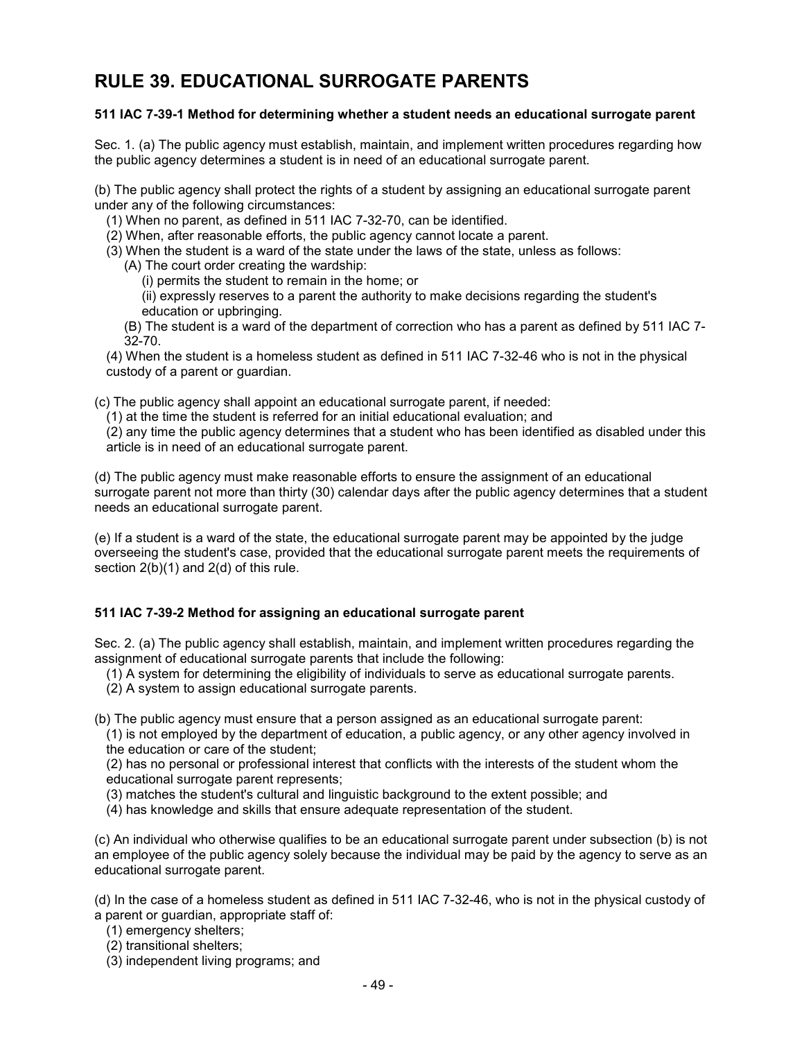# RULE 39. EDUCATIONAL SURROGATE PARENTS

**511 IAC 7-39-1 Method for determining whether a student needs an educational surrogate parent**

Sec. 1. (a) The public agency must establish, maintain, and implement written procedures regarding how the public agency determines a student is in need of an educational surrogate parent.

(b) The public agency shall protect the rights of a student by assigning an educational surrogate parent under any of the following circumstances:

(1) When no parent, as defined in 511 IAC 7-32-70, can be identified.
(2) When, after reasonable efforts, the public agency cannot locate a parent.
(3) When the student is a ward of the state under the laws of the state, unless as follows:
  (A) The court order creating the wardship:
    (i) permits the student to remain in the home; or
    (ii) expressly reserves to a parent the authority to make decisions regarding the student's education or upbringing.
  (B) The student is a ward of the department of correction who has a parent as defined by 511 IAC 7-32-70.
(4) When the student is a homeless student as defined in 511 IAC 7-32-46 who is not in the physical custody of a parent or guardian.

(c) The public agency shall appoint an educational surrogate parent, if needed:

(1) at the time the student is referred for an initial educational evaluation; and
(2) any time the public agency determines that a student who has been identified as disabled under this article is in need of an educational surrogate parent.

(d) The public agency must make reasonable efforts to ensure the assignment of an educational surrogate parent not more than thirty (30) calendar days after the public agency determines that a student needs an educational surrogate parent.

(e) If a student is a ward of the state, the educational surrogate parent may be appointed by the judge overseeing the student's case, provided that the educational surrogate parent meets the requirements of section 2(b)(1) and 2(d) of this rule.

**511 IAC 7-39-2 Method for assigning an educational surrogate parent**

Sec. 2. (a) The public agency shall establish, maintain, and implement written procedures regarding the assignment of educational surrogate parents that include the following:

(1) A system for determining the eligibility of individuals to serve as educational surrogate parents.
(2) A system to assign educational surrogate parents.

(b) The public agency must ensure that a person assigned as an educational surrogate parent:

(1) is not employed by the department of education, a public agency, or any other agency involved in the education or care of the student;
(2) has no personal or professional interest that conflicts with the interests of the student whom the educational surrogate parent represents;
(3) matches the student's cultural and linguistic background to the extent possible; and
(4) has knowledge and skills that ensure adequate representation of the student.

(c) An individual who otherwise qualifies to be an educational surrogate parent under subsection (b) is not an employee of the public agency solely because the individual may be paid by the agency to serve as an educational surrogate parent.

(d) In the case of a homeless student as defined in 511 IAC 7-32-46, who is not in the physical custody of a parent or guardian, appropriate staff of:

(1) emergency shelters;
(2) transitional shelters;
(3) independent living programs; and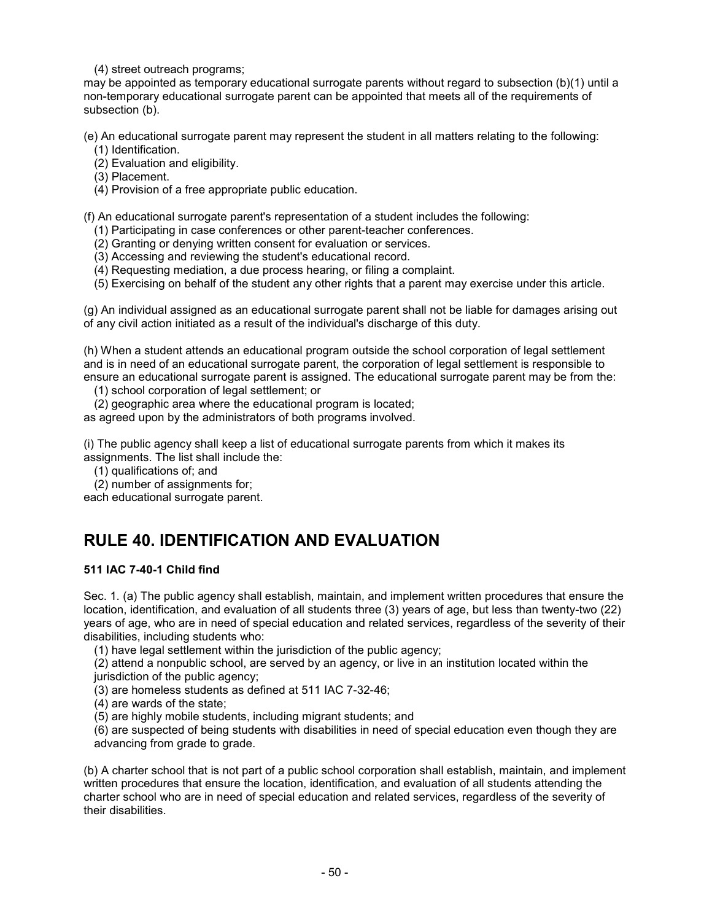(4) street outreach programs;

may be appointed as temporary educational surrogate parents without regard to subsection (b)(1) until a non-temporary educational surrogate parent can be appointed that meets all of the requirements of subsection (b).

(e) An educational surrogate parent may represent the student in all matters relating to the following:

(1) Identification.

(2) Evaluation and eligibility.

(3) Placement.

(4) Provision of a free appropriate public education.

(f) An educational surrogate parent's representation of a student includes the following:

(1) Participating in case conferences or other parent-teacher conferences.

(2) Granting or denying written consent for evaluation or services.

(3) Accessing and reviewing the student's educational record.

(4) Requesting mediation, a due process hearing, or filing a complaint.

(5) Exercising on behalf of the student any other rights that a parent may exercise under this article.

(g) An individual assigned as an educational surrogate parent shall not be liable for damages arising out of any civil action initiated as a result of the individual's discharge of this duty.

(h) When a student attends an educational program outside the school corporation of legal settlement and is in need of an educational surrogate parent, the corporation of legal settlement is responsible to ensure an educational surrogate parent is assigned. The educational surrogate parent may be from the:

(1) school corporation of legal settlement; or

(2) geographic area where the educational program is located;

as agreed upon by the administrators of both programs involved.

(i) The public agency shall keep a list of educational surrogate parents from which it makes its assignments. The list shall include the:

(1) qualifications of; and

(2) number of assignments for;

each educational surrogate parent.

## RULE 40. IDENTIFICATION AND EVALUATION

### 511 IAC 7-40-1 Child find

Sec. 1. (a) The public agency shall establish, maintain, and implement written procedures that ensure the location, identification, and evaluation of all students three (3) years of age, but less than twenty-two (22) years of age, who are in need of special education and related services, regardless of the severity of their disabilities, including students who:

(1) have legal settlement within the jurisdiction of the public agency;

(2) attend a nonpublic school, are served by an agency, or live in an institution located within the jurisdiction of the public agency;

(3) are homeless students as defined at 511 IAC 7-32-46;

(4) are wards of the state;

(5) are highly mobile students, including migrant students; and

(6) are suspected of being students with disabilities in need of special education even though they are advancing from grade to grade.

(b) A charter school that is not part of a public school corporation shall establish, maintain, and implement written procedures that ensure the location, identification, and evaluation of all students attending the charter school who are in need of special education and related services, regardless of the severity of their disabilities.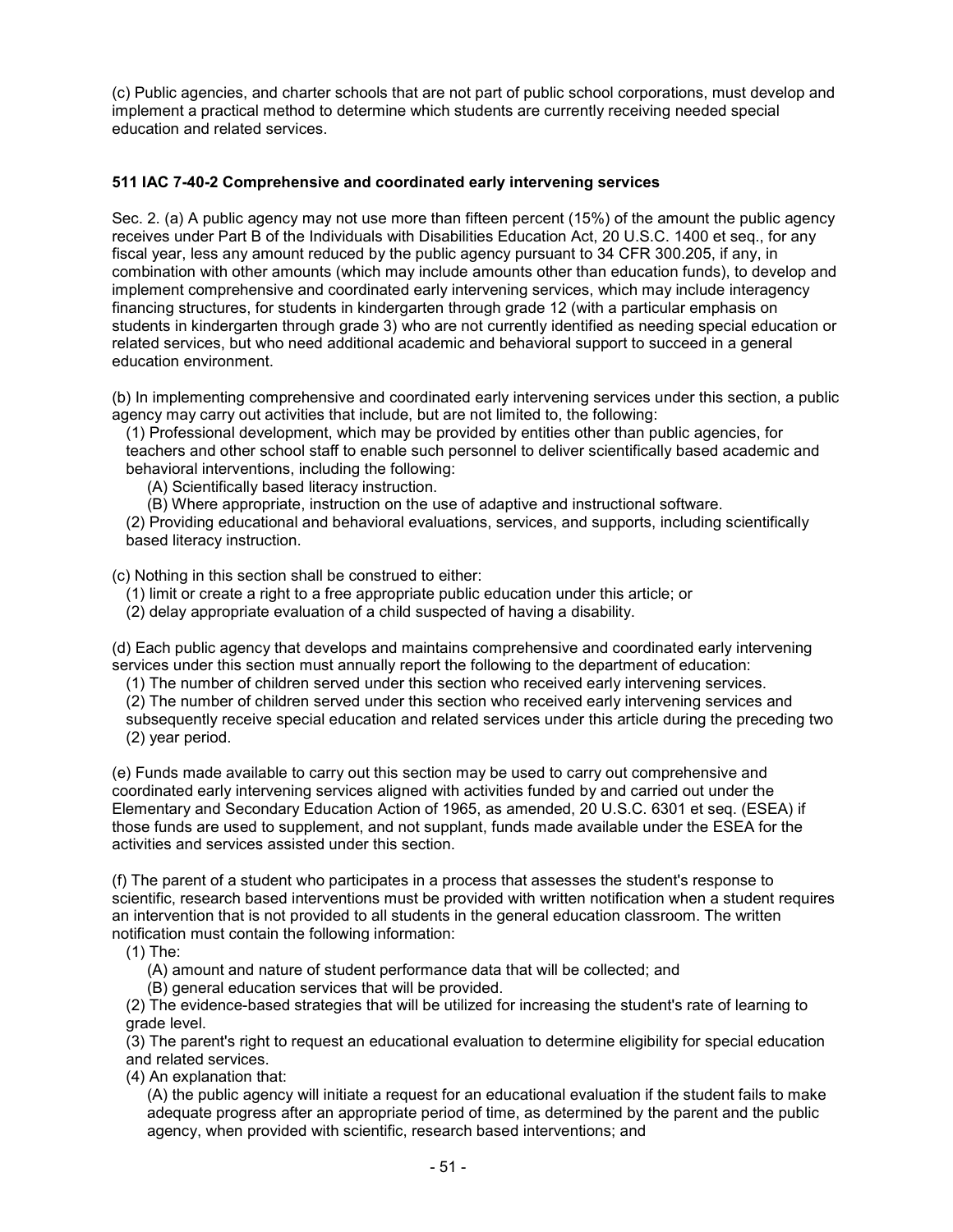(c) Public agencies, and charter schools that are not part of public school corporations, must develop and implement a practical method to determine which students are currently receiving needed special education and related services.

**511 IAC 7-40-2 Comprehensive and coordinated early intervening services**

Sec. 2. (a) A public agency may not use more than fifteen percent (15%) of the amount the public agency receives under Part B of the Individuals with Disabilities Education Act, 20 U.S.C. 1400 et seq., for any fiscal year, less any amount reduced by the public agency pursuant to 34 CFR 300.205, if any, in combination with other amounts (which may include amounts other than education funds), to develop and implement comprehensive and coordinated early intervening services, which may include interagency financing structures, for students in kindergarten through grade 12 (with a particular emphasis on students in kindergarten through grade 3) who are not currently identified as needing special education or related services, but who need additional academic and behavioral support to succeed in a general education environment.

(b) In implementing comprehensive and coordinated early intervening services under this section, a public agency may carry out activities that include, but are not limited to, the following:

(1) Professional development, which may be provided by entities other than public agencies, for teachers and other school staff to enable such personnel to deliver scientifically based academic and behavioral interventions, including the following:

(A) Scientifically based literacy instruction.

(B) Where appropriate, instruction on the use of adaptive and instructional software.

(2) Providing educational and behavioral evaluations, services, and supports, including scientifically based literacy instruction.

(c) Nothing in this section shall be construed to either:

(1) limit or create a right to a free appropriate public education under this article; or

(2) delay appropriate evaluation of a child suspected of having a disability.

(d) Each public agency that develops and maintains comprehensive and coordinated early intervening services under this section must annually report the following to the department of education:

(1) The number of children served under this section who received early intervening services.

(2) The number of children served under this section who received early intervening services and subsequently receive special education and related services under this article during the preceding two (2) year period.

(e) Funds made available to carry out this section may be used to carry out comprehensive and coordinated early intervening services aligned with activities funded by and carried out under the Elementary and Secondary Education Action of 1965, as amended, 20 U.S.C. 6301 et seq. (ESEA) if those funds are used to supplement, and not supplant, funds made available under the ESEA for the activities and services assisted under this section.

(f) The parent of a student who participates in a process that assesses the student's response to scientific, research based interventions must be provided with written notification when a student requires an intervention that is not provided to all students in the general education classroom. The written notification must contain the following information:

(1) The:

(A) amount and nature of student performance data that will be collected; and

(B) general education services that will be provided.

(2) The evidence-based strategies that will be utilized for increasing the student's rate of learning to grade level.

(3) The parent's right to request an educational evaluation to determine eligibility for special education and related services.

(4) An explanation that:

(A) the public agency will initiate a request for an educational evaluation if the student fails to make adequate progress after an appropriate period of time, as determined by the parent and the public agency, when provided with scientific, research based interventions; and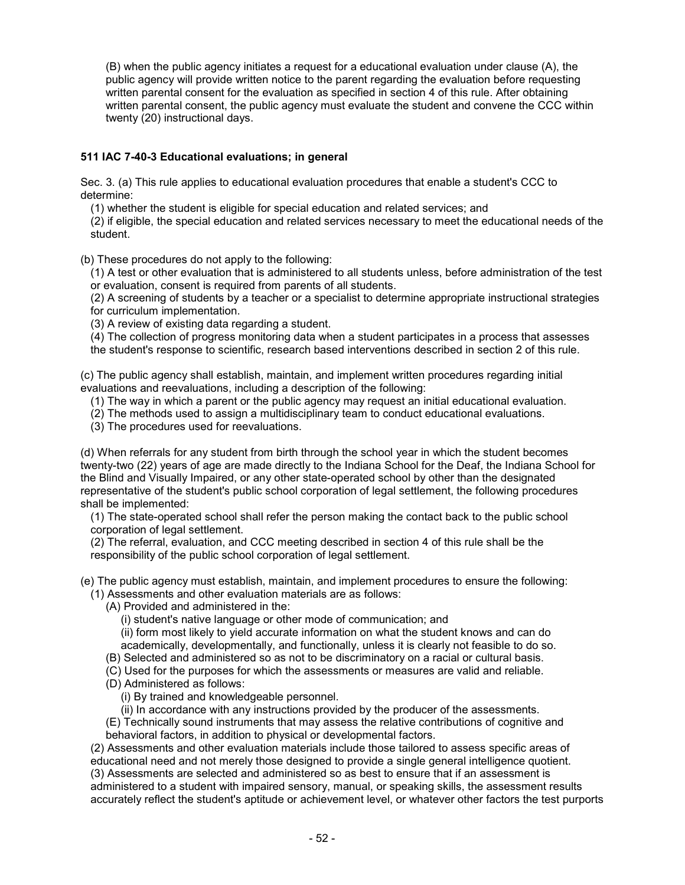(B) when the public agency initiates a request for a educational evaluation under clause (A), the public agency will provide written notice to the parent regarding the evaluation before requesting written parental consent for the evaluation as specified in section 4 of this rule. After obtaining written parental consent, the public agency must evaluate the student and convene the CCC within twenty (20) instructional days.

**511 IAC 7-40-3 Educational evaluations; in general**

Sec. 3. (a) This rule applies to educational evaluation procedures that enable a student's CCC to determine:

(1) whether the student is eligible for special education and related services; and

(2) if eligible, the special education and related services necessary to meet the educational needs of the student.

(b) These procedures do not apply to the following:

(1) A test or other evaluation that is administered to all students unless, before administration of the test or evaluation, consent is required from parents of all students.

(2) A screening of students by a teacher or a specialist to determine appropriate instructional strategies for curriculum implementation.

(3) A review of existing data regarding a student.

(4) The collection of progress monitoring data when a student participates in a process that assesses the student's response to scientific, research based interventions described in section 2 of this rule.

(c) The public agency shall establish, maintain, and implement written procedures regarding initial evaluations and reevaluations, including a description of the following:

(1) The way in which a parent or the public agency may request an initial educational evaluation.

(2) The methods used to assign a multidisciplinary team to conduct educational evaluations.

(3) The procedures used for reevaluations.

(d) When referrals for any student from birth through the school year in which the student becomes twenty-two (22) years of age are made directly to the Indiana School for the Deaf, the Indiana School for the Blind and Visually Impaired, or any other state-operated school by other than the designated representative of the student's public school corporation of legal settlement, the following procedures shall be implemented:

(1) The state-operated school shall refer the person making the contact back to the public school corporation of legal settlement.

(2) The referral, evaluation, and CCC meeting described in section 4 of this rule shall be the responsibility of the public school corporation of legal settlement.

(e) The public agency must establish, maintain, and implement procedures to ensure the following:

(1) Assessments and other evaluation materials are as follows:

(A) Provided and administered in the:

(i) student's native language or other mode of communication; and

(ii) form most likely to yield accurate information on what the student knows and can do academically, developmentally, and functionally, unless it is clearly not feasible to do so.

(B) Selected and administered so as not to be discriminatory on a racial or cultural basis.

(C) Used for the purposes for which the assessments or measures are valid and reliable.

(D) Administered as follows:

(i) By trained and knowledgeable personnel.

(ii) In accordance with any instructions provided by the producer of the assessments.

(E) Technically sound instruments that may assess the relative contributions of cognitive and behavioral factors, in addition to physical or developmental factors.

(2) Assessments and other evaluation materials include those tailored to assess specific areas of educational need and not merely those designed to provide a single general intelligence quotient.

(3) Assessments are selected and administered so as best to ensure that if an assessment is administered to a student with impaired sensory, manual, or speaking skills, the assessment results accurately reflect the student's aptitude or achievement level, or whatever other factors the test purports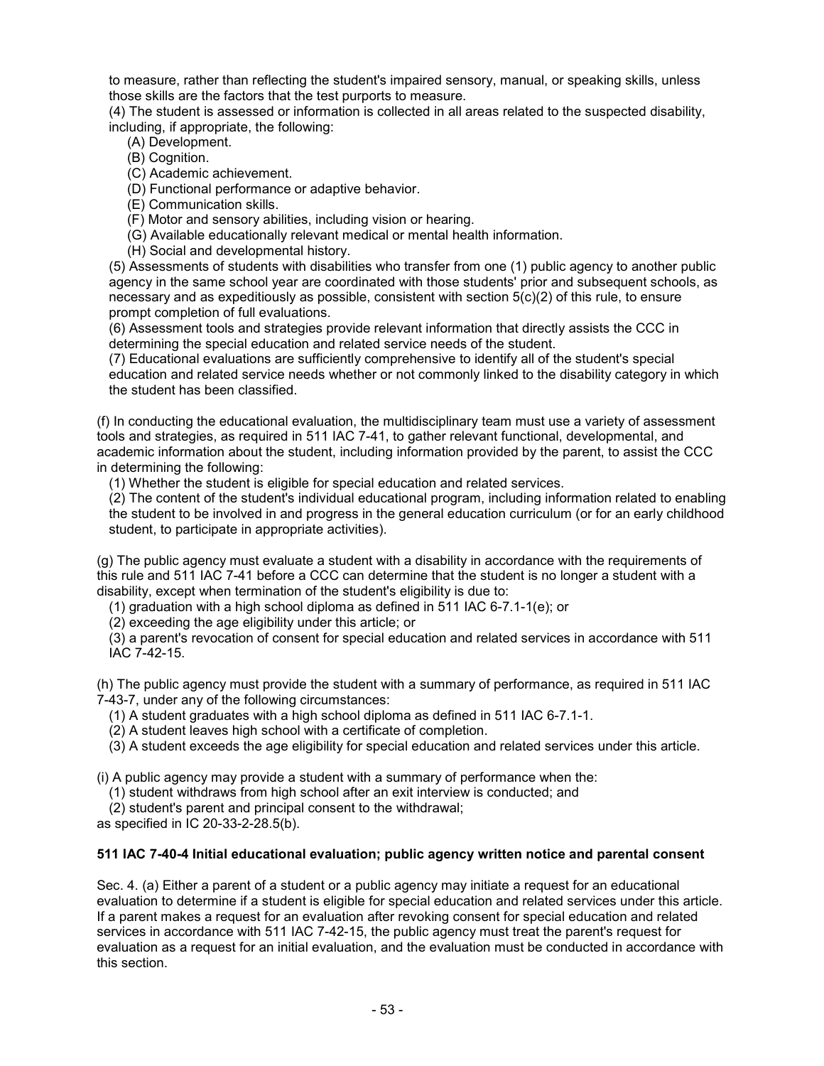to measure, rather than reflecting the student's impaired sensory, manual, or speaking skills, unless those skills are the factors that the test purports to measure.

(4) The student is assessed or information is collected in all areas related to the suspected disability, including, if appropriate, the following:

(A) Development.

(B) Cognition.

(C) Academic achievement.

(D) Functional performance or adaptive behavior.

(E) Communication skills.

(F) Motor and sensory abilities, including vision or hearing.

(G) Available educationally relevant medical or mental health information.

(H) Social and developmental history.

(5) Assessments of students with disabilities who transfer from one (1) public agency to another public agency in the same school year are coordinated with those students' prior and subsequent schools, as necessary and as expeditiously as possible, consistent with section 5(c)(2) of this rule, to ensure prompt completion of full evaluations.

(6) Assessment tools and strategies provide relevant information that directly assists the CCC in determining the special education and related service needs of the student.

(7) Educational evaluations are sufficiently comprehensive to identify all of the student's special education and related service needs whether or not commonly linked to the disability category in which the student has been classified.

(f) In conducting the educational evaluation, the multidisciplinary team must use a variety of assessment tools and strategies, as required in 511 IAC 7-41, to gather relevant functional, developmental, and academic information about the student, including information provided by the parent, to assist the CCC in determining the following:

(1) Whether the student is eligible for special education and related services.

(2) The content of the student's individual educational program, including information related to enabling the student to be involved in and progress in the general education curriculum (or for an early childhood student, to participate in appropriate activities).

(g) The public agency must evaluate a student with a disability in accordance with the requirements of this rule and 511 IAC 7-41 before a CCC can determine that the student is no longer a student with a disability, except when termination of the student's eligibility is due to:

(1) graduation with a high school diploma as defined in 511 IAC 6-7.1-1(e); or

(2) exceeding the age eligibility under this article; or

(3) a parent's revocation of consent for special education and related services in accordance with 511 IAC 7-42-15.

(h) The public agency must provide the student with a summary of performance, as required in 511 IAC 7-43-7, under any of the following circumstances:

(1) A student graduates with a high school diploma as defined in 511 IAC 6-7.1-1.

(2) A student leaves high school with a certificate of completion.

(3) A student exceeds the age eligibility for special education and related services under this article.

(i) A public agency may provide a student with a summary of performance when the:

(1) student withdraws from high school after an exit interview is conducted; and

(2) student's parent and principal consent to the withdrawal;

as specified in IC 20-33-2-28.5(b).

**511 IAC 7-40-4 Initial educational evaluation; public agency written notice and parental consent**

Sec. 4. (a) Either a parent of a student or a public agency may initiate a request for an educational evaluation to determine if a student is eligible for special education and related services under this article. If a parent makes a request for an evaluation after revoking consent for special education and related services in accordance with 511 IAC 7-42-15, the public agency must treat the parent's request for evaluation as a request for an initial evaluation, and the evaluation must be conducted in accordance with this section.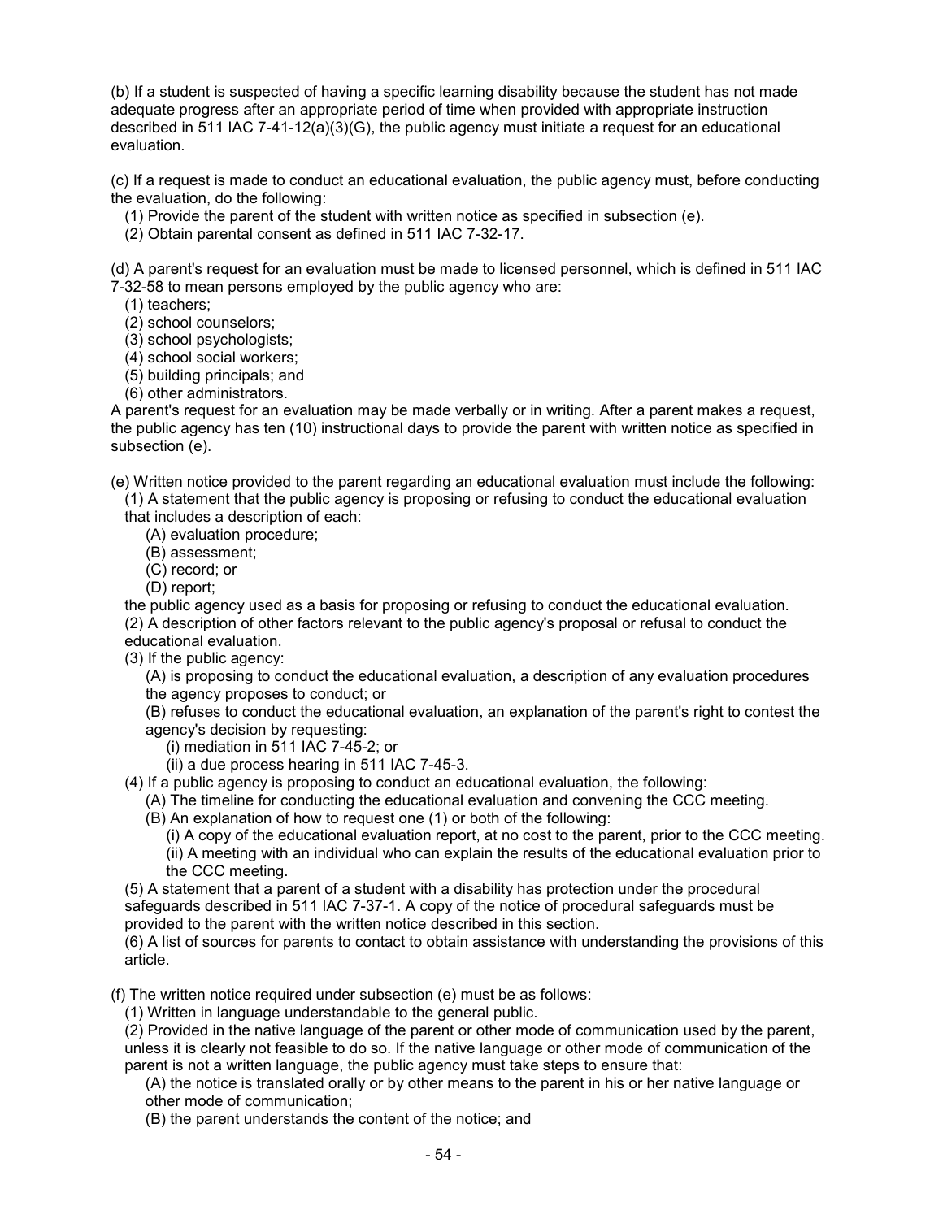(b) If a student is suspected of having a specific learning disability because the student has not made adequate progress after an appropriate period of time when provided with appropriate instruction described in 511 IAC 7-41-12(a)(3)(G), the public agency must initiate a request for an educational evaluation.

(c) If a request is made to conduct an educational evaluation, the public agency must, before conducting the evaluation, do the following:

(1) Provide the parent of the student with written notice as specified in subsection (e).
(2) Obtain parental consent as defined in 511 IAC 7-32-17.

(d) A parent's request for an evaluation must be made to licensed personnel, which is defined in 511 IAC 7-32-58 to mean persons employed by the public agency who are:

(1) teachers;
(2) school counselors;
(3) school psychologists;
(4) school social workers;
(5) building principals; and
(6) other administrators.

A parent's request for an evaluation may be made verbally or in writing. After a parent makes a request, the public agency has ten (10) instructional days to provide the parent with written notice as specified in subsection (e).

(e) Written notice provided to the parent regarding an educational evaluation must include the following:

(1) A statement that the public agency is proposing or refusing to conduct the educational evaluation that includes a description of each:
 (A) evaluation procedure;
 (B) assessment;
 (C) record; or
 (D) report;

the public agency used as a basis for proposing or refusing to conduct the educational evaluation.

(2) A description of other factors relevant to the public agency's proposal or refusal to conduct the educational evaluation.

(3) If the public agency:
 (A) is proposing to conduct the educational evaluation, a description of any evaluation procedures the agency proposes to conduct; or
 (B) refuses to conduct the educational evaluation, an explanation of the parent's right to contest the agency's decision by requesting:
  (i) mediation in 511 IAC 7-45-2; or
  (ii) a due process hearing in 511 IAC 7-45-3.

(4) If a public agency is proposing to conduct an educational evaluation, the following:
 (A) The timeline for conducting the educational evaluation and convening the CCC meeting.
 (B) An explanation of how to request one (1) or both of the following:
  (i) A copy of the educational evaluation report, at no cost to the parent, prior to the CCC meeting.
  (ii) A meeting with an individual who can explain the results of the educational evaluation prior to the CCC meeting.

(5) A statement that a parent of a student with a disability has protection under the procedural safeguards described in 511 IAC 7-37-1. A copy of the notice of procedural safeguards must be provided to the parent with the written notice described in this section.

(6) A list of sources for parents to contact to obtain assistance with understanding the provisions of this article.

(f) The written notice required under subsection (e) must be as follows:

(1) Written in language understandable to the general public.

(2) Provided in the native language of the parent or other mode of communication used by the parent, unless it is clearly not feasible to do so. If the native language or other mode of communication of the parent is not a written language, the public agency must take steps to ensure that:
 (A) the notice is translated orally or by other means to the parent in his or her native language or other mode of communication;
 (B) the parent understands the content of the notice; and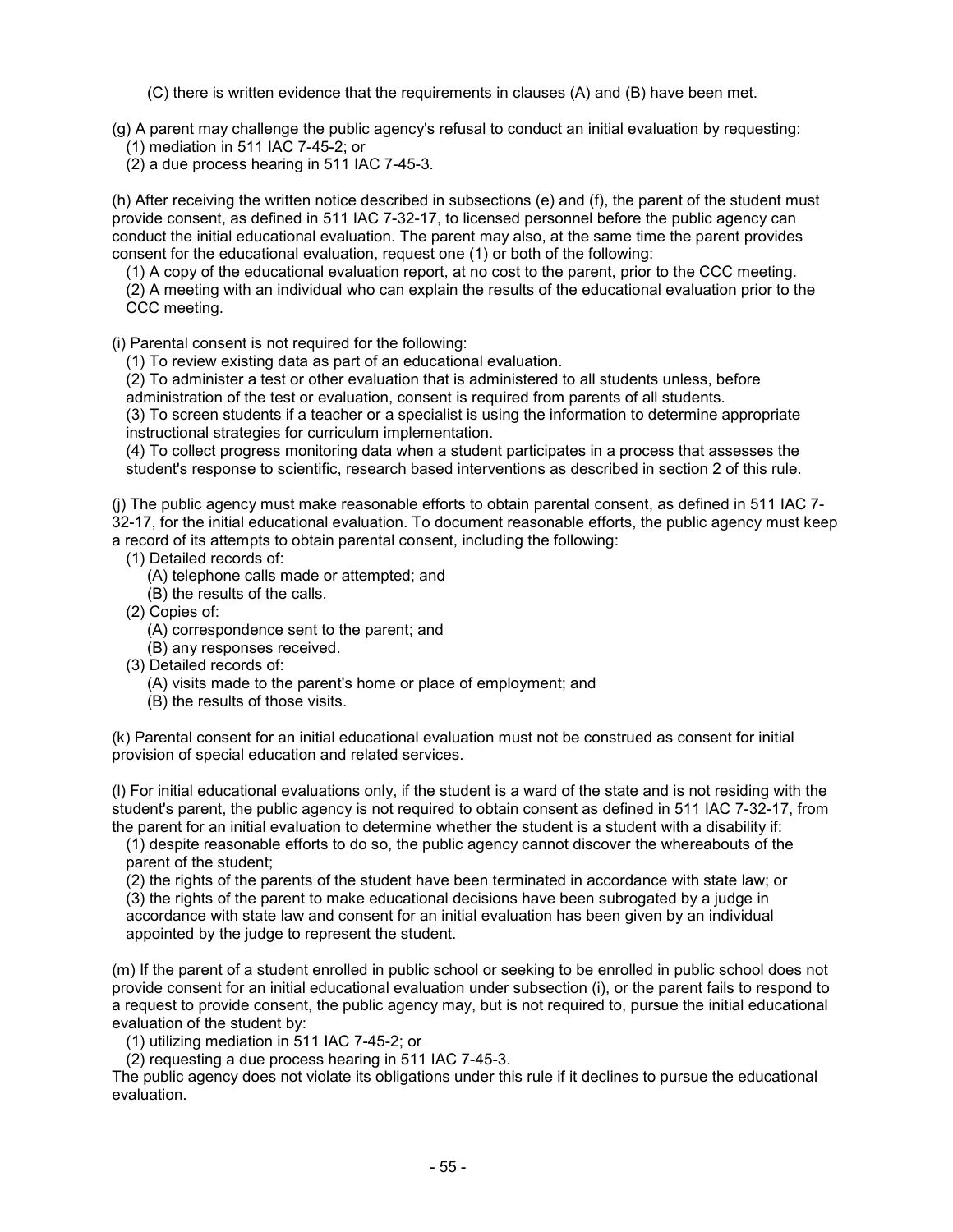(C) there is written evidence that the requirements in clauses (A) and (B) have been met.

(g) A parent may challenge the public agency's refusal to conduct an initial evaluation by requesting:
(1) mediation in 511 IAC 7-45-2; or
(2) a due process hearing in 511 IAC 7-45-3.

(h) After receiving the written notice described in subsections (e) and (f), the parent of the student must provide consent, as defined in 511 IAC 7-32-17, to licensed personnel before the public agency can conduct the initial educational evaluation. The parent may also, at the same time the parent provides consent for the educational evaluation, request one (1) or both of the following:
(1) A copy of the educational evaluation report, at no cost to the parent, prior to the CCC meeting.
(2) A meeting with an individual who can explain the results of the educational evaluation prior to the CCC meeting.

(i) Parental consent is not required for the following:
(1) To review existing data as part of an educational evaluation.
(2) To administer a test or other evaluation that is administered to all students unless, before administration of the test or evaluation, consent is required from parents of all students.
(3) To screen students if a teacher or a specialist is using the information to determine appropriate instructional strategies for curriculum implementation.
(4) To collect progress monitoring data when a student participates in a process that assesses the student's response to scientific, research based interventions as described in section 2 of this rule.

(j) The public agency must make reasonable efforts to obtain parental consent, as defined in 511 IAC 7-32-17, for the initial educational evaluation. To document reasonable efforts, the public agency must keep a record of its attempts to obtain parental consent, including the following:
(1) Detailed records of:
(A) telephone calls made or attempted; and
(B) the results of the calls.
(2) Copies of:
(A) correspondence sent to the parent; and
(B) any responses received.
(3) Detailed records of:
(A) visits made to the parent's home or place of employment; and
(B) the results of those visits.

(k) Parental consent for an initial educational evaluation must not be construed as consent for initial provision of special education and related services.

(l) For initial educational evaluations only, if the student is a ward of the state and is not residing with the student's parent, the public agency is not required to obtain consent as defined in 511 IAC 7-32-17, from the parent for an initial evaluation to determine whether the student is a student with a disability if:
(1) despite reasonable efforts to do so, the public agency cannot discover the whereabouts of the parent of the student;
(2) the rights of the parents of the student have been terminated in accordance with state law; or
(3) the rights of the parent to make educational decisions have been subrogated by a judge in accordance with state law and consent for an initial evaluation has been given by an individual appointed by the judge to represent the student.

(m) If the parent of a student enrolled in public school or seeking to be enrolled in public school does not provide consent for an initial educational evaluation under subsection (i), or the parent fails to respond to a request to provide consent, the public agency may, but is not required to, pursue the initial educational evaluation of the student by:
(1) utilizing mediation in 511 IAC 7-45-2; or
(2) requesting a due process hearing in 511 IAC 7-45-3.
The public agency does not violate its obligations under this rule if it declines to pursue the educational evaluation.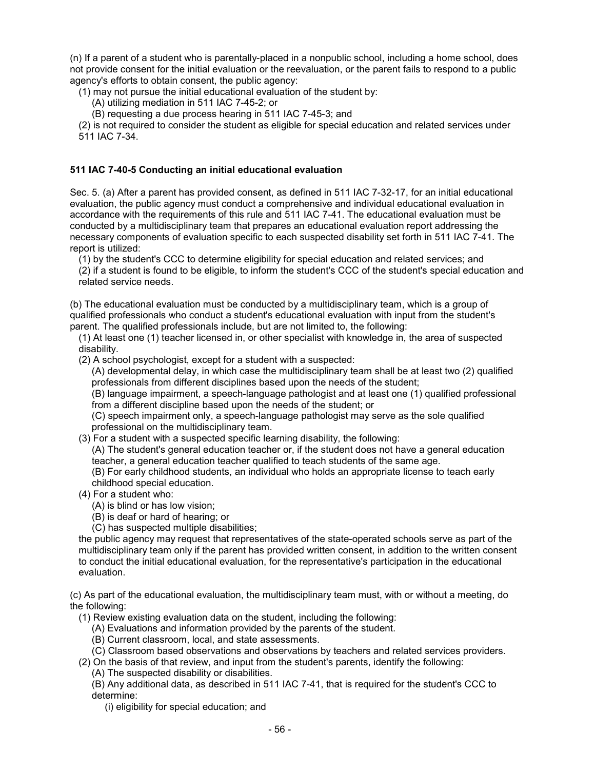(n) If a parent of a student who is parentally-placed in a nonpublic school, including a home school, does not provide consent for the initial evaluation or the reevaluation, or the parent fails to respond to a public agency's efforts to obtain consent, the public agency:

(1) may not pursue the initial educational evaluation of the student by:

(A) utilizing mediation in 511 IAC 7-45-2; or

(B) requesting a due process hearing in 511 IAC 7-45-3; and

(2) is not required to consider the student as eligible for special education and related services under 511 IAC 7-34.

**511 IAC 7-40-5 Conducting an initial educational evaluation**

Sec. 5. (a) After a parent has provided consent, as defined in 511 IAC 7-32-17, for an initial educational evaluation, the public agency must conduct a comprehensive and individual educational evaluation in accordance with the requirements of this rule and 511 IAC 7-41. The educational evaluation must be conducted by a multidisciplinary team that prepares an educational evaluation report addressing the necessary components of evaluation specific to each suspected disability set forth in 511 IAC 7-41. The report is utilized:

(1) by the student's CCC to determine eligibility for special education and related services; and

(2) if a student is found to be eligible, to inform the student's CCC of the student's special education and related service needs.

(b) The educational evaluation must be conducted by a multidisciplinary team, which is a group of qualified professionals who conduct a student's educational evaluation with input from the student's parent. The qualified professionals include, but are not limited to, the following:

(1) At least one (1) teacher licensed in, or other specialist with knowledge in, the area of suspected disability.

(2) A school psychologist, except for a student with a suspected:

(A) developmental delay, in which case the multidisciplinary team shall be at least two (2) qualified professionals from different disciplines based upon the needs of the student;

(B) language impairment, a speech-language pathologist and at least one (1) qualified professional from a different discipline based upon the needs of the student; or

(C) speech impairment only, a speech-language pathologist may serve as the sole qualified professional on the multidisciplinary team.

(3) For a student with a suspected specific learning disability, the following:

(A) The student's general education teacher or, if the student does not have a general education teacher, a general education teacher qualified to teach students of the same age.

(B) For early childhood students, an individual who holds an appropriate license to teach early childhood special education.

(4) For a student who:

(A) is blind or has low vision;

(B) is deaf or hard of hearing; or

(C) has suspected multiple disabilities;

the public agency may request that representatives of the state-operated schools serve as part of the multidisciplinary team only if the parent has provided written consent, in addition to the written consent to conduct the initial educational evaluation, for the representative's participation in the educational evaluation.

(c) As part of the educational evaluation, the multidisciplinary team must, with or without a meeting, do the following:

(1) Review existing evaluation data on the student, including the following:

(A) Evaluations and information provided by the parents of the student.

(B) Current classroom, local, and state assessments.

(C) Classroom based observations and observations by teachers and related services providers.

(2) On the basis of that review, and input from the student's parents, identify the following:

(A) The suspected disability or disabilities.

(B) Any additional data, as described in 511 IAC 7-41, that is required for the student's CCC to determine:

(i) eligibility for special education; and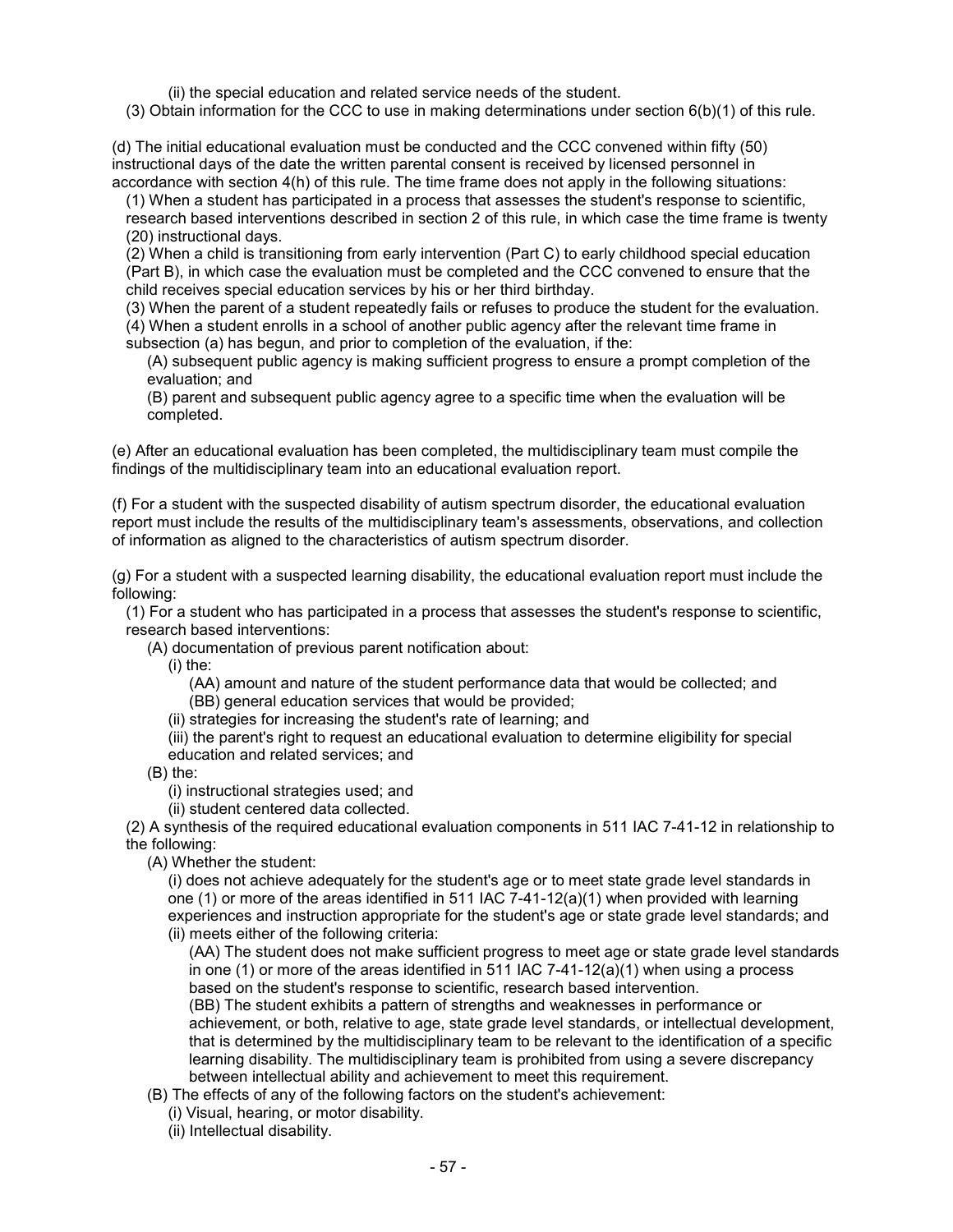(ii) the special education and related service needs of the student.

(3) Obtain information for the CCC to use in making determinations under section 6(b)(1) of this rule.

(d) The initial educational evaluation must be conducted and the CCC convened within fifty (50) instructional days of the date the written parental consent is received by licensed personnel in accordance with section 4(h) of this rule. The time frame does not apply in the following situations:

(1) When a student has participated in a process that assesses the student's response to scientific, research based interventions described in section 2 of this rule, in which case the time frame is twenty (20) instructional days.

(2) When a child is transitioning from early intervention (Part C) to early childhood special education (Part B), in which case the evaluation must be completed and the CCC convened to ensure that the child receives special education services by his or her third birthday.

(3) When the parent of a student repeatedly fails or refuses to produce the student for the evaluation.

(4) When a student enrolls in a school of another public agency after the relevant time frame in subsection (a) has begun, and prior to completion of the evaluation, if the:

(A) subsequent public agency is making sufficient progress to ensure a prompt completion of the evaluation; and

(B) parent and subsequent public agency agree to a specific time when the evaluation will be completed.

(e) After an educational evaluation has been completed, the multidisciplinary team must compile the findings of the multidisciplinary team into an educational evaluation report.

(f) For a student with the suspected disability of autism spectrum disorder, the educational evaluation report must include the results of the multidisciplinary team's assessments, observations, and collection of information as aligned to the characteristics of autism spectrum disorder.

(g) For a student with a suspected learning disability, the educational evaluation report must include the following:

(1) For a student who has participated in a process that assesses the student's response to scientific, research based interventions:

(A) documentation of previous parent notification about:

(i) the:

(AA) amount and nature of the student performance data that would be collected; and

(BB) general education services that would be provided;

(ii) strategies for increasing the student's rate of learning; and

(iii) the parent's right to request an educational evaluation to determine eligibility for special education and related services; and

(B) the:

(i) instructional strategies used; and

(ii) student centered data collected.

(2) A synthesis of the required educational evaluation components in 511 IAC 7-41-12 in relationship to the following:

(A) Whether the student:

(i) does not achieve adequately for the student's age or to meet state grade level standards in one (1) or more of the areas identified in 511 IAC 7-41-12(a)(1) when provided with learning experiences and instruction appropriate for the student's age or state grade level standards; and

(ii) meets either of the following criteria:

(AA) The student does not make sufficient progress to meet age or state grade level standards in one (1) or more of the areas identified in 511 IAC 7-41-12(a)(1) when using a process based on the student's response to scientific, research based intervention.

(BB) The student exhibits a pattern of strengths and weaknesses in performance or achievement, or both, relative to age, state grade level standards, or intellectual development, that is determined by the multidisciplinary team to be relevant to the identification of a specific learning disability. The multidisciplinary team is prohibited from using a severe discrepancy between intellectual ability and achievement to meet this requirement.

(B) The effects of any of the following factors on the student's achievement:

(i) Visual, hearing, or motor disability.

(ii) Intellectual disability.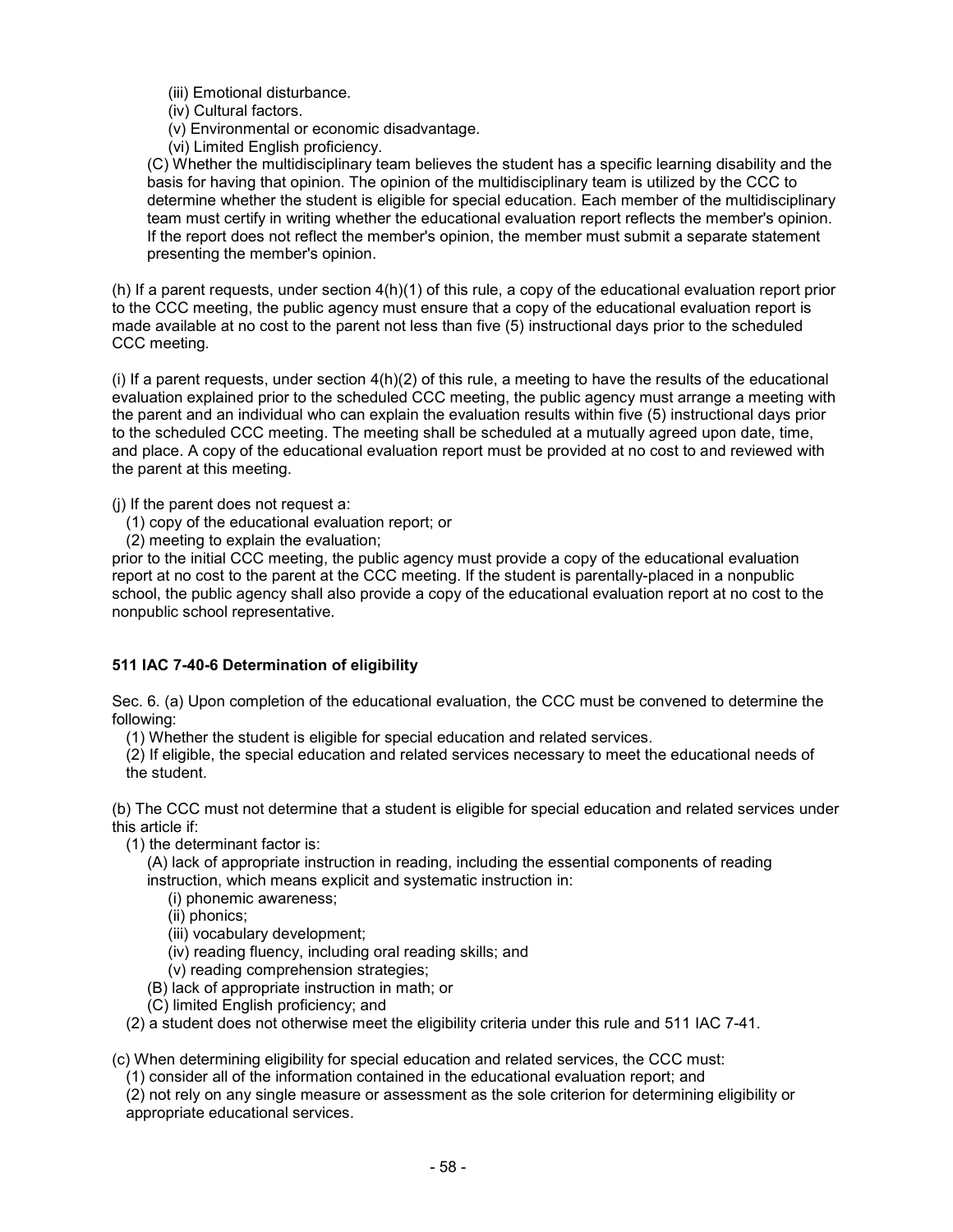(iii) Emotional disturbance.
(iv) Cultural factors.
(v) Environmental or economic disadvantage.
(vi) Limited English proficiency.

(C) Whether the multidisciplinary team believes the student has a specific learning disability and the basis for having that opinion. The opinion of the multidisciplinary team is utilized by the CCC to determine whether the student is eligible for special education. Each member of the multidisciplinary team must certify in writing whether the educational evaluation report reflects the member's opinion. If the report does not reflect the member's opinion, the member must submit a separate statement presenting the member's opinion.

(h) If a parent requests, under section 4(h)(1) of this rule, a copy of the educational evaluation report prior to the CCC meeting, the public agency must ensure that a copy of the educational evaluation report is made available at no cost to the parent not less than five (5) instructional days prior to the scheduled CCC meeting.

(i) If a parent requests, under section 4(h)(2) of this rule, a meeting to have the results of the educational evaluation explained prior to the scheduled CCC meeting, the public agency must arrange a meeting with the parent and an individual who can explain the evaluation results within five (5) instructional days prior to the scheduled CCC meeting. The meeting shall be scheduled at a mutually agreed upon date, time, and place. A copy of the educational evaluation report must be provided at no cost to and reviewed with the parent at this meeting.

(j) If the parent does not request a:

(1) copy of the educational evaluation report; or
(2) meeting to explain the evaluation;

prior to the initial CCC meeting, the public agency must provide a copy of the educational evaluation report at no cost to the parent at the CCC meeting. If the student is parentally-placed in a nonpublic school, the public agency shall also provide a copy of the educational evaluation report at no cost to the nonpublic school representative.

**511 IAC 7-40-6 Determination of eligibility**

Sec. 6. (a) Upon completion of the educational evaluation, the CCC must be convened to determine the following:

(1) Whether the student is eligible for special education and related services.
(2) If eligible, the special education and related services necessary to meet the educational needs of the student.

(b) The CCC must not determine that a student is eligible for special education and related services under this article if:

(1) the determinant factor is:

(A) lack of appropriate instruction in reading, including the essential components of reading instruction, which means explicit and systematic instruction in:

(i) phonemic awareness;
(ii) phonics;
(iii) vocabulary development;
(iv) reading fluency, including oral reading skills; and
(v) reading comprehension strategies;

(B) lack of appropriate instruction in math; or
(C) limited English proficiency; and

(2) a student does not otherwise meet the eligibility criteria under this rule and 511 IAC 7-41.

(c) When determining eligibility for special education and related services, the CCC must:

(1) consider all of the information contained in the educational evaluation report; and
(2) not rely on any single measure or assessment as the sole criterion for determining eligibility or appropriate educational services.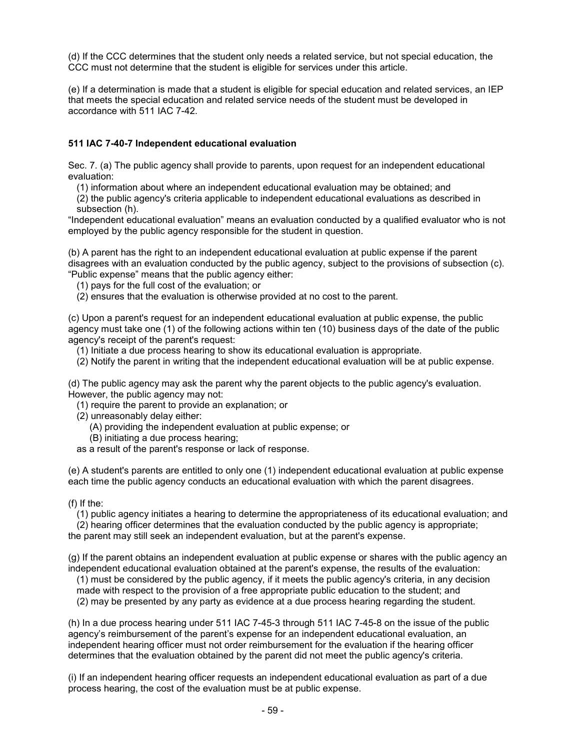(d) If the CCC determines that the student only needs a related service, but not special education, the CCC must not determine that the student is eligible for services under this article.

(e) If a determination is made that a student is eligible for special education and related services, an IEP that meets the special education and related service needs of the student must be developed in accordance with 511 IAC 7-42.

### 511 IAC 7-40-7 Independent educational evaluation

Sec. 7. (a) The public agency shall provide to parents, upon request for an independent educational evaluation:

(1) information about where an independent educational evaluation may be obtained; and

(2) the public agency's criteria applicable to independent educational evaluations as described in subsection (h).

"Independent educational evaluation" means an evaluation conducted by a qualified evaluator who is not employed by the public agency responsible for the student in question.

(b) A parent has the right to an independent educational evaluation at public expense if the parent disagrees with an evaluation conducted by the public agency, subject to the provisions of subsection (c). "Public expense" means that the public agency either:

(1) pays for the full cost of the evaluation; or

(2) ensures that the evaluation is otherwise provided at no cost to the parent.

(c) Upon a parent's request for an independent educational evaluation at public expense, the public agency must take one (1) of the following actions within ten (10) business days of the date of the public agency's receipt of the parent's request:

(1) Initiate a due process hearing to show its educational evaluation is appropriate.

(2) Notify the parent in writing that the independent educational evaluation will be at public expense.

(d) The public agency may ask the parent why the parent objects to the public agency's evaluation. However, the public agency may not:

(1) require the parent to provide an explanation; or

(2) unreasonably delay either:

(A) providing the independent evaluation at public expense; or

(B) initiating a due process hearing;

as a result of the parent's response or lack of response.

(e) A student's parents are entitled to only one (1) independent educational evaluation at public expense each time the public agency conducts an educational evaluation with which the parent disagrees.

(f) If the:

(1) public agency initiates a hearing to determine the appropriateness of its educational evaluation; and

(2) hearing officer determines that the evaluation conducted by the public agency is appropriate;

the parent may still seek an independent evaluation, but at the parent's expense.

(g) If the parent obtains an independent evaluation at public expense or shares with the public agency an independent educational evaluation obtained at the parent's expense, the results of the evaluation:

(1) must be considered by the public agency, if it meets the public agency's criteria, in any decision made with respect to the provision of a free appropriate public education to the student; and

(2) may be presented by any party as evidence at a due process hearing regarding the student.

(h) In a due process hearing under 511 IAC 7-45-3 through 511 IAC 7-45-8 on the issue of the public agency's reimbursement of the parent's expense for an independent educational evaluation, an independent hearing officer must not order reimbursement for the evaluation if the hearing officer determines that the evaluation obtained by the parent did not meet the public agency's criteria.

(i) If an independent hearing officer requests an independent educational evaluation as part of a due process hearing, the cost of the evaluation must be at public expense.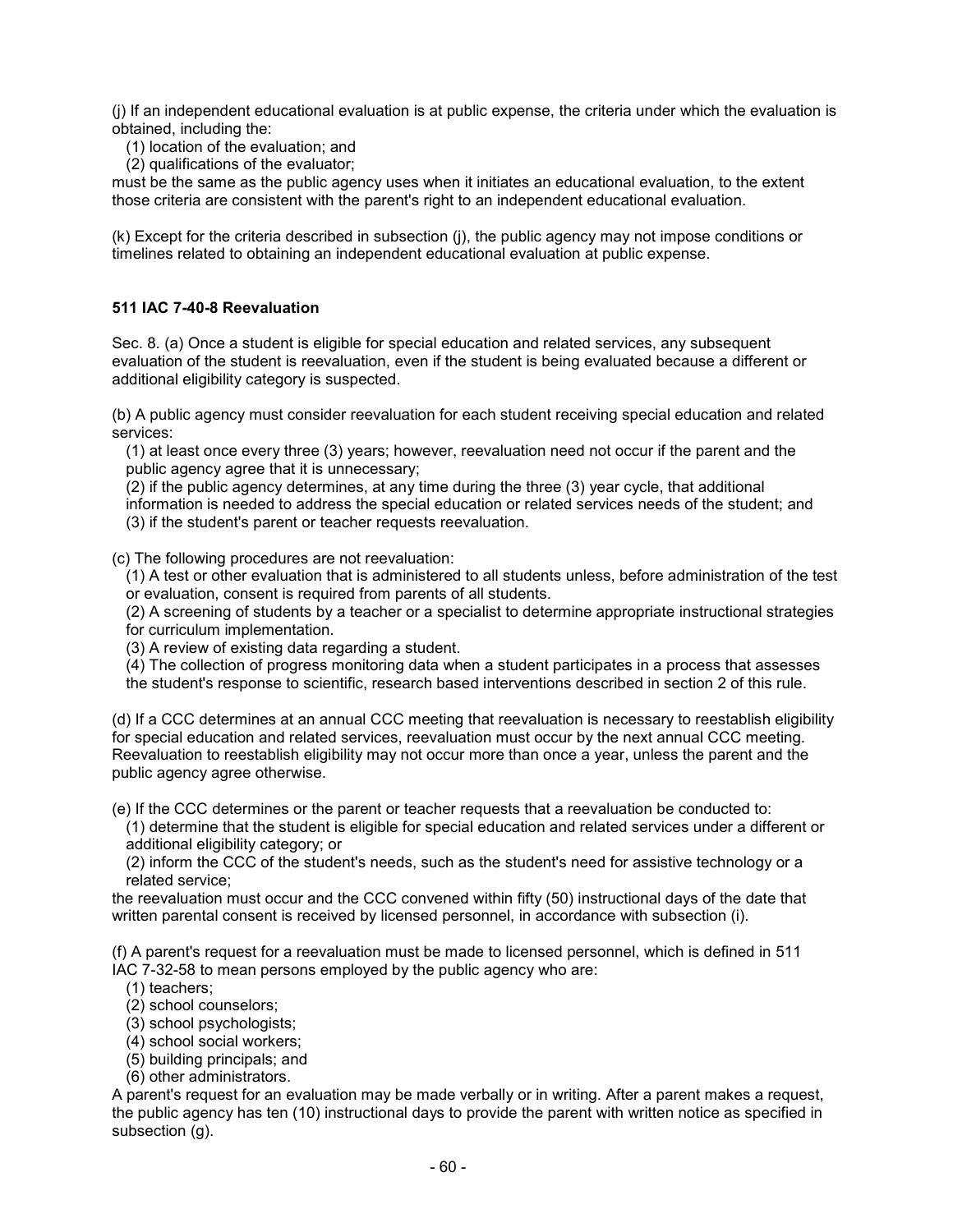(j) If an independent educational evaluation is at public expense, the criteria under which the evaluation is obtained, including the:

(1) location of the evaluation; and
(2) qualifications of the evaluator;

must be the same as the public agency uses when it initiates an educational evaluation, to the extent those criteria are consistent with the parent's right to an independent educational evaluation.

(k) Except for the criteria described in subsection (j), the public agency may not impose conditions or timelines related to obtaining an independent educational evaluation at public expense.

### 511 IAC 7-40-8 Reevaluation

Sec. 8. (a) Once a student is eligible for special education and related services, any subsequent evaluation of the student is reevaluation, even if the student is being evaluated because a different or additional eligibility category is suspected.

(b) A public agency must consider reevaluation for each student receiving special education and related services:

(1) at least once every three (3) years; however, reevaluation need not occur if the parent and the public agency agree that it is unnecessary;
(2) if the public agency determines, at any time during the three (3) year cycle, that additional information is needed to address the special education or related services needs of the student; and
(3) if the student's parent or teacher requests reevaluation.

(c) The following procedures are not reevaluation:

(1) A test or other evaluation that is administered to all students unless, before administration of the test or evaluation, consent is required from parents of all students.
(2) A screening of students by a teacher or a specialist to determine appropriate instructional strategies for curriculum implementation.
(3) A review of existing data regarding a student.
(4) The collection of progress monitoring data when a student participates in a process that assesses the student's response to scientific, research based interventions described in section 2 of this rule.

(d) If a CCC determines at an annual CCC meeting that reevaluation is necessary to reestablish eligibility for special education and related services, reevaluation must occur by the next annual CCC meeting. Reevaluation to reestablish eligibility may not occur more than once a year, unless the parent and the public agency agree otherwise.

(e) If the CCC determines or the parent or teacher requests that a reevaluation be conducted to:

(1) determine that the student is eligible for special education and related services under a different or additional eligibility category; or
(2) inform the CCC of the student's needs, such as the student's need for assistive technology or a related service;

the reevaluation must occur and the CCC convened within fifty (50) instructional days of the date that written parental consent is received by licensed personnel, in accordance with subsection (i).

(f) A parent's request for a reevaluation must be made to licensed personnel, which is defined in 511 IAC 7-32-58 to mean persons employed by the public agency who are:

(1) teachers;
(2) school counselors;
(3) school psychologists;
(4) school social workers;
(5) building principals; and
(6) other administrators.

A parent's request for an evaluation may be made verbally or in writing. After a parent makes a request, the public agency has ten (10) instructional days to provide the parent with written notice as specified in subsection (g).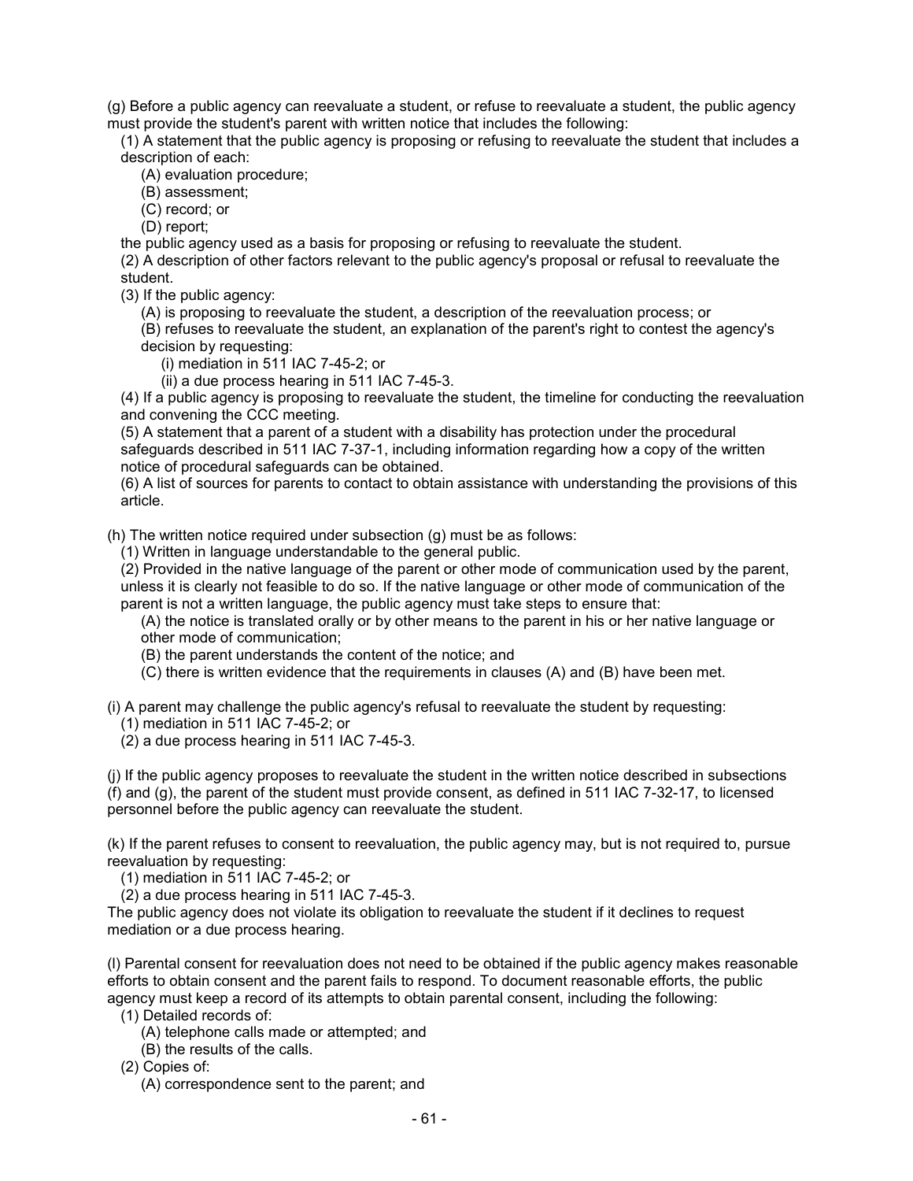(g) Before a public agency can reevaluate a student, or refuse to reevaluate a student, the public agency must provide the student's parent with written notice that includes the following:

(1) A statement that the public agency is proposing or refusing to reevaluate the student that includes a description of each:

(A) evaluation procedure;

(B) assessment;

(C) record; or

(D) report;

the public agency used as a basis for proposing or refusing to reevaluate the student.

(2) A description of other factors relevant to the public agency's proposal or refusal to reevaluate the student.

(3) If the public agency:

(A) is proposing to reevaluate the student, a description of the reevaluation process; or

(B) refuses to reevaluate the student, an explanation of the parent's right to contest the agency's decision by requesting:

(i) mediation in 511 IAC 7-45-2; or

(ii) a due process hearing in 511 IAC 7-45-3.

(4) If a public agency is proposing to reevaluate the student, the timeline for conducting the reevaluation and convening the CCC meeting.

(5) A statement that a parent of a student with a disability has protection under the procedural safeguards described in 511 IAC 7-37-1, including information regarding how a copy of the written notice of procedural safeguards can be obtained.

(6) A list of sources for parents to contact to obtain assistance with understanding the provisions of this article.

(h) The written notice required under subsection (g) must be as follows:

(1) Written in language understandable to the general public.

(2) Provided in the native language of the parent or other mode of communication used by the parent, unless it is clearly not feasible to do so. If the native language or other mode of communication of the parent is not a written language, the public agency must take steps to ensure that:

(A) the notice is translated orally or by other means to the parent in his or her native language or other mode of communication;

(B) the parent understands the content of the notice; and

(C) there is written evidence that the requirements in clauses (A) and (B) have been met.

(i) A parent may challenge the public agency's refusal to reevaluate the student by requesting:

(1) mediation in 511 IAC 7-45-2; or

(2) a due process hearing in 511 IAC 7-45-3.

(j) If the public agency proposes to reevaluate the student in the written notice described in subsections (f) and (g), the parent of the student must provide consent, as defined in 511 IAC 7-32-17, to licensed personnel before the public agency can reevaluate the student.

(k) If the parent refuses to consent to reevaluation, the public agency may, but is not required to, pursue reevaluation by requesting:

(1) mediation in 511 IAC 7-45-2; or

(2) a due process hearing in 511 IAC 7-45-3.

The public agency does not violate its obligation to reevaluate the student if it declines to request mediation or a due process hearing.

(l) Parental consent for reevaluation does not need to be obtained if the public agency makes reasonable efforts to obtain consent and the parent fails to respond. To document reasonable efforts, the public agency must keep a record of its attempts to obtain parental consent, including the following:

(1) Detailed records of:

(A) telephone calls made or attempted; and

(B) the results of the calls.

(2) Copies of:

(A) correspondence sent to the parent; and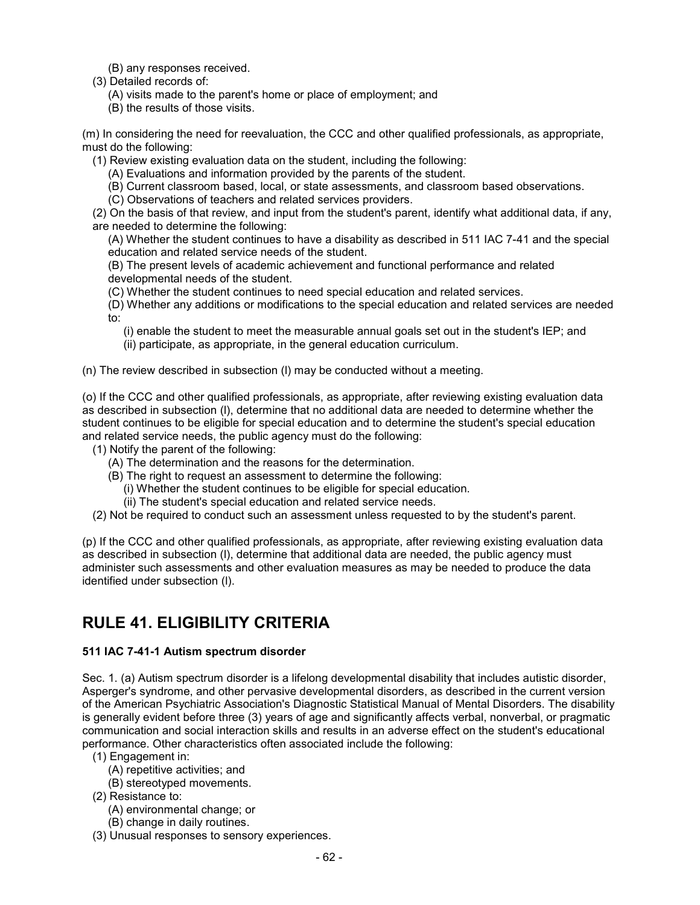(B) any responses received.

(3) Detailed records of:

(A) visits made to the parent's home or place of employment; and

(B) the results of those visits.

(m) In considering the need for reevaluation, the CCC and other qualified professionals, as appropriate, must do the following:

(1) Review existing evaluation data on the student, including the following:

(A) Evaluations and information provided by the parents of the student.

(B) Current classroom based, local, or state assessments, and classroom based observations.

(C) Observations of teachers and related services providers.

(2) On the basis of that review, and input from the student's parent, identify what additional data, if any, are needed to determine the following:

(A) Whether the student continues to have a disability as described in 511 IAC 7-41 and the special education and related service needs of the student.

(B) The present levels of academic achievement and functional performance and related developmental needs of the student.

(C) Whether the student continues to need special education and related services.

(D) Whether any additions or modifications to the special education and related services are needed to:

(i) enable the student to meet the measurable annual goals set out in the student's IEP; and

(ii) participate, as appropriate, in the general education curriculum.

(n) The review described in subsection (l) may be conducted without a meeting.

(o) If the CCC and other qualified professionals, as appropriate, after reviewing existing evaluation data as described in subsection (l), determine that no additional data are needed to determine whether the student continues to be eligible for special education and to determine the student's special education and related service needs, the public agency must do the following:

(1) Notify the parent of the following:

(A) The determination and the reasons for the determination.

(B) The right to request an assessment to determine the following:

(i) Whether the student continues to be eligible for special education.

(ii) The student's special education and related service needs.

(2) Not be required to conduct such an assessment unless requested to by the student's parent.

(p) If the CCC and other qualified professionals, as appropriate, after reviewing existing evaluation data as described in subsection (l), determine that additional data are needed, the public agency must administer such assessments and other evaluation measures as may be needed to produce the data identified under subsection (l).

# RULE 41. ELIGIBILITY CRITERIA

**511 IAC 7-41-1 Autism spectrum disorder**

Sec. 1. (a) Autism spectrum disorder is a lifelong developmental disability that includes autistic disorder, Asperger's syndrome, and other pervasive developmental disorders, as described in the current version of the American Psychiatric Association's Diagnostic Statistical Manual of Mental Disorders. The disability is generally evident before three (3) years of age and significantly affects verbal, nonverbal, or pragmatic communication and social interaction skills and results in an adverse effect on the student's educational performance. Other characteristics often associated include the following:

(1) Engagement in:

(A) repetitive activities; and

(B) stereotyped movements.

(2) Resistance to:

(A) environmental change; or

(B) change in daily routines.

(3) Unusual responses to sensory experiences.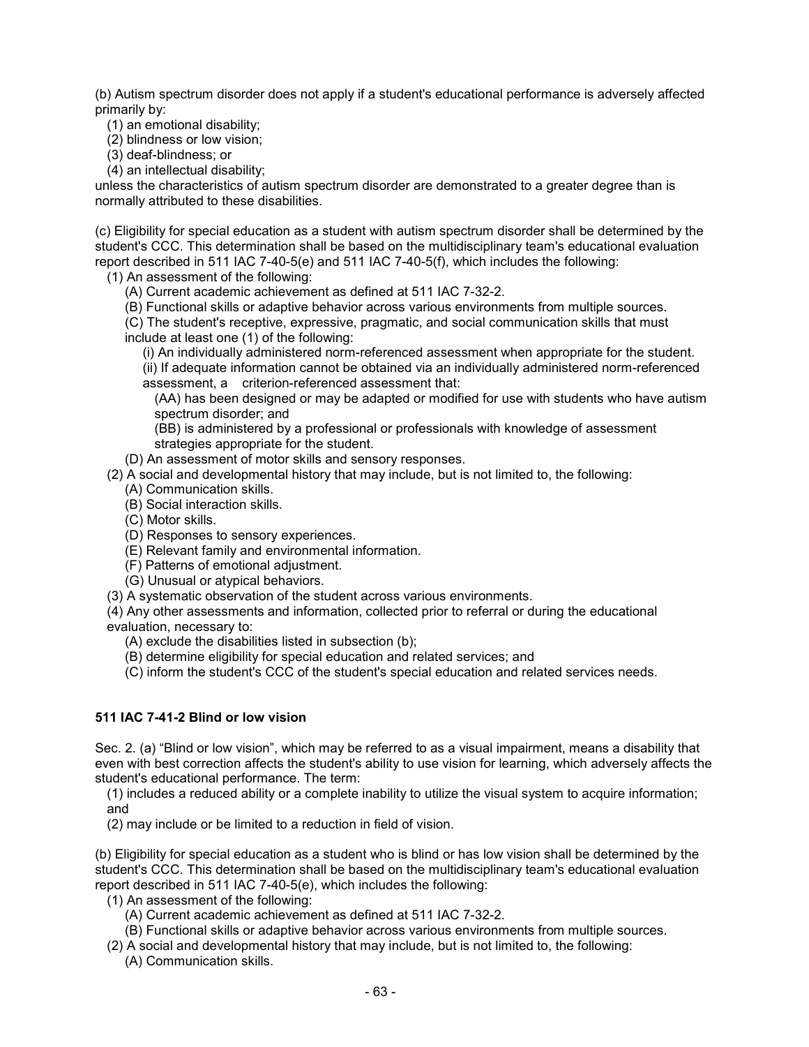(b) Autism spectrum disorder does not apply if a student's educational performance is adversely affected primarily by:

(1) an emotional disability;
(2) blindness or low vision;
(3) deaf-blindness; or
(4) an intellectual disability;

unless the characteristics of autism spectrum disorder are demonstrated to a greater degree than is normally attributed to these disabilities.

(c) Eligibility for special education as a student with autism spectrum disorder shall be determined by the student's CCC. This determination shall be based on the multidisciplinary team's educational evaluation report described in 511 IAC 7-40-5(e) and 511 IAC 7-40-5(f), which includes the following:

- (1) An assessment of the following:
  - (A) Current academic achievement as defined at 511 IAC 7-32-2.
  - (B) Functional skills or adaptive behavior across various environments from multiple sources.
  - (C) The student's receptive, expressive, pragmatic, and social communication skills that must include at least one (1) of the following:
    - (i) An individually administered norm-referenced assessment when appropriate for the student.
    - (ii) If adequate information cannot be obtained via an individually administered norm-referenced assessment, a criterion-referenced assessment that:
      - (AA) has been designed or may be adapted or modified for use with students who have autism spectrum disorder; and
      - (BB) is administered by a professional or professionals with knowledge of assessment strategies appropriate for the student.
  - (D) An assessment of motor skills and sensory responses.
- (2) A social and developmental history that may include, but is not limited to, the following:
  - (A) Communication skills.
  - (B) Social interaction skills.
  - (C) Motor skills.
  - (D) Responses to sensory experiences.
  - (E) Relevant family and environmental information.
  - (F) Patterns of emotional adjustment.
  - (G) Unusual or atypical behaviors.
- (3) A systematic observation of the student across various environments.
- (4) Any other assessments and information, collected prior to referral or during the educational evaluation, necessary to:
  - (A) exclude the disabilities listed in subsection (b);
  - (B) determine eligibility for special education and related services; and
  - (C) inform the student's CCC of the student's special education and related services needs.

**511 IAC 7-41-2 Blind or low vision**

Sec. 2. (a) "Blind or low vision", which may be referred to as a visual impairment, means a disability that even with best correction affects the student's ability to use vision for learning, which adversely affects the student's educational performance. The term:

(1) includes a reduced ability or a complete inability to utilize the visual system to acquire information; and
(2) may include or be limited to a reduction in field of vision.

(b) Eligibility for special education as a student who is blind or has low vision shall be determined by the student's CCC. This determination shall be based on the multidisciplinary team's educational evaluation report described in 511 IAC 7-40-5(e), which includes the following:

- (1) An assessment of the following:
  - (A) Current academic achievement as defined at 511 IAC 7-32-2.
  - (B) Functional skills or adaptive behavior across various environments from multiple sources.
- (2) A social and developmental history that may include, but is not limited to, the following:
  - (A) Communication skills.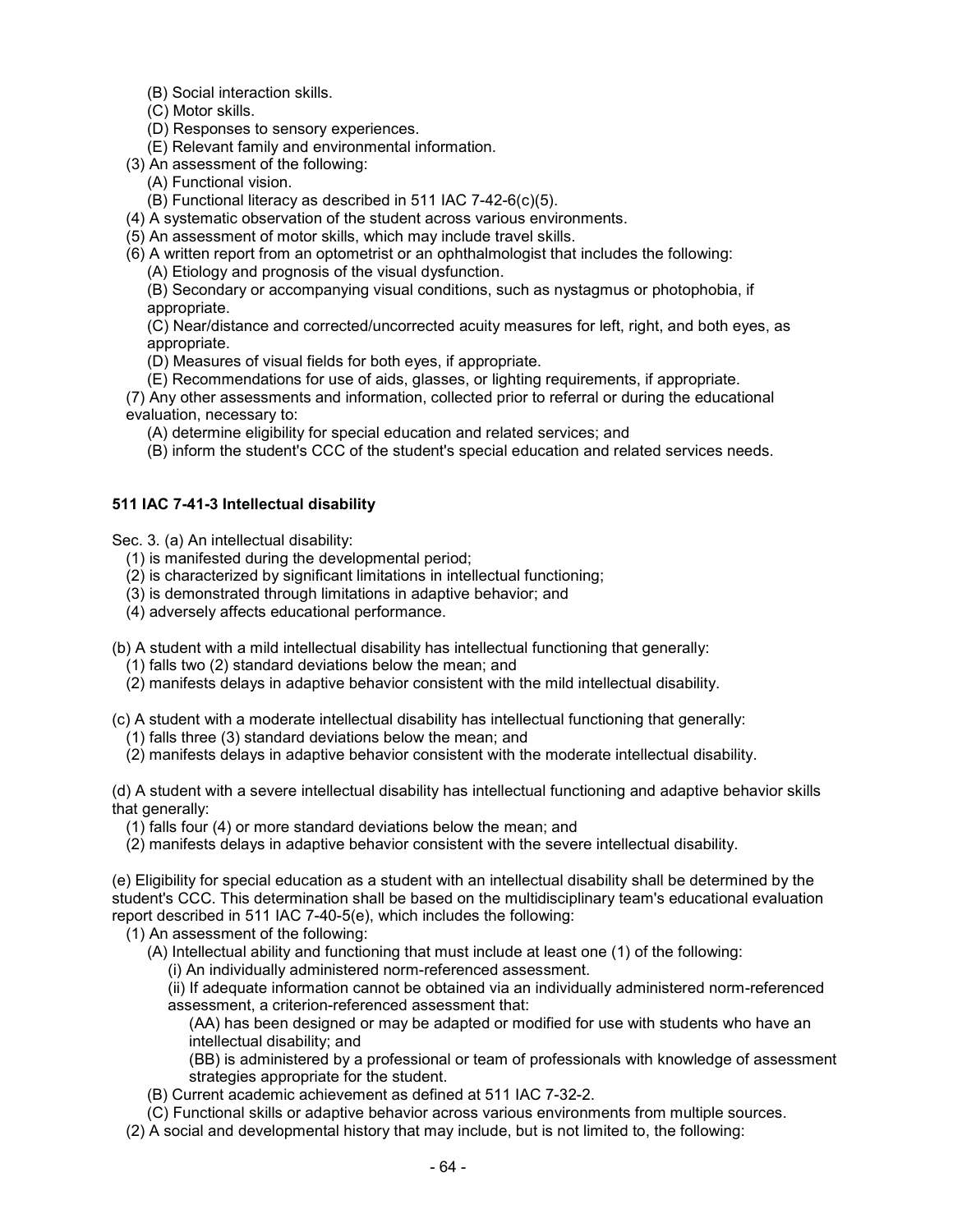(B) Social interaction skills.
   (C) Motor skills.
   (D) Responses to sensory experiences.
   (E) Relevant family and environmental information.
(3) An assessment of the following:
   (A) Functional vision.
   (B) Functional literacy as described in 511 IAC 7-42-6(c)(5).
(4) A systematic observation of the student across various environments.
(5) An assessment of motor skills, which may include travel skills.
(6) A written report from an optometrist or an ophthalmologist that includes the following:
   (A) Etiology and prognosis of the visual dysfunction.
   (B) Secondary or accompanying visual conditions, such as nystagmus or photophobia, if appropriate.
   (C) Near/distance and corrected/uncorrected acuity measures for left, right, and both eyes, as appropriate.
   (D) Measures of visual fields for both eyes, if appropriate.
   (E) Recommendations for use of aids, glasses, or lighting requirements, if appropriate.
(7) Any other assessments and information, collected prior to referral or during the educational evaluation, necessary to:
   (A) determine eligibility for special education and related services; and
   (B) inform the student's CCC of the student's special education and related services needs.

**511 IAC 7-41-3 Intellectual disability**

Sec. 3. (a) An intellectual disability:
(1) is manifested during the developmental period;
(2) is characterized by significant limitations in intellectual functioning;
(3) is demonstrated through limitations in adaptive behavior; and
(4) adversely affects educational performance.

(b) A student with a mild intellectual disability has intellectual functioning that generally:
(1) falls two (2) standard deviations below the mean; and
(2) manifests delays in adaptive behavior consistent with the mild intellectual disability.

(c) A student with a moderate intellectual disability has intellectual functioning that generally:
(1) falls three (3) standard deviations below the mean; and
(2) manifests delays in adaptive behavior consistent with the moderate intellectual disability.

(d) A student with a severe intellectual disability has intellectual functioning and adaptive behavior skills that generally:
(1) falls four (4) or more standard deviations below the mean; and
(2) manifests delays in adaptive behavior consistent with the severe intellectual disability.

(e) Eligibility for special education as a student with an intellectual disability shall be determined by the student's CCC. This determination shall be based on the multidisciplinary team's educational evaluation report described in 511 IAC 7-40-5(e), which includes the following:
(1) An assessment of the following:
   (A) Intellectual ability and functioning that must include at least one (1) of the following:
      (i) An individually administered norm-referenced assessment.
      (ii) If adequate information cannot be obtained via an individually administered norm-referenced assessment, a criterion-referenced assessment that:
         (AA) has been designed or may be adapted or modified for use with students who have an intellectual disability; and
         (BB) is administered by a professional or team of professionals with knowledge of assessment strategies appropriate for the student.
   (B) Current academic achievement as defined at 511 IAC 7-32-2.
   (C) Functional skills or adaptive behavior across various environments from multiple sources.
(2) A social and developmental history that may include, but is not limited to, the following: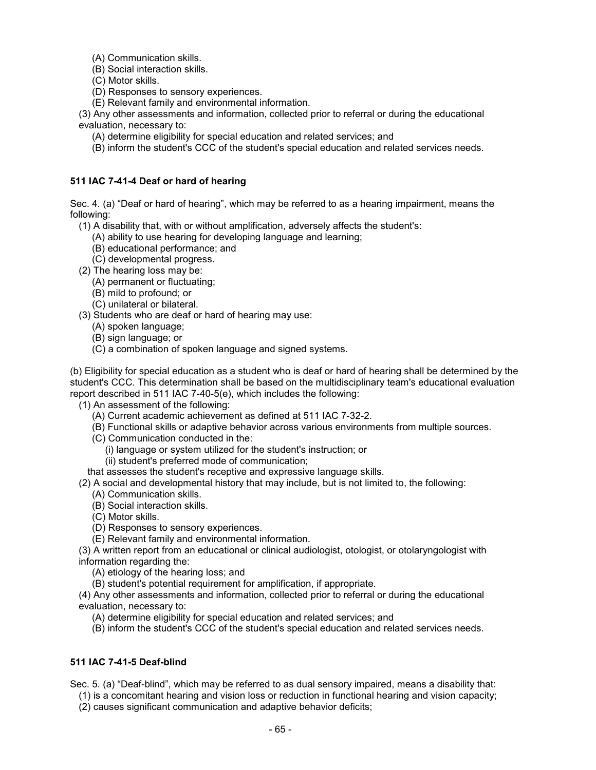(A) Communication skills.
(B) Social interaction skills.
(C) Motor skills.
(D) Responses to sensory experiences.
(E) Relevant family and environmental information.

(3) Any other assessments and information, collected prior to referral or during the educational evaluation, necessary to:
(A) determine eligibility for special education and related services; and
(B) inform the student's CCC of the student's special education and related services needs.

**511 IAC 7-41-4 Deaf or hard of hearing**

Sec. 4. (a) “Deaf or hard of hearing”, which may be referred to as a hearing impairment, means the following:

(1) A disability that, with or without amplification, adversely affects the student's:
(A) ability to use hearing for developing language and learning;
(B) educational performance; and
(C) developmental progress.

(2) The hearing loss may be:
(A) permanent or fluctuating;
(B) mild to profound; or
(C) unilateral or bilateral.

(3) Students who are deaf or hard of hearing may use:
(A) spoken language;
(B) sign language; or
(C) a combination of spoken language and signed systems.

(b) Eligibility for special education as a student who is deaf or hard of hearing shall be determined by the student's CCC. This determination shall be based on the multidisciplinary team's educational evaluation report described in 511 IAC 7-40-5(e), which includes the following:

(1) An assessment of the following:
(A) Current academic achievement as defined at 511 IAC 7-32-2.
(B) Functional skills or adaptive behavior across various environments from multiple sources.
(C) Communication conducted in the:
(i) language or system utilized for the student's instruction; or
(ii) student's preferred mode of communication;
that assesses the student's receptive and expressive language skills.

(2) A social and developmental history that may include, but is not limited to, the following:
(A) Communication skills.
(B) Social interaction skills.
(C) Motor skills.
(D) Responses to sensory experiences.
(E) Relevant family and environmental information.

(3) A written report from an educational or clinical audiologist, otologist, or otolaryngologist with information regarding the:
(A) etiology of the hearing loss; and
(B) student's potential requirement for amplification, if appropriate.

(4) Any other assessments and information, collected prior to referral or during the educational evaluation, necessary to:
(A) determine eligibility for special education and related services; and
(B) inform the student's CCC of the student's special education and related services needs.

**511 IAC 7-41-5 Deaf-blind**

Sec. 5. (a) “Deaf-blind”, which may be referred to as dual sensory impaired, means a disability that:
(1) is a concomitant hearing and vision loss or reduction in functional hearing and vision capacity;
(2) causes significant communication and adaptive behavior deficits;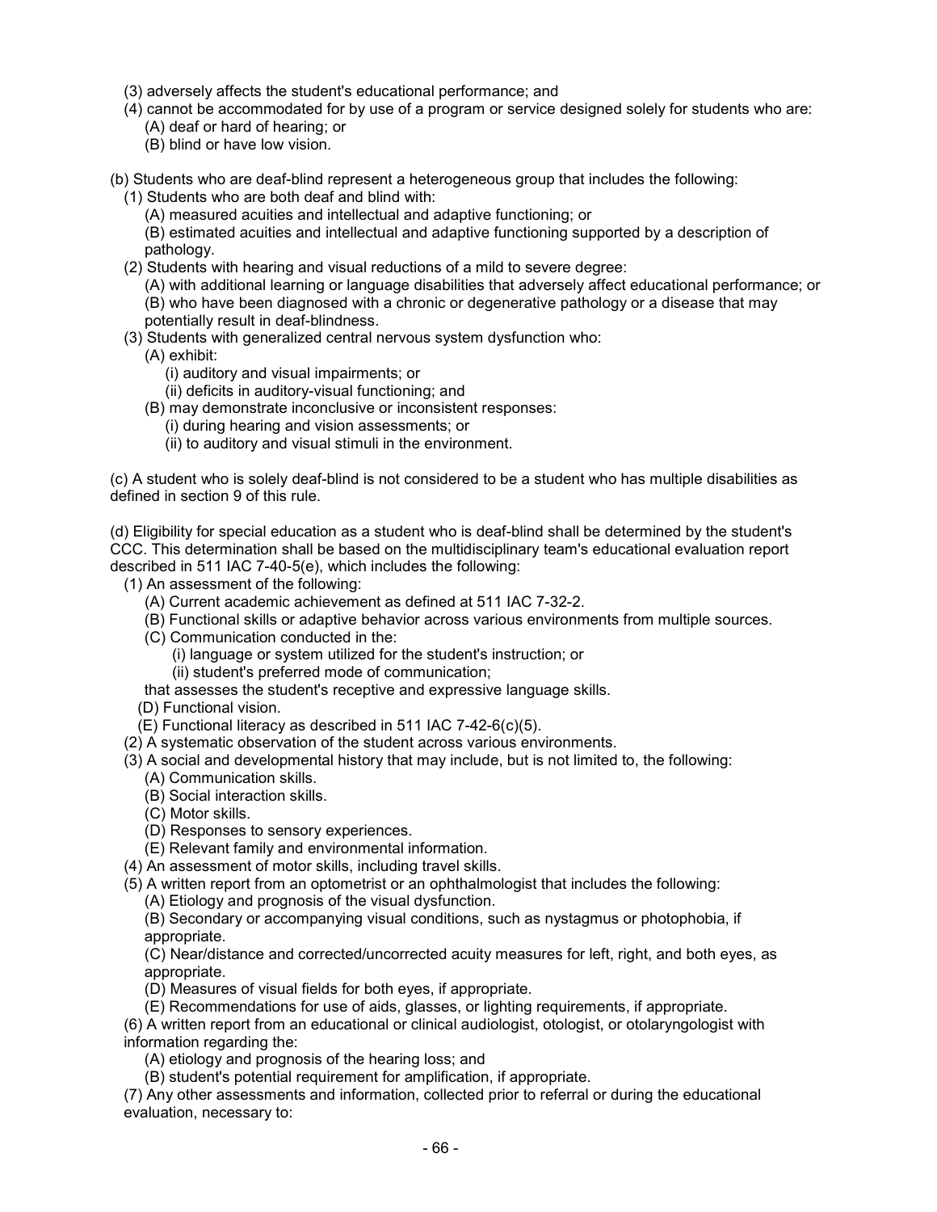(3) adversely affects the student's educational performance; and
(4) cannot be accommodated for by use of a program or service designed solely for students who are:
(A) deaf or hard of hearing; or
(B) blind or have low vision.

(b) Students who are deaf-blind represent a heterogeneous group that includes the following:
(1) Students who are both deaf and blind with:
(A) measured acuities and intellectual and adaptive functioning; or
(B) estimated acuities and intellectual and adaptive functioning supported by a description of pathology.
(2) Students with hearing and visual reductions of a mild to severe degree:
(A) with additional learning or language disabilities that adversely affect educational performance; or
(B) who have been diagnosed with a chronic or degenerative pathology or a disease that may potentially result in deaf-blindness.
(3) Students with generalized central nervous system dysfunction who:
(A) exhibit:
(i) auditory and visual impairments; or
(ii) deficits in auditory-visual functioning; and
(B) may demonstrate inconclusive or inconsistent responses:
(i) during hearing and vision assessments; or
(ii) to auditory and visual stimuli in the environment.

(c) A student who is solely deaf-blind is not considered to be a student who has multiple disabilities as defined in section 9 of this rule.

(d) Eligibility for special education as a student who is deaf-blind shall be determined by the student's CCC. This determination shall be based on the multidisciplinary team's educational evaluation report described in 511 IAC 7-40-5(e), which includes the following:
(1) An assessment of the following:
(A) Current academic achievement as defined at 511 IAC 7-32-2.
(B) Functional skills or adaptive behavior across various environments from multiple sources.
(C) Communication conducted in the:
(i) language or system utilized for the student's instruction; or
(ii) student's preferred mode of communication;
that assesses the student's receptive and expressive language skills.
(D) Functional vision.
(E) Functional literacy as described in 511 IAC 7-42-6(c)(5).
(2) A systematic observation of the student across various environments.
(3) A social and developmental history that may include, but is not limited to, the following:
(A) Communication skills.
(B) Social interaction skills.
(C) Motor skills.
(D) Responses to sensory experiences.
(E) Relevant family and environmental information.
(4) An assessment of motor skills, including travel skills.
(5) A written report from an optometrist or an ophthalmologist that includes the following:
(A) Etiology and prognosis of the visual dysfunction.
(B) Secondary or accompanying visual conditions, such as nystagmus or photophobia, if appropriate.
(C) Near/distance and corrected/uncorrected acuity measures for left, right, and both eyes, as appropriate.
(D) Measures of visual fields for both eyes, if appropriate.
(E) Recommendations for use of aids, glasses, or lighting requirements, if appropriate.
(6) A written report from an educational or clinical audiologist, otologist, or otolaryngologist with information regarding the:
(A) etiology and prognosis of the hearing loss; and
(B) student's potential requirement for amplification, if appropriate.
(7) Any other assessments and information, collected prior to referral or during the educational evaluation, necessary to: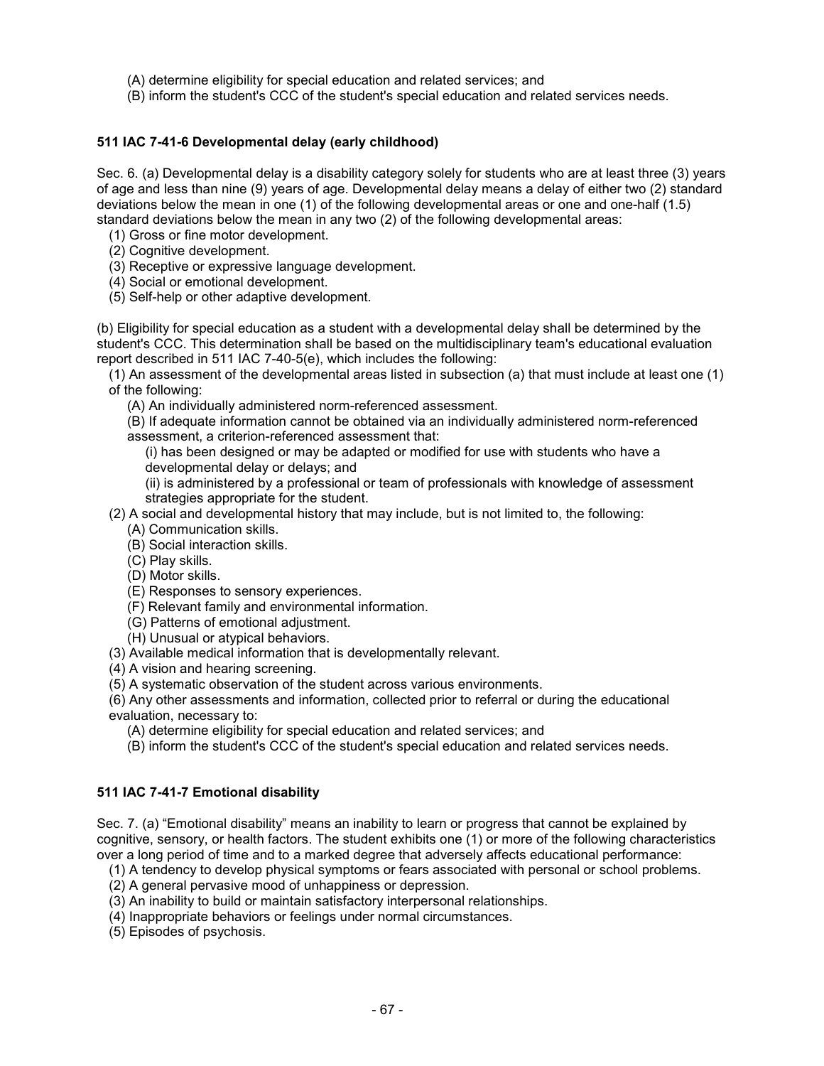(A) determine eligibility for special education and related services; and

(B) inform the student's CCC of the student's special education and related services needs.

**511 IAC 7-41-6 Developmental delay (early childhood)**

Sec. 6. (a) Developmental delay is a disability category solely for students who are at least three (3) years of age and less than nine (9) years of age. Developmental delay means a delay of either two (2) standard deviations below the mean in one (1) of the following developmental areas or one and one-half (1.5) standard deviations below the mean in any two (2) of the following developmental areas:

(1) Gross or fine motor development.

(2) Cognitive development.

(3) Receptive or expressive language development.

(4) Social or emotional development.

(5) Self-help or other adaptive development.

(b) Eligibility for special education as a student with a developmental delay shall be determined by the student's CCC. This determination shall be based on the multidisciplinary team's educational evaluation report described in 511 IAC 7-40-5(e), which includes the following:

(1) An assessment of the developmental areas listed in subsection (a) that must include at least one (1) of the following:

(A) An individually administered norm-referenced assessment.

(B) If adequate information cannot be obtained via an individually administered norm-referenced assessment, a criterion-referenced assessment that:

(i) has been designed or may be adapted or modified for use with students who have a developmental delay or delays; and

(ii) is administered by a professional or team of professionals with knowledge of assessment strategies appropriate for the student.

(2) A social and developmental history that may include, but is not limited to, the following:

(A) Communication skills.

(B) Social interaction skills.

(C) Play skills.

(D) Motor skills.

(E) Responses to sensory experiences.

(F) Relevant family and environmental information.

(G) Patterns of emotional adjustment.

(H) Unusual or atypical behaviors.

(3) Available medical information that is developmentally relevant.

(4) A vision and hearing screening.

(5) A systematic observation of the student across various environments.

(6) Any other assessments and information, collected prior to referral or during the educational evaluation, necessary to:

(A) determine eligibility for special education and related services; and

(B) inform the student's CCC of the student's special education and related services needs.

**511 IAC 7-41-7 Emotional disability**

Sec. 7. (a) "Emotional disability" means an inability to learn or progress that cannot be explained by cognitive, sensory, or health factors. The student exhibits one (1) or more of the following characteristics over a long period of time and to a marked degree that adversely affects educational performance:

(1) A tendency to develop physical symptoms or fears associated with personal or school problems.

(2) A general pervasive mood of unhappiness or depression.

(3) An inability to build or maintain satisfactory interpersonal relationships.

(4) Inappropriate behaviors or feelings under normal circumstances.

(5) Episodes of psychosis.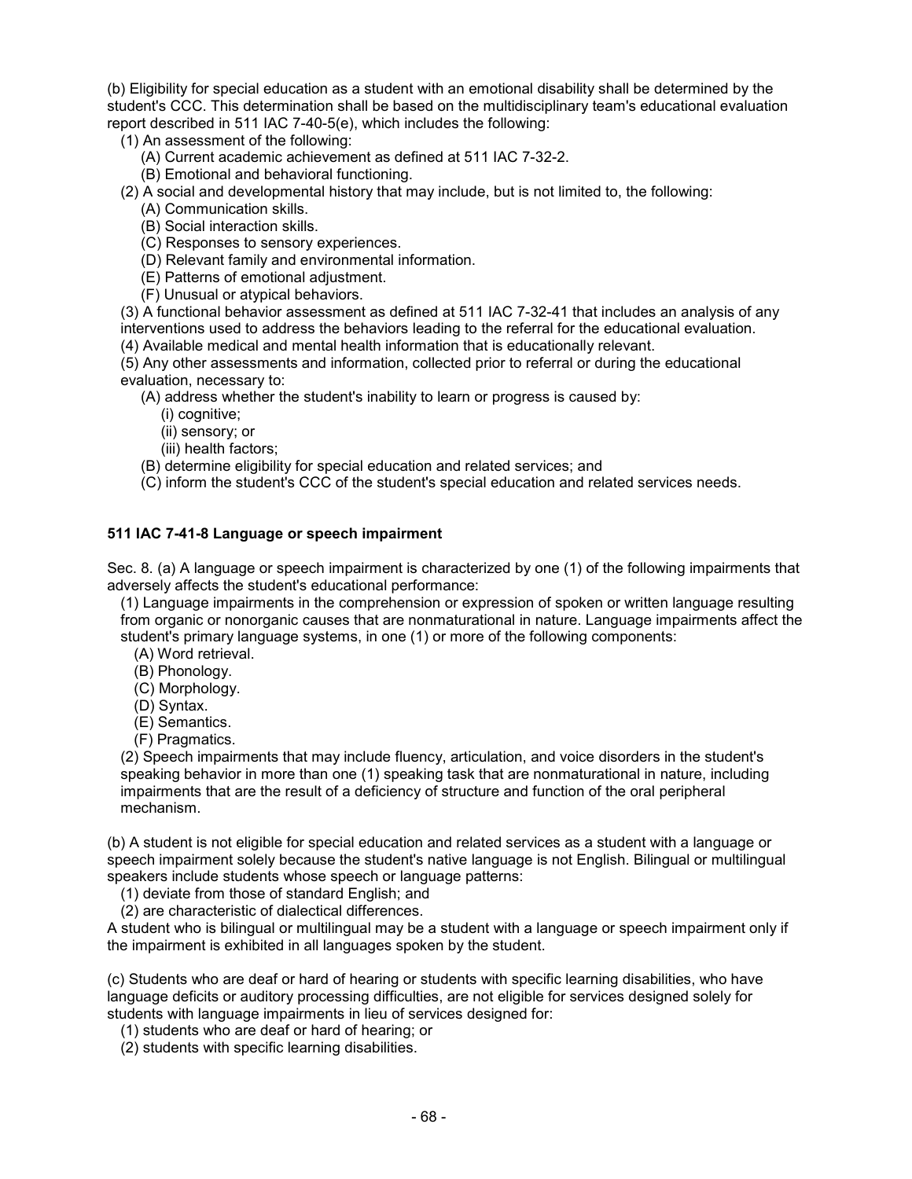(b) Eligibility for special education as a student with an emotional disability shall be determined by the student's CCC. This determination shall be based on the multidisciplinary team's educational evaluation report described in 511 IAC 7-40-5(e), which includes the following:

(1) An assessment of the following:
  (A) Current academic achievement as defined at 511 IAC 7-32-2.
  (B) Emotional and behavioral functioning.

(2) A social and developmental history that may include, but is not limited to, the following:
  (A) Communication skills.
  (B) Social interaction skills.
  (C) Responses to sensory experiences.
  (D) Relevant family and environmental information.
  (E) Patterns of emotional adjustment.
  (F) Unusual or atypical behaviors.

(3) A functional behavior assessment as defined at 511 IAC 7-32-41 that includes an analysis of any interventions used to address the behaviors leading to the referral for the educational evaluation.

(4) Available medical and mental health information that is educationally relevant.

(5) Any other assessments and information, collected prior to referral or during the educational evaluation, necessary to:
  (A) address whether the student's inability to learn or progress is caused by:
    (i) cognitive;
    (ii) sensory; or
    (iii) health factors;
  (B) determine eligibility for special education and related services; and
  (C) inform the student's CCC of the student's special education and related services needs.

**511 IAC 7-41-8 Language or speech impairment**

Sec. 8. (a) A language or speech impairment is characterized by one (1) of the following impairments that adversely affects the student's educational performance:

(1) Language impairments in the comprehension or expression of spoken or written language resulting from organic or nonorganic causes that are nonmaturational in nature. Language impairments affect the student's primary language systems, in one (1) or more of the following components:
  (A) Word retrieval.
  (B) Phonology.
  (C) Morphology.
  (D) Syntax.
  (E) Semantics.
  (F) Pragmatics.

(2) Speech impairments that may include fluency, articulation, and voice disorders in the student's speaking behavior in more than one (1) speaking task that are nonmaturational in nature, including impairments that are the result of a deficiency of structure and function of the oral peripheral mechanism.

(b) A student is not eligible for special education and related services as a student with a language or speech impairment solely because the student's native language is not English. Bilingual or multilingual speakers include students whose speech or language patterns:

(1) deviate from those of standard English; and
(2) are characteristic of dialectical differences.

A student who is bilingual or multilingual may be a student with a language or speech impairment only if the impairment is exhibited in all languages spoken by the student.

(c) Students who are deaf or hard of hearing or students with specific learning disabilities, who have language deficits or auditory processing difficulties, are not eligible for services designed solely for students with language impairments in lieu of services designed for:

(1) students who are deaf or hard of hearing; or
(2) students with specific learning disabilities.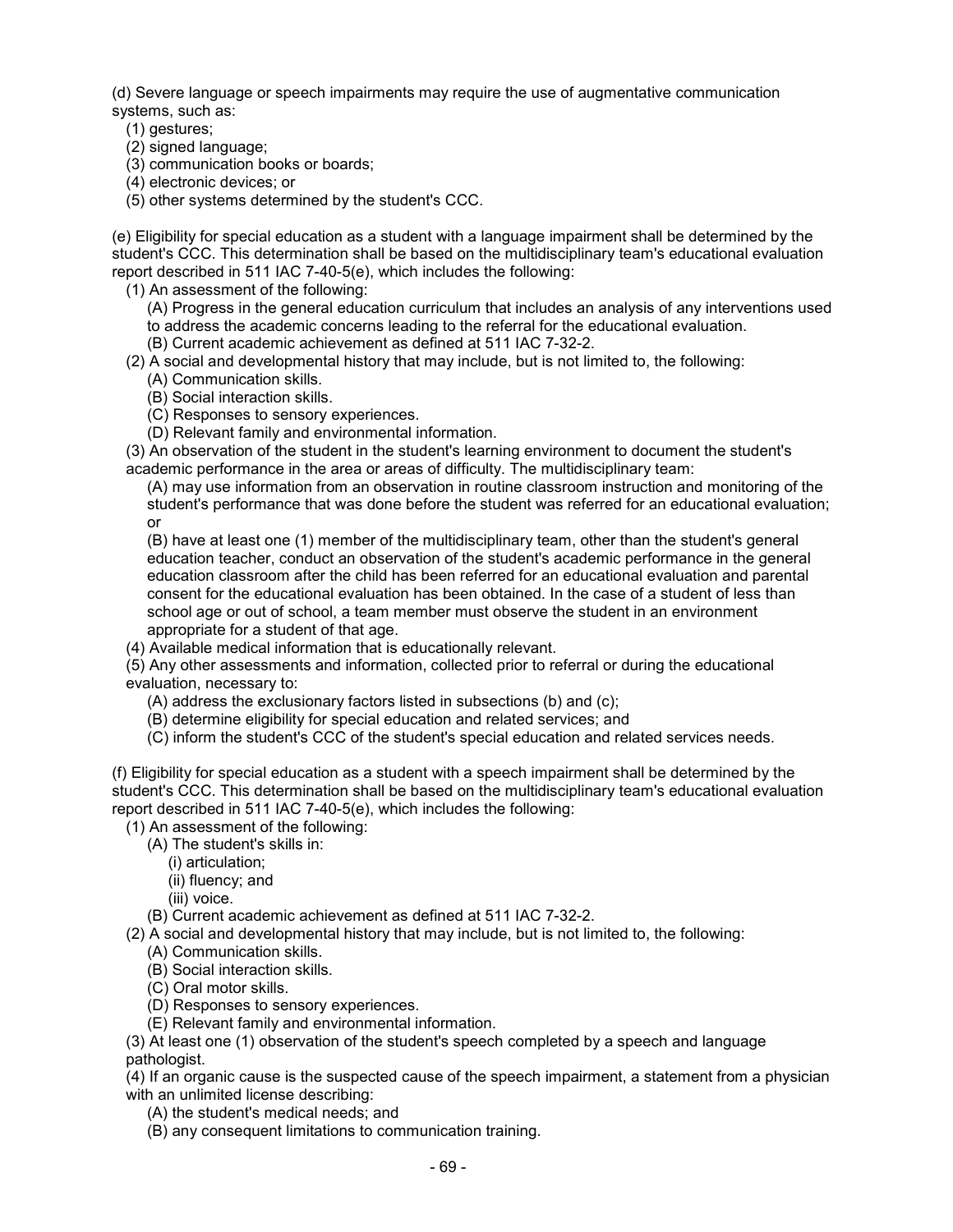(d) Severe language or speech impairments may require the use of augmentative communication systems, such as:

(1) gestures;
(2) signed language;
(3) communication books or boards;
(4) electronic devices; or
(5) other systems determined by the student's CCC.

(e) Eligibility for special education as a student with a language impairment shall be determined by the student's CCC. This determination shall be based on the multidisciplinary team's educational evaluation report described in 511 IAC 7-40-5(e), which includes the following:

(1) An assessment of the following:
  (A) Progress in the general education curriculum that includes an analysis of any interventions used to address the academic concerns leading to the referral for the educational evaluation.
  (B) Current academic achievement as defined at 511 IAC 7-32-2.
(2) A social and developmental history that may include, but is not limited to, the following:
  (A) Communication skills.
  (B) Social interaction skills.
  (C) Responses to sensory experiences.
  (D) Relevant family and environmental information.
(3) An observation of the student in the student's learning environment to document the student's academic performance in the area or areas of difficulty. The multidisciplinary team:
  (A) may use information from an observation in routine classroom instruction and monitoring of the student's performance that was done before the student was referred for an educational evaluation; or
  (B) have at least one (1) member of the multidisciplinary team, other than the student's general education teacher, conduct an observation of the student's academic performance in the general education classroom after the child has been referred for an educational evaluation and parental consent for the educational evaluation has been obtained. In the case of a student of less than school age or out of school, a team member must observe the student in an environment appropriate for a student of that age.
(4) Available medical information that is educationally relevant.
(5) Any other assessments and information, collected prior to referral or during the educational evaluation, necessary to:
  (A) address the exclusionary factors listed in subsections (b) and (c);
  (B) determine eligibility for special education and related services; and
  (C) inform the student's CCC of the student's special education and related services needs.

(f) Eligibility for special education as a student with a speech impairment shall be determined by the student's CCC. This determination shall be based on the multidisciplinary team's educational evaluation report described in 511 IAC 7-40-5(e), which includes the following:

(1) An assessment of the following:
  (A) The student's skills in:
    (i) articulation;
    (ii) fluency; and
    (iii) voice.
  (B) Current academic achievement as defined at 511 IAC 7-32-2.
(2) A social and developmental history that may include, but is not limited to, the following:
  (A) Communication skills.
  (B) Social interaction skills.
  (C) Oral motor skills.
  (D) Responses to sensory experiences.
  (E) Relevant family and environmental information.
(3) At least one (1) observation of the student's speech completed by a speech and language pathologist.
(4) If an organic cause is the suspected cause of the speech impairment, a statement from a physician with an unlimited license describing:
  (A) the student's medical needs; and
  (B) any consequent limitations to communication training.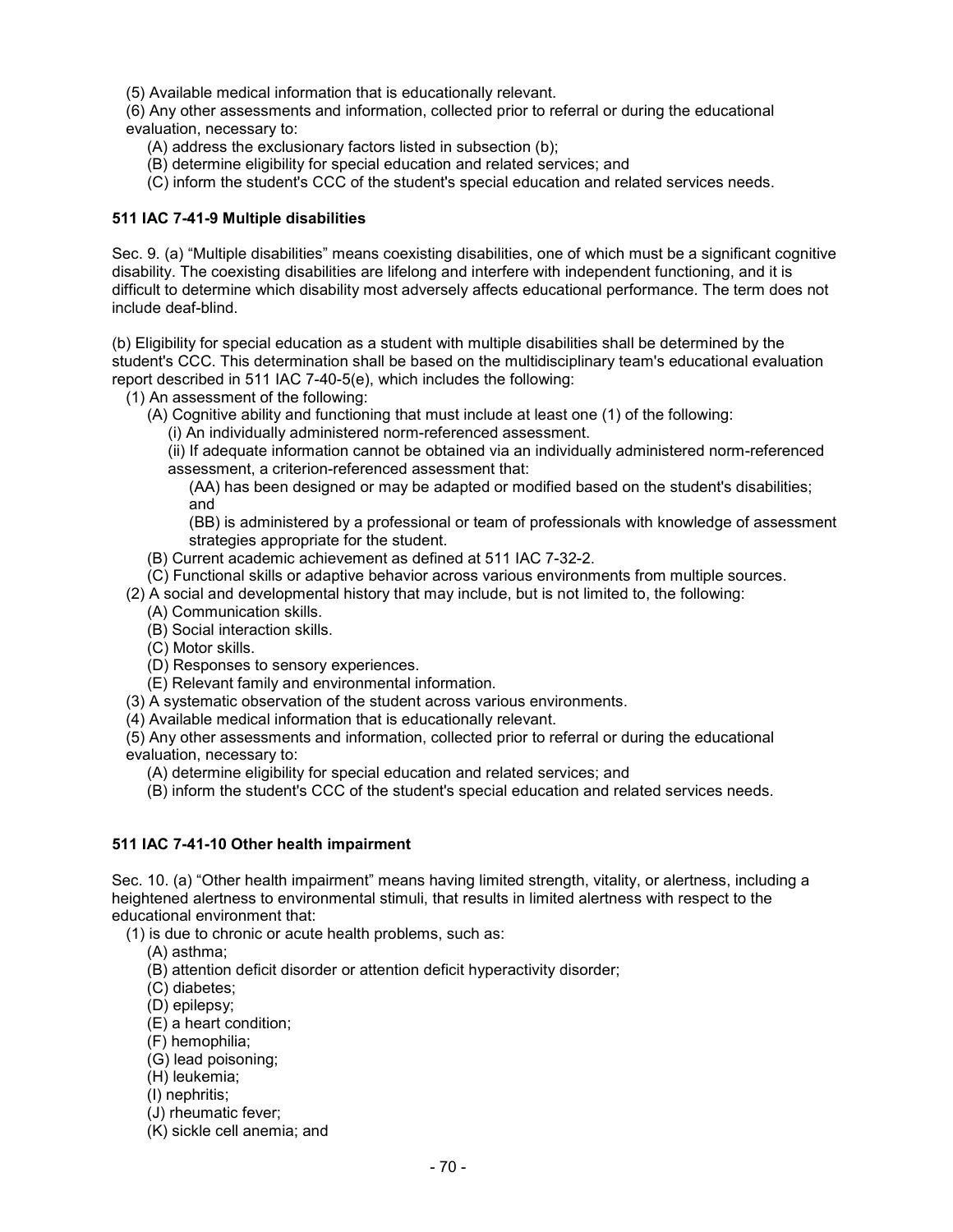(5) Available medical information that is educationally relevant.

(6) Any other assessments and information, collected prior to referral or during the educational evaluation, necessary to:

- (A) address the exclusionary factors listed in subsection (b);
- (B) determine eligibility for special education and related services; and
- (C) inform the student's CCC of the student's special education and related services needs.

### 511 IAC 7-41-9 Multiple disabilities

Sec. 9. (a) "Multiple disabilities" means coexisting disabilities, one of which must be a significant cognitive disability. The coexisting disabilities are lifelong and interfere with independent functioning, and it is difficult to determine which disability most adversely affects educational performance. The term does not include deaf-blind.

(b) Eligibility for special education as a student with multiple disabilities shall be determined by the student's CCC. This determination shall be based on the multidisciplinary team's educational evaluation report described in 511 IAC 7-40-5(e), which includes the following:

- (1) An assessment of the following:
  - (A) Cognitive ability and functioning that must include at least one (1) of the following:
    - (i) An individually administered norm-referenced assessment.
    - (ii) If adequate information cannot be obtained via an individually administered norm-referenced assessment, a criterion-referenced assessment that:
      - (AA) has been designed or may be adapted or modified based on the student's disabilities; and
      - (BB) is administered by a professional or team of professionals with knowledge of assessment strategies appropriate for the student.
  - (B) Current academic achievement as defined at 511 IAC 7-32-2.
  - (C) Functional skills or adaptive behavior across various environments from multiple sources.
- (2) A social and developmental history that may include, but is not limited to, the following:
  - (A) Communication skills.
  - (B) Social interaction skills.
  - (C) Motor skills.
  - (D) Responses to sensory experiences.
  - (E) Relevant family and environmental information.
- (3) A systematic observation of the student across various environments.
- (4) Available medical information that is educationally relevant.
- (5) Any other assessments and information, collected prior to referral or during the educational evaluation, necessary to:
  - (A) determine eligibility for special education and related services; and
  - (B) inform the student's CCC of the student's special education and related services needs.

### 511 IAC 7-41-10 Other health impairment

Sec. 10. (a) "Other health impairment" means having limited strength, vitality, or alertness, including a heightened alertness to environmental stimuli, that results in limited alertness with respect to the educational environment that:

- (1) is due to chronic or acute health problems, such as:
  - (A) asthma;
  - (B) attention deficit disorder or attention deficit hyperactivity disorder;
  - (C) diabetes;
  - (D) epilepsy;
  - (E) a heart condition;
  - (F) hemophilia;
  - (G) lead poisoning;
  - (H) leukemia;
  - (I) nephritis;
  - (J) rheumatic fever;
  - (K) sickle cell anemia; and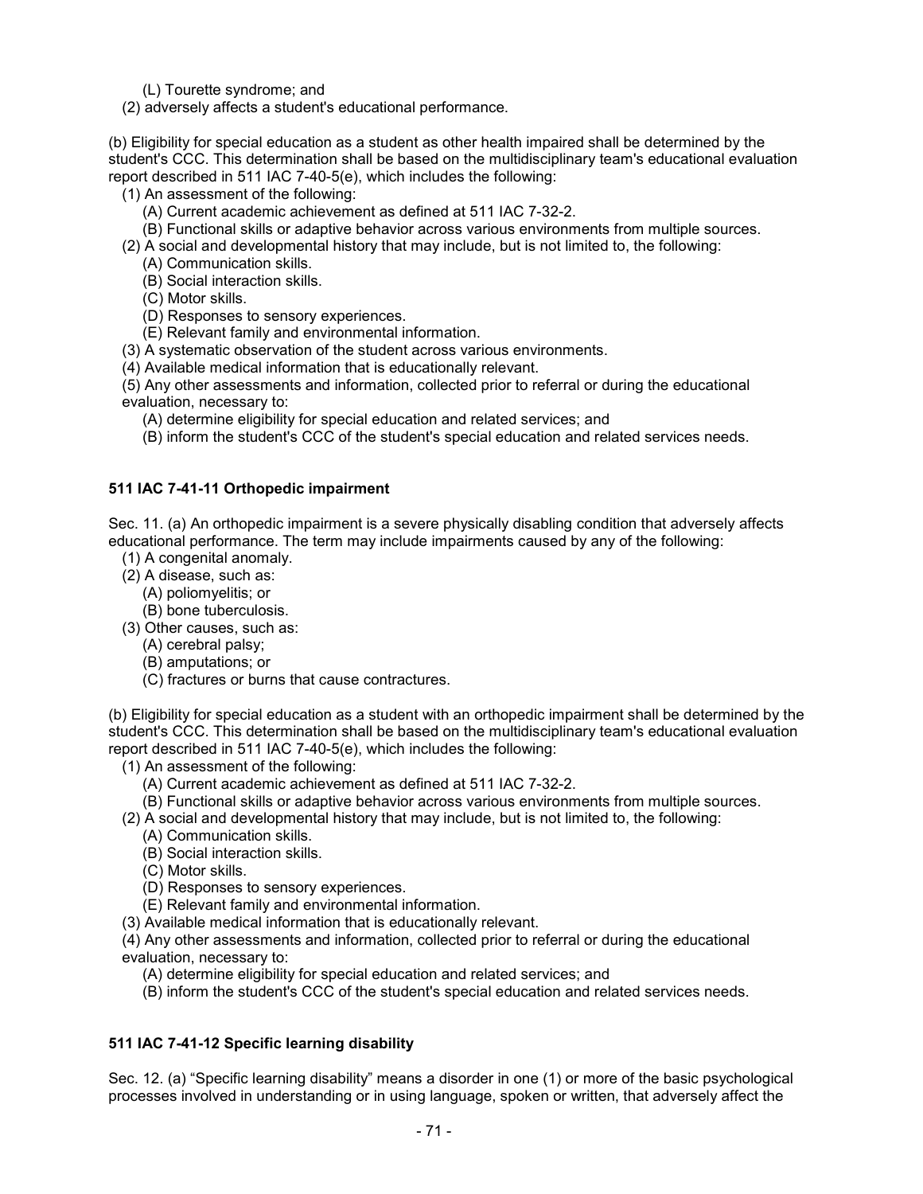(L) Tourette syndrome; and

(2) adversely affects a student's educational performance.

(b) Eligibility for special education as a student as other health impaired shall be determined by the student's CCC. This determination shall be based on the multidisciplinary team's educational evaluation report described in 511 IAC 7-40-5(e), which includes the following:

- (1) An assessment of the following:
  - (A) Current academic achievement as defined at 511 IAC 7-32-2.
  - (B) Functional skills or adaptive behavior across various environments from multiple sources.
- (2) A social and developmental history that may include, but is not limited to, the following:
  - (A) Communication skills.
  - (B) Social interaction skills.
  - (C) Motor skills.
  - (D) Responses to sensory experiences.
  - (E) Relevant family and environmental information.
- (3) A systematic observation of the student across various environments.
- (4) Available medical information that is educationally relevant.
- (5) Any other assessments and information, collected prior to referral or during the educational evaluation, necessary to:
  - (A) determine eligibility for special education and related services; and
  - (B) inform the student's CCC of the student's special education and related services needs.

**511 IAC 7-41-11 Orthopedic impairment**

Sec. 11. (a) An orthopedic impairment is a severe physically disabling condition that adversely affects educational performance. The term may include impairments caused by any of the following:

- (1) A congenital anomaly.
- (2) A disease, such as:
  - (A) poliomyelitis; or
  - (B) bone tuberculosis.
- (3) Other causes, such as:
  - (A) cerebral palsy;
  - (B) amputations; or
  - (C) fractures or burns that cause contractures.

(b) Eligibility for special education as a student with an orthopedic impairment shall be determined by the student's CCC. This determination shall be based on the multidisciplinary team's educational evaluation report described in 511 IAC 7-40-5(e), which includes the following:

- (1) An assessment of the following:
  - (A) Current academic achievement as defined at 511 IAC 7-32-2.
  - (B) Functional skills or adaptive behavior across various environments from multiple sources.
- (2) A social and developmental history that may include, but is not limited to, the following:
  - (A) Communication skills.
  - (B) Social interaction skills.
  - (C) Motor skills.
  - (D) Responses to sensory experiences.
  - (E) Relevant family and environmental information.
- (3) Available medical information that is educationally relevant.
- (4) Any other assessments and information, collected prior to referral or during the educational evaluation, necessary to:
  - (A) determine eligibility for special education and related services; and
  - (B) inform the student's CCC of the student's special education and related services needs.

**511 IAC 7-41-12 Specific learning disability**

Sec. 12. (a) "Specific learning disability" means a disorder in one (1) or more of the basic psychological processes involved in understanding or in using language, spoken or written, that adversely affect the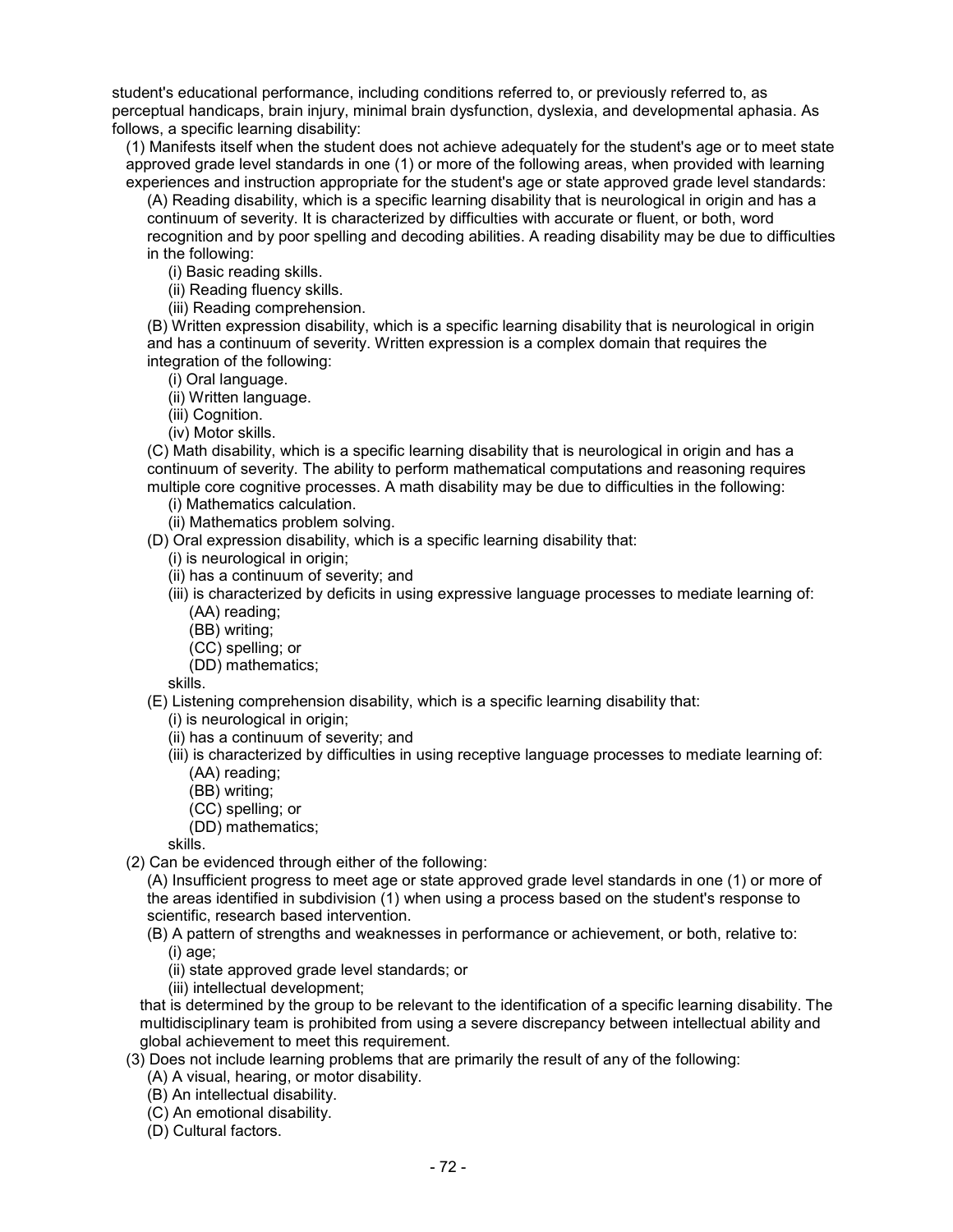student's educational performance, including conditions referred to, or previously referred to, as perceptual handicaps, brain injury, minimal brain dysfunction, dyslexia, and developmental aphasia. As follows, a specific learning disability:

(1) Manifests itself when the student does not achieve adequately for the student's age or to meet state approved grade level standards in one (1) or more of the following areas, when provided with learning experiences and instruction appropriate for the student's age or state approved grade level standards:

(A) Reading disability, which is a specific learning disability that is neurological in origin and has a continuum of severity. It is characterized by difficulties with accurate or fluent, or both, word recognition and by poor spelling and decoding abilities. A reading disability may be due to difficulties in the following:

(i) Basic reading skills.

(ii) Reading fluency skills.

(iii) Reading comprehension.

(B) Written expression disability, which is a specific learning disability that is neurological in origin and has a continuum of severity. Written expression is a complex domain that requires the integration of the following:

(i) Oral language.

(ii) Written language.

(iii) Cognition.

(iv) Motor skills.

(C) Math disability, which is a specific learning disability that is neurological in origin and has a continuum of severity. The ability to perform mathematical computations and reasoning requires multiple core cognitive processes. A math disability may be due to difficulties in the following:

(i) Mathematics calculation.

(ii) Mathematics problem solving.

(D) Oral expression disability, which is a specific learning disability that:

(i) is neurological in origin;

(ii) has a continuum of severity; and

(iii) is characterized by deficits in using expressive language processes to mediate learning of:

(AA) reading;

(BB) writing;

(CC) spelling; or

(DD) mathematics;

skills.

(E) Listening comprehension disability, which is a specific learning disability that:

(i) is neurological in origin;

(ii) has a continuum of severity; and

(iii) is characterized by difficulties in using receptive language processes to mediate learning of:

(AA) reading;

(BB) writing;

(CC) spelling; or

(DD) mathematics;

skills.

(2) Can be evidenced through either of the following:

(A) Insufficient progress to meet age or state approved grade level standards in one (1) or more of the areas identified in subdivision (1) when using a process based on the student's response to scientific, research based intervention.

(B) A pattern of strengths and weaknesses in performance or achievement, or both, relative to:

(i) age;

(ii) state approved grade level standards; or

(iii) intellectual development;

that is determined by the group to be relevant to the identification of a specific learning disability. The multidisciplinary team is prohibited from using a severe discrepancy between intellectual ability and global achievement to meet this requirement.

(3) Does not include learning problems that are primarily the result of any of the following:

(A) A visual, hearing, or motor disability.

(B) An intellectual disability.

(C) An emotional disability.

(D) Cultural factors.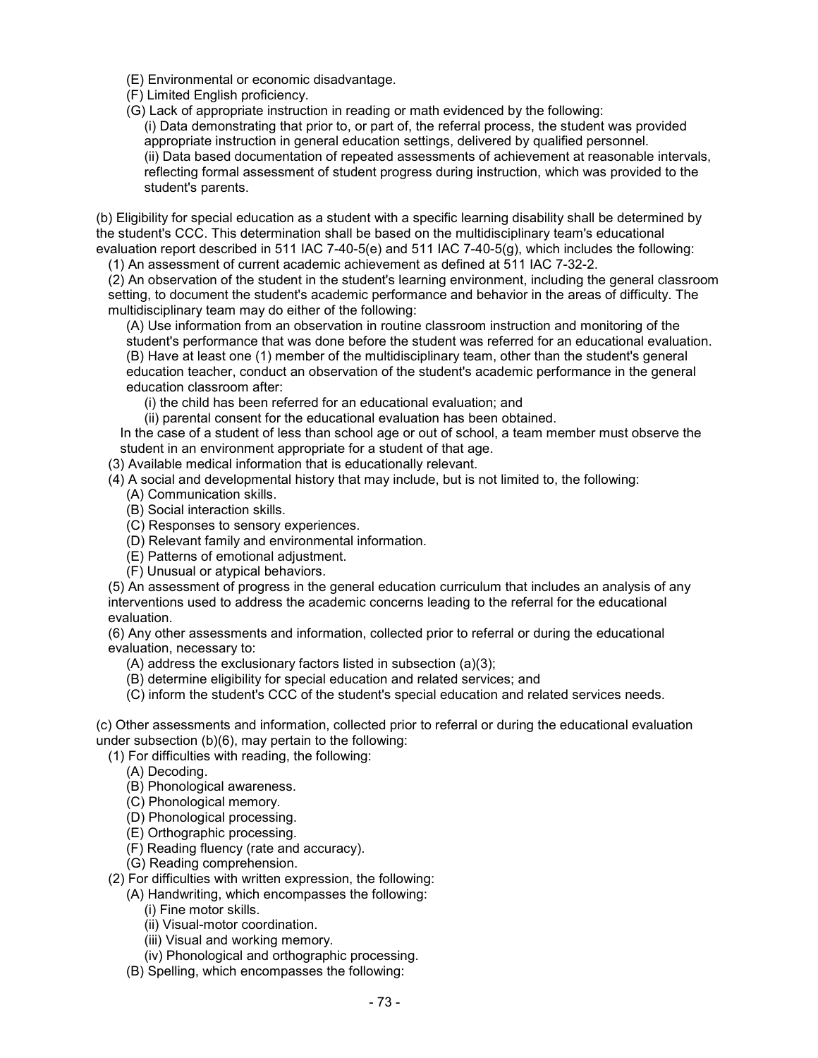(E) Environmental or economic disadvantage.
(F) Limited English proficiency.
(G) Lack of appropriate instruction in reading or math evidenced by the following:
(i) Data demonstrating that prior to, or part of, the referral process, the student was provided appropriate instruction in general education settings, delivered by qualified personnel.
(ii) Data based documentation of repeated assessments of achievement at reasonable intervals, reflecting formal assessment of student progress during instruction, which was provided to the student's parents.

(b) Eligibility for special education as a student with a specific learning disability shall be determined by the student's CCC. This determination shall be based on the multidisciplinary team's educational evaluation report described in 511 IAC 7-40-5(e) and 511 IAC 7-40-5(g), which includes the following:
(1) An assessment of current academic achievement as defined at 511 IAC 7-32-2.
(2) An observation of the student in the student's learning environment, including the general classroom setting, to document the student's academic performance and behavior in the areas of difficulty. The multidisciplinary team may do either of the following:
(A) Use information from an observation in routine classroom instruction and monitoring of the student's performance that was done before the student was referred for an educational evaluation.
(B) Have at least one (1) member of the multidisciplinary team, other than the student's general education teacher, conduct an observation of the student's academic performance in the general education classroom after:
(i) the child has been referred for an educational evaluation; and
(ii) parental consent for the educational evaluation has been obtained.
In the case of a student of less than school age or out of school, a team member must observe the student in an environment appropriate for a student of that age.
(3) Available medical information that is educationally relevant.
(4) A social and developmental history that may include, but is not limited to, the following:
(A) Communication skills.
(B) Social interaction skills.
(C) Responses to sensory experiences.
(D) Relevant family and environmental information.
(E) Patterns of emotional adjustment.
(F) Unusual or atypical behaviors.
(5) An assessment of progress in the general education curriculum that includes an analysis of any interventions used to address the academic concerns leading to the referral for the educational evaluation.
(6) Any other assessments and information, collected prior to referral or during the educational evaluation, necessary to:
(A) address the exclusionary factors listed in subsection (a)(3);
(B) determine eligibility for special education and related services; and
(C) inform the student's CCC of the student's special education and related services needs.

(c) Other assessments and information, collected prior to referral or during the educational evaluation under subsection (b)(6), may pertain to the following:
(1) For difficulties with reading, the following:
(A) Decoding.
(B) Phonological awareness.
(C) Phonological memory.
(D) Phonological processing.
(E) Orthographic processing.
(F) Reading fluency (rate and accuracy).
(G) Reading comprehension.
(2) For difficulties with written expression, the following:
(A) Handwriting, which encompasses the following:
(i) Fine motor skills.
(ii) Visual-motor coordination.
(iii) Visual and working memory.
(iv) Phonological and orthographic processing.
(B) Spelling, which encompasses the following: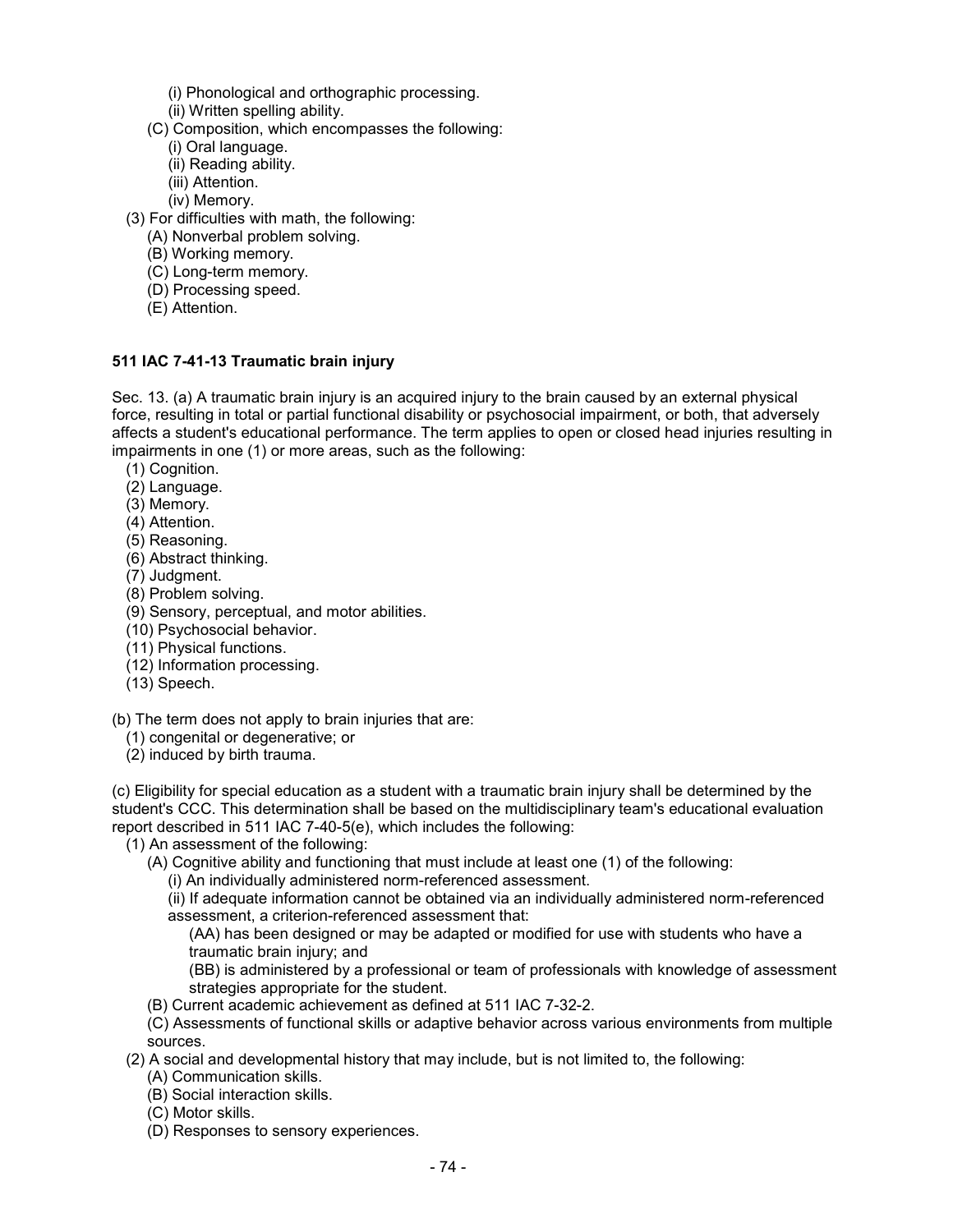(i) Phonological and orthographic processing.
    (ii) Written spelling ability.
  (C) Composition, which encompasses the following:
    (i) Oral language.
    (ii) Reading ability.
    (iii) Attention.
    (iv) Memory.
(3) For difficulties with math, the following:
  (A) Nonverbal problem solving.
  (B) Working memory.
  (C) Long-term memory.
  (D) Processing speed.
  (E) Attention.

**511 IAC 7-41-13 Traumatic brain injury**

Sec. 13. (a) A traumatic brain injury is an acquired injury to the brain caused by an external physical force, resulting in total or partial functional disability or psychosocial impairment, or both, that adversely affects a student's educational performance. The term applies to open or closed head injuries resulting in impairments in one (1) or more areas, such as the following:

(1) Cognition.
(2) Language.
(3) Memory.
(4) Attention.
(5) Reasoning.
(6) Abstract thinking.
(7) Judgment.
(8) Problem solving.
(9) Sensory, perceptual, and motor abilities.
(10) Psychosocial behavior.
(11) Physical functions.
(12) Information processing.
(13) Speech.

(b) The term does not apply to brain injuries that are:
(1) congenital or degenerative; or
(2) induced by birth trauma.

(c) Eligibility for special education as a student with a traumatic brain injury shall be determined by the student's CCC. This determination shall be based on the multidisciplinary team's educational evaluation report described in 511 IAC 7-40-5(e), which includes the following:

(1) An assessment of the following:
  (A) Cognitive ability and functioning that must include at least one (1) of the following:
    (i) An individually administered norm-referenced assessment.
    (ii) If adequate information cannot be obtained via an individually administered norm-referenced assessment, a criterion-referenced assessment that:
      (AA) has been designed or may be adapted or modified for use with students who have a traumatic brain injury; and
      (BB) is administered by a professional or team of professionals with knowledge of assessment strategies appropriate for the student.
  (B) Current academic achievement as defined at 511 IAC 7-32-2.
  (C) Assessments of functional skills or adaptive behavior across various environments from multiple sources.
(2) A social and developmental history that may include, but is not limited to, the following:
  (A) Communication skills.
  (B) Social interaction skills.
  (C) Motor skills.
  (D) Responses to sensory experiences.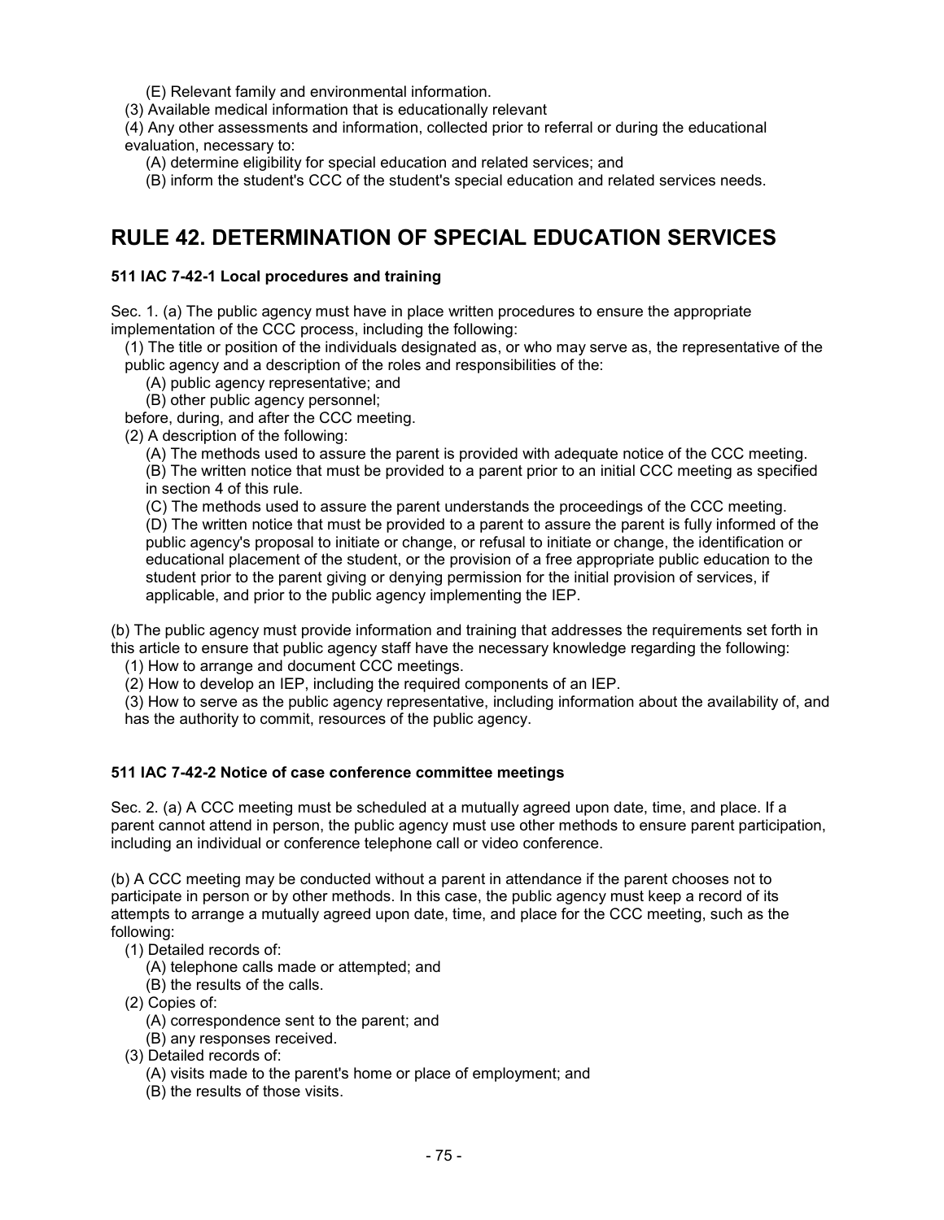(E) Relevant family and environmental information.

(3) Available medical information that is educationally relevant

(4) Any other assessments and information, collected prior to referral or during the educational evaluation, necessary to:

(A) determine eligibility for special education and related services; and

(B) inform the student's CCC of the student's special education and related services needs.

## RULE 42. DETERMINATION OF SPECIAL EDUCATION SERVICES

### 511 IAC 7-42-1 Local procedures and training

Sec. 1. (a) The public agency must have in place written procedures to ensure the appropriate implementation of the CCC process, including the following:

(1) The title or position of the individuals designated as, or who may serve as, the representative of the public agency and a description of the roles and responsibilities of the:

(A) public agency representative; and

(B) other public agency personnel;

before, during, and after the CCC meeting.

(2) A description of the following:

(A) The methods used to assure the parent is provided with adequate notice of the CCC meeting.

(B) The written notice that must be provided to a parent prior to an initial CCC meeting as specified in section 4 of this rule.

(C) The methods used to assure the parent understands the proceedings of the CCC meeting.

(D) The written notice that must be provided to a parent to assure the parent is fully informed of the public agency's proposal to initiate or change, or refusal to initiate or change, the identification or educational placement of the student, or the provision of a free appropriate public education to the student prior to the parent giving or denying permission for the initial provision of services, if applicable, and prior to the public agency implementing the IEP.

(b) The public agency must provide information and training that addresses the requirements set forth in this article to ensure that public agency staff have the necessary knowledge regarding the following:

(1) How to arrange and document CCC meetings.

(2) How to develop an IEP, including the required components of an IEP.

(3) How to serve as the public agency representative, including information about the availability of, and has the authority to commit, resources of the public agency.

### 511 IAC 7-42-2 Notice of case conference committee meetings

Sec. 2. (a) A CCC meeting must be scheduled at a mutually agreed upon date, time, and place. If a parent cannot attend in person, the public agency must use other methods to ensure parent participation, including an individual or conference telephone call or video conference.

(b) A CCC meeting may be conducted without a parent in attendance if the parent chooses not to participate in person or by other methods. In this case, the public agency must keep a record of its attempts to arrange a mutually agreed upon date, time, and place for the CCC meeting, such as the following:

(1) Detailed records of:

(A) telephone calls made or attempted; and

(B) the results of the calls.

(2) Copies of:

(A) correspondence sent to the parent; and

(B) any responses received.

(3) Detailed records of:

(A) visits made to the parent's home or place of employment; and

(B) the results of those visits.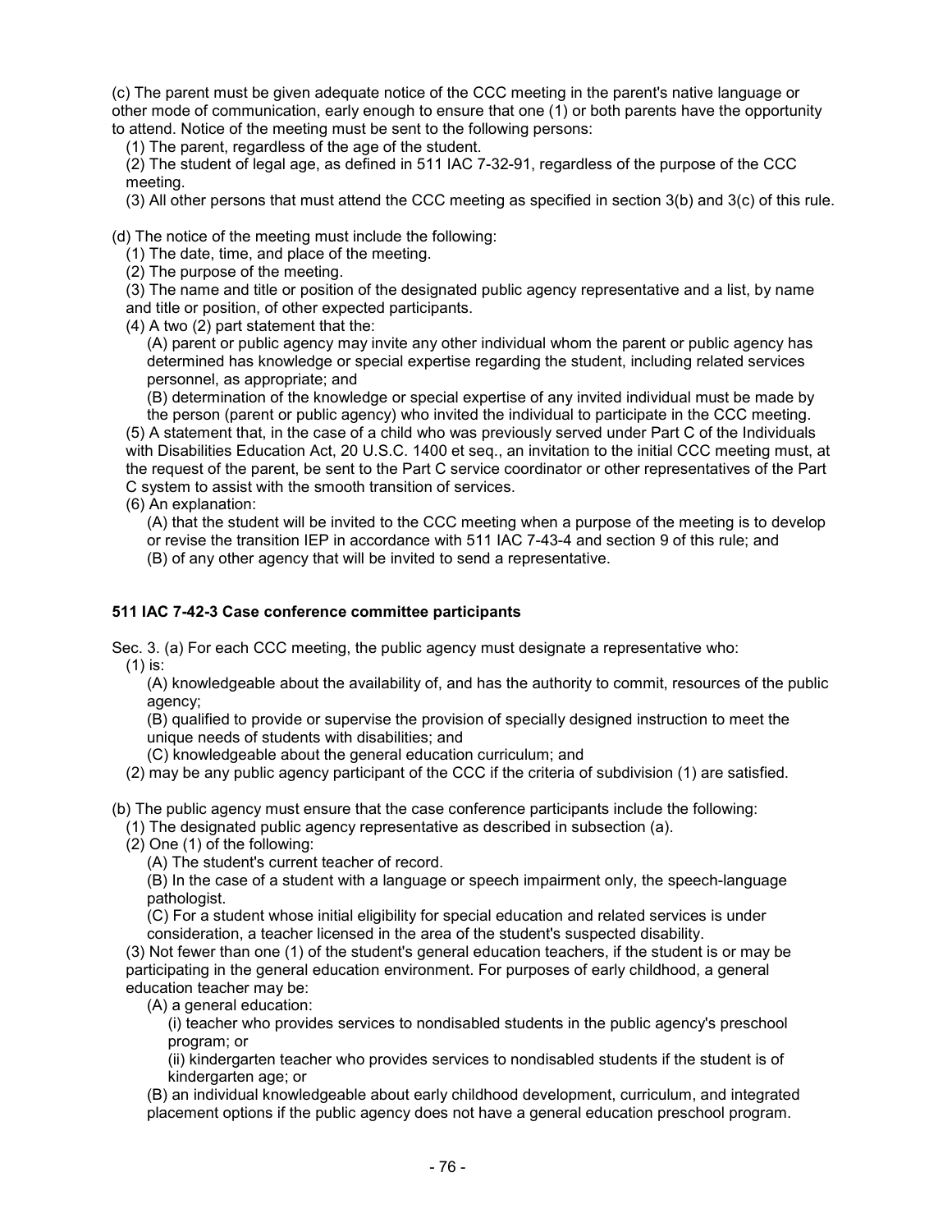(c) The parent must be given adequate notice of the CCC meeting in the parent's native language or other mode of communication, early enough to ensure that one (1) or both parents have the opportunity to attend. Notice of the meeting must be sent to the following persons:

(1) The parent, regardless of the age of the student.

(2) The student of legal age, as defined in 511 IAC 7-32-91, regardless of the purpose of the CCC meeting.

(3) All other persons that must attend the CCC meeting as specified in section 3(b) and 3(c) of this rule.

(d) The notice of the meeting must include the following:

(1) The date, time, and place of the meeting.

(2) The purpose of the meeting.

(3) The name and title or position of the designated public agency representative and a list, by name and title or position, of other expected participants.

(4) A two (2) part statement that the:

(A) parent or public agency may invite any other individual whom the parent or public agency has determined has knowledge or special expertise regarding the student, including related services personnel, as appropriate; and

(B) determination of the knowledge or special expertise of any invited individual must be made by the person (parent or public agency) who invited the individual to participate in the CCC meeting.

(5) A statement that, in the case of a child who was previously served under Part C of the Individuals with Disabilities Education Act, 20 U.S.C. 1400 et seq., an invitation to the initial CCC meeting must, at the request of the parent, be sent to the Part C service coordinator or other representatives of the Part C system to assist with the smooth transition of services.

(6) An explanation:

(A) that the student will be invited to the CCC meeting when a purpose of the meeting is to develop or revise the transition IEP in accordance with 511 IAC 7-43-4 and section 9 of this rule; and

(B) of any other agency that will be invited to send a representative.

## 511 IAC 7-42-3 Case conference committee participants

Sec. 3. (a) For each CCC meeting, the public agency must designate a representative who:

(1) is:

(A) knowledgeable about the availability of, and has the authority to commit, resources of the public agency;

(B) qualified to provide or supervise the provision of specially designed instruction to meet the unique needs of students with disabilities; and

(C) knowledgeable about the general education curriculum; and

(2) may be any public agency participant of the CCC if the criteria of subdivision (1) are satisfied.

(b) The public agency must ensure that the case conference participants include the following:

(1) The designated public agency representative as described in subsection (a).

(2) One (1) of the following:

(A) The student's current teacher of record.

(B) In the case of a student with a language or speech impairment only, the speech-language pathologist.

(C) For a student whose initial eligibility for special education and related services is under consideration, a teacher licensed in the area of the student's suspected disability.

(3) Not fewer than one (1) of the student's general education teachers, if the student is or may be participating in the general education environment. For purposes of early childhood, a general education teacher may be:

(A) a general education:

(i) teacher who provides services to nondisabled students in the public agency's preschool program; or

(ii) kindergarten teacher who provides services to nondisabled students if the student is of kindergarten age; or

(B) an individual knowledgeable about early childhood development, curriculum, and integrated placement options if the public agency does not have a general education preschool program.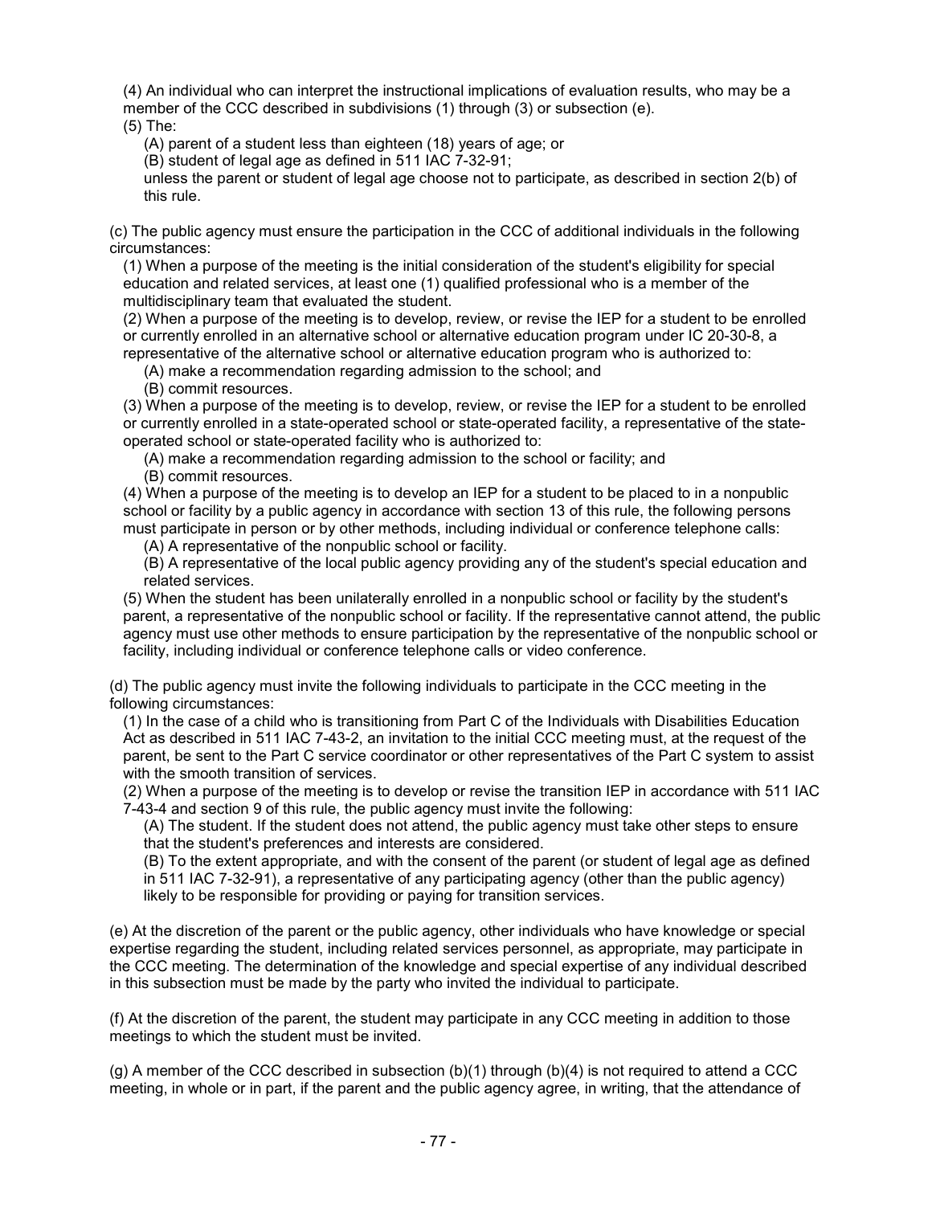(4) An individual who can interpret the instructional implications of evaluation results, who may be a member of the CCC described in subdivisions (1) through (3) or subsection (e).

(5) The:

(A) parent of a student less than eighteen (18) years of age; or

(B) student of legal age as defined in 511 IAC 7-32-91;

unless the parent or student of legal age choose not to participate, as described in section 2(b) of this rule.

(c) The public agency must ensure the participation in the CCC of additional individuals in the following circumstances:

(1) When a purpose of the meeting is the initial consideration of the student's eligibility for special education and related services, at least one (1) qualified professional who is a member of the multidisciplinary team that evaluated the student.

(2) When a purpose of the meeting is to develop, review, or revise the IEP for a student to be enrolled or currently enrolled in an alternative school or alternative education program under IC 20-30-8, a representative of the alternative school or alternative education program who is authorized to:

(A) make a recommendation regarding admission to the school; and

(B) commit resources.

(3) When a purpose of the meeting is to develop, review, or revise the IEP for a student to be enrolled or currently enrolled in a state-operated school or state-operated facility, a representative of the state-operated school or state-operated facility who is authorized to:

(A) make a recommendation regarding admission to the school or facility; and

(B) commit resources.

(4) When a purpose of the meeting is to develop an IEP for a student to be placed to in a nonpublic school or facility by a public agency in accordance with section 13 of this rule, the following persons must participate in person or by other methods, including individual or conference telephone calls:

(A) A representative of the nonpublic school or facility.

(B) A representative of the local public agency providing any of the student's special education and related services.

(5) When the student has been unilaterally enrolled in a nonpublic school or facility by the student's parent, a representative of the nonpublic school or facility. If the representative cannot attend, the public agency must use other methods to ensure participation by the representative of the nonpublic school or facility, including individual or conference telephone calls or video conference.

(d) The public agency must invite the following individuals to participate in the CCC meeting in the following circumstances:

(1) In the case of a child who is transitioning from Part C of the Individuals with Disabilities Education Act as described in 511 IAC 7-43-2, an invitation to the initial CCC meeting must, at the request of the parent, be sent to the Part C service coordinator or other representatives of the Part C system to assist with the smooth transition of services.

(2) When a purpose of the meeting is to develop or revise the transition IEP in accordance with 511 IAC 7-43-4 and section 9 of this rule, the public agency must invite the following:

(A) The student. If the student does not attend, the public agency must take other steps to ensure that the student's preferences and interests are considered.

(B) To the extent appropriate, and with the consent of the parent (or student of legal age as defined in 511 IAC 7-32-91), a representative of any participating agency (other than the public agency) likely to be responsible for providing or paying for transition services.

(e) At the discretion of the parent or the public agency, other individuals who have knowledge or special expertise regarding the student, including related services personnel, as appropriate, may participate in the CCC meeting. The determination of the knowledge and special expertise of any individual described in this subsection must be made by the party who invited the individual to participate.

(f) At the discretion of the parent, the student may participate in any CCC meeting in addition to those meetings to which the student must be invited.

(g) A member of the CCC described in subsection (b)(1) through (b)(4) is not required to attend a CCC meeting, in whole or in part, if the parent and the public agency agree, in writing, that the attendance of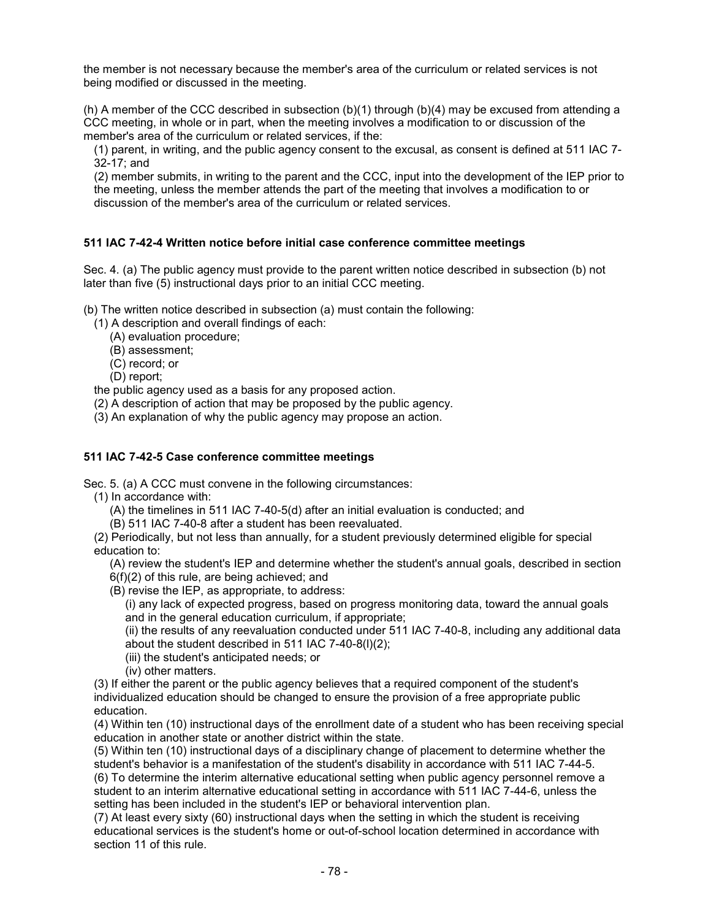the member is not necessary because the member's area of the curriculum or related services is not being modified or discussed in the meeting.

(h) A member of the CCC described in subsection (b)(1) through (b)(4) may be excused from attending a CCC meeting, in whole or in part, when the meeting involves a modification to or discussion of the member's area of the curriculum or related services, if the:

(1) parent, in writing, and the public agency consent to the excusal, as consent is defined at 511 IAC 7-32-17; and

(2) member submits, in writing to the parent and the CCC, input into the development of the IEP prior to the meeting, unless the member attends the part of the meeting that involves a modification to or discussion of the member's area of the curriculum or related services.

### 511 IAC 7-42-4 Written notice before initial case conference committee meetings

Sec. 4. (a) The public agency must provide to the parent written notice described in subsection (b) not later than five (5) instructional days prior to an initial CCC meeting.

(b) The written notice described in subsection (a) must contain the following:

(1) A description and overall findings of each:

(A) evaluation procedure;

(B) assessment;

(C) record; or

(D) report;

the public agency used as a basis for any proposed action.

(2) A description of action that may be proposed by the public agency.

(3) An explanation of why the public agency may propose an action.

### 511 IAC 7-42-5 Case conference committee meetings

Sec. 5. (a) A CCC must convene in the following circumstances:

(1) In accordance with:

(A) the timelines in 511 IAC 7-40-5(d) after an initial evaluation is conducted; and

(B) 511 IAC 7-40-8 after a student has been reevaluated.

(2) Periodically, but not less than annually, for a student previously determined eligible for special education to:

(A) review the student's IEP and determine whether the student's annual goals, described in section 6(f)(2) of this rule, are being achieved; and

(B) revise the IEP, as appropriate, to address:

(i) any lack of expected progress, based on progress monitoring data, toward the annual goals and in the general education curriculum, if appropriate;

(ii) the results of any reevaluation conducted under 511 IAC 7-40-8, including any additional data about the student described in 511 IAC 7-40-8(l)(2);

(iii) the student's anticipated needs; or

(iv) other matters.

(3) If either the parent or the public agency believes that a required component of the student's individualized education should be changed to ensure the provision of a free appropriate public education.

(4) Within ten (10) instructional days of the enrollment date of a student who has been receiving special education in another state or another district within the state.

(5) Within ten (10) instructional days of a disciplinary change of placement to determine whether the student's behavior is a manifestation of the student's disability in accordance with 511 IAC 7-44-5.

(6) To determine the interim alternative educational setting when public agency personnel remove a student to an interim alternative educational setting in accordance with 511 IAC 7-44-6, unless the setting has been included in the student's IEP or behavioral intervention plan.

(7) At least every sixty (60) instructional days when the setting in which the student is receiving educational services is the student's home or out-of-school location determined in accordance with section 11 of this rule.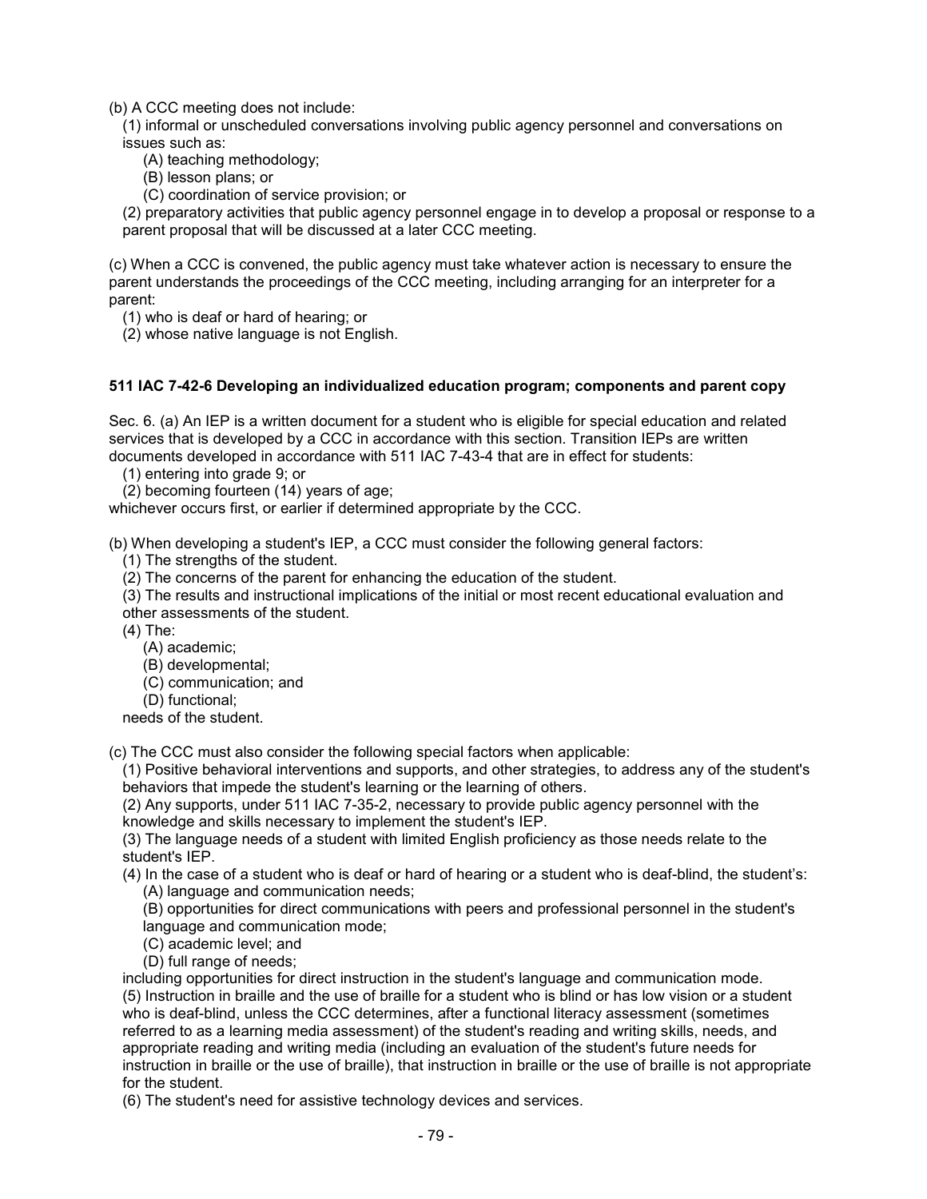(b) A CCC meeting does not include:

(1) informal or unscheduled conversations involving public agency personnel and conversations on issues such as:

(A) teaching methodology;

(B) lesson plans; or

(C) coordination of service provision; or

(2) preparatory activities that public agency personnel engage in to develop a proposal or response to a parent proposal that will be discussed at a later CCC meeting.

(c) When a CCC is convened, the public agency must take whatever action is necessary to ensure the parent understands the proceedings of the CCC meeting, including arranging for an interpreter for a parent:

(1) who is deaf or hard of hearing; or

(2) whose native language is not English.

**511 IAC 7-42-6 Developing an individualized education program; components and parent copy**

Sec. 6. (a) An IEP is a written document for a student who is eligible for special education and related services that is developed by a CCC in accordance with this section. Transition IEPs are written documents developed in accordance with 511 IAC 7-43-4 that are in effect for students:

(1) entering into grade 9; or

(2) becoming fourteen (14) years of age;

whichever occurs first, or earlier if determined appropriate by the CCC.

(b) When developing a student's IEP, a CCC must consider the following general factors:

(1) The strengths of the student.

(2) The concerns of the parent for enhancing the education of the student.

(3) The results and instructional implications of the initial or most recent educational evaluation and other assessments of the student.

(4) The:

(A) academic;

(B) developmental;

(C) communication; and

(D) functional;

needs of the student.

(c) The CCC must also consider the following special factors when applicable:

(1) Positive behavioral interventions and supports, and other strategies, to address any of the student's behaviors that impede the student's learning or the learning of others.

(2) Any supports, under 511 IAC 7-35-2, necessary to provide public agency personnel with the knowledge and skills necessary to implement the student's IEP.

(3) The language needs of a student with limited English proficiency as those needs relate to the student's IEP.

(4) In the case of a student who is deaf or hard of hearing or a student who is deaf-blind, the student's:

(A) language and communication needs;

(B) opportunities for direct communications with peers and professional personnel in the student's language and communication mode;

(C) academic level; and

(D) full range of needs;

including opportunities for direct instruction in the student's language and communication mode.

(5) Instruction in braille and the use of braille for a student who is blind or has low vision or a student who is deaf-blind, unless the CCC determines, after a functional literacy assessment (sometimes referred to as a learning media assessment) of the student's reading and writing skills, needs, and appropriate reading and writing media (including an evaluation of the student's future needs for instruction in braille or the use of braille), that instruction in braille or the use of braille is not appropriate for the student.

(6) The student's need for assistive technology devices and services.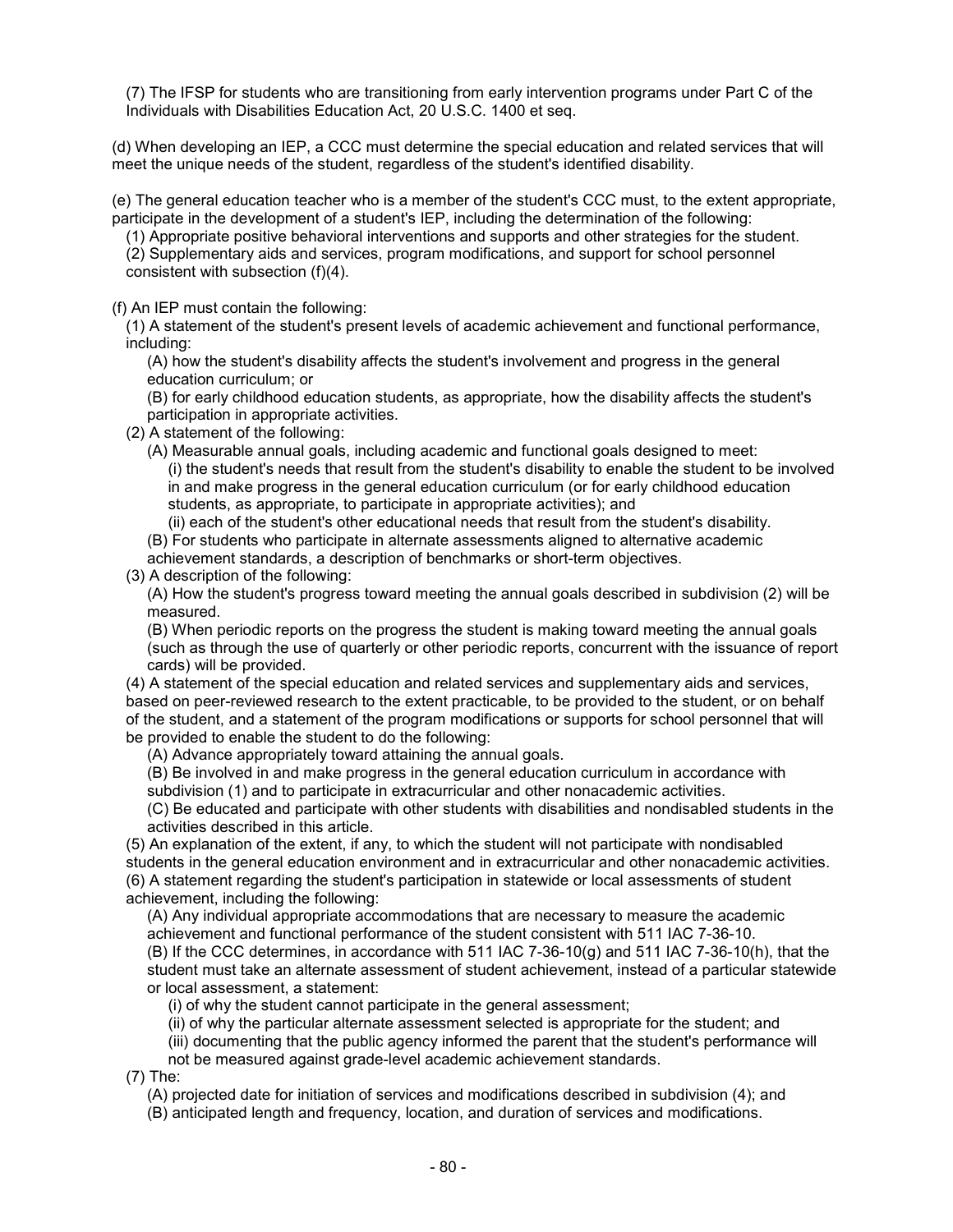(7) The IFSP for students who are transitioning from early intervention programs under Part C of the Individuals with Disabilities Education Act, 20 U.S.C. 1400 et seq.

(d) When developing an IEP, a CCC must determine the special education and related services that will meet the unique needs of the student, regardless of the student's identified disability.

(e) The general education teacher who is a member of the student's CCC must, to the extent appropriate, participate in the development of a student's IEP, including the determination of the following:

(1) Appropriate positive behavioral interventions and supports and other strategies for the student.

(2) Supplementary aids and services, program modifications, and support for school personnel consistent with subsection (f)(4).

(f) An IEP must contain the following:

(1) A statement of the student's present levels of academic achievement and functional performance, including:

(A) how the student's disability affects the student's involvement and progress in the general education curriculum; or

(B) for early childhood education students, as appropriate, how the disability affects the student's participation in appropriate activities.

(2) A statement of the following:

(A) Measurable annual goals, including academic and functional goals designed to meet:

(i) the student's needs that result from the student's disability to enable the student to be involved in and make progress in the general education curriculum (or for early childhood education students, as appropriate, to participate in appropriate activities); and

(ii) each of the student's other educational needs that result from the student's disability.

(B) For students who participate in alternate assessments aligned to alternative academic achievement standards, a description of benchmarks or short-term objectives.

(3) A description of the following:

(A) How the student's progress toward meeting the annual goals described in subdivision (2) will be measured.

(B) When periodic reports on the progress the student is making toward meeting the annual goals (such as through the use of quarterly or other periodic reports, concurrent with the issuance of report cards) will be provided.

(4) A statement of the special education and related services and supplementary aids and services, based on peer-reviewed research to the extent practicable, to be provided to the student, or on behalf of the student, and a statement of the program modifications or supports for school personnel that will be provided to enable the student to do the following:

(A) Advance appropriately toward attaining the annual goals.

(B) Be involved in and make progress in the general education curriculum in accordance with subdivision (1) and to participate in extracurricular and other nonacademic activities.

(C) Be educated and participate with other students with disabilities and nondisabled students in the activities described in this article.

(5) An explanation of the extent, if any, to which the student will not participate with nondisabled students in the general education environment and in extracurricular and other nonacademic activities.

(6) A statement regarding the student's participation in statewide or local assessments of student achievement, including the following:

(A) Any individual appropriate accommodations that are necessary to measure the academic achievement and functional performance of the student consistent with 511 IAC 7-36-10.

(B) If the CCC determines, in accordance with 511 IAC 7-36-10(g) and 511 IAC 7-36-10(h), that the student must take an alternate assessment of student achievement, instead of a particular statewide or local assessment, a statement:

(i) of why the student cannot participate in the general assessment;

(ii) of why the particular alternate assessment selected is appropriate for the student; and

(iii) documenting that the public agency informed the parent that the student's performance will not be measured against grade-level academic achievement standards.

(7) The:

(A) projected date for initiation of services and modifications described in subdivision (4); and

(B) anticipated length and frequency, location, and duration of services and modifications.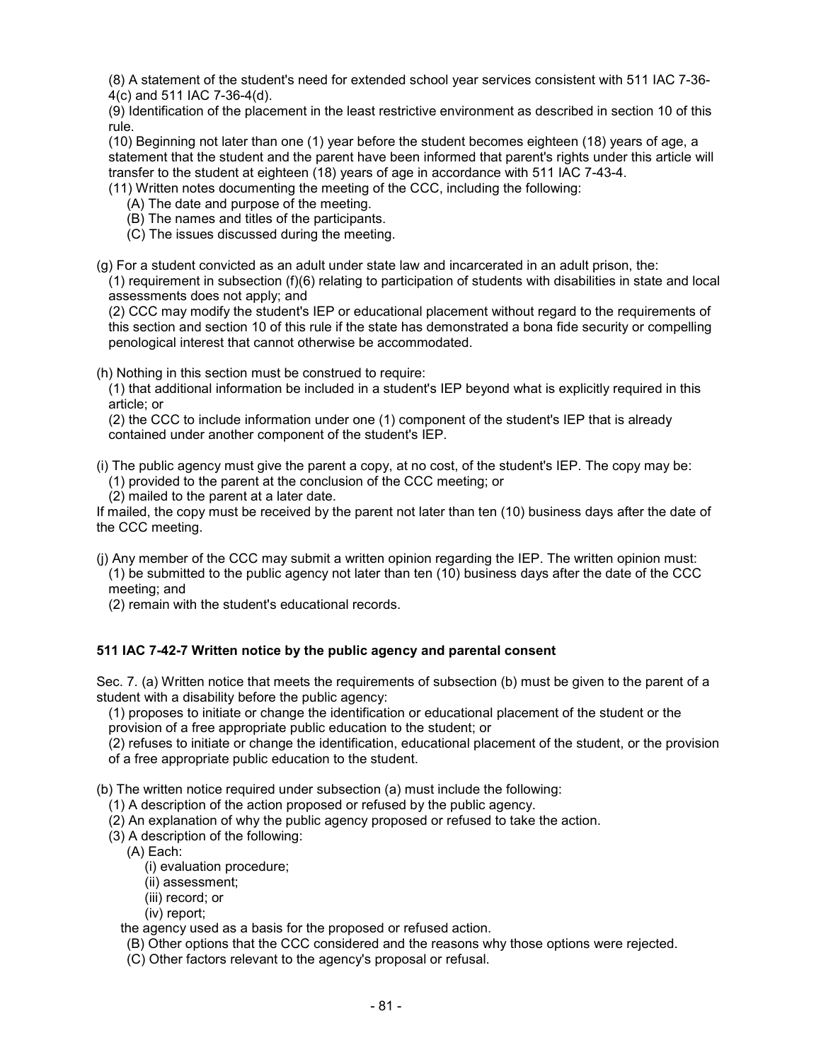(8) A statement of the student's need for extended school year services consistent with 511 IAC 7-36-4(c) and 511 IAC 7-36-4(d).

(9) Identification of the placement in the least restrictive environment as described in section 10 of this rule.

(10) Beginning not later than one (1) year before the student becomes eighteen (18) years of age, a statement that the student and the parent have been informed that parent's rights under this article will transfer to the student at eighteen (18) years of age in accordance with 511 IAC 7-43-4.

(11) Written notes documenting the meeting of the CCC, including the following:

- (A) The date and purpose of the meeting.
- (B) The names and titles of the participants.
- (C) The issues discussed during the meeting.

(g) For a student convicted as an adult under state law and incarcerated in an adult prison, the:

(1) requirement in subsection (f)(6) relating to participation of students with disabilities in state and local assessments does not apply; and

(2) CCC may modify the student's IEP or educational placement without regard to the requirements of this section and section 10 of this rule if the state has demonstrated a bona fide security or compelling penological interest that cannot otherwise be accommodated.

(h) Nothing in this section must be construed to require:

(1) that additional information be included in a student's IEP beyond what is explicitly required in this article; or

(2) the CCC to include information under one (1) component of the student's IEP that is already contained under another component of the student's IEP.

(i) The public agency must give the parent a copy, at no cost, of the student's IEP. The copy may be:

(1) provided to the parent at the conclusion of the CCC meeting; or

(2) mailed to the parent at a later date.

If mailed, the copy must be received by the parent not later than ten (10) business days after the date of the CCC meeting.

(j) Any member of the CCC may submit a written opinion regarding the IEP. The written opinion must:

(1) be submitted to the public agency not later than ten (10) business days after the date of the CCC meeting; and

(2) remain with the student's educational records.

**511 IAC 7-42-7 Written notice by the public agency and parental consent**

Sec. 7. (a) Written notice that meets the requirements of subsection (b) must be given to the parent of a student with a disability before the public agency:

(1) proposes to initiate or change the identification or educational placement of the student or the provision of a free appropriate public education to the student; or

(2) refuses to initiate or change the identification, educational placement of the student, or the provision of a free appropriate public education to the student.

(b) The written notice required under subsection (a) must include the following:

(1) A description of the action proposed or refused by the public agency.

(2) An explanation of why the public agency proposed or refused to take the action.

(3) A description of the following:

(A) Each:

- (i) evaluation procedure;
- (ii) assessment;
- (iii) record; or
- (iv) report;

the agency used as a basis for the proposed or refused action.

(B) Other options that the CCC considered and the reasons why those options were rejected.

(C) Other factors relevant to the agency's proposal or refusal.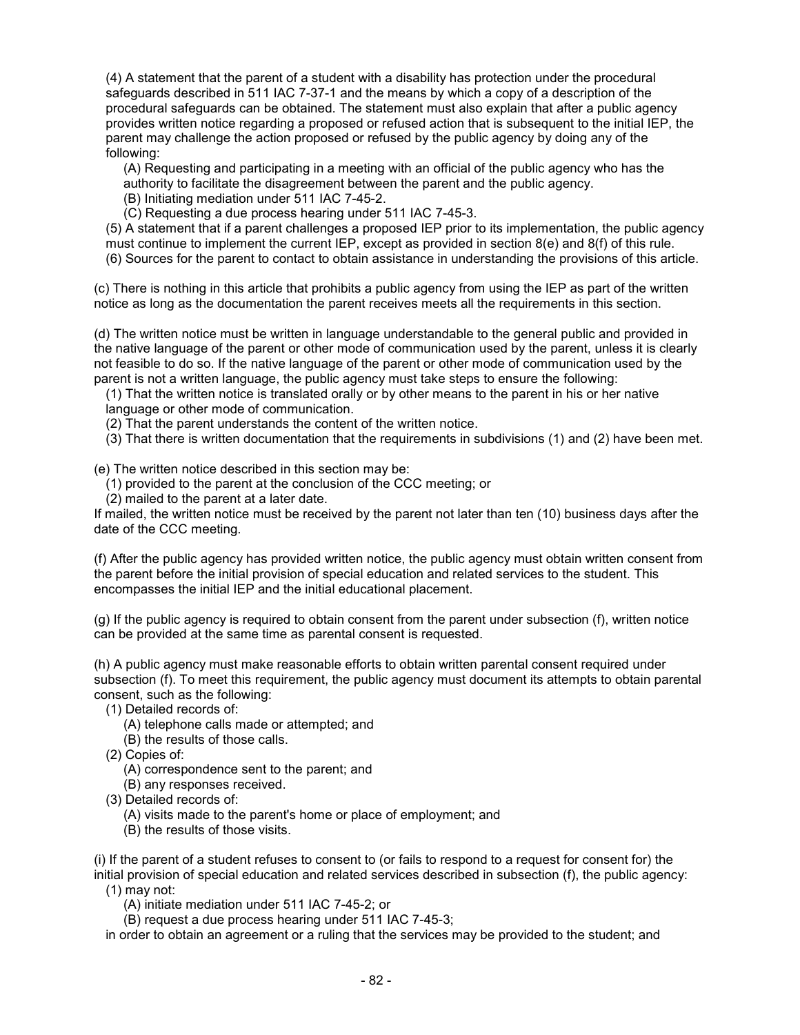(4) A statement that the parent of a student with a disability has protection under the procedural safeguards described in 511 IAC 7-37-1 and the means by which a copy of a description of the procedural safeguards can be obtained. The statement must also explain that after a public agency provides written notice regarding a proposed or refused action that is subsequent to the initial IEP, the parent may challenge the action proposed or refused by the public agency by doing any of the following:

(A) Requesting and participating in a meeting with an official of the public agency who has the authority to facilitate the disagreement between the parent and the public agency.

(B) Initiating mediation under 511 IAC 7-45-2.

(C) Requesting a due process hearing under 511 IAC 7-45-3.

(5) A statement that if a parent challenges a proposed IEP prior to its implementation, the public agency must continue to implement the current IEP, except as provided in section 8(e) and 8(f) of this rule.

(6) Sources for the parent to contact to obtain assistance in understanding the provisions of this article.

(c) There is nothing in this article that prohibits a public agency from using the IEP as part of the written notice as long as the documentation the parent receives meets all the requirements in this section.

(d) The written notice must be written in language understandable to the general public and provided in the native language of the parent or other mode of communication used by the parent, unless it is clearly not feasible to do so. If the native language of the parent or other mode of communication used by the parent is not a written language, the public agency must take steps to ensure the following:

(1) That the written notice is translated orally or by other means to the parent in his or her native language or other mode of communication.

(2) That the parent understands the content of the written notice.

(3) That there is written documentation that the requirements in subdivisions (1) and (2) have been met.

(e) The written notice described in this section may be:

(1) provided to the parent at the conclusion of the CCC meeting; or

(2) mailed to the parent at a later date.

If mailed, the written notice must be received by the parent not later than ten (10) business days after the date of the CCC meeting.

(f) After the public agency has provided written notice, the public agency must obtain written consent from the parent before the initial provision of special education and related services to the student. This encompasses the initial IEP and the initial educational placement.

(g) If the public agency is required to obtain consent from the parent under subsection (f), written notice can be provided at the same time as parental consent is requested.

(h) A public agency must make reasonable efforts to obtain written parental consent required under subsection (f). To meet this requirement, the public agency must document its attempts to obtain parental consent, such as the following:

(1) Detailed records of:

(A) telephone calls made or attempted; and

(B) the results of those calls.

(2) Copies of:

(A) correspondence sent to the parent; and

(B) any responses received.

(3) Detailed records of:

(A) visits made to the parent's home or place of employment; and

(B) the results of those visits.

(i) If the parent of a student refuses to consent to (or fails to respond to a request for consent for) the initial provision of special education and related services described in subsection (f), the public agency:

(1) may not:

(A) initiate mediation under 511 IAC 7-45-2; or

(B) request a due process hearing under 511 IAC 7-45-3;

in order to obtain an agreement or a ruling that the services may be provided to the student; and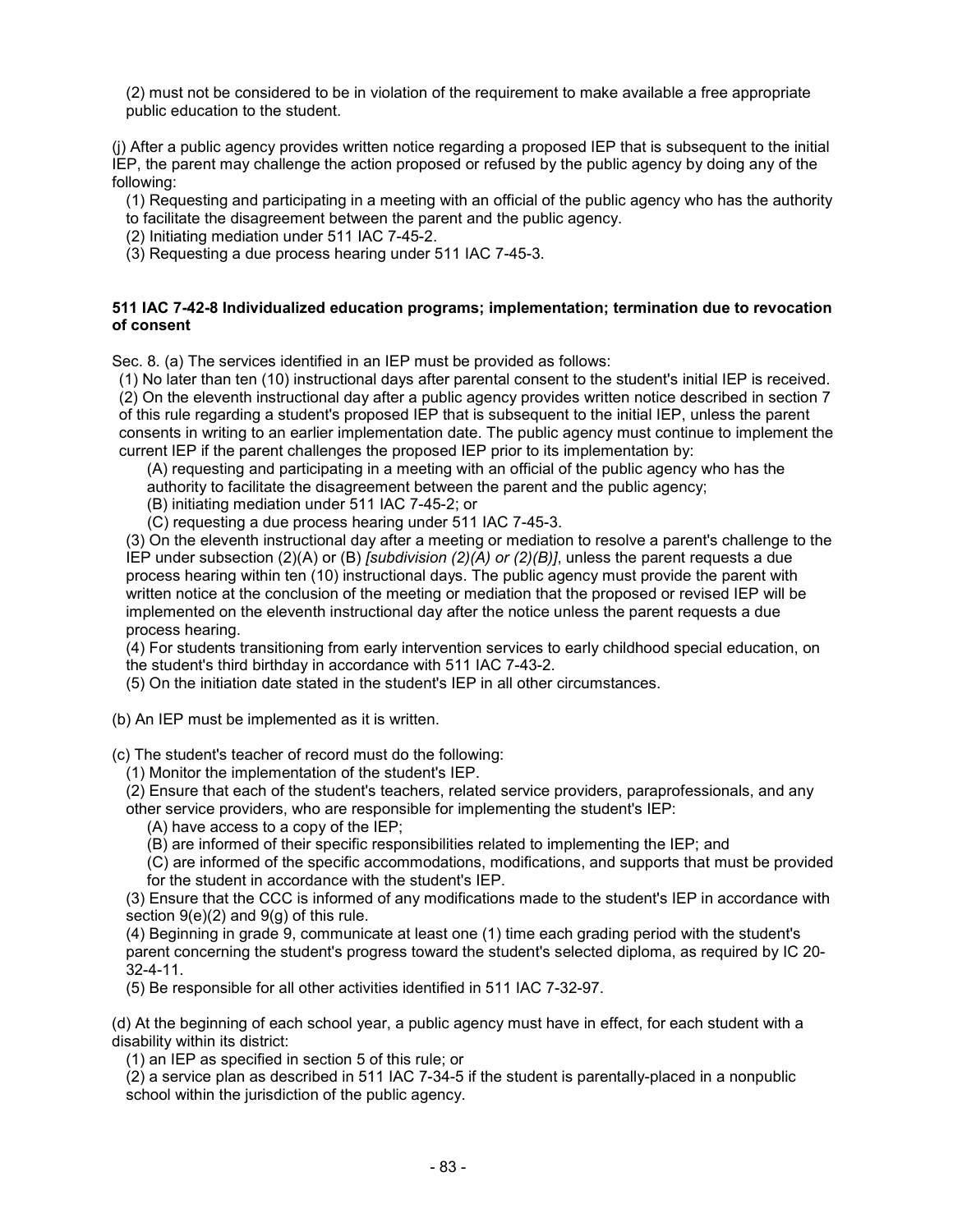(2) must not be considered to be in violation of the requirement to make available a free appropriate public education to the student.

(j) After a public agency provides written notice regarding a proposed IEP that is subsequent to the initial IEP, the parent may challenge the action proposed or refused by the public agency by doing any of the following:

(1) Requesting and participating in a meeting with an official of the public agency who has the authority to facilitate the disagreement between the parent and the public agency.
(2) Initiating mediation under 511 IAC 7-45-2.
(3) Requesting a due process hearing under 511 IAC 7-45-3.

**511 IAC 7-42-8 Individualized education programs; implementation; termination due to revocation of consent**

Sec. 8. (a) The services identified in an IEP must be provided as follows:

(1) No later than ten (10) instructional days after parental consent to the student's initial IEP is received.
(2) On the eleventh instructional day after a public agency provides written notice described in section 7 of this rule regarding a student's proposed IEP that is subsequent to the initial IEP, unless the parent consents in writing to an earlier implementation date. The public agency must continue to implement the current IEP if the parent challenges the proposed IEP prior to its implementation by:

(A) requesting and participating in a meeting with an official of the public agency who has the authority to facilitate the disagreement between the parent and the public agency;
(B) initiating mediation under 511 IAC 7-45-2; or
(C) requesting a due process hearing under 511 IAC 7-45-3.

(3) On the eleventh instructional day after a meeting or mediation to resolve a parent's challenge to the IEP under subsection (2)(A) or (B) *[subdivision (2)(A) or (2)(B)]*, unless the parent requests a due process hearing within ten (10) instructional days. The public agency must provide the parent with written notice at the conclusion of the meeting or mediation that the proposed or revised IEP will be implemented on the eleventh instructional day after the notice unless the parent requests a due process hearing.
(4) For students transitioning from early intervention services to early childhood special education, on the student's third birthday in accordance with 511 IAC 7-43-2.
(5) On the initiation date stated in the student's IEP in all other circumstances.

(b) An IEP must be implemented as it is written.

(c) The student's teacher of record must do the following:

(1) Monitor the implementation of the student's IEP.
(2) Ensure that each of the student's teachers, related service providers, paraprofessionals, and any other service providers, who are responsible for implementing the student's IEP:

(A) have access to a copy of the IEP;
(B) are informed of their specific responsibilities related to implementing the IEP; and
(C) are informed of the specific accommodations, modifications, and supports that must be provided for the student in accordance with the student's IEP.

(3) Ensure that the CCC is informed of any modifications made to the student's IEP in accordance with section 9(e)(2) and 9(g) of this rule.
(4) Beginning in grade 9, communicate at least one (1) time each grading period with the student's parent concerning the student's progress toward the student's selected diploma, as required by IC 20-32-4-11.
(5) Be responsible for all other activities identified in 511 IAC 7-32-97.

(d) At the beginning of each school year, a public agency must have in effect, for each student with a disability within its district:

(1) an IEP as specified in section 5 of this rule; or
(2) a service plan as described in 511 IAC 7-34-5 if the student is parentally-placed in a nonpublic school within the jurisdiction of the public agency.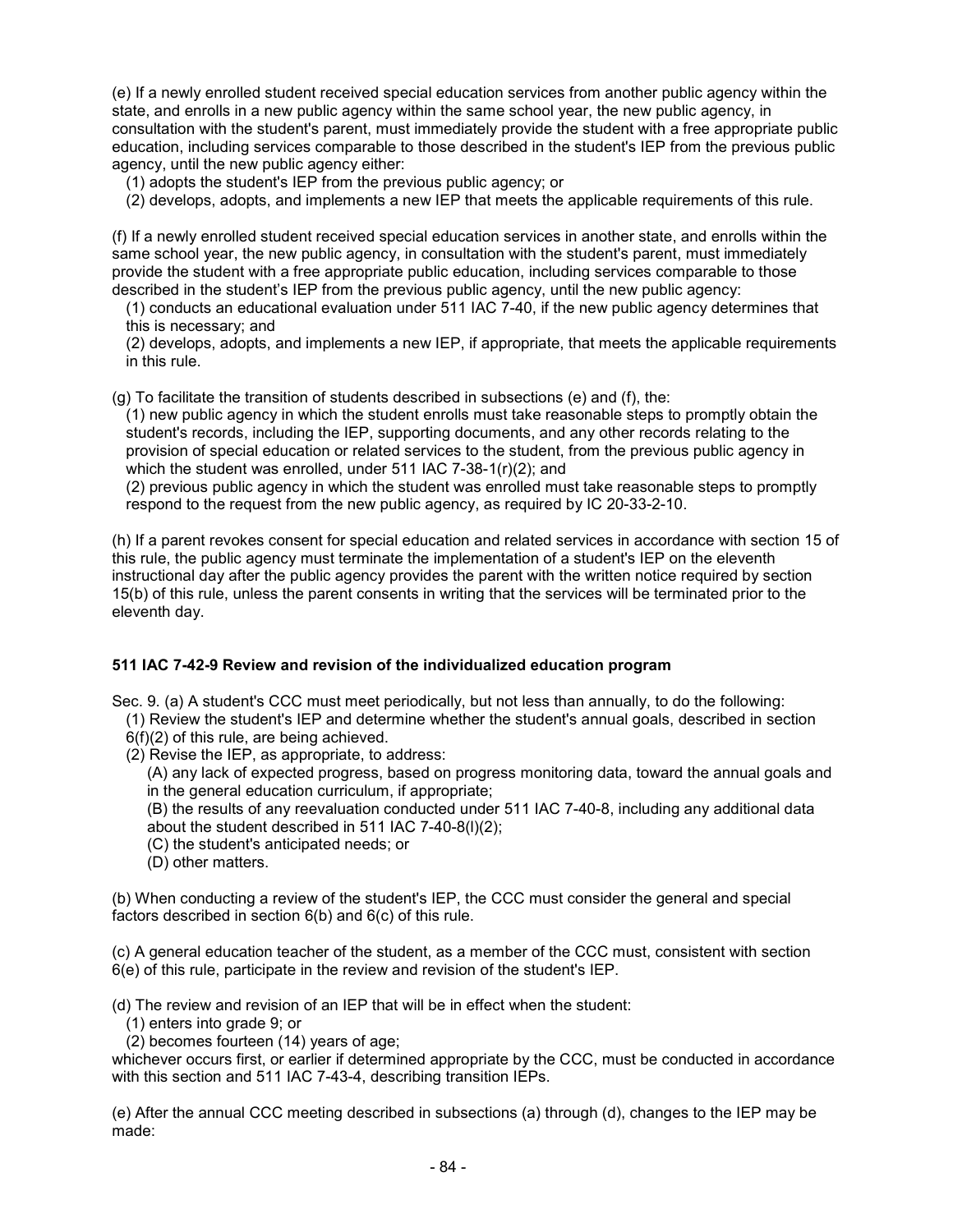(e) If a newly enrolled student received special education services from another public agency within the state, and enrolls in a new public agency within the same school year, the new public agency, in consultation with the student's parent, must immediately provide the student with a free appropriate public education, including services comparable to those described in the student's IEP from the previous public agency, until the new public agency either:

(1) adopts the student's IEP from the previous public agency; or
(2) develops, adopts, and implements a new IEP that meets the applicable requirements of this rule.

(f) If a newly enrolled student received special education services in another state, and enrolls within the same school year, the new public agency, in consultation with the student's parent, must immediately provide the student with a free appropriate public education, including services comparable to those described in the student's IEP from the previous public agency, until the new public agency:

(1) conducts an educational evaluation under 511 IAC 7-40, if the new public agency determines that this is necessary; and
(2) develops, adopts, and implements a new IEP, if appropriate, that meets the applicable requirements in this rule.

(g) To facilitate the transition of students described in subsections (e) and (f), the:

(1) new public agency in which the student enrolls must take reasonable steps to promptly obtain the student's records, including the IEP, supporting documents, and any other records relating to the provision of special education or related services to the student, from the previous public agency in which the student was enrolled, under 511 IAC 7-38-1(r)(2); and
(2) previous public agency in which the student was enrolled must take reasonable steps to promptly respond to the request from the new public agency, as required by IC 20-33-2-10.

(h) If a parent revokes consent for special education and related services in accordance with section 15 of this rule, the public agency must terminate the implementation of a student's IEP on the eleventh instructional day after the public agency provides the parent with the written notice required by section 15(b) of this rule, unless the parent consents in writing that the services will be terminated prior to the eleventh day.

**511 IAC 7-42-9 Review and revision of the individualized education program**

Sec. 9. (a) A student's CCC must meet periodically, but not less than annually, to do the following:

(1) Review the student's IEP and determine whether the student's annual goals, described in section 6(f)(2) of this rule, are being achieved.
(2) Revise the IEP, as appropriate, to address:
   (A) any lack of expected progress, based on progress monitoring data, toward the annual goals and in the general education curriculum, if appropriate;
   (B) the results of any reevaluation conducted under 511 IAC 7-40-8, including any additional data about the student described in 511 IAC 7-40-8(l)(2);
   (C) the student's anticipated needs; or
   (D) other matters.

(b) When conducting a review of the student's IEP, the CCC must consider the general and special factors described in section 6(b) and 6(c) of this rule.

(c) A general education teacher of the student, as a member of the CCC must, consistent with section 6(e) of this rule, participate in the review and revision of the student's IEP.

(d) The review and revision of an IEP that will be in effect when the student:

(1) enters into grade 9; or
(2) becomes fourteen (14) years of age;

whichever occurs first, or earlier if determined appropriate by the CCC, must be conducted in accordance with this section and 511 IAC 7-43-4, describing transition IEPs.

(e) After the annual CCC meeting described in subsections (a) through (d), changes to the IEP may be made: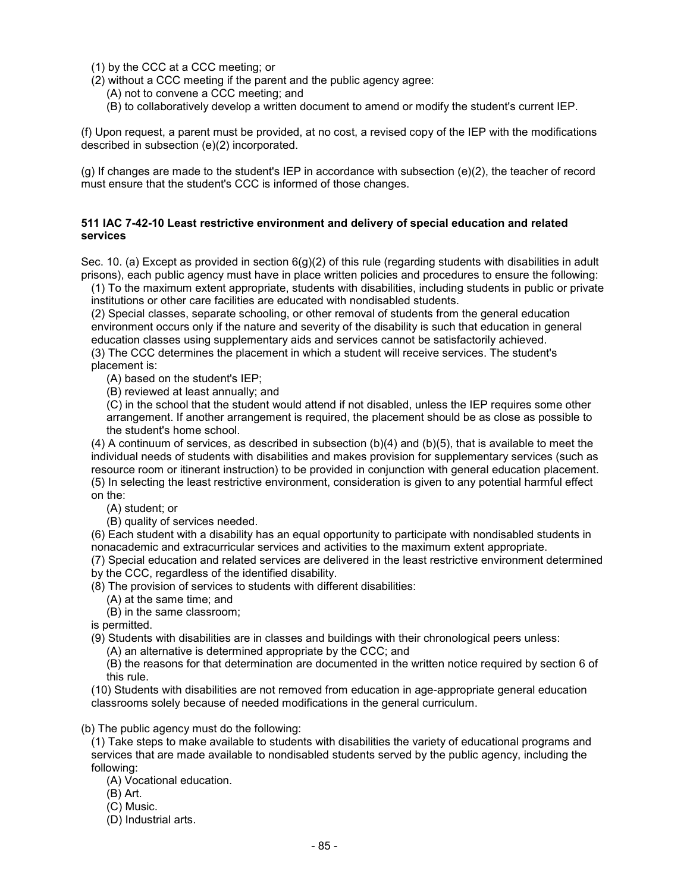(1) by the CCC at a CCC meeting; or
(2) without a CCC meeting if the parent and the public agency agree:
   (A) not to convene a CCC meeting; and
   (B) to collaboratively develop a written document to amend or modify the student's current IEP.

(f) Upon request, a parent must be provided, at no cost, a revised copy of the IEP with the modifications described in subsection (e)(2) incorporated.

(g) If changes are made to the student's IEP in accordance with subsection (e)(2), the teacher of record must ensure that the student's CCC is informed of those changes.

**511 IAC 7-42-10 Least restrictive environment and delivery of special education and related services**

Sec. 10. (a) Except as provided in section 6(g)(2) of this rule (regarding students with disabilities in adult prisons), each public agency must have in place written policies and procedures to ensure the following:
(1) To the maximum extent appropriate, students with disabilities, including students in public or private institutions or other care facilities are educated with nondisabled students.
(2) Special classes, separate schooling, or other removal of students from the general education environment occurs only if the nature and severity of the disability is such that education in general education classes using supplementary aids and services cannot be satisfactorily achieved.
(3) The CCC determines the placement in which a student will receive services. The student's placement is:
   (A) based on the student's IEP;
   (B) reviewed at least annually; and
   (C) in the school that the student would attend if not disabled, unless the IEP requires some other arrangement. If another arrangement is required, the placement should be as close as possible to the student's home school.
(4) A continuum of services, as described in subsection (b)(4) and (b)(5), that is available to meet the individual needs of students with disabilities and makes provision for supplementary services (such as resource room or itinerant instruction) to be provided in conjunction with general education placement.
(5) In selecting the least restrictive environment, consideration is given to any potential harmful effect on the:
   (A) student; or
   (B) quality of services needed.
(6) Each student with a disability has an equal opportunity to participate with nondisabled students in nonacademic and extracurricular services and activities to the maximum extent appropriate.
(7) Special education and related services are delivered in the least restrictive environment determined by the CCC, regardless of the identified disability.
(8) The provision of services to students with different disabilities:
   (A) at the same time; and
   (B) in the same classroom;
is permitted.
(9) Students with disabilities are in classes and buildings with their chronological peers unless:
   (A) an alternative is determined appropriate by the CCC; and
   (B) the reasons for that determination are documented in the written notice required by section 6 of this rule.
(10) Students with disabilities are not removed from education in age-appropriate general education classrooms solely because of needed modifications in the general curriculum.

(b) The public agency must do the following:
(1) Take steps to make available to students with disabilities the variety of educational programs and services that are made available to nondisabled students served by the public agency, including the following:
   (A) Vocational education.
   (B) Art.
   (C) Music.
   (D) Industrial arts.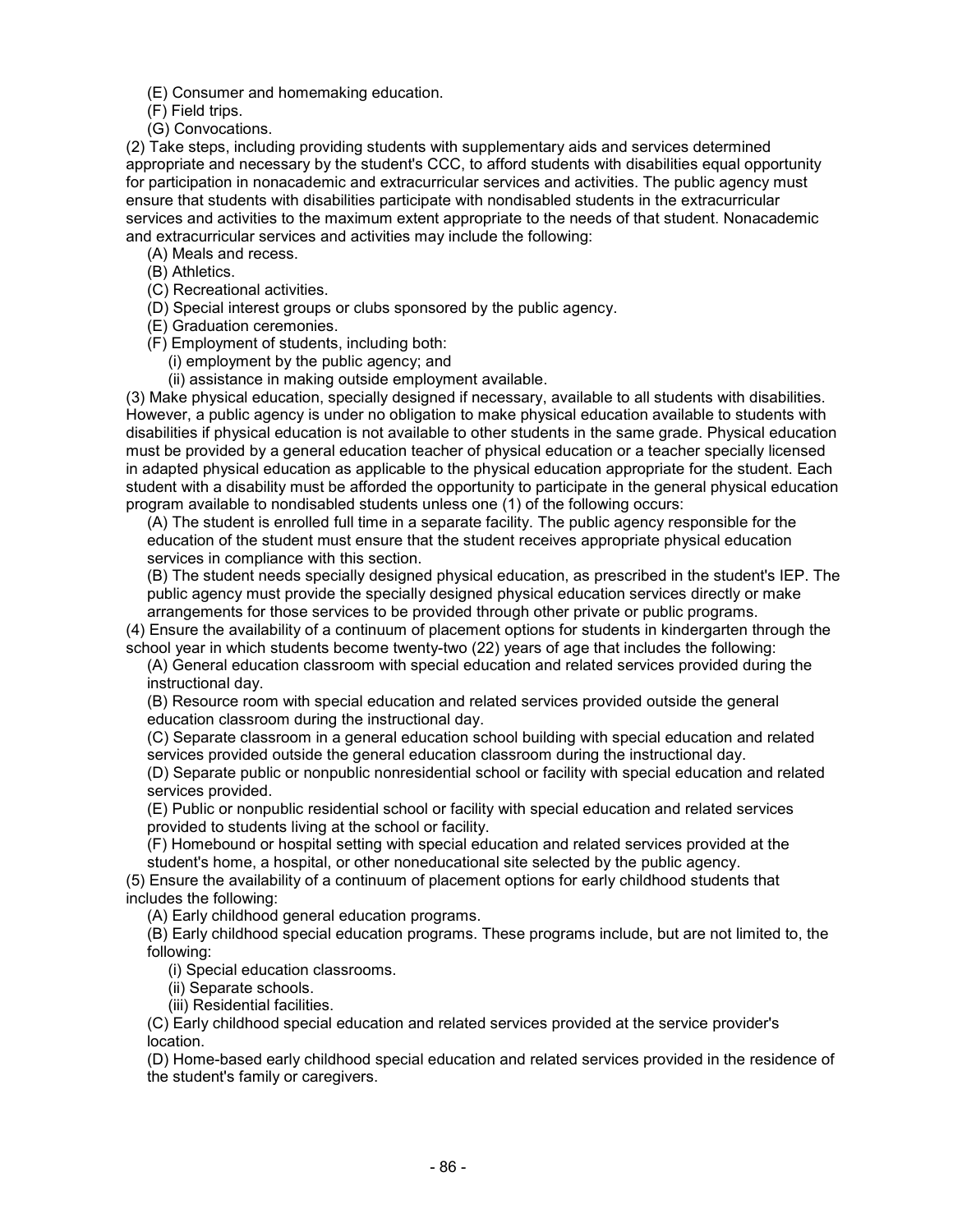(E) Consumer and homemaking education.
(F) Field trips.
(G) Convocations.

(2) Take steps, including providing students with supplementary aids and services determined appropriate and necessary by the student's CCC, to afford students with disabilities equal opportunity for participation in nonacademic and extracurricular services and activities. The public agency must ensure that students with disabilities participate with nondisabled students in the extracurricular services and activities to the maximum extent appropriate to the needs of that student. Nonacademic and extracurricular services and activities may include the following:

(A) Meals and recess.
(B) Athletics.
(C) Recreational activities.
(D) Special interest groups or clubs sponsored by the public agency.
(E) Graduation ceremonies.
(F) Employment of students, including both:
 (i) employment by the public agency; and
 (ii) assistance in making outside employment available.

(3) Make physical education, specially designed if necessary, available to all students with disabilities. However, a public agency is under no obligation to make physical education available to students with disabilities if physical education is not available to other students in the same grade. Physical education must be provided by a general education teacher of physical education or a teacher specially licensed in adapted physical education as applicable to the physical education appropriate for the student. Each student with a disability must be afforded the opportunity to participate in the general physical education program available to nondisabled students unless one (1) of the following occurs:

(A) The student is enrolled full time in a separate facility. The public agency responsible for the education of the student must ensure that the student receives appropriate physical education services in compliance with this section.
(B) The student needs specially designed physical education, as prescribed in the student's IEP. The public agency must provide the specially designed physical education services directly or make arrangements for those services to be provided through other private or public programs.

(4) Ensure the availability of a continuum of placement options for students in kindergarten through the school year in which students become twenty-two (22) years of age that includes the following:

(A) General education classroom with special education and related services provided during the instructional day.
(B) Resource room with special education and related services provided outside the general education classroom during the instructional day.
(C) Separate classroom in a general education school building with special education and related services provided outside the general education classroom during the instructional day.
(D) Separate public or nonpublic nonresidential school or facility with special education and related services provided.
(E) Public or nonpublic residential school or facility with special education and related services provided to students living at the school or facility.
(F) Homebound or hospital setting with special education and related services provided at the student's home, a hospital, or other noneducational site selected by the public agency.

(5) Ensure the availability of a continuum of placement options for early childhood students that includes the following:

(A) Early childhood general education programs.
(B) Early childhood special education programs. These programs include, but are not limited to, the following:
 (i) Special education classrooms.
 (ii) Separate schools.
 (iii) Residential facilities.
(C) Early childhood special education and related services provided at the service provider's location.
(D) Home-based early childhood special education and related services provided in the residence of the student's family or caregivers.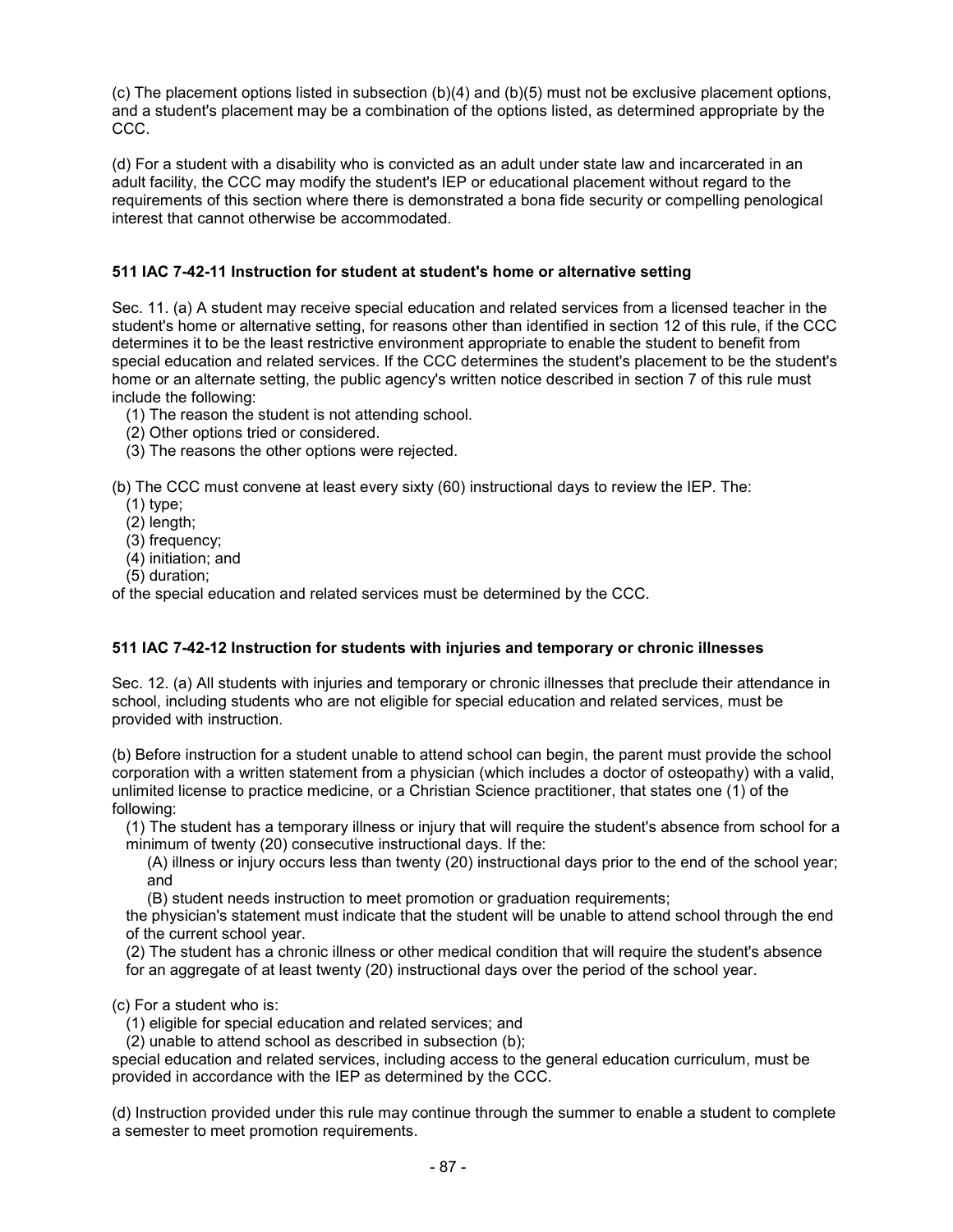(c) The placement options listed in subsection (b)(4) and (b)(5) must not be exclusive placement options, and a student's placement may be a combination of the options listed, as determined appropriate by the CCC.

(d) For a student with a disability who is convicted as an adult under state law and incarcerated in an adult facility, the CCC may modify the student's IEP or educational placement without regard to the requirements of this section where there is demonstrated a bona fide security or compelling penological interest that cannot otherwise be accommodated.

### 511 IAC 7-42-11 Instruction for student at student's home or alternative setting

Sec. 11. (a) A student may receive special education and related services from a licensed teacher in the student's home or alternative setting, for reasons other than identified in section 12 of this rule, if the CCC determines it to be the least restrictive environment appropriate to enable the student to benefit from special education and related services. If the CCC determines the student's placement to be the student's home or an alternate setting, the public agency's written notice described in section 7 of this rule must include the following:

(1) The reason the student is not attending school.
(2) Other options tried or considered.
(3) The reasons the other options were rejected.

(b) The CCC must convene at least every sixty (60) instructional days to review the IEP. The:

(1) type;
(2) length;
(3) frequency;
(4) initiation; and
(5) duration;

of the special education and related services must be determined by the CCC.

### 511 IAC 7-42-12 Instruction for students with injuries and temporary or chronic illnesses

Sec. 12. (a) All students with injuries and temporary or chronic illnesses that preclude their attendance in school, including students who are not eligible for special education and related services, must be provided with instruction.

(b) Before instruction for a student unable to attend school can begin, the parent must provide the school corporation with a written statement from a physician (which includes a doctor of osteopathy) with a valid, unlimited license to practice medicine, or a Christian Science practitioner, that states one (1) of the following:

(1) The student has a temporary illness or injury that will require the student's absence from school for a minimum of twenty (20) consecutive instructional days. If the:
   (A) illness or injury occurs less than twenty (20) instructional days prior to the end of the school year; and
   (B) student needs instruction to meet promotion or graduation requirements;
   the physician's statement must indicate that the student will be unable to attend school through the end of the current school year.
(2) The student has a chronic illness or other medical condition that will require the student's absence for an aggregate of at least twenty (20) instructional days over the period of the school year.

(c) For a student who is:

(1) eligible for special education and related services; and
(2) unable to attend school as described in subsection (b);

special education and related services, including access to the general education curriculum, must be provided in accordance with the IEP as determined by the CCC.

(d) Instruction provided under this rule may continue through the summer to enable a student to complete a semester to meet promotion requirements.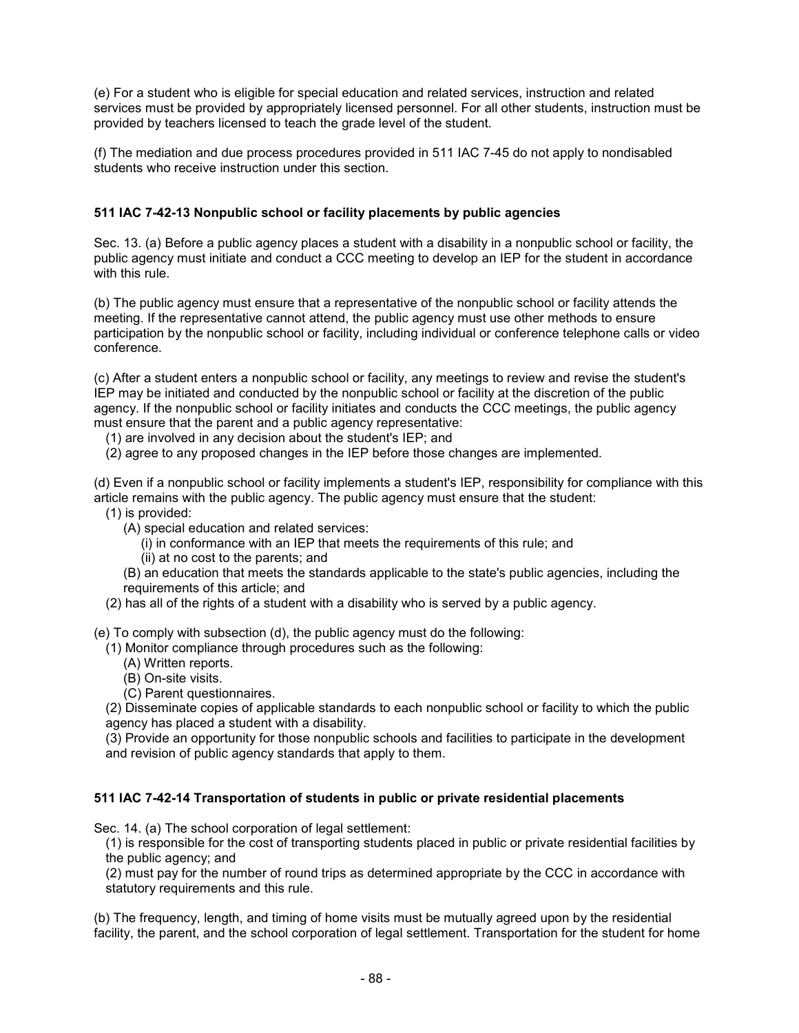(e) For a student who is eligible for special education and related services, instruction and related services must be provided by appropriately licensed personnel. For all other students, instruction must be provided by teachers licensed to teach the grade level of the student.

(f) The mediation and due process procedures provided in 511 IAC 7-45 do not apply to nondisabled students who receive instruction under this section.

### 511 IAC 7-42-13 Nonpublic school or facility placements by public agencies

Sec. 13. (a) Before a public agency places a student with a disability in a nonpublic school or facility, the public agency must initiate and conduct a CCC meeting to develop an IEP for the student in accordance with this rule.

(b) The public agency must ensure that a representative of the nonpublic school or facility attends the meeting. If the representative cannot attend, the public agency must use other methods to ensure participation by the nonpublic school or facility, including individual or conference telephone calls or video conference.

(c) After a student enters a nonpublic school or facility, any meetings to review and revise the student's IEP may be initiated and conducted by the nonpublic school or facility at the discretion of the public agency. If the nonpublic school or facility initiates and conducts the CCC meetings, the public agency must ensure that the parent and a public agency representative:

- (1) are involved in any decision about the student's IEP; and
- (2) agree to any proposed changes in the IEP before those changes are implemented.

(d) Even if a nonpublic school or facility implements a student's IEP, responsibility for compliance with this article remains with the public agency. The public agency must ensure that the student:

- (1) is provided:
  - (A) special education and related services:
    - (i) in conformance with an IEP that meets the requirements of this rule; and
    - (ii) at no cost to the parents; and
  - (B) an education that meets the standards applicable to the state's public agencies, including the requirements of this article; and
- (2) has all of the rights of a student with a disability who is served by a public agency.

(e) To comply with subsection (d), the public agency must do the following:

- (1) Monitor compliance through procedures such as the following:
  - (A) Written reports.
  - (B) On-site visits.
  - (C) Parent questionnaires.
- (2) Disseminate copies of applicable standards to each nonpublic school or facility to which the public agency has placed a student with a disability.
- (3) Provide an opportunity for those nonpublic schools and facilities to participate in the development and revision of public agency standards that apply to them.

### 511 IAC 7-42-14 Transportation of students in public or private residential placements

Sec. 14. (a) The school corporation of legal settlement:

- (1) is responsible for the cost of transporting students placed in public or private residential facilities by the public agency; and
- (2) must pay for the number of round trips as determined appropriate by the CCC in accordance with statutory requirements and this rule.

(b) The frequency, length, and timing of home visits must be mutually agreed upon by the residential facility, the parent, and the school corporation of legal settlement. Transportation for the student for home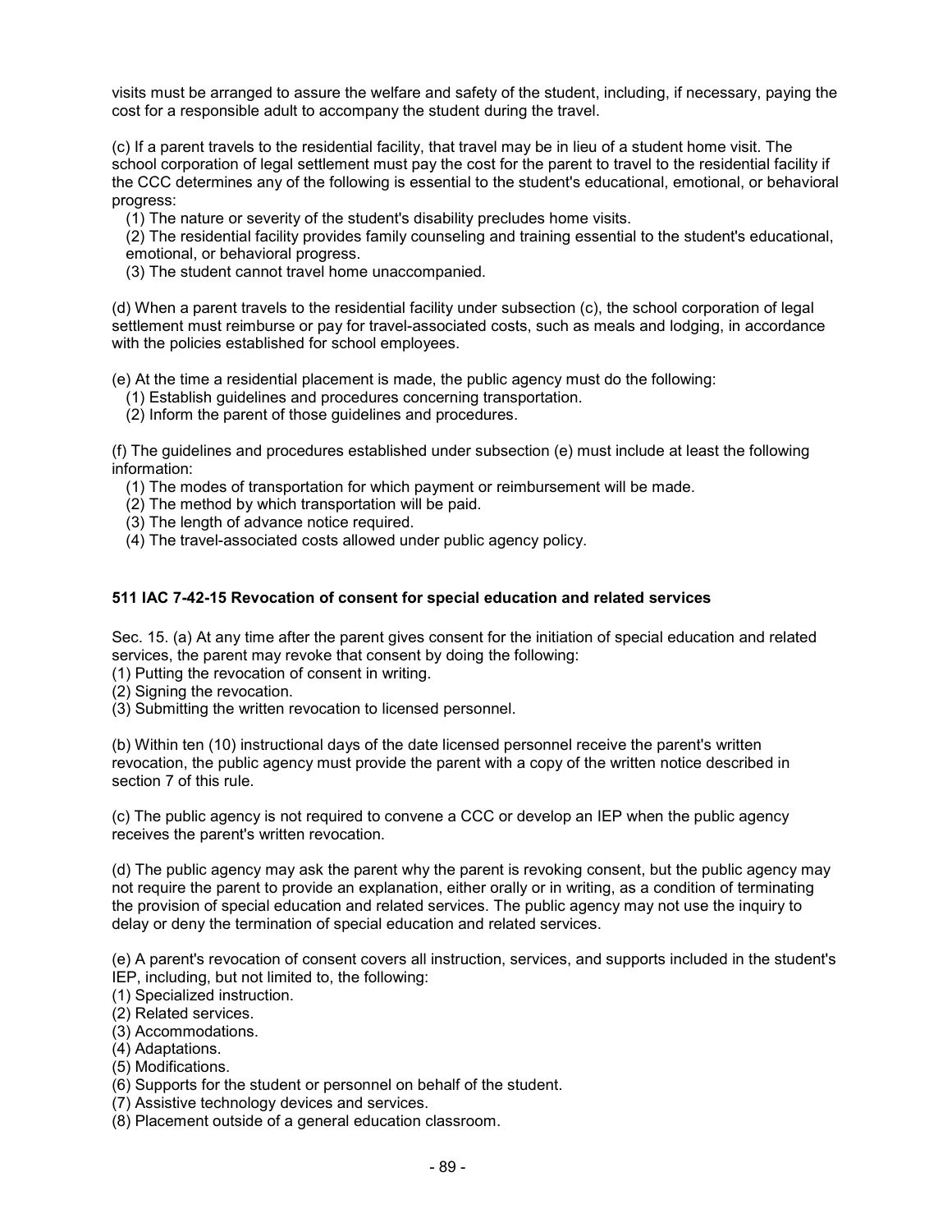visits must be arranged to assure the welfare and safety of the student, including, if necessary, paying the cost for a responsible adult to accompany the student during the travel.

(c) If a parent travels to the residential facility, that travel may be in lieu of a student home visit. The school corporation of legal settlement must pay the cost for the parent to travel to the residential facility if the CCC determines any of the following is essential to the student's educational, emotional, or behavioral progress:

(1) The nature or severity of the student's disability precludes home visits.
(2) The residential facility provides family counseling and training essential to the student's educational, emotional, or behavioral progress.
(3) The student cannot travel home unaccompanied.

(d) When a parent travels to the residential facility under subsection (c), the school corporation of legal settlement must reimburse or pay for travel-associated costs, such as meals and lodging, in accordance with the policies established for school employees.

(e) At the time a residential placement is made, the public agency must do the following:
(1) Establish guidelines and procedures concerning transportation.
(2) Inform the parent of those guidelines and procedures.

(f) The guidelines and procedures established under subsection (e) must include at least the following information:
(1) The modes of transportation for which payment or reimbursement will be made.
(2) The method by which transportation will be paid.
(3) The length of advance notice required.
(4) The travel-associated costs allowed under public agency policy.

**511 IAC 7-42-15 Revocation of consent for special education and related services**

Sec. 15. (a) At any time after the parent gives consent for the initiation of special education and related services, the parent may revoke that consent by doing the following:
(1) Putting the revocation of consent in writing.
(2) Signing the revocation.
(3) Submitting the written revocation to licensed personnel.

(b) Within ten (10) instructional days of the date licensed personnel receive the parent's written revocation, the public agency must provide the parent with a copy of the written notice described in section 7 of this rule.

(c) The public agency is not required to convene a CCC or develop an IEP when the public agency receives the parent's written revocation.

(d) The public agency may ask the parent why the parent is revoking consent, but the public agency may not require the parent to provide an explanation, either orally or in writing, as a condition of terminating the provision of special education and related services. The public agency may not use the inquiry to delay or deny the termination of special education and related services.

(e) A parent's revocation of consent covers all instruction, services, and supports included in the student's IEP, including, but not limited to, the following:
(1) Specialized instruction.
(2) Related services.
(3) Accommodations.
(4) Adaptations.
(5) Modifications.
(6) Supports for the student or personnel on behalf of the student.
(7) Assistive technology devices and services.
(8) Placement outside of a general education classroom.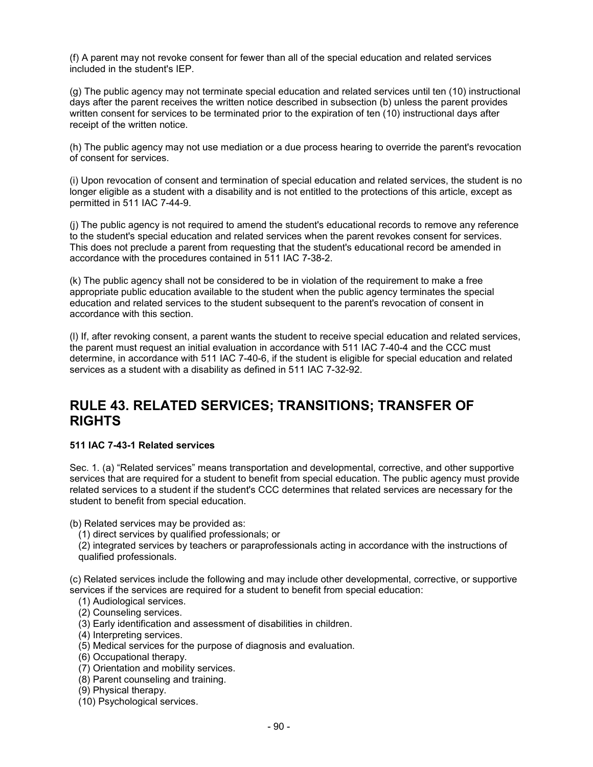(f) A parent may not revoke consent for fewer than all of the special education and related services included in the student's IEP.

(g) The public agency may not terminate special education and related services until ten (10) instructional days after the parent receives the written notice described in subsection (b) unless the parent provides written consent for services to be terminated prior to the expiration of ten (10) instructional days after receipt of the written notice.

(h) The public agency may not use mediation or a due process hearing to override the parent's revocation of consent for services.

(i) Upon revocation of consent and termination of special education and related services, the student is no longer eligible as a student with a disability and is not entitled to the protections of this article, except as permitted in 511 IAC 7-44-9.

(j) The public agency is not required to amend the student's educational records to remove any reference to the student's special education and related services when the parent revokes consent for services. This does not preclude a parent from requesting that the student's educational record be amended in accordance with the procedures contained in 511 IAC 7-38-2.

(k) The public agency shall not be considered to be in violation of the requirement to make a free appropriate public education available to the student when the public agency terminates the special education and related services to the student subsequent to the parent's revocation of consent in accordance with this section.

(l) If, after revoking consent, a parent wants the student to receive special education and related services, the parent must request an initial evaluation in accordance with 511 IAC 7-40-4 and the CCC must determine, in accordance with 511 IAC 7-40-6, if the student is eligible for special education and related services as a student with a disability as defined in 511 IAC 7-32-92.

## RULE 43. RELATED SERVICES; TRANSITIONS; TRANSFER OF RIGHTS

**511 IAC 7-43-1 Related services**

Sec. 1. (a) “Related services” means transportation and developmental, corrective, and other supportive services that are required for a student to benefit from special education. The public agency must provide related services to a student if the student's CCC determines that related services are necessary for the student to benefit from special education.

(b) Related services may be provided as:
  (1) direct services by qualified professionals; or
  (2) integrated services by teachers or paraprofessionals acting in accordance with the instructions of qualified professionals.

(c) Related services include the following and may include other developmental, corrective, or supportive services if the services are required for a student to benefit from special education:
  (1) Audiological services.
  (2) Counseling services.
  (3) Early identification and assessment of disabilities in children.
  (4) Interpreting services.
  (5) Medical services for the purpose of diagnosis and evaluation.
  (6) Occupational therapy.
  (7) Orientation and mobility services.
  (8) Parent counseling and training.
  (9) Physical therapy.
  (10) Psychological services.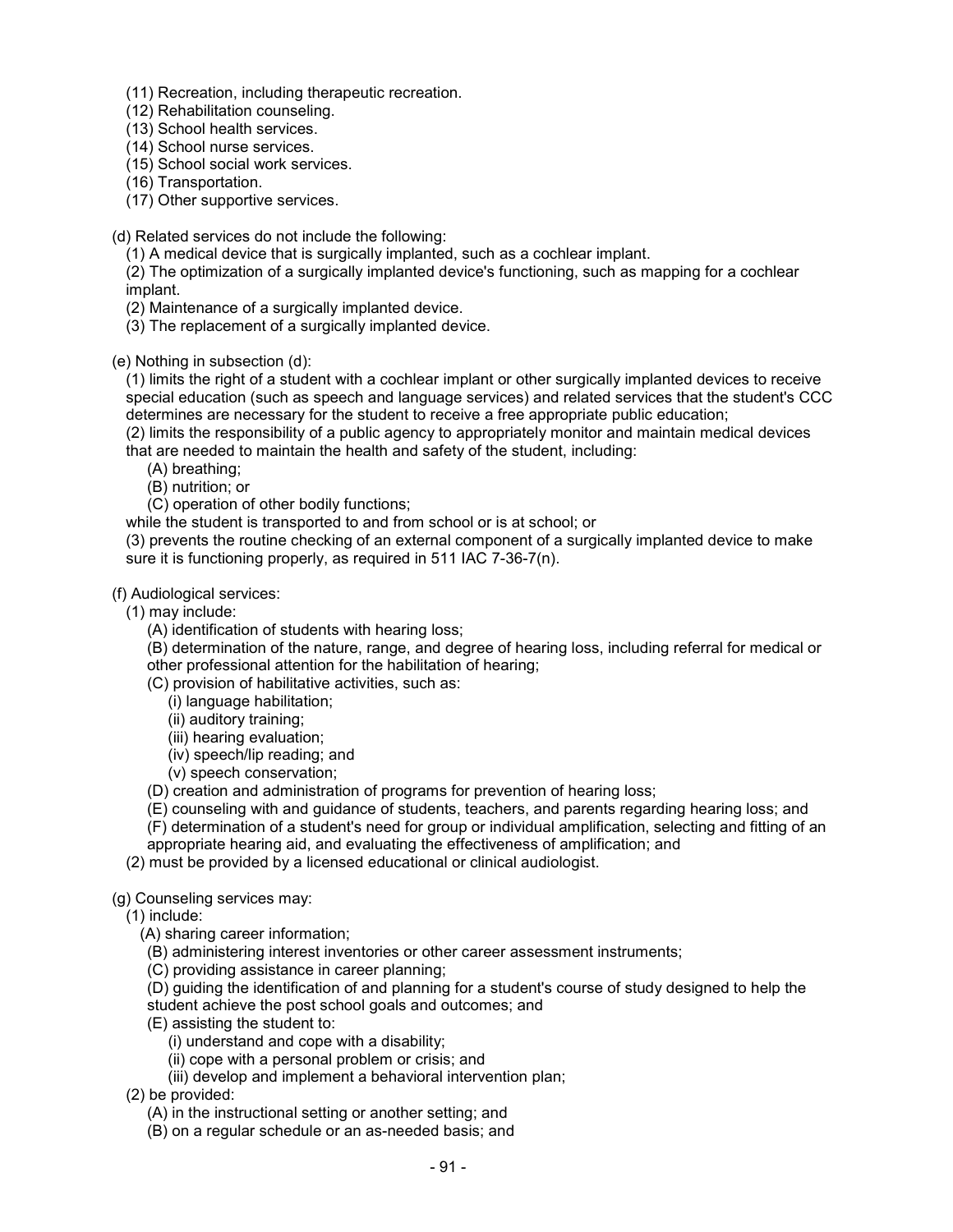(11) Recreation, including therapeutic recreation.
(12) Rehabilitation counseling.
(13) School health services.
(14) School nurse services.
(15) School social work services.
(16) Transportation.
(17) Other supportive services.

(d) Related services do not include the following:
(1) A medical device that is surgically implanted, such as a cochlear implant.
(2) The optimization of a surgically implanted device's functioning, such as mapping for a cochlear implant.
(2) Maintenance of a surgically implanted device.
(3) The replacement of a surgically implanted device.

(e) Nothing in subsection (d):
(1) limits the right of a student with a cochlear implant or other surgically implanted devices to receive special education (such as speech and language services) and related services that the student's CCC determines are necessary for the student to receive a free appropriate public education;
(2) limits the responsibility of a public agency to appropriately monitor and maintain medical devices that are needed to maintain the health and safety of the student, including:
(A) breathing;
(B) nutrition; or
(C) operation of other bodily functions;
while the student is transported to and from school or is at school; or
(3) prevents the routine checking of an external component of a surgically implanted device to make sure it is functioning properly, as required in 511 IAC 7-36-7(n).

(f) Audiological services:
(1) may include:
(A) identification of students with hearing loss;
(B) determination of the nature, range, and degree of hearing loss, including referral for medical or other professional attention for the habilitation of hearing;
(C) provision of habilitative activities, such as:
(i) language habilitation;
(ii) auditory training;
(iii) hearing evaluation;
(iv) speech/lip reading; and
(v) speech conservation;
(D) creation and administration of programs for prevention of hearing loss;
(E) counseling with and guidance of students, teachers, and parents regarding hearing loss; and
(F) determination of a student's need for group or individual amplification, selecting and fitting of an appropriate hearing aid, and evaluating the effectiveness of amplification; and
(2) must be provided by a licensed educational or clinical audiologist.

(g) Counseling services may:
(1) include:
(A) sharing career information;
(B) administering interest inventories or other career assessment instruments;
(C) providing assistance in career planning;
(D) guiding the identification of and planning for a student's course of study designed to help the student achieve the post school goals and outcomes; and
(E) assisting the student to:
(i) understand and cope with a disability;
(ii) cope with a personal problem or crisis; and
(iii) develop and implement a behavioral intervention plan;
(2) be provided:
(A) in the instructional setting or another setting; and
(B) on a regular schedule or an as-needed basis; and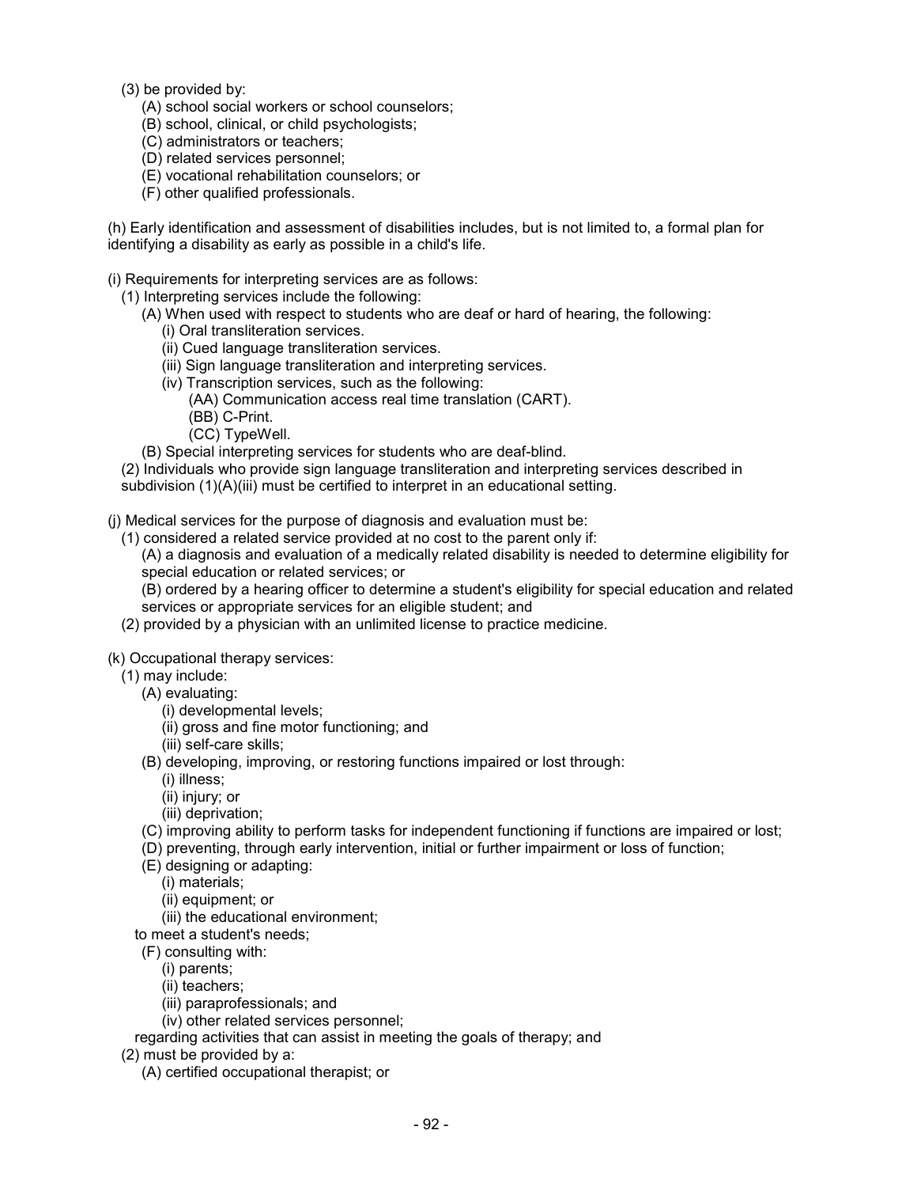(3) be provided by:

(A) school social workers or school counselors;

(B) school, clinical, or child psychologists;

(C) administrators or teachers;

(D) related services personnel;

(E) vocational rehabilitation counselors; or

(F) other qualified professionals.

(h) Early identification and assessment of disabilities includes, but is not limited to, a formal plan for identifying a disability as early as possible in a child's life.

(i) Requirements for interpreting services are as follows:

(1) Interpreting services include the following:

(A) When used with respect to students who are deaf or hard of hearing, the following:

(i) Oral transliteration services.

(ii) Cued language transliteration services.

(iii) Sign language transliteration and interpreting services.

(iv) Transcription services, such as the following:

(AA) Communication access real time translation (CART).

(BB) C-Print.

(CC) TypeWell.

(B) Special interpreting services for students who are deaf-blind.

(2) Individuals who provide sign language transliteration and interpreting services described in subdivision (1)(A)(iii) must be certified to interpret in an educational setting.

(j) Medical services for the purpose of diagnosis and evaluation must be:

(1) considered a related service provided at no cost to the parent only if:

(A) a diagnosis and evaluation of a medically related disability is needed to determine eligibility for special education or related services; or

(B) ordered by a hearing officer to determine a student's eligibility for special education and related services or appropriate services for an eligible student; and

(2) provided by a physician with an unlimited license to practice medicine.

(k) Occupational therapy services:

(1) may include:

(A) evaluating:

(i) developmental levels;

(ii) gross and fine motor functioning; and

(iii) self-care skills;

(B) developing, improving, or restoring functions impaired or lost through:

(i) illness;

(ii) injury; or

(iii) deprivation;

(C) improving ability to perform tasks for independent functioning if functions are impaired or lost;

(D) preventing, through early intervention, initial or further impairment or loss of function;

(E) designing or adapting:

(i) materials;

(ii) equipment; or

(iii) the educational environment;

to meet a student's needs;

(F) consulting with:

(i) parents;

(ii) teachers;

(iii) paraprofessionals; and

(iv) other related services personnel;

regarding activities that can assist in meeting the goals of therapy; and

(2) must be provided by a:

(A) certified occupational therapist; or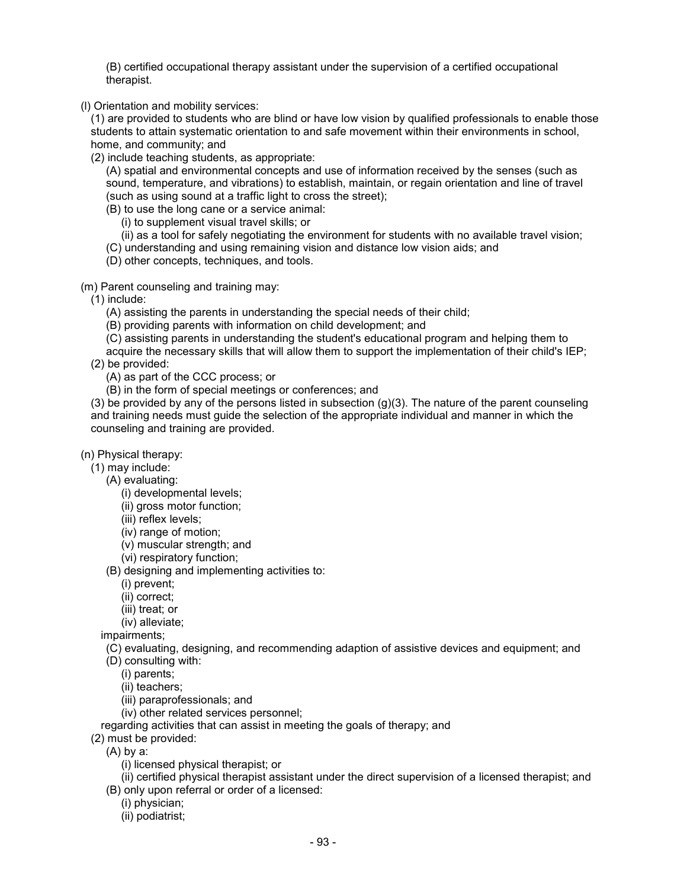(B) certified occupational therapy assistant under the supervision of a certified occupational therapist.

(l) Orientation and mobility services:

(1) are provided to students who are blind or have low vision by qualified professionals to enable those students to attain systematic orientation to and safe movement within their environments in school, home, and community; and

(2) include teaching students, as appropriate:

(A) spatial and environmental concepts and use of information received by the senses (such as sound, temperature, and vibrations) to establish, maintain, or regain orientation and line of travel (such as using sound at a traffic light to cross the street);

(B) to use the long cane or a service animal:

(i) to supplement visual travel skills; or

(ii) as a tool for safely negotiating the environment for students with no available travel vision;

(C) understanding and using remaining vision and distance low vision aids; and

(D) other concepts, techniques, and tools.

(m) Parent counseling and training may:

(1) include:

(A) assisting the parents in understanding the special needs of their child;

(B) providing parents with information on child development; and

(C) assisting parents in understanding the student's educational program and helping them to acquire the necessary skills that will allow them to support the implementation of their child's IEP;

(2) be provided:

(A) as part of the CCC process; or

(B) in the form of special meetings or conferences; and

(3) be provided by any of the persons listed in subsection (g)(3). The nature of the parent counseling and training needs must guide the selection of the appropriate individual and manner in which the counseling and training are provided.

(n) Physical therapy:

(1) may include:

(A) evaluating:

(i) developmental levels;

(ii) gross motor function;

(iii) reflex levels;

(iv) range of motion;

(v) muscular strength; and

(vi) respiratory function;

(B) designing and implementing activities to:

(i) prevent;

(ii) correct;

(iii) treat; or

(iv) alleviate;

impairments;

(C) evaluating, designing, and recommending adaption of assistive devices and equipment; and

(D) consulting with:

(i) parents;

(ii) teachers;

(iii) paraprofessionals; and

(iv) other related services personnel;

regarding activities that can assist in meeting the goals of therapy; and

(2) must be provided:

(A) by a:

(i) licensed physical therapist; or

(ii) certified physical therapist assistant under the direct supervision of a licensed therapist; and

(B) only upon referral or order of a licensed:

(i) physician;

(ii) podiatrist;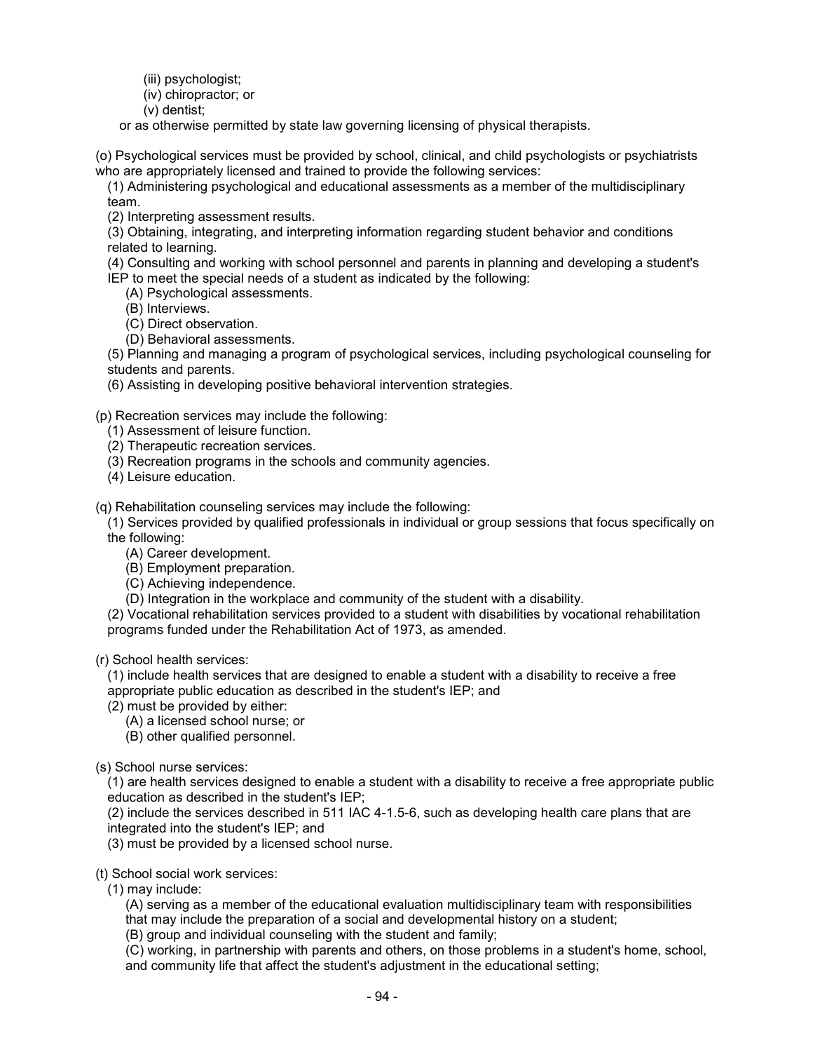(iii) psychologist;
(iv) chiropractor; or
(v) dentist;

or as otherwise permitted by state law governing licensing of physical therapists.

(o) Psychological services must be provided by school, clinical, and child psychologists or psychiatrists who are appropriately licensed and trained to provide the following services:

(1) Administering psychological and educational assessments as a member of the multidisciplinary team.
(2) Interpreting assessment results.
(3) Obtaining, integrating, and interpreting information regarding student behavior and conditions related to learning.
(4) Consulting and working with school personnel and parents in planning and developing a student's IEP to meet the special needs of a student as indicated by the following:
  (A) Psychological assessments.
  (B) Interviews.
  (C) Direct observation.
  (D) Behavioral assessments.
(5) Planning and managing a program of psychological services, including psychological counseling for students and parents.
(6) Assisting in developing positive behavioral intervention strategies.

(p) Recreation services may include the following:

(1) Assessment of leisure function.
(2) Therapeutic recreation services.
(3) Recreation programs in the schools and community agencies.
(4) Leisure education.

(q) Rehabilitation counseling services may include the following:

(1) Services provided by qualified professionals in individual or group sessions that focus specifically on the following:
  (A) Career development.
  (B) Employment preparation.
  (C) Achieving independence.
  (D) Integration in the workplace and community of the student with a disability.
(2) Vocational rehabilitation services provided to a student with disabilities by vocational rehabilitation programs funded under the Rehabilitation Act of 1973, as amended.

(r) School health services:

(1) include health services that are designed to enable a student with a disability to receive a free appropriate public education as described in the student's IEP; and
(2) must be provided by either:
  (A) a licensed school nurse; or
  (B) other qualified personnel.

(s) School nurse services:

(1) are health services designed to enable a student with a disability to receive a free appropriate public education as described in the student's IEP;
(2) include the services described in 511 IAC 4-1.5-6, such as developing health care plans that are integrated into the student's IEP; and
(3) must be provided by a licensed school nurse.

(t) School social work services:

(1) may include:
  (A) serving as a member of the educational evaluation multidisciplinary team with responsibilities that may include the preparation of a social and developmental history on a student;
  (B) group and individual counseling with the student and family;
  (C) working, in partnership with parents and others, on those problems in a student's home, school, and community life that affect the student's adjustment in the educational setting;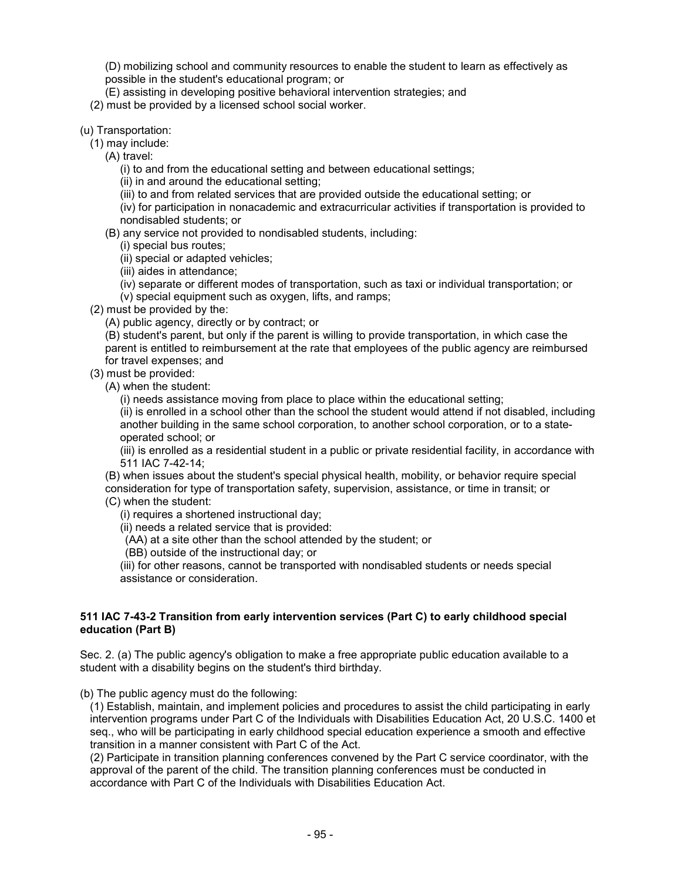(D) mobilizing school and community resources to enable the student to learn as effectively as possible in the student's educational program; or

(E) assisting in developing positive behavioral intervention strategies; and

(2) must be provided by a licensed school social worker.

(u) Transportation:

(1) may include:

(A) travel:

(i) to and from the educational setting and between educational settings;

(ii) in and around the educational setting;

(iii) to and from related services that are provided outside the educational setting; or

(iv) for participation in nonacademic and extracurricular activities if transportation is provided to nondisabled students; or

(B) any service not provided to nondisabled students, including:

(i) special bus routes;

(ii) special or adapted vehicles;

(iii) aides in attendance;

(iv) separate or different modes of transportation, such as taxi or individual transportation; or

(v) special equipment such as oxygen, lifts, and ramps;

(2) must be provided by the:

(A) public agency, directly or by contract; or

(B) student's parent, but only if the parent is willing to provide transportation, in which case the parent is entitled to reimbursement at the rate that employees of the public agency are reimbursed for travel expenses; and

(3) must be provided:

(A) when the student:

(i) needs assistance moving from place to place within the educational setting;

(ii) is enrolled in a school other than the school the student would attend if not disabled, including another building in the same school corporation, to another school corporation, or to a state-operated school; or

(iii) is enrolled as a residential student in a public or private residential facility, in accordance with 511 IAC 7-42-14;

(B) when issues about the student's special physical health, mobility, or behavior require special consideration for type of transportation safety, supervision, assistance, or time in transit; or

(C) when the student:

(i) requires a shortened instructional day;

(ii) needs a related service that is provided:

(AA) at a site other than the school attended by the student; or

(BB) outside of the instructional day; or

(iii) for other reasons, cannot be transported with nondisabled students or needs special assistance or consideration.

**511 IAC 7-43-2 Transition from early intervention services (Part C) to early childhood special education (Part B)**

Sec. 2. (a) The public agency's obligation to make a free appropriate public education available to a student with a disability begins on the student's third birthday.

(b) The public agency must do the following:

(1) Establish, maintain, and implement policies and procedures to assist the child participating in early intervention programs under Part C of the Individuals with Disabilities Education Act, 20 U.S.C. 1400 et seq., who will be participating in early childhood special education experience a smooth and effective transition in a manner consistent with Part C of the Act.

(2) Participate in transition planning conferences convened by the Part C service coordinator, with the approval of the parent of the child. The transition planning conferences must be conducted in accordance with Part C of the Individuals with Disabilities Education Act.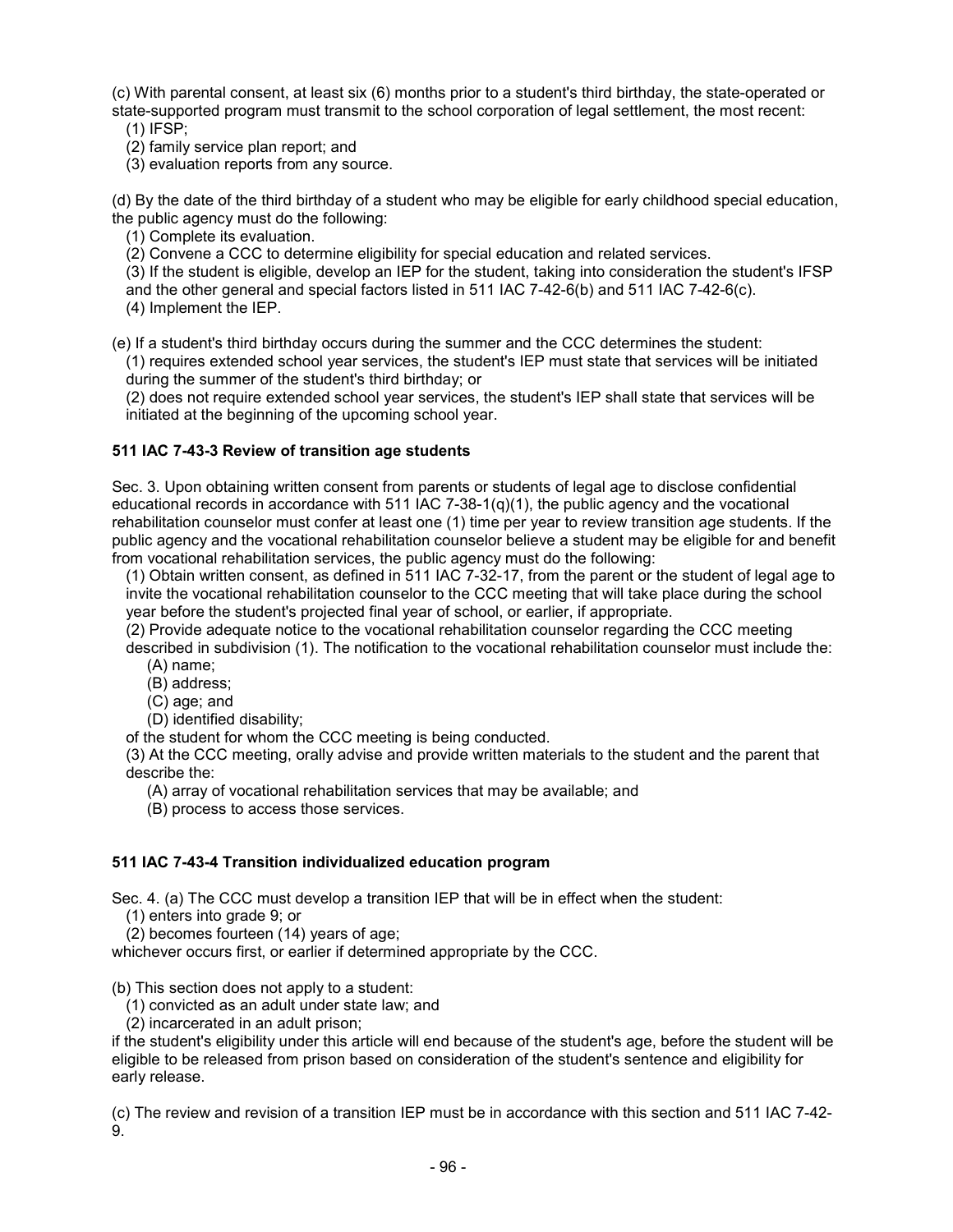(c) With parental consent, at least six (6) months prior to a student's third birthday, the state-operated or state-supported program must transmit to the school corporation of legal settlement, the most recent:

(1) IFSP;
(2) family service plan report; and
(3) evaluation reports from any source.

(d) By the date of the third birthday of a student who may be eligible for early childhood special education, the public agency must do the following:

(1) Complete its evaluation.
(2) Convene a CCC to determine eligibility for special education and related services.
(3) If the student is eligible, develop an IEP for the student, taking into consideration the student's IFSP and the other general and special factors listed in 511 IAC 7-42-6(b) and 511 IAC 7-42-6(c).
(4) Implement the IEP.

(e) If a student's third birthday occurs during the summer and the CCC determines the student:

(1) requires extended school year services, the student's IEP must state that services will be initiated during the summer of the student's third birthday; or
(2) does not require extended school year services, the student's IEP shall state that services will be initiated at the beginning of the upcoming school year.

**511 IAC 7-43-3 Review of transition age students**

Sec. 3. Upon obtaining written consent from parents or students of legal age to disclose confidential educational records in accordance with 511 IAC 7-38-1(q)(1), the public agency and the vocational rehabilitation counselor must confer at least one (1) time per year to review transition age students. If the public agency and the vocational rehabilitation counselor believe a student may be eligible for and benefit from vocational rehabilitation services, the public agency must do the following:

(1) Obtain written consent, as defined in 511 IAC 7-32-17, from the parent or the student of legal age to invite the vocational rehabilitation counselor to the CCC meeting that will take place during the school year before the student's projected final year of school, or earlier, if appropriate.
(2) Provide adequate notice to the vocational rehabilitation counselor regarding the CCC meeting described in subdivision (1). The notification to the vocational rehabilitation counselor must include the:
  (A) name;
  (B) address;
  (C) age; and
  (D) identified disability;

of the student for whom the CCC meeting is being conducted.

(3) At the CCC meeting, orally advise and provide written materials to the student and the parent that describe the:
  (A) array of vocational rehabilitation services that may be available; and
  (B) process to access those services.

**511 IAC 7-43-4 Transition individualized education program**

Sec. 4. (a) The CCC must develop a transition IEP that will be in effect when the student:

(1) enters into grade 9; or
(2) becomes fourteen (14) years of age;

whichever occurs first, or earlier if determined appropriate by the CCC.

(b) This section does not apply to a student:

(1) convicted as an adult under state law; and
(2) incarcerated in an adult prison;

if the student's eligibility under this article will end because of the student's age, before the student will be eligible to be released from prison based on consideration of the student's sentence and eligibility for early release.

(c) The review and revision of a transition IEP must be in accordance with this section and 511 IAC 7-42-9.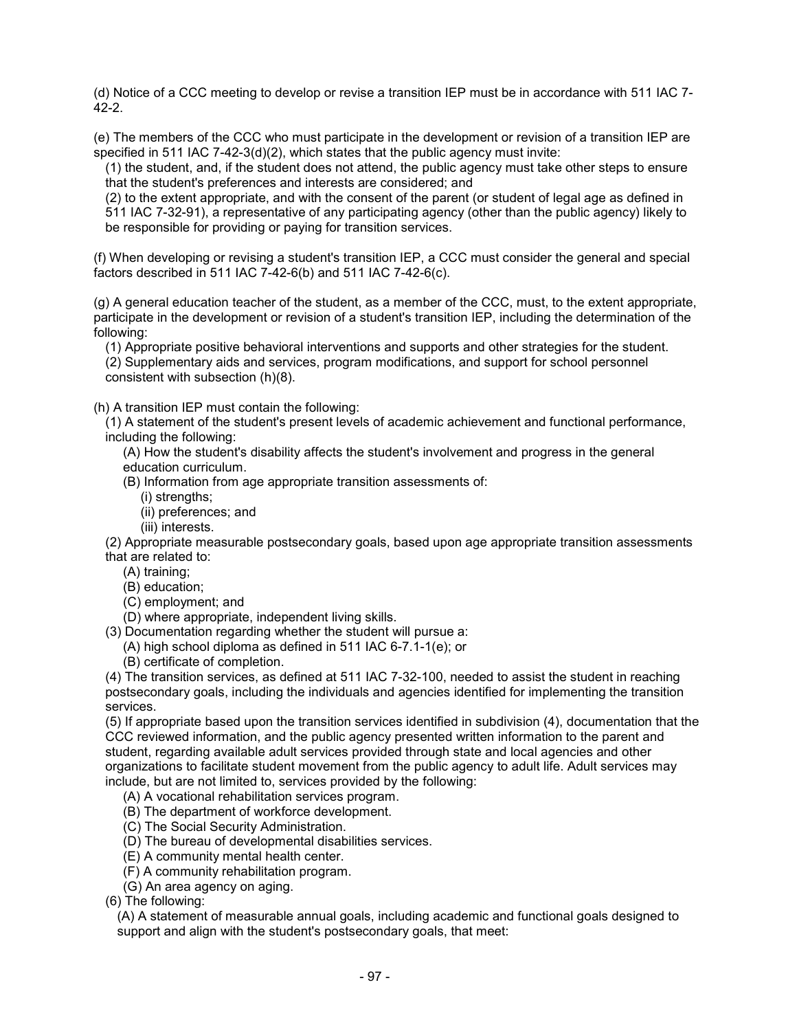(d) Notice of a CCC meeting to develop or revise a transition IEP must be in accordance with 511 IAC 7-42-2.

(e) The members of the CCC who must participate in the development or revision of a transition IEP are specified in 511 IAC 7-42-3(d)(2), which states that the public agency must invite:

(1) the student, and, if the student does not attend, the public agency must take other steps to ensure that the student's preferences and interests are considered; and

(2) to the extent appropriate, and with the consent of the parent (or student of legal age as defined in 511 IAC 7-32-91), a representative of any participating agency (other than the public agency) likely to be responsible for providing or paying for transition services.

(f) When developing or revising a student's transition IEP, a CCC must consider the general and special factors described in 511 IAC 7-42-6(b) and 511 IAC 7-42-6(c).

(g) A general education teacher of the student, as a member of the CCC, must, to the extent appropriate, participate in the development or revision of a student's transition IEP, including the determination of the following:

(1) Appropriate positive behavioral interventions and supports and other strategies for the student.

(2) Supplementary aids and services, program modifications, and support for school personnel consistent with subsection (h)(8).

(h) A transition IEP must contain the following:

(1) A statement of the student's present levels of academic achievement and functional performance, including the following:

(A) How the student's disability affects the student's involvement and progress in the general education curriculum.

(B) Information from age appropriate transition assessments of:

(i) strengths;

(ii) preferences; and

(iii) interests.

(2) Appropriate measurable postsecondary goals, based upon age appropriate transition assessments that are related to:

(A) training;

(B) education;

(C) employment; and

(D) where appropriate, independent living skills.

(3) Documentation regarding whether the student will pursue a:

(A) high school diploma as defined in 511 IAC 6-7.1-1(e); or

(B) certificate of completion.

(4) The transition services, as defined at 511 IAC 7-32-100, needed to assist the student in reaching postsecondary goals, including the individuals and agencies identified for implementing the transition services.

(5) If appropriate based upon the transition services identified in subdivision (4), documentation that the CCC reviewed information, and the public agency presented written information to the parent and student, regarding available adult services provided through state and local agencies and other organizations to facilitate student movement from the public agency to adult life. Adult services may include, but are not limited to, services provided by the following:

(A) A vocational rehabilitation services program.

(B) The department of workforce development.

(C) The Social Security Administration.

(D) The bureau of developmental disabilities services.

(E) A community mental health center.

(F) A community rehabilitation program.

(G) An area agency on aging.

(6) The following:

(A) A statement of measurable annual goals, including academic and functional goals designed to support and align with the student's postsecondary goals, that meet: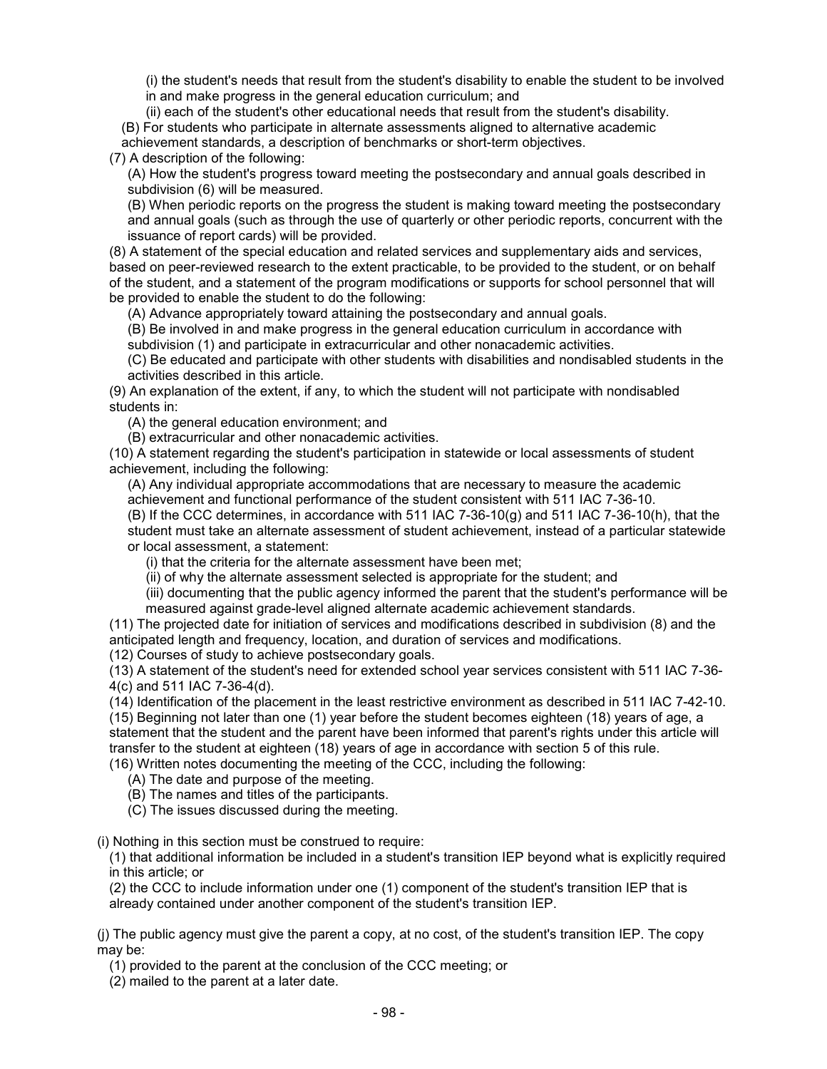(i) the student's needs that result from the student's disability to enable the student to be involved in and make progress in the general education curriculum; and

(ii) each of the student's other educational needs that result from the student's disability.

(B) For students who participate in alternate assessments aligned to alternative academic achievement standards, a description of benchmarks or short-term objectives.

(7) A description of the following:

(A) How the student's progress toward meeting the postsecondary and annual goals described in subdivision (6) will be measured.

(B) When periodic reports on the progress the student is making toward meeting the postsecondary and annual goals (such as through the use of quarterly or other periodic reports, concurrent with the issuance of report cards) will be provided.

(8) A statement of the special education and related services and supplementary aids and services, based on peer-reviewed research to the extent practicable, to be provided to the student, or on behalf of the student, and a statement of the program modifications or supports for school personnel that will be provided to enable the student to do the following:

(A) Advance appropriately toward attaining the postsecondary and annual goals.

(B) Be involved in and make progress in the general education curriculum in accordance with subdivision (1) and participate in extracurricular and other nonacademic activities.

(C) Be educated and participate with other students with disabilities and nondisabled students in the activities described in this article.

(9) An explanation of the extent, if any, to which the student will not participate with nondisabled students in:

(A) the general education environment; and

(B) extracurricular and other nonacademic activities.

(10) A statement regarding the student's participation in statewide or local assessments of student achievement, including the following:

(A) Any individual appropriate accommodations that are necessary to measure the academic achievement and functional performance of the student consistent with 511 IAC 7-36-10.

(B) If the CCC determines, in accordance with 511 IAC 7-36-10(g) and 511 IAC 7-36-10(h), that the student must take an alternate assessment of student achievement, instead of a particular statewide or local assessment, a statement:

(i) that the criteria for the alternate assessment have been met;

(ii) of why the alternate assessment selected is appropriate for the student; and

(iii) documenting that the public agency informed the parent that the student's performance will be measured against grade-level aligned alternate academic achievement standards.

(11) The projected date for initiation of services and modifications described in subdivision (8) and the anticipated length and frequency, location, and duration of services and modifications.

(12) Courses of study to achieve postsecondary goals.

(13) A statement of the student's need for extended school year services consistent with 511 IAC 7-36-4(c) and 511 IAC 7-36-4(d).

(14) Identification of the placement in the least restrictive environment as described in 511 IAC 7-42-10.

(15) Beginning not later than one (1) year before the student becomes eighteen (18) years of age, a statement that the student and the parent have been informed that parent's rights under this article will transfer to the student at eighteen (18) years of age in accordance with section 5 of this rule.

(16) Written notes documenting the meeting of the CCC, including the following:

(A) The date and purpose of the meeting.

(B) The names and titles of the participants.

(C) The issues discussed during the meeting.

(i) Nothing in this section must be construed to require:

(1) that additional information be included in a student's transition IEP beyond what is explicitly required in this article; or

(2) the CCC to include information under one (1) component of the student's transition IEP that is already contained under another component of the student's transition IEP.

(j) The public agency must give the parent a copy, at no cost, of the student's transition IEP. The copy may be:

(1) provided to the parent at the conclusion of the CCC meeting; or

(2) mailed to the parent at a later date.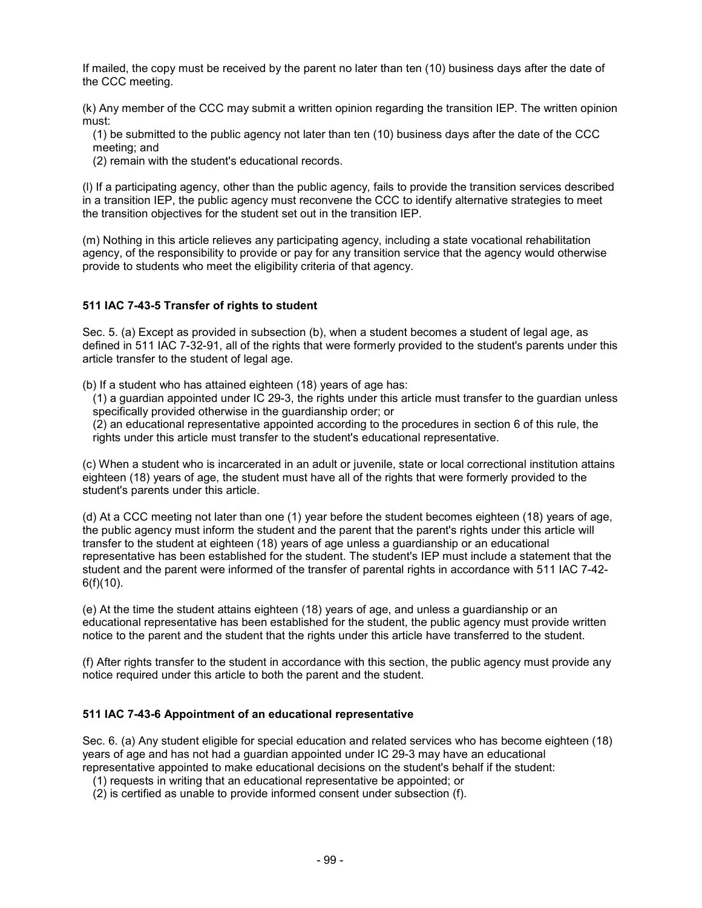If mailed, the copy must be received by the parent no later than ten (10) business days after the date of the CCC meeting.

(k) Any member of the CCC may submit a written opinion regarding the transition IEP. The written opinion must:

(1) be submitted to the public agency not later than ten (10) business days after the date of the CCC meeting; and
(2) remain with the student's educational records.

(l) If a participating agency, other than the public agency, fails to provide the transition services described in a transition IEP, the public agency must reconvene the CCC to identify alternative strategies to meet the transition objectives for the student set out in the transition IEP.

(m) Nothing in this article relieves any participating agency, including a state vocational rehabilitation agency, of the responsibility to provide or pay for any transition service that the agency would otherwise provide to students who meet the eligibility criteria of that agency.

### 511 IAC 7-43-5 Transfer of rights to student

Sec. 5. (a) Except as provided in subsection (b), when a student becomes a student of legal age, as defined in 511 IAC 7-32-91, all of the rights that were formerly provided to the student's parents under this article transfer to the student of legal age.

(b) If a student who has attained eighteen (18) years of age has:

(1) a guardian appointed under IC 29-3, the rights under this article must transfer to the guardian unless specifically provided otherwise in the guardianship order; or
(2) an educational representative appointed according to the procedures in section 6 of this rule, the rights under this article must transfer to the student's educational representative.

(c) When a student who is incarcerated in an adult or juvenile, state or local correctional institution attains eighteen (18) years of age, the student must have all of the rights that were formerly provided to the student's parents under this article.

(d) At a CCC meeting not later than one (1) year before the student becomes eighteen (18) years of age, the public agency must inform the student and the parent that the parent's rights under this article will transfer to the student at eighteen (18) years of age unless a guardianship or an educational representative has been established for the student. The student's IEP must include a statement that the student and the parent were informed of the transfer of parental rights in accordance with 511 IAC 7-42-6(f)(10).

(e) At the time the student attains eighteen (18) years of age, and unless a guardianship or an educational representative has been established for the student, the public agency must provide written notice to the parent and the student that the rights under this article have transferred to the student.

(f) After rights transfer to the student in accordance with this section, the public agency must provide any notice required under this article to both the parent and the student.

### 511 IAC 7-43-6 Appointment of an educational representative

Sec. 6. (a) Any student eligible for special education and related services who has become eighteen (18) years of age and has not had a guardian appointed under IC 29-3 may have an educational representative appointed to make educational decisions on the student's behalf if the student:

(1) requests in writing that an educational representative be appointed; or
(2) is certified as unable to provide informed consent under subsection (f).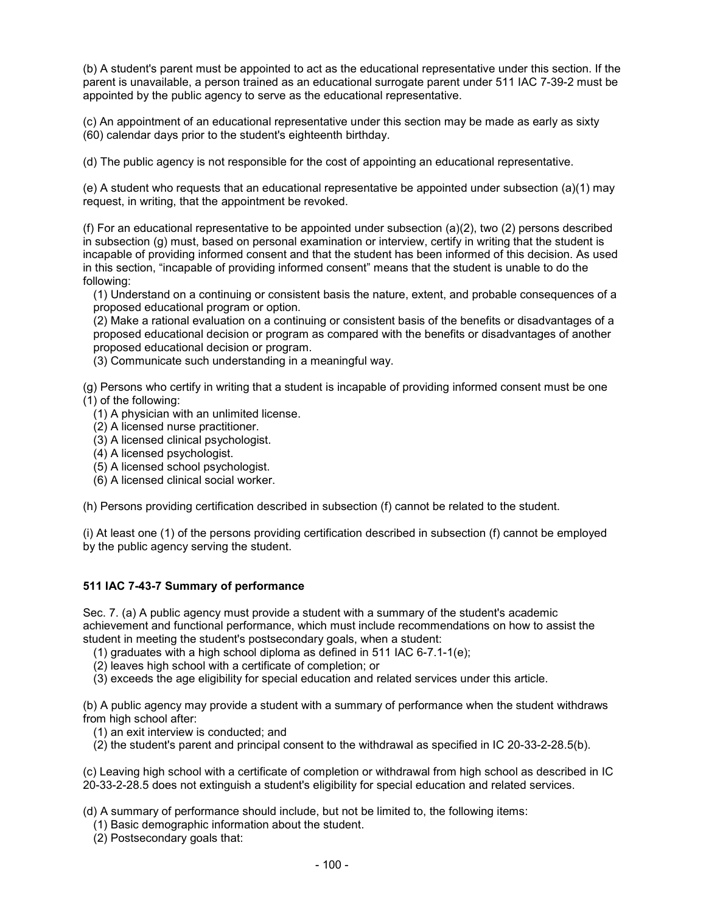(b) A student's parent must be appointed to act as the educational representative under this section. If the parent is unavailable, a person trained as an educational surrogate parent under 511 IAC 7-39-2 must be appointed by the public agency to serve as the educational representative.

(c) An appointment of an educational representative under this section may be made as early as sixty (60) calendar days prior to the student's eighteenth birthday.

(d) The public agency is not responsible for the cost of appointing an educational representative.

(e) A student who requests that an educational representative be appointed under subsection (a)(1) may request, in writing, that the appointment be revoked.

(f) For an educational representative to be appointed under subsection (a)(2), two (2) persons described in subsection (g) must, based on personal examination or interview, certify in writing that the student is incapable of providing informed consent and that the student has been informed of this decision. As used in this section, "incapable of providing informed consent" means that the student is unable to do the following:

(1) Understand on a continuing or consistent basis the nature, extent, and probable consequences of a proposed educational program or option.
(2) Make a rational evaluation on a continuing or consistent basis of the benefits or disadvantages of a proposed educational decision or program as compared with the benefits or disadvantages of another proposed educational decision or program.
(3) Communicate such understanding in a meaningful way.

(g) Persons who certify in writing that a student is incapable of providing informed consent must be one (1) of the following:

(1) A physician with an unlimited license.
(2) A licensed nurse practitioner.
(3) A licensed clinical psychologist.
(4) A licensed psychologist.
(5) A licensed school psychologist.
(6) A licensed clinical social worker.

(h) Persons providing certification described in subsection (f) cannot be related to the student.

(i) At least one (1) of the persons providing certification described in subsection (f) cannot be employed by the public agency serving the student.

### 511 IAC 7-43-7 Summary of performance

Sec. 7. (a) A public agency must provide a student with a summary of the student's academic achievement and functional performance, which must include recommendations on how to assist the student in meeting the student's postsecondary goals, when a student:

(1) graduates with a high school diploma as defined in 511 IAC 6-7.1-1(e);
(2) leaves high school with a certificate of completion; or
(3) exceeds the age eligibility for special education and related services under this article.

(b) A public agency may provide a student with a summary of performance when the student withdraws from high school after:

(1) an exit interview is conducted; and
(2) the student's parent and principal consent to the withdrawal as specified in IC 20-33-2-28.5(b).

(c) Leaving high school with a certificate of completion or withdrawal from high school as described in IC 20-33-2-28.5 does not extinguish a student's eligibility for special education and related services.

(d) A summary of performance should include, but not be limited to, the following items:

(1) Basic demographic information about the student.
(2) Postsecondary goals that: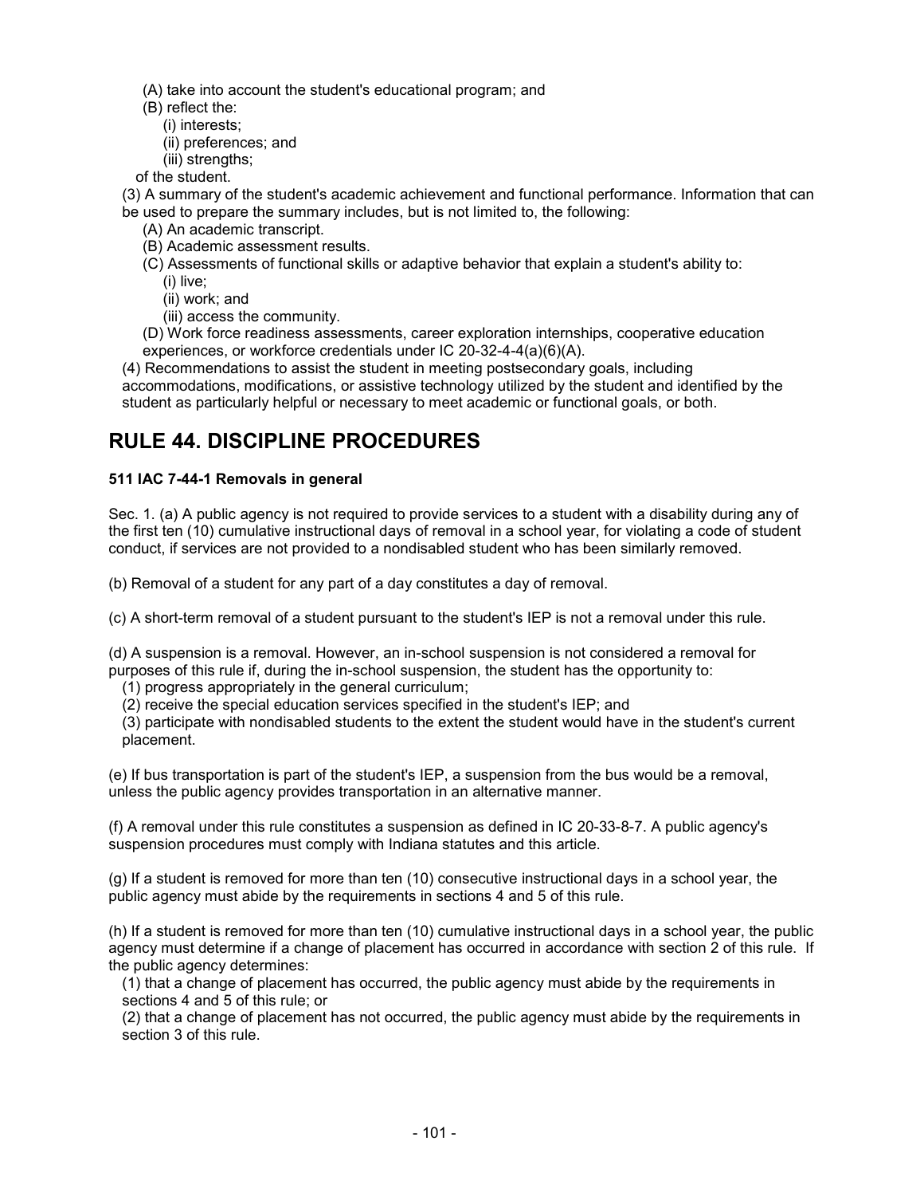(A) take into account the student's educational program; and

(B) reflect the:

(i) interests;

(ii) preferences; and

(iii) strengths;

of the student.

(3) A summary of the student's academic achievement and functional performance. Information that can be used to prepare the summary includes, but is not limited to, the following:

(A) An academic transcript.

(B) Academic assessment results.

(C) Assessments of functional skills or adaptive behavior that explain a student's ability to:

(i) live;

(ii) work; and

(iii) access the community.

(D) Work force readiness assessments, career exploration internships, cooperative education experiences, or workforce credentials under IC 20-32-4-4(a)(6)(A).

(4) Recommendations to assist the student in meeting postsecondary goals, including accommodations, modifications, or assistive technology utilized by the student and identified by the student as particularly helpful or necessary to meet academic or functional goals, or both.

# RULE 44. DISCIPLINE PROCEDURES

**511 IAC 7-44-1 Removals in general**

Sec. 1. (a) A public agency is not required to provide services to a student with a disability during any of the first ten (10) cumulative instructional days of removal in a school year, for violating a code of student conduct, if services are not provided to a nondisabled student who has been similarly removed.

(b) Removal of a student for any part of a day constitutes a day of removal.

(c) A short-term removal of a student pursuant to the student's IEP is not a removal under this rule.

(d) A suspension is a removal. However, an in-school suspension is not considered a removal for purposes of this rule if, during the in-school suspension, the student has the opportunity to:

(1) progress appropriately in the general curriculum;

(2) receive the special education services specified in the student's IEP; and

(3) participate with nondisabled students to the extent the student would have in the student's current placement.

(e) If bus transportation is part of the student's IEP, a suspension from the bus would be a removal, unless the public agency provides transportation in an alternative manner.

(f) A removal under this rule constitutes a suspension as defined in IC 20-33-8-7. A public agency's suspension procedures must comply with Indiana statutes and this article.

(g) If a student is removed for more than ten (10) consecutive instructional days in a school year, the public agency must abide by the requirements in sections 4 and 5 of this rule.

(h) If a student is removed for more than ten (10) cumulative instructional days in a school year, the public agency must determine if a change of placement has occurred in accordance with section 2 of this rule. If the public agency determines:

(1) that a change of placement has occurred, the public agency must abide by the requirements in sections 4 and 5 of this rule; or

(2) that a change of placement has not occurred, the public agency must abide by the requirements in section 3 of this rule.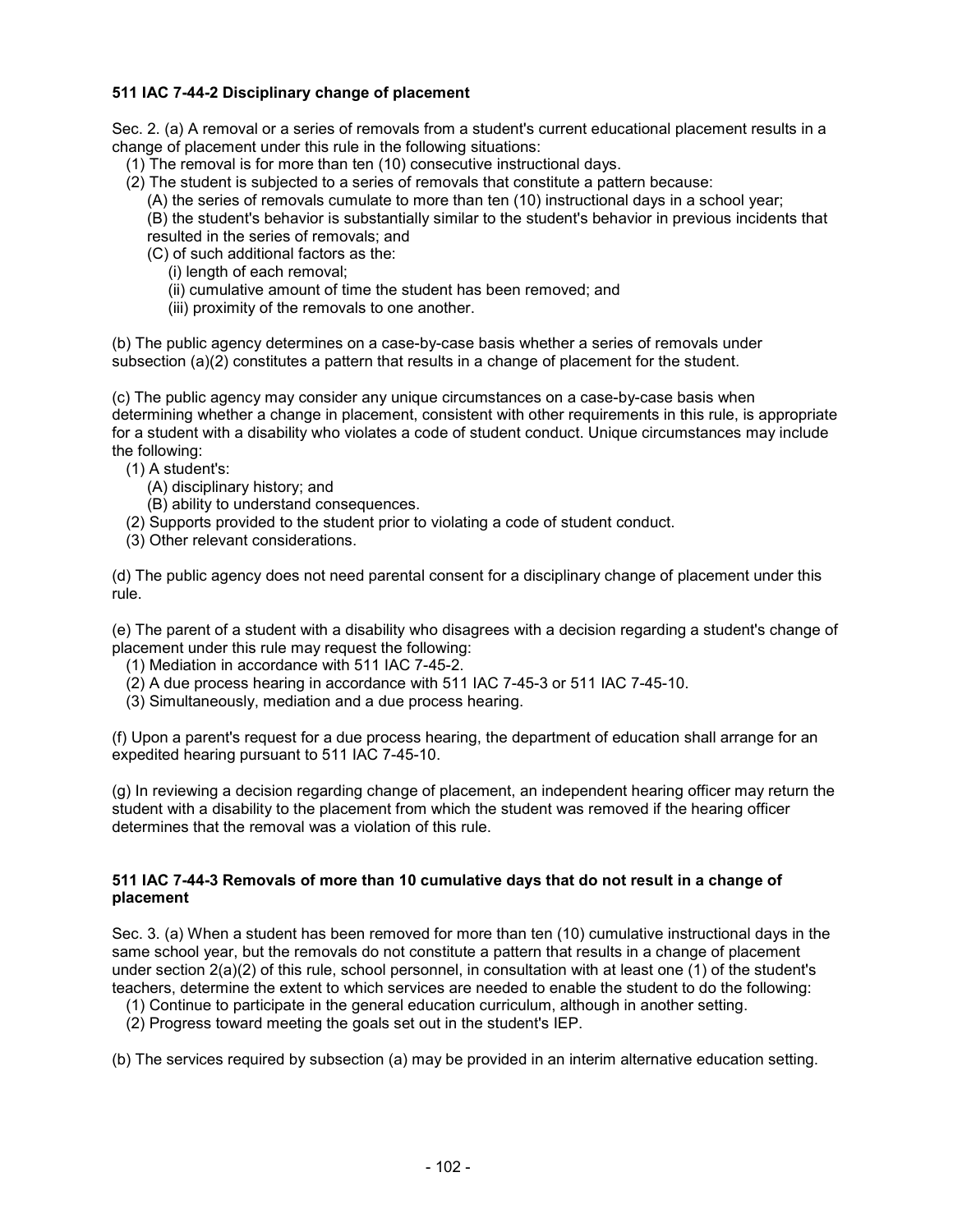**511 IAC 7-44-2 Disciplinary change of placement**

Sec. 2. (a) A removal or a series of removals from a student's current educational placement results in a change of placement under this rule in the following situations:

(1) The removal is for more than ten (10) consecutive instructional days.

(2) The student is subjected to a series of removals that constitute a pattern because:

(A) the series of removals cumulate to more than ten (10) instructional days in a school year;

(B) the student's behavior is substantially similar to the student's behavior in previous incidents that resulted in the series of removals; and

(C) of such additional factors as the:

(i) length of each removal;

(ii) cumulative amount of time the student has been removed; and

(iii) proximity of the removals to one another.

(b) The public agency determines on a case-by-case basis whether a series of removals under subsection (a)(2) constitutes a pattern that results in a change of placement for the student.

(c) The public agency may consider any unique circumstances on a case-by-case basis when determining whether a change in placement, consistent with other requirements in this rule, is appropriate for a student with a disability who violates a code of student conduct. Unique circumstances may include the following:

(1) A student's:

(A) disciplinary history; and

(B) ability to understand consequences.

(2) Supports provided to the student prior to violating a code of student conduct.

(3) Other relevant considerations.

(d) The public agency does not need parental consent for a disciplinary change of placement under this rule.

(e) The parent of a student with a disability who disagrees with a decision regarding a student's change of placement under this rule may request the following:

(1) Mediation in accordance with 511 IAC 7-45-2.

(2) A due process hearing in accordance with 511 IAC 7-45-3 or 511 IAC 7-45-10.

(3) Simultaneously, mediation and a due process hearing.

(f) Upon a parent's request for a due process hearing, the department of education shall arrange for an expedited hearing pursuant to 511 IAC 7-45-10.

(g) In reviewing a decision regarding change of placement, an independent hearing officer may return the student with a disability to the placement from which the student was removed if the hearing officer determines that the removal was a violation of this rule.

**511 IAC 7-44-3 Removals of more than 10 cumulative days that do not result in a change of placement**

Sec. 3. (a) When a student has been removed for more than ten (10) cumulative instructional days in the same school year, but the removals do not constitute a pattern that results in a change of placement under section 2(a)(2) of this rule, school personnel, in consultation with at least one (1) of the student's teachers, determine the extent to which services are needed to enable the student to do the following:

(1) Continue to participate in the general education curriculum, although in another setting.

(2) Progress toward meeting the goals set out in the student's IEP.

(b) The services required by subsection (a) may be provided in an interim alternative education setting.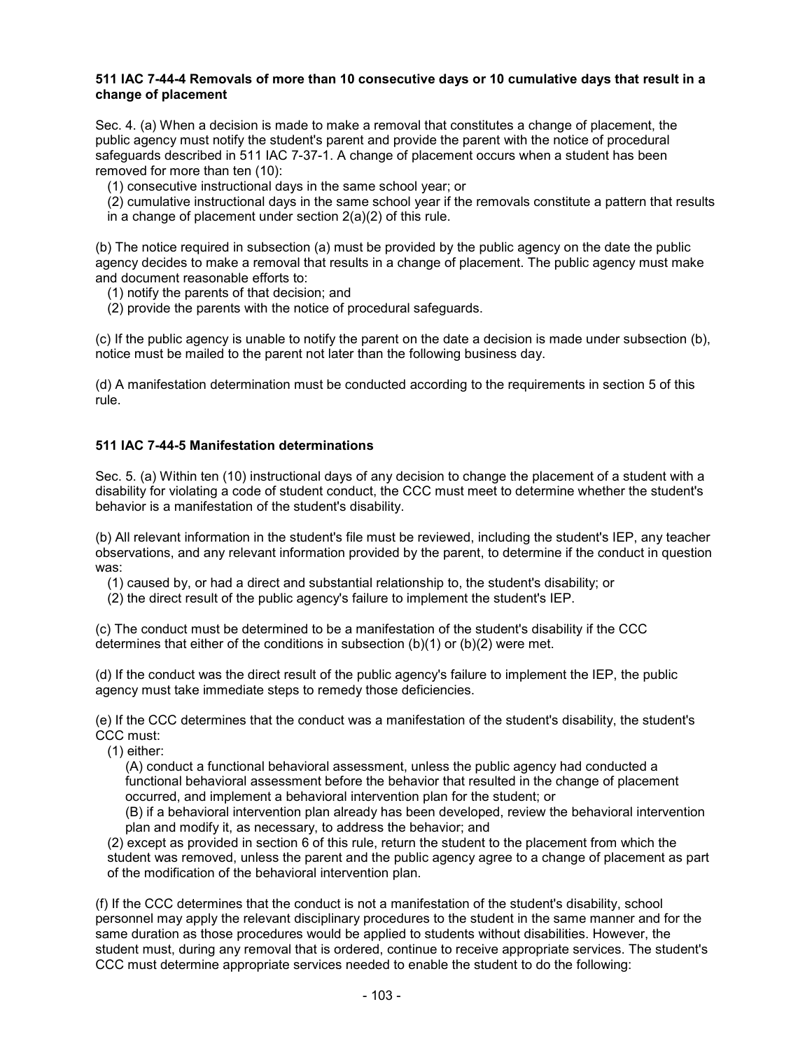**511 IAC 7-44-4 Removals of more than 10 consecutive days or 10 cumulative days that result in a change of placement**

Sec. 4. (a) When a decision is made to make a removal that constitutes a change of placement, the public agency must notify the student's parent and provide the parent with the notice of procedural safeguards described in 511 IAC 7-37-1. A change of placement occurs when a student has been removed for more than ten (10):

(1) consecutive instructional days in the same school year; or

(2) cumulative instructional days in the same school year if the removals constitute a pattern that results in a change of placement under section 2(a)(2) of this rule.

(b) The notice required in subsection (a) must be provided by the public agency on the date the public agency decides to make a removal that results in a change of placement. The public agency must make and document reasonable efforts to:

(1) notify the parents of that decision; and

(2) provide the parents with the notice of procedural safeguards.

(c) If the public agency is unable to notify the parent on the date a decision is made under subsection (b), notice must be mailed to the parent not later than the following business day.

(d) A manifestation determination must be conducted according to the requirements in section 5 of this rule.

**511 IAC 7-44-5 Manifestation determinations**

Sec. 5. (a) Within ten (10) instructional days of any decision to change the placement of a student with a disability for violating a code of student conduct, the CCC must meet to determine whether the student's behavior is a manifestation of the student's disability.

(b) All relevant information in the student's file must be reviewed, including the student's IEP, any teacher observations, and any relevant information provided by the parent, to determine if the conduct in question was:

(1) caused by, or had a direct and substantial relationship to, the student's disability; or

(2) the direct result of the public agency's failure to implement the student's IEP.

(c) The conduct must be determined to be a manifestation of the student's disability if the CCC determines that either of the conditions in subsection (b)(1) or (b)(2) were met.

(d) If the conduct was the direct result of the public agency's failure to implement the IEP, the public agency must take immediate steps to remedy those deficiencies.

(e) If the CCC determines that the conduct was a manifestation of the student's disability, the student's CCC must:

(1) either:

(A) conduct a functional behavioral assessment, unless the public agency had conducted a functional behavioral assessment before the behavior that resulted in the change of placement occurred, and implement a behavioral intervention plan for the student; or

(B) if a behavioral intervention plan already has been developed, review the behavioral intervention plan and modify it, as necessary, to address the behavior; and

(2) except as provided in section 6 of this rule, return the student to the placement from which the student was removed, unless the parent and the public agency agree to a change of placement as part of the modification of the behavioral intervention plan.

(f) If the CCC determines that the conduct is not a manifestation of the student's disability, school personnel may apply the relevant disciplinary procedures to the student in the same manner and for the same duration as those procedures would be applied to students without disabilities. However, the student must, during any removal that is ordered, continue to receive appropriate services. The student's CCC must determine appropriate services needed to enable the student to do the following: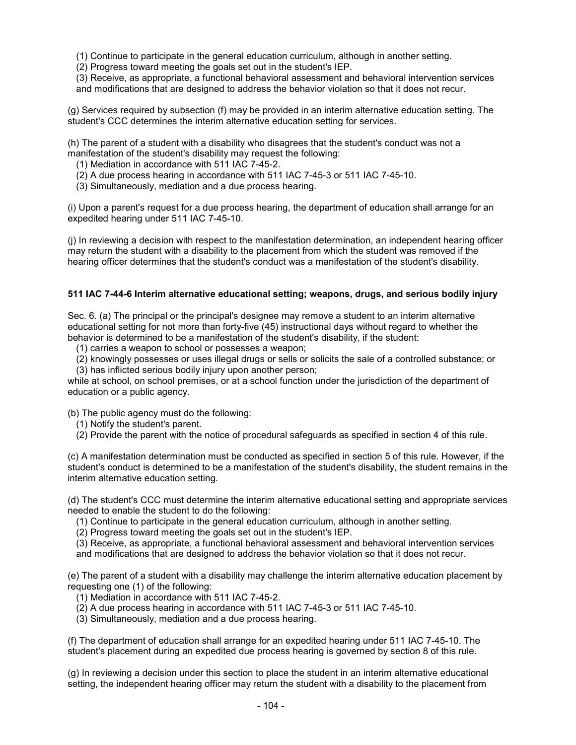(1) Continue to participate in the general education curriculum, although in another setting.
(2) Progress toward meeting the goals set out in the student's IEP.
(3) Receive, as appropriate, a functional behavioral assessment and behavioral intervention services and modifications that are designed to address the behavior violation so that it does not recur.

(g) Services required by subsection (f) may be provided in an interim alternative education setting. The student's CCC determines the interim alternative education setting for services.

(h) The parent of a student with a disability who disagrees that the student's conduct was not a manifestation of the student's disability may request the following:
(1) Mediation in accordance with 511 IAC 7-45-2.
(2) A due process hearing in accordance with 511 IAC 7-45-3 or 511 IAC 7-45-10.
(3) Simultaneously, mediation and a due process hearing.

(i) Upon a parent's request for a due process hearing, the department of education shall arrange for an expedited hearing under 511 IAC 7-45-10.

(j) In reviewing a decision with respect to the manifestation determination, an independent hearing officer may return the student with a disability to the placement from which the student was removed if the hearing officer determines that the student's conduct was a manifestation of the student's disability.

**511 IAC 7-44-6 Interim alternative educational setting; weapons, drugs, and serious bodily injury**

Sec. 6. (a) The principal or the principal's designee may remove a student to an interim alternative educational setting for not more than forty-five (45) instructional days without regard to whether the behavior is determined to be a manifestation of the student's disability, if the student:
(1) carries a weapon to school or possesses a weapon;
(2) knowingly possesses or uses illegal drugs or sells or solicits the sale of a controlled substance; or
(3) has inflicted serious bodily injury upon another person;
while at school, on school premises, or at a school function under the jurisdiction of the department of education or a public agency.

(b) The public agency must do the following:
(1) Notify the student's parent.
(2) Provide the parent with the notice of procedural safeguards as specified in section 4 of this rule.

(c) A manifestation determination must be conducted as specified in section 5 of this rule. However, if the student's conduct is determined to be a manifestation of the student's disability, the student remains in the interim alternative education setting.

(d) The student's CCC must determine the interim alternative educational setting and appropriate services needed to enable the student to do the following:
(1) Continue to participate in the general education curriculum, although in another setting.
(2) Progress toward meeting the goals set out in the student's IEP.
(3) Receive, as appropriate, a functional behavioral assessment and behavioral intervention services and modifications that are designed to address the behavior violation so that it does not recur.

(e) The parent of a student with a disability may challenge the interim alternative education placement by requesting one (1) of the following:
(1) Mediation in accordance with 511 IAC 7-45-2.
(2) A due process hearing in accordance with 511 IAC 7-45-3 or 511 IAC 7-45-10.
(3) Simultaneously, mediation and a due process hearing.

(f) The department of education shall arrange for an expedited hearing under 511 IAC 7-45-10. The student's placement during an expedited due process hearing is governed by section 8 of this rule.

(g) In reviewing a decision under this section to place the student in an interim alternative educational setting, the independent hearing officer may return the student with a disability to the placement from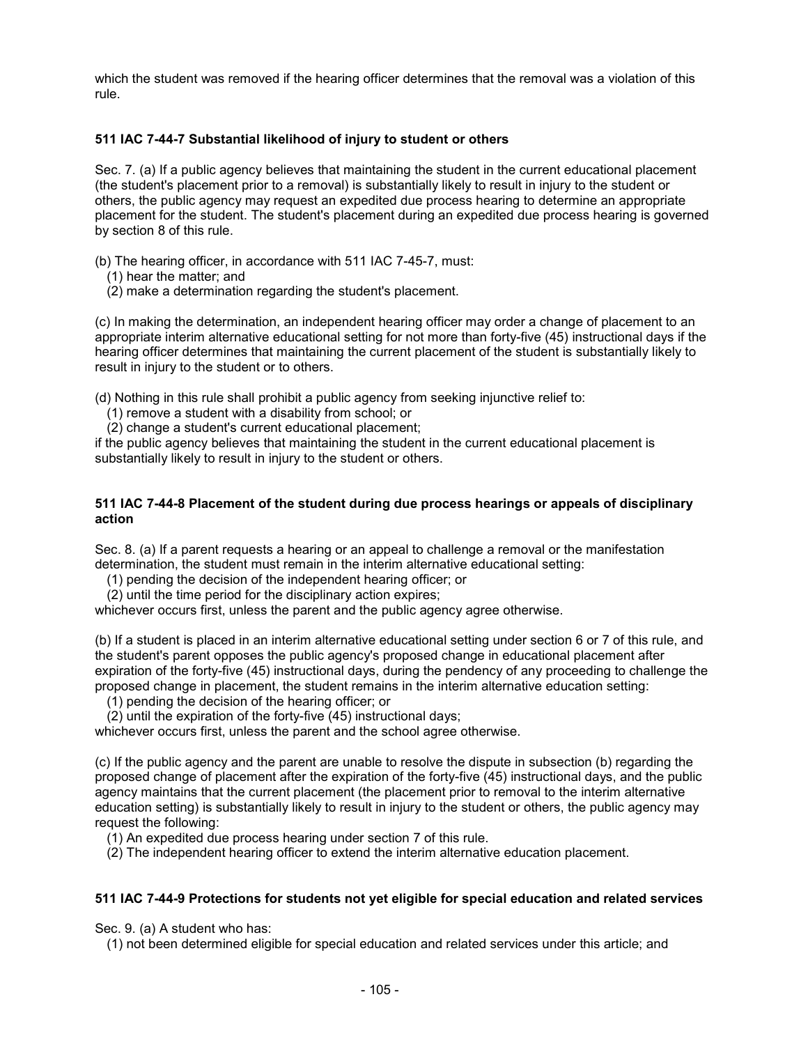which the student was removed if the hearing officer determines that the removal was a violation of this rule.

### 511 IAC 7-44-7 Substantial likelihood of injury to student or others

Sec. 7. (a) If a public agency believes that maintaining the student in the current educational placement (the student's placement prior to a removal) is substantially likely to result in injury to the student or others, the public agency may request an expedited due process hearing to determine an appropriate placement for the student. The student's placement during an expedited due process hearing is governed by section 8 of this rule.

(b) The hearing officer, in accordance with 511 IAC 7-45-7, must:
  (1) hear the matter; and
  (2) make a determination regarding the student's placement.

(c) In making the determination, an independent hearing officer may order a change of placement to an appropriate interim alternative educational setting for not more than forty-five (45) instructional days if the hearing officer determines that maintaining the current placement of the student is substantially likely to result in injury to the student or to others.

(d) Nothing in this rule shall prohibit a public agency from seeking injunctive relief to:
  (1) remove a student with a disability from school; or
  (2) change a student's current educational placement;
if the public agency believes that maintaining the student in the current educational placement is substantially likely to result in injury to the student or others.

### 511 IAC 7-44-8 Placement of the student during due process hearings or appeals of disciplinary action

Sec. 8. (a) If a parent requests a hearing or an appeal to challenge a removal or the manifestation determination, the student must remain in the interim alternative educational setting:
  (1) pending the decision of the independent hearing officer; or
  (2) until the time period for the disciplinary action expires;
whichever occurs first, unless the parent and the public agency agree otherwise.

(b) If a student is placed in an interim alternative educational setting under section 6 or 7 of this rule, and the student's parent opposes the public agency's proposed change in educational placement after expiration of the forty-five (45) instructional days, during the pendency of any proceeding to challenge the proposed change in placement, the student remains in the interim alternative education setting:
  (1) pending the decision of the hearing officer; or
  (2) until the expiration of the forty-five (45) instructional days;
whichever occurs first, unless the parent and the school agree otherwise.

(c) If the public agency and the parent are unable to resolve the dispute in subsection (b) regarding the proposed change of placement after the expiration of the forty-five (45) instructional days, and the public agency maintains that the current placement (the placement prior to removal to the interim alternative education setting) is substantially likely to result in injury to the student or others, the public agency may request the following:
  (1) An expedited due process hearing under section 7 of this rule.
  (2) The independent hearing officer to extend the interim alternative education placement.

### 511 IAC 7-44-9 Protections for students not yet eligible for special education and related services

Sec. 9. (a) A student who has:
  (1) not been determined eligible for special education and related services under this article; and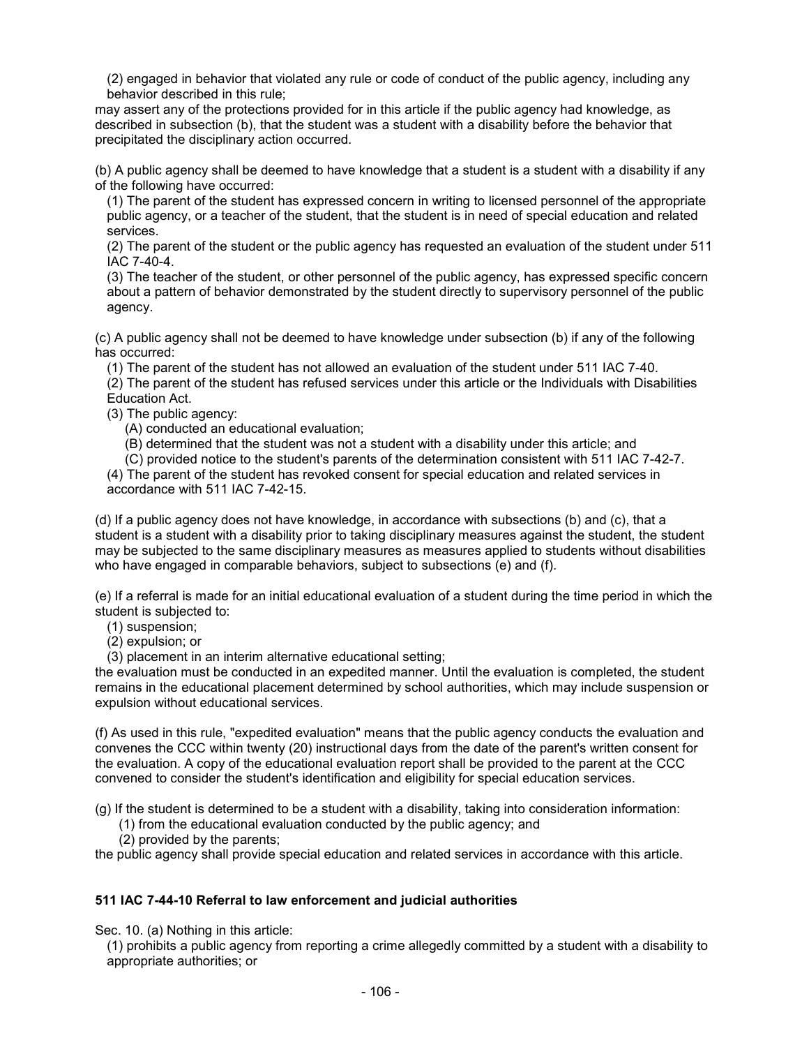(2) engaged in behavior that violated any rule or code of conduct of the public agency, including any behavior described in this rule;

may assert any of the protections provided for in this article if the public agency had knowledge, as described in subsection (b), that the student was a student with a disability before the behavior that precipitated the disciplinary action occurred.

(b) A public agency shall be deemed to have knowledge that a student is a student with a disability if any of the following have occurred:

(1) The parent of the student has expressed concern in writing to licensed personnel of the appropriate public agency, or a teacher of the student, that the student is in need of special education and related services.

(2) The parent of the student or the public agency has requested an evaluation of the student under 511 IAC 7-40-4.

(3) The teacher of the student, or other personnel of the public agency, has expressed specific concern about a pattern of behavior demonstrated by the student directly to supervisory personnel of the public agency.

(c) A public agency shall not be deemed to have knowledge under subsection (b) if any of the following has occurred:

(1) The parent of the student has not allowed an evaluation of the student under 511 IAC 7-40.

(2) The parent of the student has refused services under this article or the Individuals with Disabilities Education Act.

(3) The public agency:

(A) conducted an educational evaluation;

(B) determined that the student was not a student with a disability under this article; and

(C) provided notice to the student's parents of the determination consistent with 511 IAC 7-42-7.

(4) The parent of the student has revoked consent for special education and related services in accordance with 511 IAC 7-42-15.

(d) If a public agency does not have knowledge, in accordance with subsections (b) and (c), that a student is a student with a disability prior to taking disciplinary measures against the student, the student may be subjected to the same disciplinary measures as measures applied to students without disabilities who have engaged in comparable behaviors, subject to subsections (e) and (f).

(e) If a referral is made for an initial educational evaluation of a student during the time period in which the student is subjected to:

(1) suspension;

(2) expulsion; or

(3) placement in an interim alternative educational setting;

the evaluation must be conducted in an expedited manner. Until the evaluation is completed, the student remains in the educational placement determined by school authorities, which may include suspension or expulsion without educational services.

(f) As used in this rule, "expedited evaluation" means that the public agency conducts the evaluation and convenes the CCC within twenty (20) instructional days from the date of the parent's written consent for the evaluation. A copy of the educational evaluation report shall be provided to the parent at the CCC convened to consider the student's identification and eligibility for special education services.

(g) If the student is determined to be a student with a disability, taking into consideration information:

(1) from the educational evaluation conducted by the public agency; and

(2) provided by the parents;

the public agency shall provide special education and related services in accordance with this article.

**511 IAC 7-44-10 Referral to law enforcement and judicial authorities**

Sec. 10. (a) Nothing in this article:

(1) prohibits a public agency from reporting a crime allegedly committed by a student with a disability to appropriate authorities; or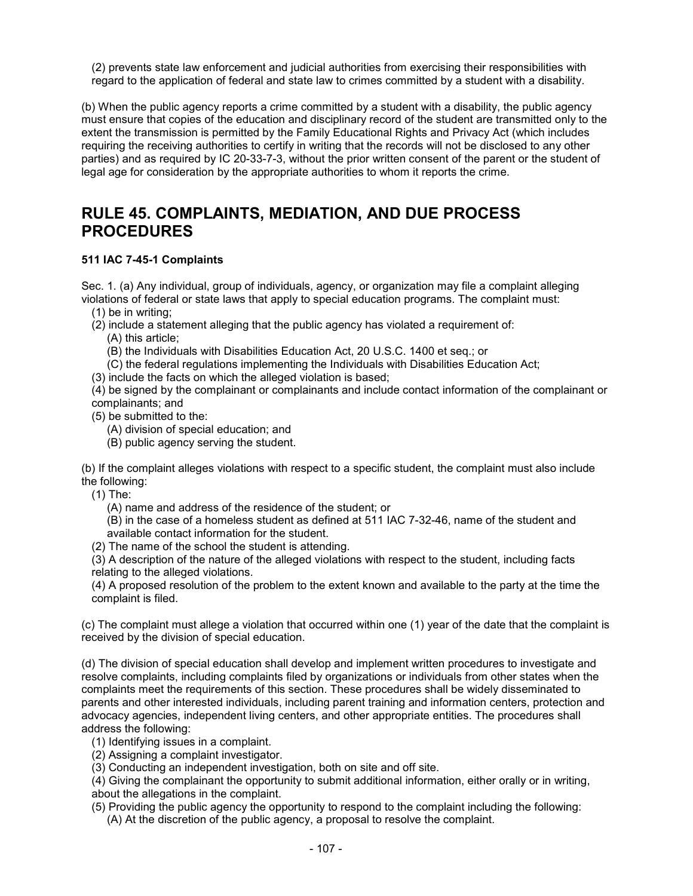(2) prevents state law enforcement and judicial authorities from exercising their responsibilities with regard to the application of federal and state law to crimes committed by a student with a disability.

(b) When the public agency reports a crime committed by a student with a disability, the public agency must ensure that copies of the education and disciplinary record of the student are transmitted only to the extent the transmission is permitted by the Family Educational Rights and Privacy Act (which includes requiring the receiving authorities to certify in writing that the records will not be disclosed to any other parties) and as required by IC 20-33-7-3, without the prior written consent of the parent or the student of legal age for consideration by the appropriate authorities to whom it reports the crime.

# RULE 45. COMPLAINTS, MEDIATION, AND DUE PROCESS PROCEDURES

**511 IAC 7-45-1 Complaints**

Sec. 1. (a) Any individual, group of individuals, agency, or organization may file a complaint alleging violations of federal or state laws that apply to special education programs. The complaint must:

(1) be in writing;

(2) include a statement alleging that the public agency has violated a requirement of:

  (A) this article;

  (B) the Individuals with Disabilities Education Act, 20 U.S.C. 1400 et seq.; or

  (C) the federal regulations implementing the Individuals with Disabilities Education Act;

(3) include the facts on which the alleged violation is based;

(4) be signed by the complainant or complainants and include contact information of the complainant or complainants; and

(5) be submitted to the:

  (A) division of special education; and

  (B) public agency serving the student.

(b) If the complaint alleges violations with respect to a specific student, the complaint must also include the following:

(1) The:

  (A) name and address of the residence of the student; or

  (B) in the case of a homeless student as defined at 511 IAC 7-32-46, name of the student and available contact information for the student.

(2) The name of the school the student is attending.

(3) A description of the nature of the alleged violations with respect to the student, including facts relating to the alleged violations.

(4) A proposed resolution of the problem to the extent known and available to the party at the time the complaint is filed.

(c) The complaint must allege a violation that occurred within one (1) year of the date that the complaint is received by the division of special education.

(d) The division of special education shall develop and implement written procedures to investigate and resolve complaints, including complaints filed by organizations or individuals from other states when the complaints meet the requirements of this section. These procedures shall be widely disseminated to parents and other interested individuals, including parent training and information centers, protection and advocacy agencies, independent living centers, and other appropriate entities. The procedures shall address the following:

(1) Identifying issues in a complaint.

(2) Assigning a complaint investigator.

(3) Conducting an independent investigation, both on site and off site.

(4) Giving the complainant the opportunity to submit additional information, either orally or in writing, about the allegations in the complaint.

(5) Providing the public agency the opportunity to respond to the complaint including the following:

  (A) At the discretion of the public agency, a proposal to resolve the complaint.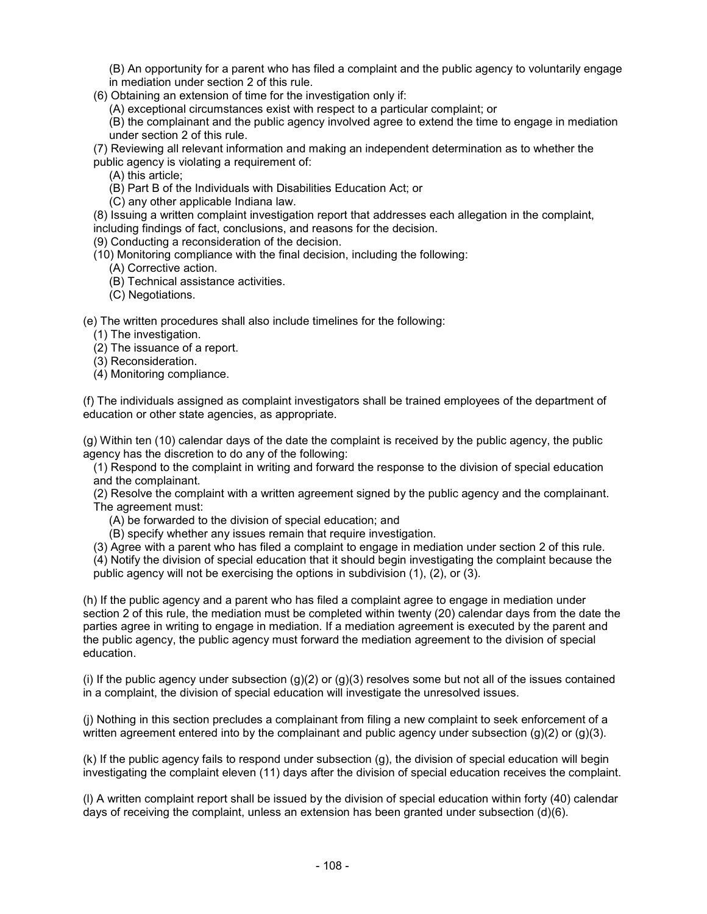(B) An opportunity for a parent who has filed a complaint and the public agency to voluntarily engage in mediation under section 2 of this rule.

(6) Obtaining an extension of time for the investigation only if:

(A) exceptional circumstances exist with respect to a particular complaint; or

(B) the complainant and the public agency involved agree to extend the time to engage in mediation under section 2 of this rule.

(7) Reviewing all relevant information and making an independent determination as to whether the public agency is violating a requirement of:

(A) this article;

(B) Part B of the Individuals with Disabilities Education Act; or

(C) any other applicable Indiana law.

(8) Issuing a written complaint investigation report that addresses each allegation in the complaint, including findings of fact, conclusions, and reasons for the decision.

(9) Conducting a reconsideration of the decision.

(10) Monitoring compliance with the final decision, including the following:

(A) Corrective action.

(B) Technical assistance activities.

(C) Negotiations.

(e) The written procedures shall also include timelines for the following:

(1) The investigation.

(2) The issuance of a report.

(3) Reconsideration.

(4) Monitoring compliance.

(f) The individuals assigned as complaint investigators shall be trained employees of the department of education or other state agencies, as appropriate.

(g) Within ten (10) calendar days of the date the complaint is received by the public agency, the public agency has the discretion to do any of the following:

(1) Respond to the complaint in writing and forward the response to the division of special education and the complainant.

(2) Resolve the complaint with a written agreement signed by the public agency and the complainant. The agreement must:

(A) be forwarded to the division of special education; and

(B) specify whether any issues remain that require investigation.

(3) Agree with a parent who has filed a complaint to engage in mediation under section 2 of this rule.

(4) Notify the division of special education that it should begin investigating the complaint because the public agency will not be exercising the options in subdivision (1), (2), or (3).

(h) If the public agency and a parent who has filed a complaint agree to engage in mediation under section 2 of this rule, the mediation must be completed within twenty (20) calendar days from the date the parties agree in writing to engage in mediation. If a mediation agreement is executed by the parent and the public agency, the public agency must forward the mediation agreement to the division of special education.

(i) If the public agency under subsection (g)(2) or (g)(3) resolves some but not all of the issues contained in a complaint, the division of special education will investigate the unresolved issues.

(j) Nothing in this section precludes a complainant from filing a new complaint to seek enforcement of a written agreement entered into by the complainant and public agency under subsection (g)(2) or (g)(3).

(k) If the public agency fails to respond under subsection (g), the division of special education will begin investigating the complaint eleven (11) days after the division of special education receives the complaint.

(l) A written complaint report shall be issued by the division of special education within forty (40) calendar days of receiving the complaint, unless an extension has been granted under subsection (d)(6).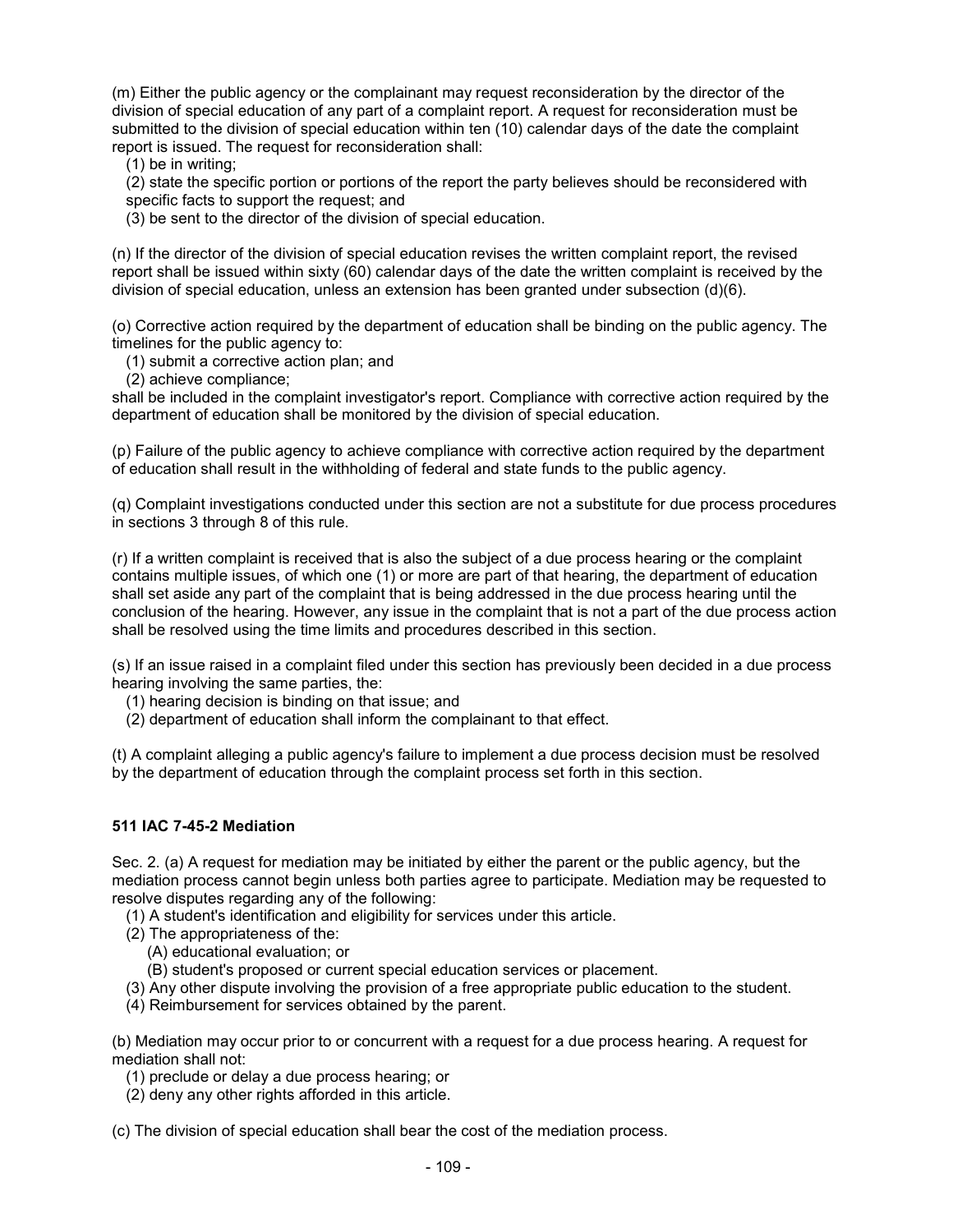(m) Either the public agency or the complainant may request reconsideration by the director of the division of special education of any part of a complaint report. A request for reconsideration must be submitted to the division of special education within ten (10) calendar days of the date the complaint report is issued. The request for reconsideration shall:
  (1) be in writing;
  (2) state the specific portion or portions of the report the party believes should be reconsidered with specific facts to support the request; and
  (3) be sent to the director of the division of special education.

(n) If the director of the division of special education revises the written complaint report, the revised report shall be issued within sixty (60) calendar days of the date the written complaint is received by the division of special education, unless an extension has been granted under subsection (d)(6).

(o) Corrective action required by the department of education shall be binding on the public agency. The timelines for the public agency to:
  (1) submit a corrective action plan; and
  (2) achieve compliance;
shall be included in the complaint investigator's report. Compliance with corrective action required by the department of education shall be monitored by the division of special education.

(p) Failure of the public agency to achieve compliance with corrective action required by the department of education shall result in the withholding of federal and state funds to the public agency.

(q) Complaint investigations conducted under this section are not a substitute for due process procedures in sections 3 through 8 of this rule.

(r) If a written complaint is received that is also the subject of a due process hearing or the complaint contains multiple issues, of which one (1) or more are part of that hearing, the department of education shall set aside any part of the complaint that is being addressed in the due process hearing until the conclusion of the hearing. However, any issue in the complaint that is not a part of the due process action shall be resolved using the time limits and procedures described in this section.

(s) If an issue raised in a complaint filed under this section has previously been decided in a due process hearing involving the same parties, the:
  (1) hearing decision is binding on that issue; and
  (2) department of education shall inform the complainant to that effect.

(t) A complaint alleging a public agency's failure to implement a due process decision must be resolved by the department of education through the complaint process set forth in this section.

**511 IAC 7-45-2 Mediation**

Sec. 2. (a) A request for mediation may be initiated by either the parent or the public agency, but the mediation process cannot begin unless both parties agree to participate. Mediation may be requested to resolve disputes regarding any of the following:
  (1) A student's identification and eligibility for services under this article.
  (2) The appropriateness of the:
    (A) educational evaluation; or
    (B) student's proposed or current special education services or placement.
  (3) Any other dispute involving the provision of a free appropriate public education to the student.
  (4) Reimbursement for services obtained by the parent.

(b) Mediation may occur prior to or concurrent with a request for a due process hearing. A request for mediation shall not:
  (1) preclude or delay a due process hearing; or
  (2) deny any other rights afforded in this article.

(c) The division of special education shall bear the cost of the mediation process.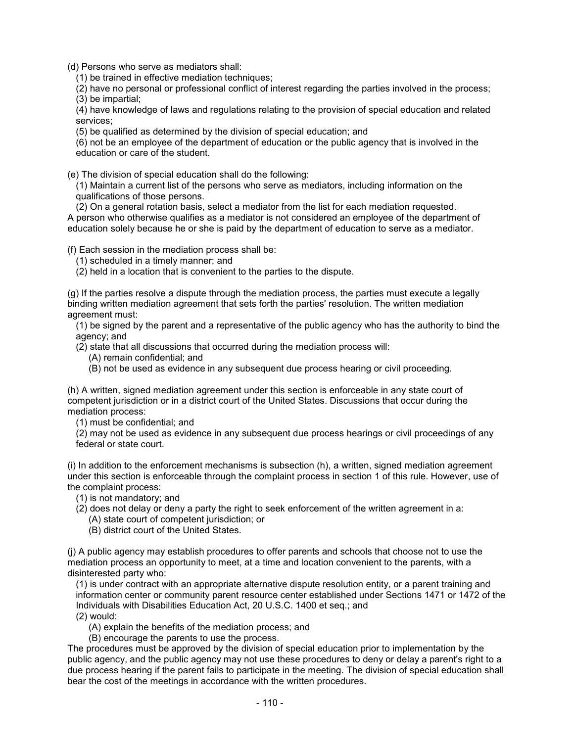(d) Persons who serve as mediators shall:

(1) be trained in effective mediation techniques;

(2) have no personal or professional conflict of interest regarding the parties involved in the process;

(3) be impartial;

(4) have knowledge of laws and regulations relating to the provision of special education and related services;

(5) be qualified as determined by the division of special education; and

(6) not be an employee of the department of education or the public agency that is involved in the education or care of the student.

(e) The division of special education shall do the following:

(1) Maintain a current list of the persons who serve as mediators, including information on the qualifications of those persons.

(2) On a general rotation basis, select a mediator from the list for each mediation requested.

A person who otherwise qualifies as a mediator is not considered an employee of the department of education solely because he or she is paid by the department of education to serve as a mediator.

(f) Each session in the mediation process shall be:

(1) scheduled in a timely manner; and

(2) held in a location that is convenient to the parties to the dispute.

(g) If the parties resolve a dispute through the mediation process, the parties must execute a legally binding written mediation agreement that sets forth the parties' resolution. The written mediation agreement must:

(1) be signed by the parent and a representative of the public agency who has the authority to bind the agency; and

(2) state that all discussions that occurred during the mediation process will:

(A) remain confidential; and

(B) not be used as evidence in any subsequent due process hearing or civil proceeding.

(h) A written, signed mediation agreement under this section is enforceable in any state court of competent jurisdiction or in a district court of the United States. Discussions that occur during the mediation process:

(1) must be confidential; and

(2) may not be used as evidence in any subsequent due process hearings or civil proceedings of any federal or state court.

(i) In addition to the enforcement mechanisms is subsection (h), a written, signed mediation agreement under this section is enforceable through the complaint process in section 1 of this rule. However, use of the complaint process:

(1) is not mandatory; and

(2) does not delay or deny a party the right to seek enforcement of the written agreement in a:

(A) state court of competent jurisdiction; or

(B) district court of the United States.

(j) A public agency may establish procedures to offer parents and schools that choose not to use the mediation process an opportunity to meet, at a time and location convenient to the parents, with a disinterested party who:

(1) is under contract with an appropriate alternative dispute resolution entity, or a parent training and information center or community parent resource center established under Sections 1471 or 1472 of the Individuals with Disabilities Education Act, 20 U.S.C. 1400 et seq.; and

(2) would:

(A) explain the benefits of the mediation process; and

(B) encourage the parents to use the process.

The procedures must be approved by the division of special education prior to implementation by the public agency, and the public agency may not use these procedures to deny or delay a parent's right to a due process hearing if the parent fails to participate in the meeting. The division of special education shall bear the cost of the meetings in accordance with the written procedures.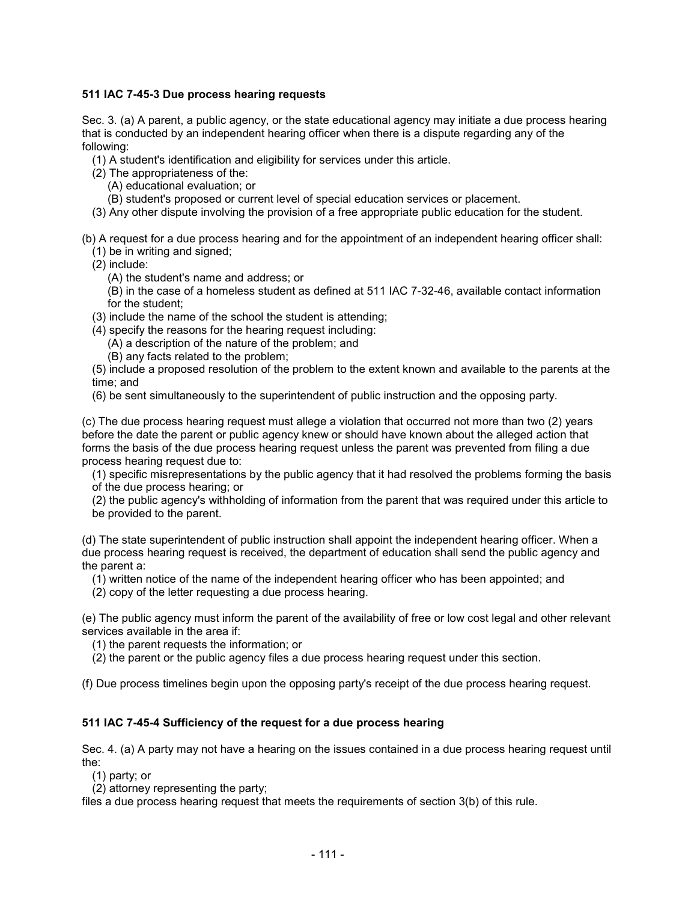**511 IAC 7-45-3 Due process hearing requests**

Sec. 3. (a) A parent, a public agency, or the state educational agency may initiate a due process hearing that is conducted by an independent hearing officer when there is a dispute regarding any of the following:

(1) A student's identification and eligibility for services under this article.
(2) The appropriateness of the:
  (A) educational evaluation; or
  (B) student's proposed or current level of special education services or placement.
(3) Any other dispute involving the provision of a free appropriate public education for the student.

(b) A request for a due process hearing and for the appointment of an independent hearing officer shall:

(1) be in writing and signed;
(2) include:
  (A) the student's name and address; or
  (B) in the case of a homeless student as defined at 511 IAC 7-32-46, available contact information for the student;
(3) include the name of the school the student is attending;
(4) specify the reasons for the hearing request including:
  (A) a description of the nature of the problem; and
  (B) any facts related to the problem;
(5) include a proposed resolution of the problem to the extent known and available to the parents at the time; and
(6) be sent simultaneously to the superintendent of public instruction and the opposing party.

(c) The due process hearing request must allege a violation that occurred not more than two (2) years before the date the parent or public agency knew or should have known about the alleged action that forms the basis of the due process hearing request unless the parent was prevented from filing a due process hearing request due to:

(1) specific misrepresentations by the public agency that it had resolved the problems forming the basis of the due process hearing; or
(2) the public agency's withholding of information from the parent that was required under this article to be provided to the parent.

(d) The state superintendent of public instruction shall appoint the independent hearing officer. When a due process hearing request is received, the department of education shall send the public agency and the parent a:

(1) written notice of the name of the independent hearing officer who has been appointed; and
(2) copy of the letter requesting a due process hearing.

(e) The public agency must inform the parent of the availability of free or low cost legal and other relevant services available in the area if:

(1) the parent requests the information; or
(2) the parent or the public agency files a due process hearing request under this section.

(f) Due process timelines begin upon the opposing party's receipt of the due process hearing request.

**511 IAC 7-45-4 Sufficiency of the request for a due process hearing**

Sec. 4. (a) A party may not have a hearing on the issues contained in a due process hearing request until the:

(1) party; or
(2) attorney representing the party;

files a due process hearing request that meets the requirements of section 3(b) of this rule.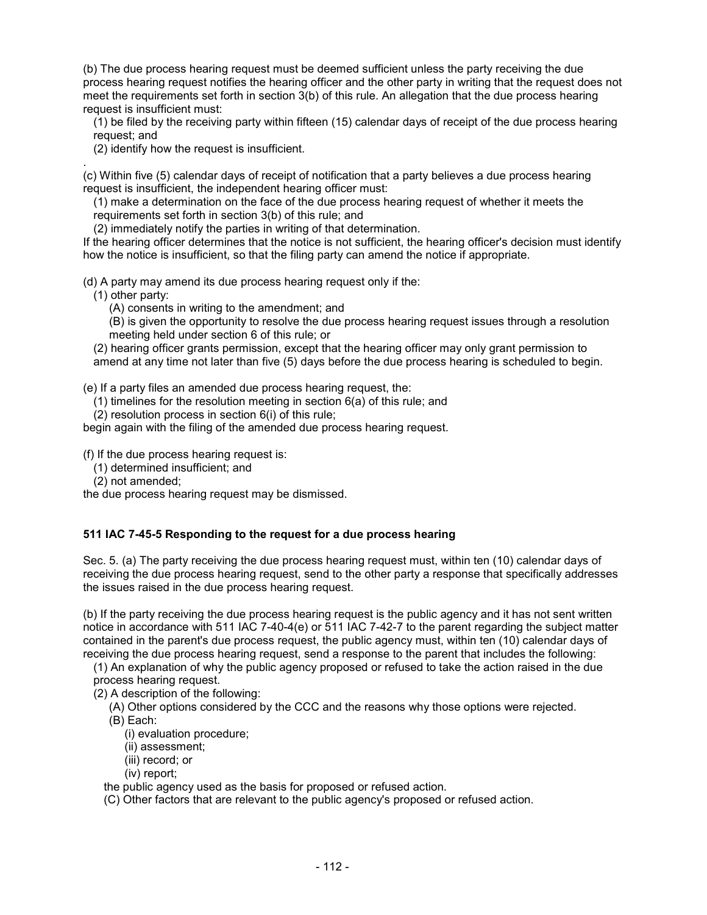(b) The due process hearing request must be deemed sufficient unless the party receiving the due process hearing request notifies the hearing officer and the other party in writing that the request does not meet the requirements set forth in section 3(b) of this rule. An allegation that the due process hearing request is insufficient must:

(1) be filed by the receiving party within fifteen (15) calendar days of receipt of the due process hearing request; and

(2) identify how the request is insufficient.

.

(c) Within five (5) calendar days of receipt of notification that a party believes a due process hearing request is insufficient, the independent hearing officer must:

(1) make a determination on the face of the due process hearing request of whether it meets the requirements set forth in section 3(b) of this rule; and

(2) immediately notify the parties in writing of that determination.

If the hearing officer determines that the notice is not sufficient, the hearing officer's decision must identify how the notice is insufficient, so that the filing party can amend the notice if appropriate.

(d) A party may amend its due process hearing request only if the:

(1) other party:

(A) consents in writing to the amendment; and

(B) is given the opportunity to resolve the due process hearing request issues through a resolution meeting held under section 6 of this rule; or

(2) hearing officer grants permission, except that the hearing officer may only grant permission to amend at any time not later than five (5) days before the due process hearing is scheduled to begin.

(e) If a party files an amended due process hearing request, the:

(1) timelines for the resolution meeting in section 6(a) of this rule; and

(2) resolution process in section 6(i) of this rule;

begin again with the filing of the amended due process hearing request.

(f) If the due process hearing request is:

(1) determined insufficient; and

(2) not amended;

the due process hearing request may be dismissed.

**511 IAC 7-45-5 Responding to the request for a due process hearing**

Sec. 5. (a) The party receiving the due process hearing request must, within ten (10) calendar days of receiving the due process hearing request, send to the other party a response that specifically addresses the issues raised in the due process hearing request.

(b) If the party receiving the due process hearing request is the public agency and it has not sent written notice in accordance with 511 IAC 7-40-4(e) or 511 IAC 7-42-7 to the parent regarding the subject matter contained in the parent's due process request, the public agency must, within ten (10) calendar days of receiving the due process hearing request, send a response to the parent that includes the following:

(1) An explanation of why the public agency proposed or refused to take the action raised in the due process hearing request.

(2) A description of the following:

(A) Other options considered by the CCC and the reasons why those options were rejected.

(B) Each:

(i) evaluation procedure;

(ii) assessment;

(iii) record; or

(iv) report;

the public agency used as the basis for proposed or refused action.

(C) Other factors that are relevant to the public agency's proposed or refused action.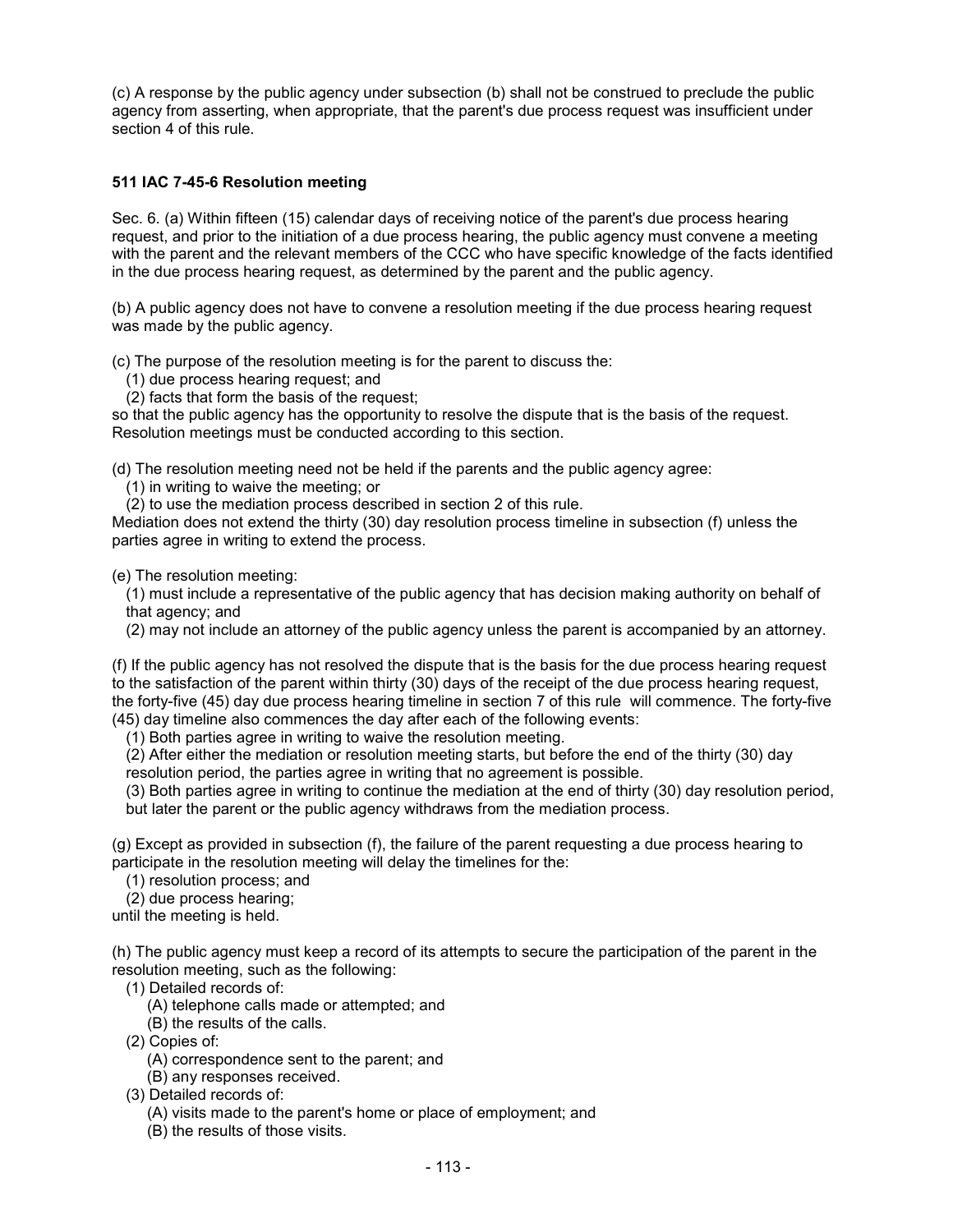(c) A response by the public agency under subsection (b) shall not be construed to preclude the public agency from asserting, when appropriate, that the parent's due process request was insufficient under section 4 of this rule.

### 511 IAC 7-45-6 Resolution meeting

Sec. 6. (a) Within fifteen (15) calendar days of receiving notice of the parent's due process hearing request, and prior to the initiation of a due process hearing, the public agency must convene a meeting with the parent and the relevant members of the CCC who have specific knowledge of the facts identified in the due process hearing request, as determined by the parent and the public agency.

(b) A public agency does not have to convene a resolution meeting if the due process hearing request was made by the public agency.

(c) The purpose of the resolution meeting is for the parent to discuss the:

(1) due process hearing request; and
(2) facts that form the basis of the request;

so that the public agency has the opportunity to resolve the dispute that is the basis of the request. Resolution meetings must be conducted according to this section.

(d) The resolution meeting need not be held if the parents and the public agency agree:

(1) in writing to waive the meeting; or
(2) to use the mediation process described in section 2 of this rule.

Mediation does not extend the thirty (30) day resolution process timeline in subsection (f) unless the parties agree in writing to extend the process.

(e) The resolution meeting:

(1) must include a representative of the public agency that has decision making authority on behalf of that agency; and
(2) may not include an attorney of the public agency unless the parent is accompanied by an attorney.

(f) If the public agency has not resolved the dispute that is the basis for the due process hearing request to the satisfaction of the parent within thirty (30) days of the receipt of the due process hearing request, the forty-five (45) day due process hearing timeline in section 7 of this rule will commence. The forty-five (45) day timeline also commences the day after each of the following events:

(1) Both parties agree in writing to waive the resolution meeting.
(2) After either the mediation or resolution meeting starts, but before the end of the thirty (30) day resolution period, the parties agree in writing that no agreement is possible.
(3) Both parties agree in writing to continue the mediation at the end of thirty (30) day resolution period, but later the parent or the public agency withdraws from the mediation process.

(g) Except as provided in subsection (f), the failure of the parent requesting a due process hearing to participate in the resolution meeting will delay the timelines for the:

(1) resolution process; and
(2) due process hearing;

until the meeting is held.

(h) The public agency must keep a record of its attempts to secure the participation of the parent in the resolution meeting, such as the following:

(1) Detailed records of:
   (A) telephone calls made or attempted; and
   (B) the results of the calls.
(2) Copies of:
   (A) correspondence sent to the parent; and
   (B) any responses received.
(3) Detailed records of:
   (A) visits made to the parent's home or place of employment; and
   (B) the results of those visits.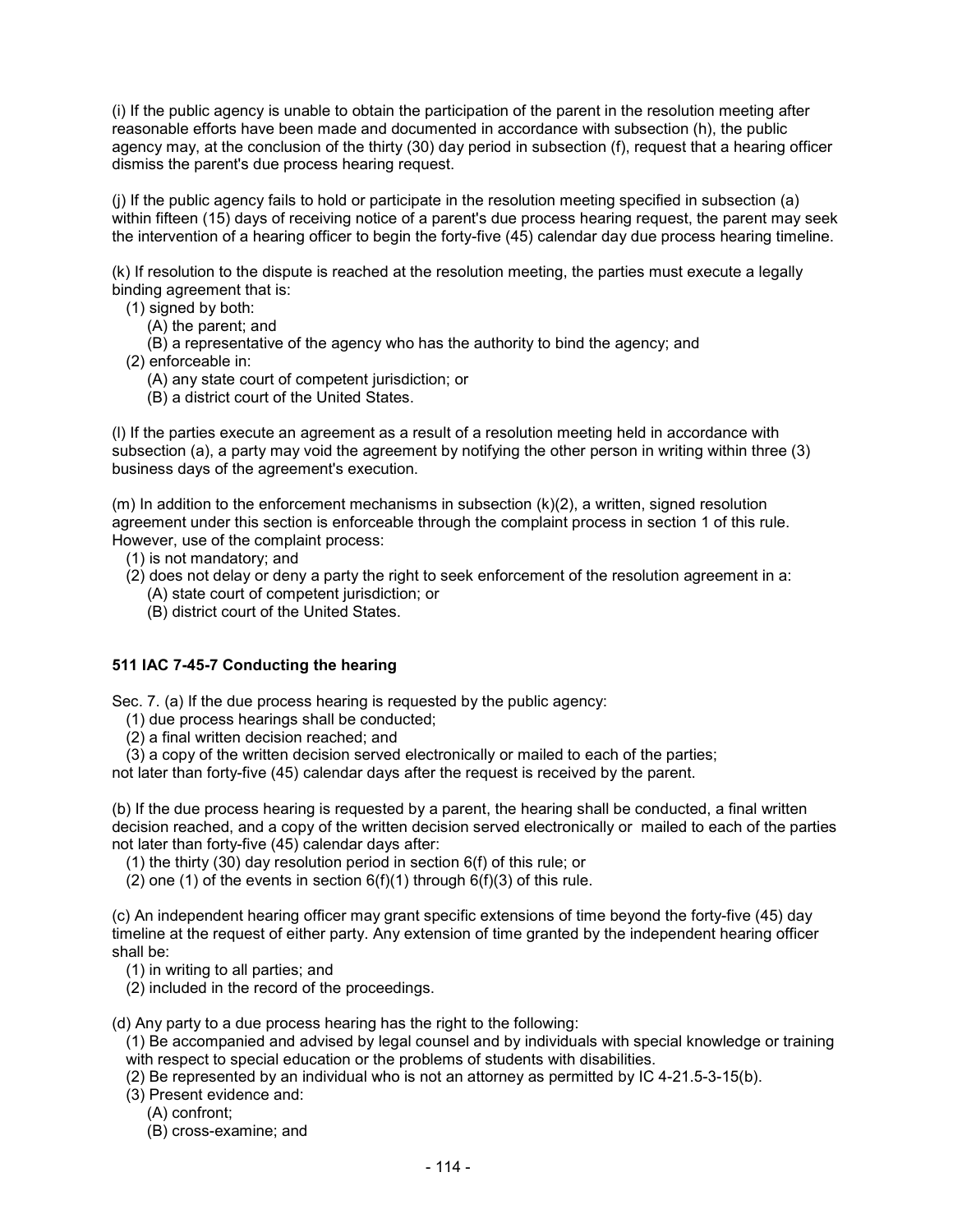(i) If the public agency is unable to obtain the participation of the parent in the resolution meeting after reasonable efforts have been made and documented in accordance with subsection (h), the public agency may, at the conclusion of the thirty (30) day period in subsection (f), request that a hearing officer dismiss the parent's due process hearing request.

(j) If the public agency fails to hold or participate in the resolution meeting specified in subsection (a) within fifteen (15) days of receiving notice of a parent's due process hearing request, the parent may seek the intervention of a hearing officer to begin the forty-five (45) calendar day due process hearing timeline.

(k) If resolution to the dispute is reached at the resolution meeting, the parties must execute a legally binding agreement that is:
  (1) signed by both:
    (A) the parent; and
    (B) a representative of the agency who has the authority to bind the agency; and
  (2) enforceable in:
    (A) any state court of competent jurisdiction; or
    (B) a district court of the United States.

(l) If the parties execute an agreement as a result of a resolution meeting held in accordance with subsection (a), a party may void the agreement by notifying the other person in writing within three (3) business days of the agreement's execution.

(m) In addition to the enforcement mechanisms in subsection (k)(2), a written, signed resolution agreement under this section is enforceable through the complaint process in section 1 of this rule. However, use of the complaint process:
  (1) is not mandatory; and
  (2) does not delay or deny a party the right to seek enforcement of the resolution agreement in a:
    (A) state court of competent jurisdiction; or
    (B) district court of the United States.

**511 IAC 7-45-7 Conducting the hearing**

Sec. 7. (a) If the due process hearing is requested by the public agency:
  (1) due process hearings shall be conducted;
  (2) a final written decision reached; and
  (3) a copy of the written decision served electronically or mailed to each of the parties;
not later than forty-five (45) calendar days after the request is received by the parent.

(b) If the due process hearing is requested by a parent, the hearing shall be conducted, a final written decision reached, and a copy of the written decision served electronically or mailed to each of the parties not later than forty-five (45) calendar days after:
  (1) the thirty (30) day resolution period in section 6(f) of this rule; or
  (2) one (1) of the events in section 6(f)(1) through 6(f)(3) of this rule.

(c) An independent hearing officer may grant specific extensions of time beyond the forty-five (45) day timeline at the request of either party. Any extension of time granted by the independent hearing officer shall be:
  (1) in writing to all parties; and
  (2) included in the record of the proceedings.

(d) Any party to a due process hearing has the right to the following:
  (1) Be accompanied and advised by legal counsel and by individuals with special knowledge or training with respect to special education or the problems of students with disabilities.
  (2) Be represented by an individual who is not an attorney as permitted by IC 4-21.5-3-15(b).
  (3) Present evidence and:
    (A) confront;
    (B) cross-examine; and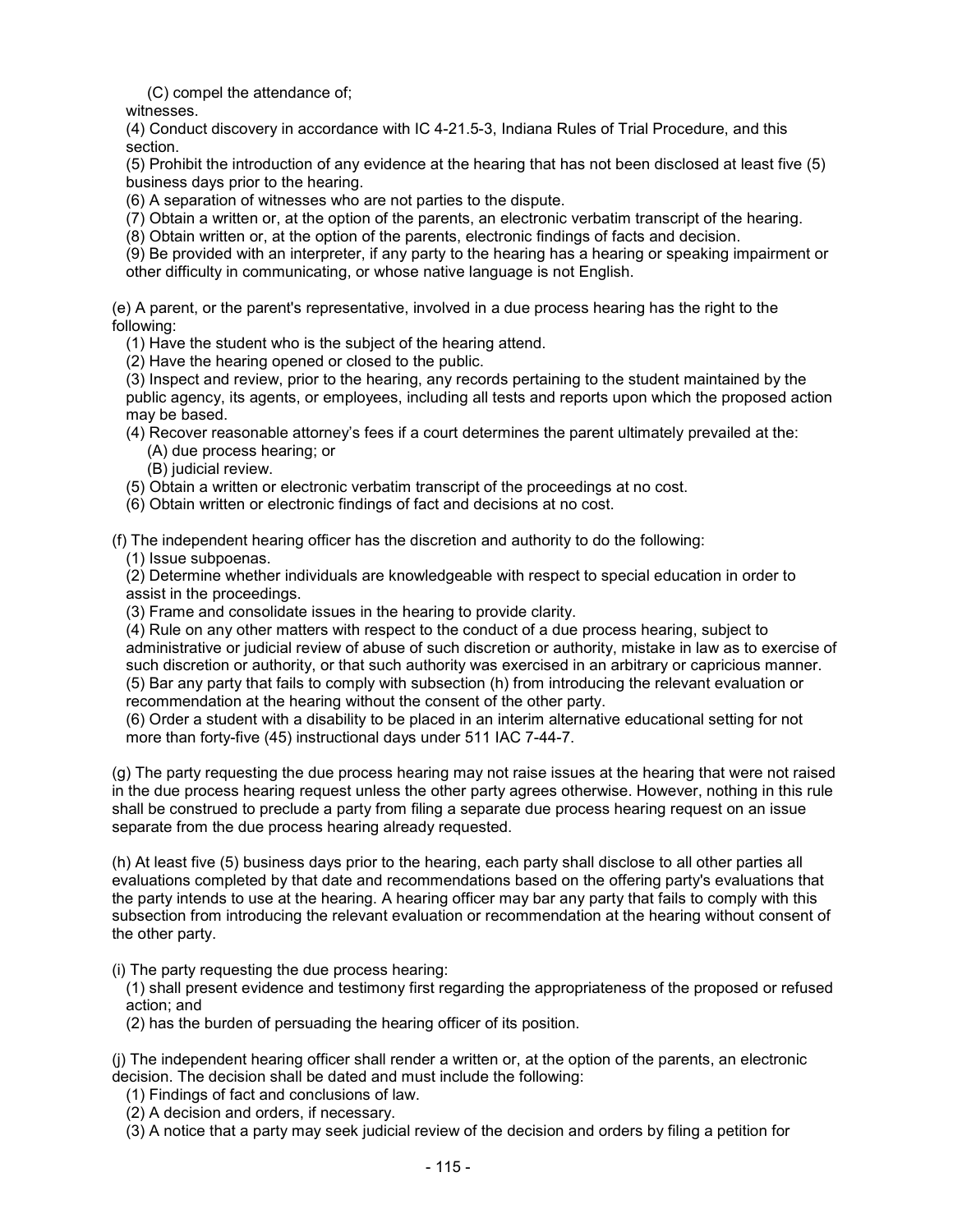(C) compel the attendance of;

witnesses.

(4) Conduct discovery in accordance with IC 4-21.5-3, Indiana Rules of Trial Procedure, and this section.

(5) Prohibit the introduction of any evidence at the hearing that has not been disclosed at least five (5) business days prior to the hearing.

(6) A separation of witnesses who are not parties to the dispute.

(7) Obtain a written or, at the option of the parents, an electronic verbatim transcript of the hearing.

(8) Obtain written or, at the option of the parents, electronic findings of facts and decision.

(9) Be provided with an interpreter, if any party to the hearing has a hearing or speaking impairment or other difficulty in communicating, or whose native language is not English.

(e) A parent, or the parent's representative, involved in a due process hearing has the right to the following:

(1) Have the student who is the subject of the hearing attend.

(2) Have the hearing opened or closed to the public.

(3) Inspect and review, prior to the hearing, any records pertaining to the student maintained by the public agency, its agents, or employees, including all tests and reports upon which the proposed action may be based.

(4) Recover reasonable attorney's fees if a court determines the parent ultimately prevailed at the:

(A) due process hearing; or

(B) judicial review.

(5) Obtain a written or electronic verbatim transcript of the proceedings at no cost.

(6) Obtain written or electronic findings of fact and decisions at no cost.

(f) The independent hearing officer has the discretion and authority to do the following:

(1) Issue subpoenas.

(2) Determine whether individuals are knowledgeable with respect to special education in order to assist in the proceedings.

(3) Frame and consolidate issues in the hearing to provide clarity.

(4) Rule on any other matters with respect to the conduct of a due process hearing, subject to administrative or judicial review of abuse of such discretion or authority, mistake in law as to exercise of such discretion or authority, or that such authority was exercised in an arbitrary or capricious manner.

(5) Bar any party that fails to comply with subsection (h) from introducing the relevant evaluation or recommendation at the hearing without the consent of the other party.

(6) Order a student with a disability to be placed in an interim alternative educational setting for not more than forty-five (45) instructional days under 511 IAC 7-44-7.

(g) The party requesting the due process hearing may not raise issues at the hearing that were not raised in the due process hearing request unless the other party agrees otherwise. However, nothing in this rule shall be construed to preclude a party from filing a separate due process hearing request on an issue separate from the due process hearing already requested.

(h) At least five (5) business days prior to the hearing, each party shall disclose to all other parties all evaluations completed by that date and recommendations based on the offering party's evaluations that the party intends to use at the hearing. A hearing officer may bar any party that fails to comply with this subsection from introducing the relevant evaluation or recommendation at the hearing without consent of the other party.

(i) The party requesting the due process hearing:

(1) shall present evidence and testimony first regarding the appropriateness of the proposed or refused action; and

(2) has the burden of persuading the hearing officer of its position.

(j) The independent hearing officer shall render a written or, at the option of the parents, an electronic decision. The decision shall be dated and must include the following:

(1) Findings of fact and conclusions of law.

(2) A decision and orders, if necessary.

(3) A notice that a party may seek judicial review of the decision and orders by filing a petition for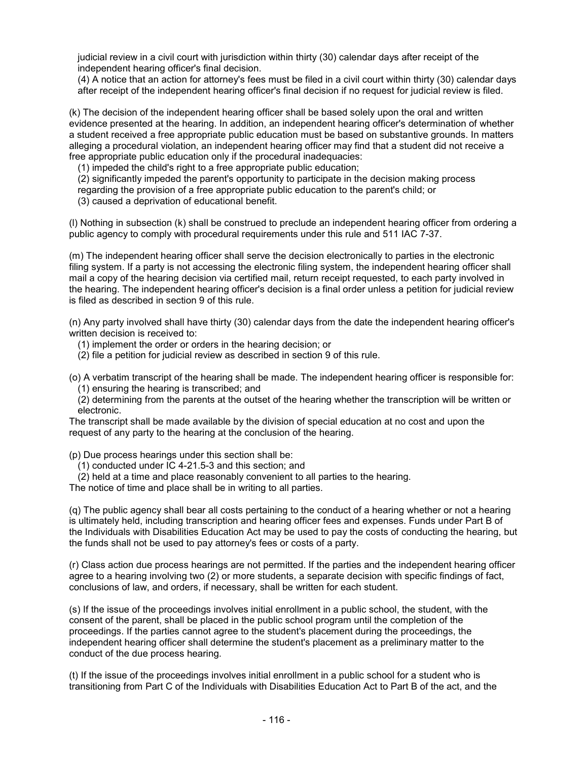judicial review in a civil court with jurisdiction within thirty (30) calendar days after receipt of the independent hearing officer's final decision.

(4) A notice that an action for attorney's fees must be filed in a civil court within thirty (30) calendar days after receipt of the independent hearing officer's final decision if no request for judicial review is filed.

(k) The decision of the independent hearing officer shall be based solely upon the oral and written evidence presented at the hearing. In addition, an independent hearing officer's determination of whether a student received a free appropriate public education must be based on substantive grounds. In matters alleging a procedural violation, an independent hearing officer may find that a student did not receive a free appropriate public education only if the procedural inadequacies:

(1) impeded the child's right to a free appropriate public education;

(2) significantly impeded the parent's opportunity to participate in the decision making process regarding the provision of a free appropriate public education to the parent's child; or

(3) caused a deprivation of educational benefit.

(l) Nothing in subsection (k) shall be construed to preclude an independent hearing officer from ordering a public agency to comply with procedural requirements under this rule and 511 IAC 7-37.

(m) The independent hearing officer shall serve the decision electronically to parties in the electronic filing system. If a party is not accessing the electronic filing system, the independent hearing officer shall mail a copy of the hearing decision via certified mail, return receipt requested, to each party involved in the hearing. The independent hearing officer's decision is a final order unless a petition for judicial review is filed as described in section 9 of this rule.

(n) Any party involved shall have thirty (30) calendar days from the date the independent hearing officer's written decision is received to:

(1) implement the order or orders in the hearing decision; or

(2) file a petition for judicial review as described in section 9 of this rule.

(o) A verbatim transcript of the hearing shall be made. The independent hearing officer is responsible for:

(1) ensuring the hearing is transcribed; and

(2) determining from the parents at the outset of the hearing whether the transcription will be written or electronic.

The transcript shall be made available by the division of special education at no cost and upon the request of any party to the hearing at the conclusion of the hearing.

(p) Due process hearings under this section shall be:

(1) conducted under IC 4-21.5-3 and this section; and

(2) held at a time and place reasonably convenient to all parties to the hearing.

The notice of time and place shall be in writing to all parties.

(q) The public agency shall bear all costs pertaining to the conduct of a hearing whether or not a hearing is ultimately held, including transcription and hearing officer fees and expenses. Funds under Part B of the Individuals with Disabilities Education Act may be used to pay the costs of conducting the hearing, but the funds shall not be used to pay attorney's fees or costs of a party.

(r) Class action due process hearings are not permitted. If the parties and the independent hearing officer agree to a hearing involving two (2) or more students, a separate decision with specific findings of fact, conclusions of law, and orders, if necessary, shall be written for each student.

(s) If the issue of the proceedings involves initial enrollment in a public school, the student, with the consent of the parent, shall be placed in the public school program until the completion of the proceedings. If the parties cannot agree to the student's placement during the proceedings, the independent hearing officer shall determine the student's placement as a preliminary matter to the conduct of the due process hearing.

(t) If the issue of the proceedings involves initial enrollment in a public school for a student who is transitioning from Part C of the Individuals with Disabilities Education Act to Part B of the act, and the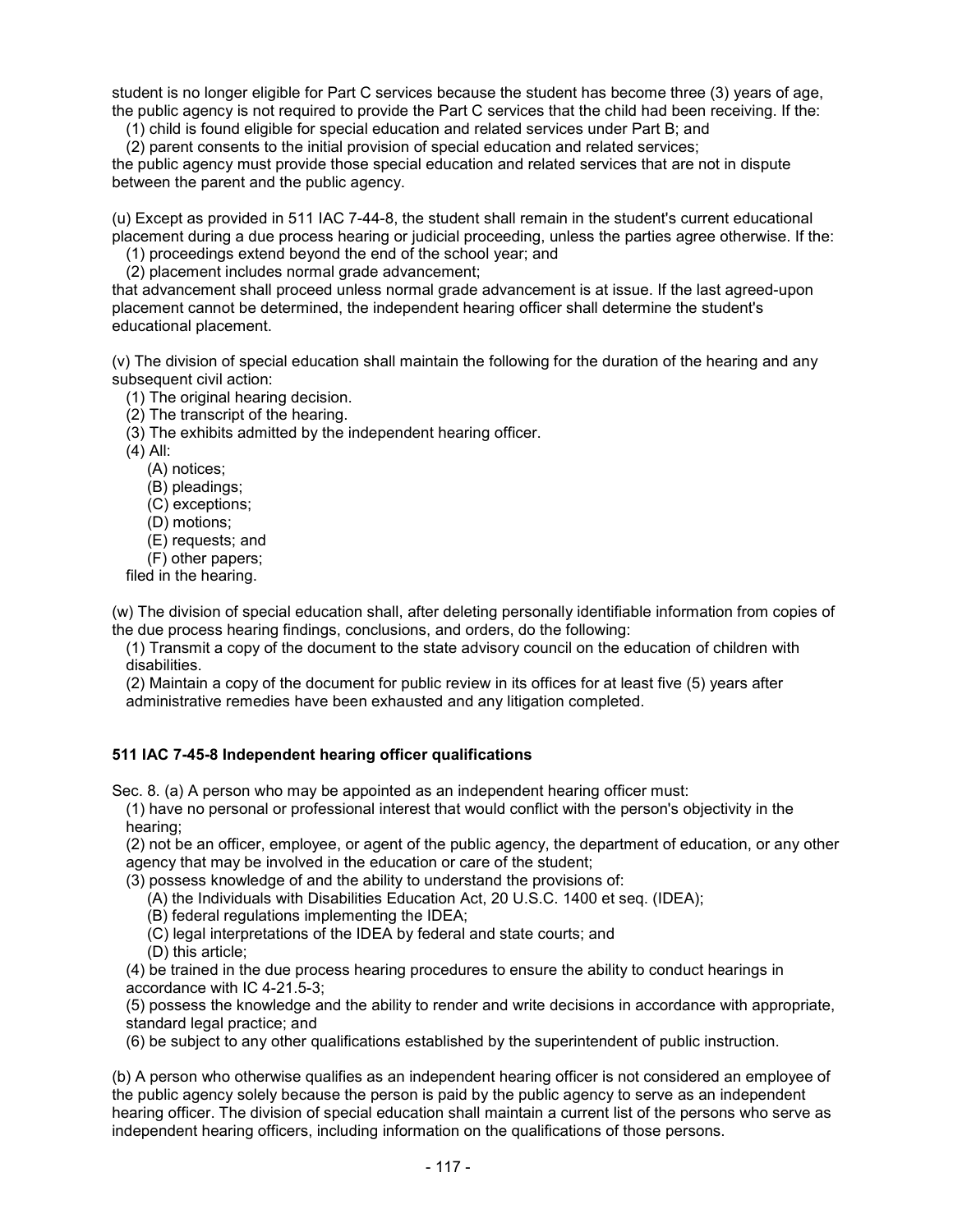student is no longer eligible for Part C services because the student has become three (3) years of age, the public agency is not required to provide the Part C services that the child had been receiving. If the:

(1) child is found eligible for special education and related services under Part B; and
(2) parent consents to the initial provision of special education and related services;

the public agency must provide those special education and related services that are not in dispute between the parent and the public agency.

(u) Except as provided in 511 IAC 7-44-8, the student shall remain in the student's current educational placement during a due process hearing or judicial proceeding, unless the parties agree otherwise. If the:

(1) proceedings extend beyond the end of the school year; and
(2) placement includes normal grade advancement;

that advancement shall proceed unless normal grade advancement is at issue. If the last agreed-upon placement cannot be determined, the independent hearing officer shall determine the student's educational placement.

(v) The division of special education shall maintain the following for the duration of the hearing and any subsequent civil action:

(1) The original hearing decision.
(2) The transcript of the hearing.
(3) The exhibits admitted by the independent hearing officer.
(4) All:
    (A) notices;
    (B) pleadings;
    (C) exceptions;
    (D) motions;
    (E) requests; and
    (F) other papers;

filed in the hearing.

(w) The division of special education shall, after deleting personally identifiable information from copies of the due process hearing findings, conclusions, and orders, do the following:

(1) Transmit a copy of the document to the state advisory council on the education of children with disabilities.
(2) Maintain a copy of the document for public review in its offices for at least five (5) years after administrative remedies have been exhausted and any litigation completed.

**511 IAC 7-45-8 Independent hearing officer qualifications**

Sec. 8. (a) A person who may be appointed as an independent hearing officer must:

(1) have no personal or professional interest that would conflict with the person's objectivity in the hearing;
(2) not be an officer, employee, or agent of the public agency, the department of education, or any other agency that may be involved in the education or care of the student;
(3) possess knowledge of and the ability to understand the provisions of:
    (A) the Individuals with Disabilities Education Act, 20 U.S.C. 1400 et seq. (IDEA);
    (B) federal regulations implementing the IDEA;
    (C) legal interpretations of the IDEA by federal and state courts; and
    (D) this article;
(4) be trained in the due process hearing procedures to ensure the ability to conduct hearings in accordance with IC 4-21.5-3;
(5) possess the knowledge and the ability to render and write decisions in accordance with appropriate, standard legal practice; and
(6) be subject to any other qualifications established by the superintendent of public instruction.

(b) A person who otherwise qualifies as an independent hearing officer is not considered an employee of the public agency solely because the person is paid by the public agency to serve as an independent hearing officer. The division of special education shall maintain a current list of the persons who serve as independent hearing officers, including information on the qualifications of those persons.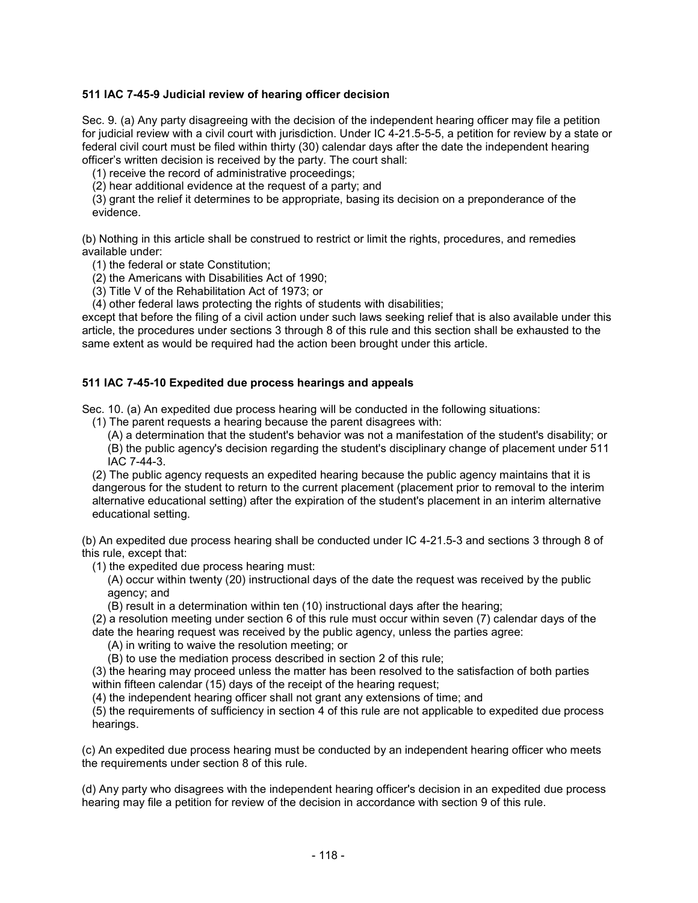**511 IAC 7-45-9 Judicial review of hearing officer decision**

Sec. 9. (a) Any party disagreeing with the decision of the independent hearing officer may file a petition for judicial review with a civil court with jurisdiction. Under IC 4-21.5-5-5, a petition for review by a state or federal civil court must be filed within thirty (30) calendar days after the date the independent hearing officer's written decision is received by the party. The court shall:

(1) receive the record of administrative proceedings;
(2) hear additional evidence at the request of a party; and
(3) grant the relief it determines to be appropriate, basing its decision on a preponderance of the evidence.

(b) Nothing in this article shall be construed to restrict or limit the rights, procedures, and remedies available under:

(1) the federal or state Constitution;
(2) the Americans with Disabilities Act of 1990;
(3) Title V of the Rehabilitation Act of 1973; or
(4) other federal laws protecting the rights of students with disabilities;

except that before the filing of a civil action under such laws seeking relief that is also available under this article, the procedures under sections 3 through 8 of this rule and this section shall be exhausted to the same extent as would be required had the action been brought under this article.

**511 IAC 7-45-10 Expedited due process hearings and appeals**

Sec. 10. (a) An expedited due process hearing will be conducted in the following situations:

(1) The parent requests a hearing because the parent disagrees with:
  (A) a determination that the student's behavior was not a manifestation of the student's disability; or
  (B) the public agency's decision regarding the student's disciplinary change of placement under 511 IAC 7-44-3.
(2) The public agency requests an expedited hearing because the public agency maintains that it is dangerous for the student to return to the current placement (placement prior to removal to the interim alternative educational setting) after the expiration of the student's placement in an interim alternative educational setting.

(b) An expedited due process hearing shall be conducted under IC 4-21.5-3 and sections 3 through 8 of this rule, except that:

(1) the expedited due process hearing must:
  (A) occur within twenty (20) instructional days of the date the request was received by the public agency; and
  (B) result in a determination within ten (10) instructional days after the hearing;
(2) a resolution meeting under section 6 of this rule must occur within seven (7) calendar days of the date the hearing request was received by the public agency, unless the parties agree:
  (A) in writing to waive the resolution meeting; or
  (B) to use the mediation process described in section 2 of this rule;
(3) the hearing may proceed unless the matter has been resolved to the satisfaction of both parties within fifteen calendar (15) days of the receipt of the hearing request;
(4) the independent hearing officer shall not grant any extensions of time; and
(5) the requirements of sufficiency in section 4 of this rule are not applicable to expedited due process hearings.

(c) An expedited due process hearing must be conducted by an independent hearing officer who meets the requirements under section 8 of this rule.

(d) Any party who disagrees with the independent hearing officer's decision in an expedited due process hearing may file a petition for review of the decision in accordance with section 9 of this rule.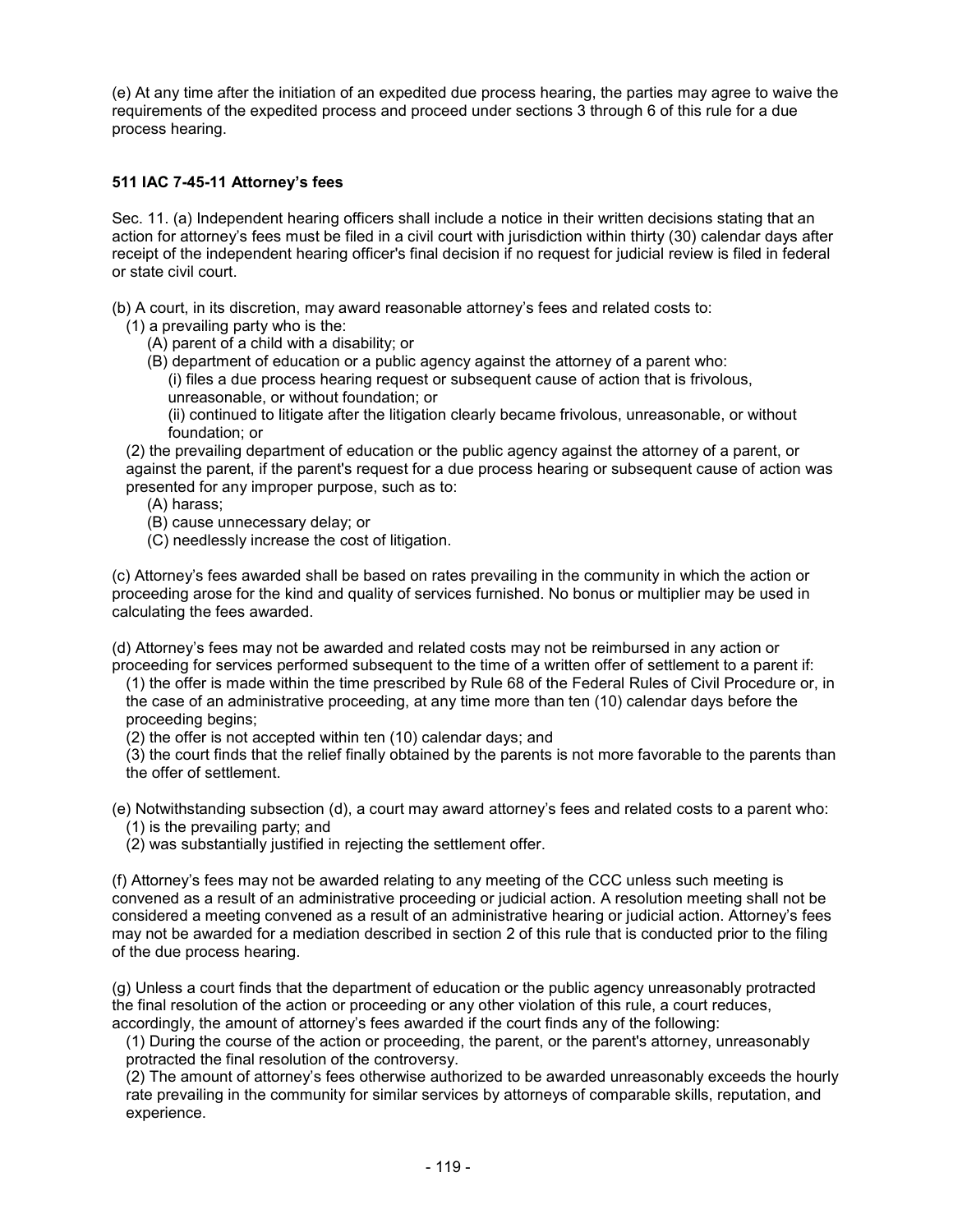(e) At any time after the initiation of an expedited due process hearing, the parties may agree to waive the requirements of the expedited process and proceed under sections 3 through 6 of this rule for a due process hearing.

**511 IAC 7-45-11 Attorney's fees**

Sec. 11. (a) Independent hearing officers shall include a notice in their written decisions stating that an action for attorney's fees must be filed in a civil court with jurisdiction within thirty (30) calendar days after receipt of the independent hearing officer's final decision if no request for judicial review is filed in federal or state civil court.

(b) A court, in its discretion, may award reasonable attorney's fees and related costs to:

- (1) a prevailing party who is the:
  - (A) parent of a child with a disability; or
  - (B) department of education or a public agency against the attorney of a parent who:
    - (i) files a due process hearing request or subsequent cause of action that is frivolous, unreasonable, or without foundation; or
    - (ii) continued to litigate after the litigation clearly became frivolous, unreasonable, or without foundation; or
- (2) the prevailing department of education or the public agency against the attorney of a parent, or against the parent, if the parent's request for a due process hearing or subsequent cause of action was presented for any improper purpose, such as to:
  - (A) harass;
  - (B) cause unnecessary delay; or
  - (C) needlessly increase the cost of litigation.

(c) Attorney's fees awarded shall be based on rates prevailing in the community in which the action or proceeding arose for the kind and quality of services furnished. No bonus or multiplier may be used in calculating the fees awarded.

(d) Attorney's fees may not be awarded and related costs may not be reimbursed in any action or proceeding for services performed subsequent to the time of a written offer of settlement to a parent if:

- (1) the offer is made within the time prescribed by Rule 68 of the Federal Rules of Civil Procedure or, in the case of an administrative proceeding, at any time more than ten (10) calendar days before the proceeding begins;
- (2) the offer is not accepted within ten (10) calendar days; and
- (3) the court finds that the relief finally obtained by the parents is not more favorable to the parents than the offer of settlement.

(e) Notwithstanding subsection (d), a court may award attorney's fees and related costs to a parent who:

- (1) is the prevailing party; and
- (2) was substantially justified in rejecting the settlement offer.

(f) Attorney's fees may not be awarded relating to any meeting of the CCC unless such meeting is convened as a result of an administrative proceeding or judicial action. A resolution meeting shall not be considered a meeting convened as a result of an administrative hearing or judicial action. Attorney's fees may not be awarded for a mediation described in section 2 of this rule that is conducted prior to the filing of the due process hearing.

(g) Unless a court finds that the department of education or the public agency unreasonably protracted the final resolution of the action or proceeding or any other violation of this rule, a court reduces, accordingly, the amount of attorney's fees awarded if the court finds any of the following:

- (1) During the course of the action or proceeding, the parent, or the parent's attorney, unreasonably protracted the final resolution of the controversy.
- (2) The amount of attorney's fees otherwise authorized to be awarded unreasonably exceeds the hourly rate prevailing in the community for similar services by attorneys of comparable skills, reputation, and experience.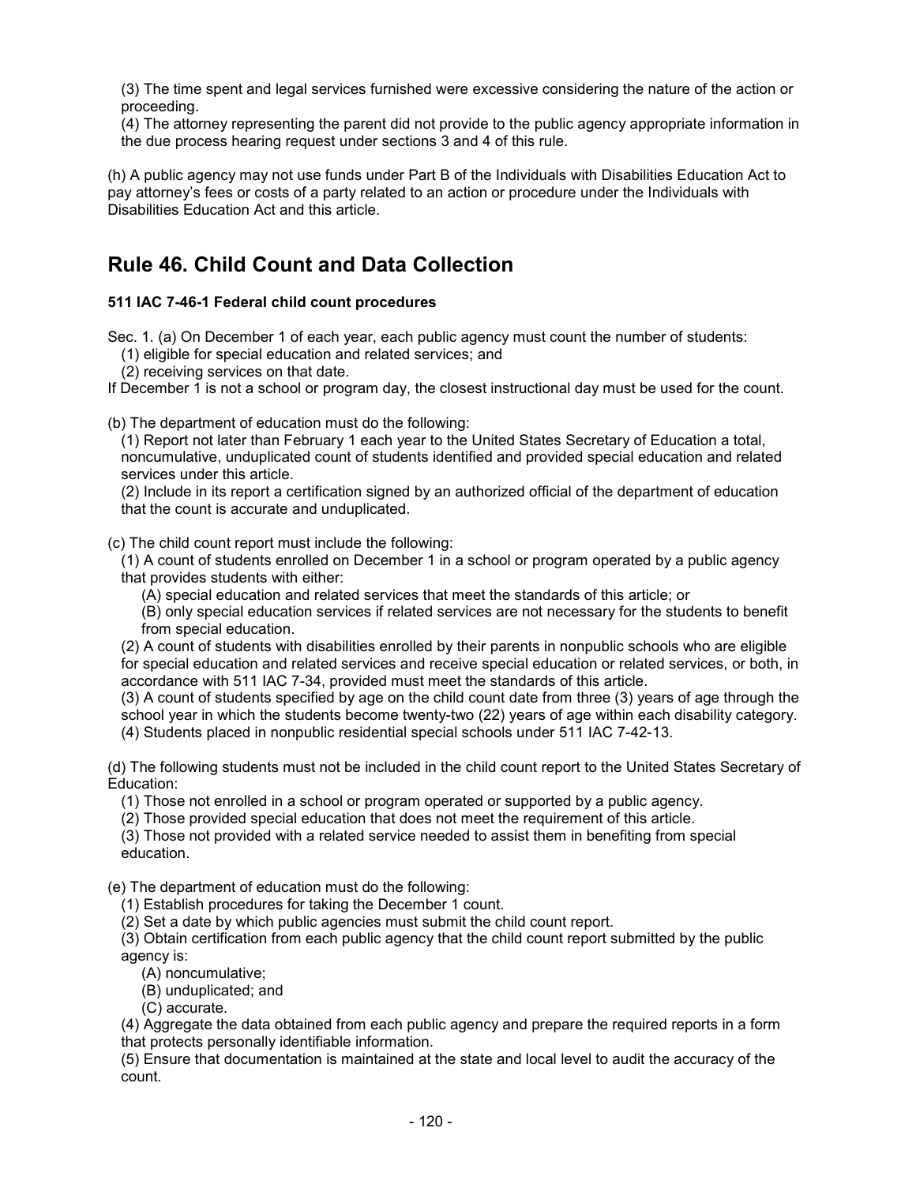(3) The time spent and legal services furnished were excessive considering the nature of the action or proceeding.
(4) The attorney representing the parent did not provide to the public agency appropriate information in the due process hearing request under sections 3 and 4 of this rule.

(h) A public agency may not use funds under Part B of the Individuals with Disabilities Education Act to pay attorney's fees or costs of a party related to an action or procedure under the Individuals with Disabilities Education Act and this article.

## Rule 46. Child Count and Data Collection

**511 IAC 7-46-1 Federal child count procedures**

Sec. 1. (a) On December 1 of each year, each public agency must count the number of students:
(1) eligible for special education and related services; and
(2) receiving services on that date.
If December 1 is not a school or program day, the closest instructional day must be used for the count.

(b) The department of education must do the following:
(1) Report not later than February 1 each year to the United States Secretary of Education a total, noncumulative, unduplicated count of students identified and provided special education and related services under this article.
(2) Include in its report a certification signed by an authorized official of the department of education that the count is accurate and unduplicated.

(c) The child count report must include the following:
(1) A count of students enrolled on December 1 in a school or program operated by a public agency that provides students with either:
(A) special education and related services that meet the standards of this article; or
(B) only special education services if related services are not necessary for the students to benefit from special education.
(2) A count of students with disabilities enrolled by their parents in nonpublic schools who are eligible for special education and related services and receive special education or related services, or both, in accordance with 511 IAC 7-34, provided must meet the standards of this article.
(3) A count of students specified by age on the child count date from three (3) years of age through the school year in which the students become twenty-two (22) years of age within each disability category.
(4) Students placed in nonpublic residential special schools under 511 IAC 7-42-13.

(d) The following students must not be included in the child count report to the United States Secretary of Education:
(1) Those not enrolled in a school or program operated or supported by a public agency.
(2) Those provided special education that does not meet the requirement of this article.
(3) Those not provided with a related service needed to assist them in benefiting from special education.

(e) The department of education must do the following:
(1) Establish procedures for taking the December 1 count.
(2) Set a date by which public agencies must submit the child count report.
(3) Obtain certification from each public agency that the child count report submitted by the public agency is:
(A) noncumulative;
(B) unduplicated; and
(C) accurate.
(4) Aggregate the data obtained from each public agency and prepare the required reports in a form that protects personally identifiable information.
(5) Ensure that documentation is maintained at the state and local level to audit the accuracy of the count.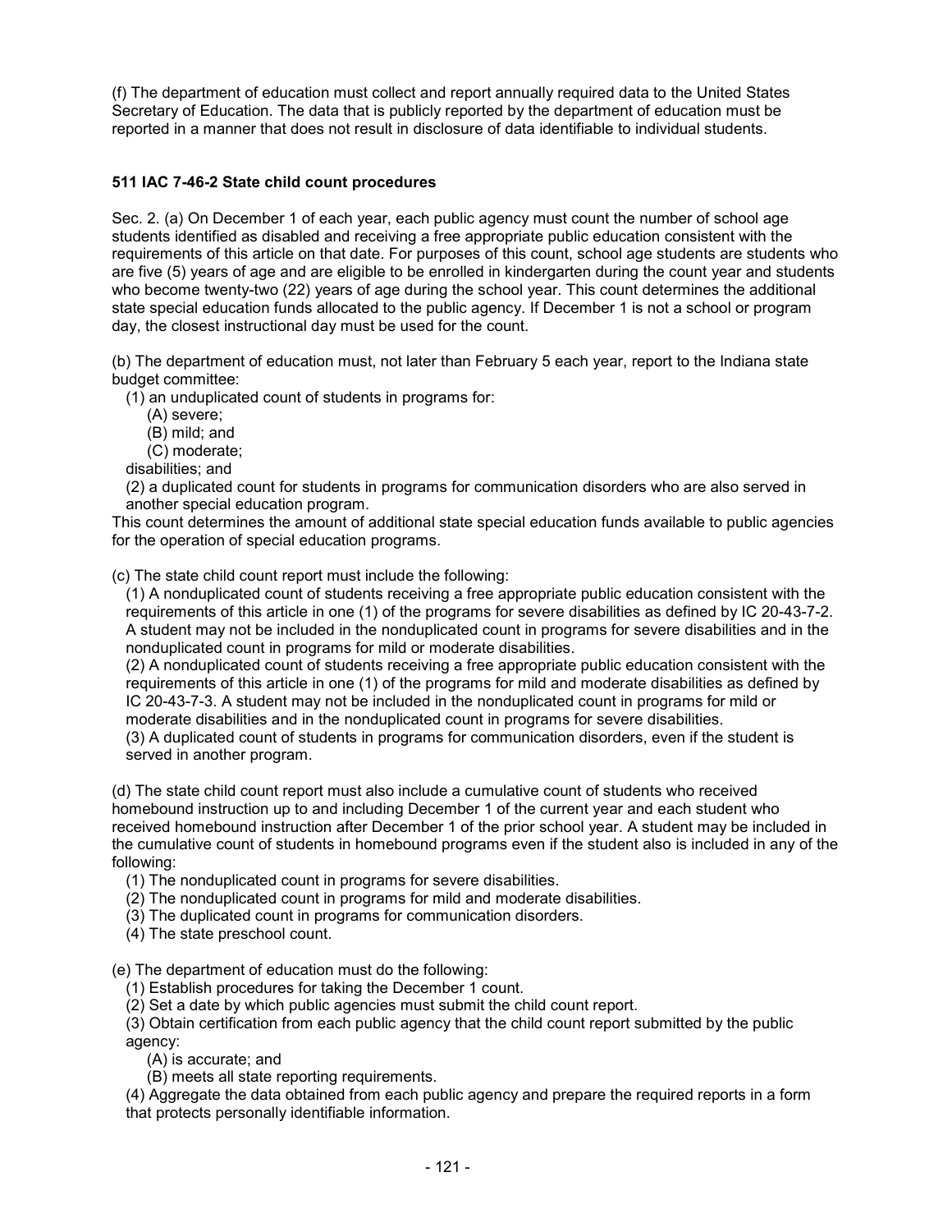(f) The department of education must collect and report annually required data to the United States Secretary of Education. The data that is publicly reported by the department of education must be reported in a manner that does not result in disclosure of data identifiable to individual students.

**511 IAC 7-46-2 State child count procedures**

Sec. 2. (a) On December 1 of each year, each public agency must count the number of school age students identified as disabled and receiving a free appropriate public education consistent with the requirements of this article on that date. For purposes of this count, school age students are students who are five (5) years of age and are eligible to be enrolled in kindergarten during the count year and students who become twenty-two (22) years of age during the school year. This count determines the additional state special education funds allocated to the public agency. If December 1 is not a school or program day, the closest instructional day must be used for the count.

(b) The department of education must, not later than February 5 each year, report to the Indiana state budget committee:

(1) an unduplicated count of students in programs for:

(A) severe;

(B) mild; and

(C) moderate;

disabilities; and

(2) a duplicated count for students in programs for communication disorders who are also served in another special education program.

This count determines the amount of additional state special education funds available to public agencies for the operation of special education programs.

(c) The state child count report must include the following:

(1) A nonduplicated count of students receiving a free appropriate public education consistent with the requirements of this article in one (1) of the programs for severe disabilities as defined by IC 20-43-7-2. A student may not be included in the nonduplicated count in programs for severe disabilities and in the nonduplicated count in programs for mild or moderate disabilities.

(2) A nonduplicated count of students receiving a free appropriate public education consistent with the requirements of this article in one (1) of the programs for mild and moderate disabilities as defined by IC 20-43-7-3. A student may not be included in the nonduplicated count in programs for mild or moderate disabilities and in the nonduplicated count in programs for severe disabilities.

(3) A duplicated count of students in programs for communication disorders, even if the student is served in another program.

(d) The state child count report must also include a cumulative count of students who received homebound instruction up to and including December 1 of the current year and each student who received homebound instruction after December 1 of the prior school year. A student may be included in the cumulative count of students in homebound programs even if the student also is included in any of the following:

(1) The nonduplicated count in programs for severe disabilities.

(2) The nonduplicated count in programs for mild and moderate disabilities.

(3) The duplicated count in programs for communication disorders.

(4) The state preschool count.

(e) The department of education must do the following:

(1) Establish procedures for taking the December 1 count.

(2) Set a date by which public agencies must submit the child count report.

(3) Obtain certification from each public agency that the child count report submitted by the public agency:

(A) is accurate; and

(B) meets all state reporting requirements.

(4) Aggregate the data obtained from each public agency and prepare the required reports in a form that protects personally identifiable information.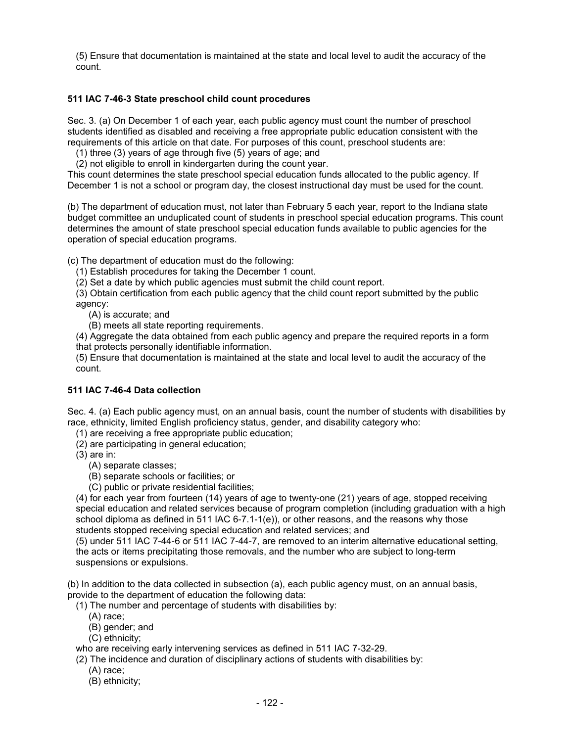(5) Ensure that documentation is maintained at the state and local level to audit the accuracy of the count.

### 511 IAC 7-46-3 State preschool child count procedures

Sec. 3. (a) On December 1 of each year, each public agency must count the number of preschool students identified as disabled and receiving a free appropriate public education consistent with the requirements of this article on that date. For purposes of this count, preschool students are:

(1) three (3) years of age through five (5) years of age; and
(2) not eligible to enroll in kindergarten during the count year.

This count determines the state preschool special education funds allocated to the public agency. If December 1 is not a school or program day, the closest instructional day must be used for the count.

(b) The department of education must, not later than February 5 each year, report to the Indiana state budget committee an unduplicated count of students in preschool special education programs. This count determines the amount of state preschool special education funds available to public agencies for the operation of special education programs.

(c) The department of education must do the following:

(1) Establish procedures for taking the December 1 count.
(2) Set a date by which public agencies must submit the child count report.
(3) Obtain certification from each public agency that the child count report submitted by the public agency:
    (A) is accurate; and
    (B) meets all state reporting requirements.
(4) Aggregate the data obtained from each public agency and prepare the required reports in a form that protects personally identifiable information.
(5) Ensure that documentation is maintained at the state and local level to audit the accuracy of the count.

### 511 IAC 7-46-4 Data collection

Sec. 4. (a) Each public agency must, on an annual basis, count the number of students with disabilities by race, ethnicity, limited English proficiency status, gender, and disability category who:

(1) are receiving a free appropriate public education;
(2) are participating in general education;
(3) are in:
    (A) separate classes;
    (B) separate schools or facilities; or
    (C) public or private residential facilities;
(4) for each year from fourteen (14) years of age to twenty-one (21) years of age, stopped receiving special education and related services because of program completion (including graduation with a high school diploma as defined in 511 IAC 6-7.1-1(e)), or other reasons, and the reasons why those students stopped receiving special education and related services; and
(5) under 511 IAC 7-44-6 or 511 IAC 7-44-7, are removed to an interim alternative educational setting, the acts or items precipitating those removals, and the number who are subject to long-term suspensions or expulsions.

(b) In addition to the data collected in subsection (a), each public agency must, on an annual basis, provide to the department of education the following data:

(1) The number and percentage of students with disabilities by:
    (A) race;
    (B) gender; and
    (C) ethnicity;

who are receiving early intervening services as defined in 511 IAC 7-32-29.

(2) The incidence and duration of disciplinary actions of students with disabilities by:
    (A) race;
    (B) ethnicity;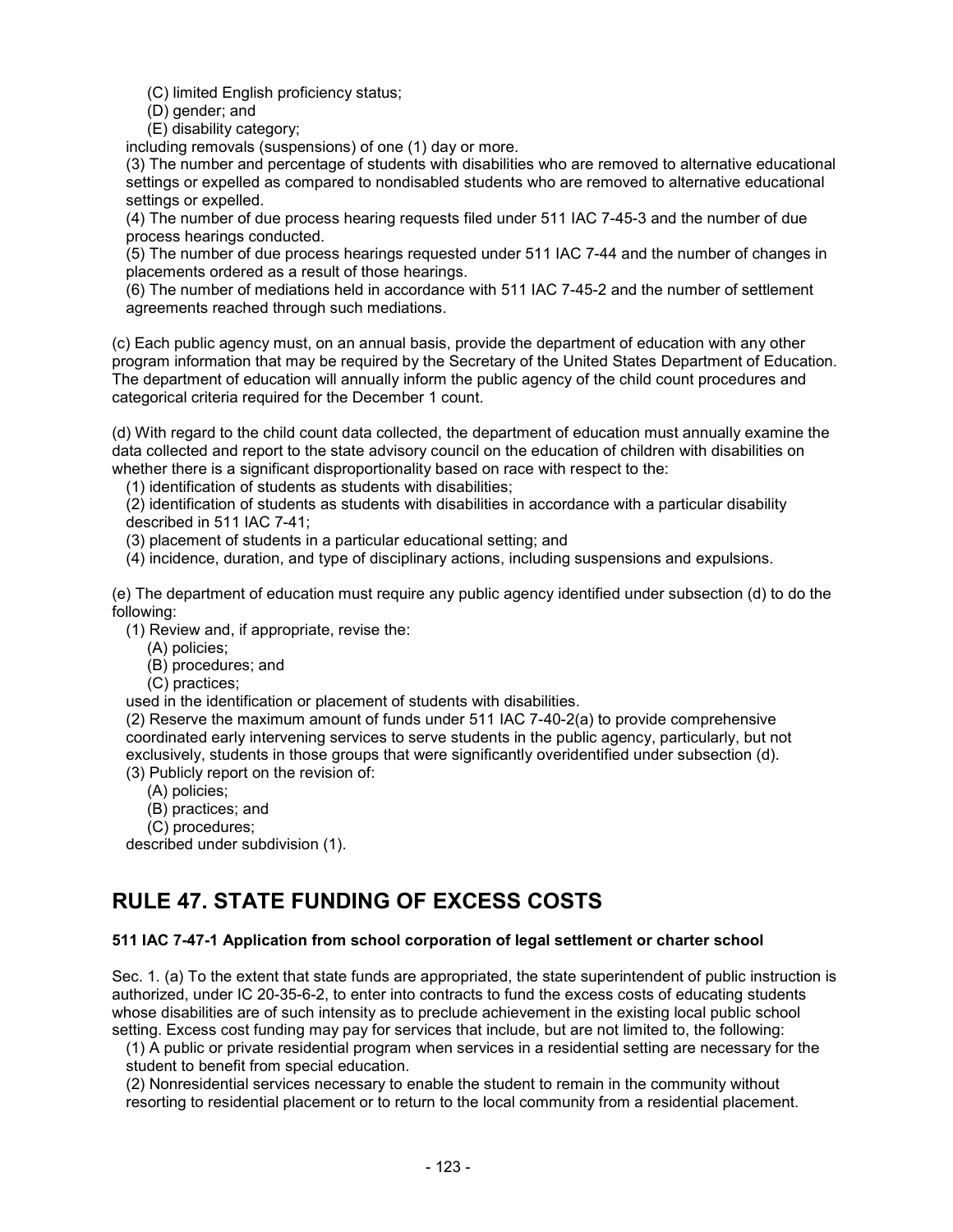(C) limited English proficiency status;
(D) gender; and
(E) disability category;

including removals (suspensions) of one (1) day or more.

(3) The number and percentage of students with disabilities who are removed to alternative educational settings or expelled as compared to nondisabled students who are removed to alternative educational settings or expelled.

(4) The number of due process hearing requests filed under 511 IAC 7-45-3 and the number of due process hearings conducted.

(5) The number of due process hearings requested under 511 IAC 7-44 and the number of changes in placements ordered as a result of those hearings.

(6) The number of mediations held in accordance with 511 IAC 7-45-2 and the number of settlement agreements reached through such mediations.

(c) Each public agency must, on an annual basis, provide the department of education with any other program information that may be required by the Secretary of the United States Department of Education. The department of education will annually inform the public agency of the child count procedures and categorical criteria required for the December 1 count.

(d) With regard to the child count data collected, the department of education must annually examine the data collected and report to the state advisory council on the education of children with disabilities on whether there is a significant disproportionality based on race with respect to the:

(1) identification of students as students with disabilities;
(2) identification of students as students with disabilities in accordance with a particular disability described in 511 IAC 7-41;
(3) placement of students in a particular educational setting; and
(4) incidence, duration, and type of disciplinary actions, including suspensions and expulsions.

(e) The department of education must require any public agency identified under subsection (d) to do the following:

(1) Review and, if appropriate, revise the:
(A) policies;
(B) procedures; and
(C) practices;

used in the identification or placement of students with disabilities.

(2) Reserve the maximum amount of funds under 511 IAC 7-40-2(a) to provide comprehensive coordinated early intervening services to serve students in the public agency, particularly, but not exclusively, students in those groups that were significantly overidentified under subsection (d).

(3) Publicly report on the revision of:
(A) policies;
(B) practices; and
(C) procedures;

described under subdivision (1).

# RULE 47. STATE FUNDING OF EXCESS COSTS

**511 IAC 7-47-1 Application from school corporation of legal settlement or charter school**

Sec. 1. (a) To the extent that state funds are appropriated, the state superintendent of public instruction is authorized, under IC 20-35-6-2, to enter into contracts to fund the excess costs of educating students whose disabilities are of such intensity as to preclude achievement in the existing local public school setting. Excess cost funding may pay for services that include, but are not limited to, the following:

(1) A public or private residential program when services in a residential setting are necessary for the student to benefit from special education.

(2) Nonresidential services necessary to enable the student to remain in the community without resorting to residential placement or to return to the local community from a residential placement.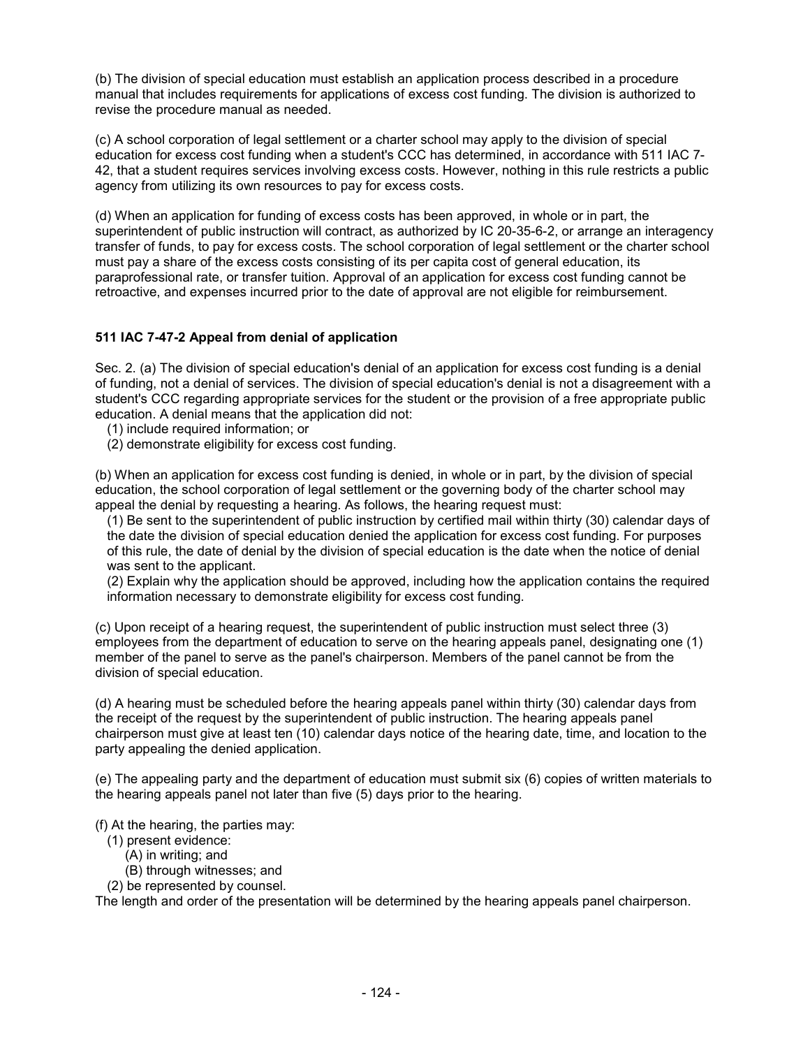(b) The division of special education must establish an application process described in a procedure manual that includes requirements for applications of excess cost funding. The division is authorized to revise the procedure manual as needed.

(c) A school corporation of legal settlement or a charter school may apply to the division of special education for excess cost funding when a student's CCC has determined, in accordance with 511 IAC 7-42, that a student requires services involving excess costs. However, nothing in this rule restricts a public agency from utilizing its own resources to pay for excess costs.

(d) When an application for funding of excess costs has been approved, in whole or in part, the superintendent of public instruction will contract, as authorized by IC 20-35-6-2, or arrange an interagency transfer of funds, to pay for excess costs. The school corporation of legal settlement or the charter school must pay a share of the excess costs consisting of its per capita cost of general education, its paraprofessional rate, or transfer tuition. Approval of an application for excess cost funding cannot be retroactive, and expenses incurred prior to the date of approval are not eligible for reimbursement.

**511 IAC 7-47-2 Appeal from denial of application**

Sec. 2. (a) The division of special education's denial of an application for excess cost funding is a denial of funding, not a denial of services. The division of special education's denial is not a disagreement with a student's CCC regarding appropriate services for the student or the provision of a free appropriate public education. A denial means that the application did not:

(1) include required information; or
(2) demonstrate eligibility for excess cost funding.

(b) When an application for excess cost funding is denied, in whole or in part, by the division of special education, the school corporation of legal settlement or the governing body of the charter school may appeal the denial by requesting a hearing. As follows, the hearing request must:

(1) Be sent to the superintendent of public instruction by certified mail within thirty (30) calendar days of the date the division of special education denied the application for excess cost funding. For purposes of this rule, the date of denial by the division of special education is the date when the notice of denial was sent to the applicant.
(2) Explain why the application should be approved, including how the application contains the required information necessary to demonstrate eligibility for excess cost funding.

(c) Upon receipt of a hearing request, the superintendent of public instruction must select three (3) employees from the department of education to serve on the hearing appeals panel, designating one (1) member of the panel to serve as the panel's chairperson. Members of the panel cannot be from the division of special education.

(d) A hearing must be scheduled before the hearing appeals panel within thirty (30) calendar days from the receipt of the request by the superintendent of public instruction. The hearing appeals panel chairperson must give at least ten (10) calendar days notice of the hearing date, time, and location to the party appealing the denied application.

(e) The appealing party and the department of education must submit six (6) copies of written materials to the hearing appeals panel not later than five (5) days prior to the hearing.

(f) At the hearing, the parties may:

(1) present evidence:
   (A) in writing; and
   (B) through witnesses; and
(2) be represented by counsel.

The length and order of the presentation will be determined by the hearing appeals panel chairperson.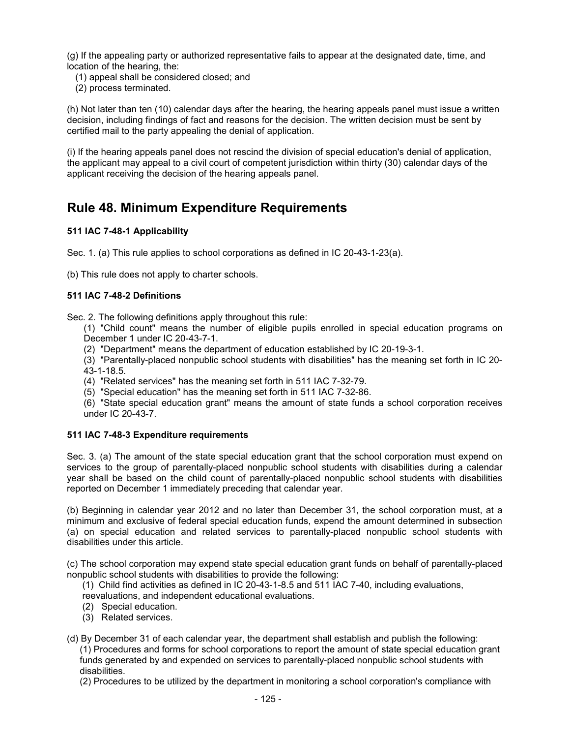(g) If the appealing party or authorized representative fails to appear at the designated date, time, and location of the hearing, the:

(1) appeal shall be considered closed; and

(2) process terminated.

(h) Not later than ten (10) calendar days after the hearing, the hearing appeals panel must issue a written decision, including findings of fact and reasons for the decision. The written decision must be sent by certified mail to the party appealing the denial of application.

(i) If the hearing appeals panel does not rescind the division of special education's denial of application, the applicant may appeal to a civil court of competent jurisdiction within thirty (30) calendar days of the applicant receiving the decision of the hearing appeals panel.

## Rule 48. Minimum Expenditure Requirements

**511 IAC 7-48-1 Applicability**

Sec. 1. (a) This rule applies to school corporations as defined in IC 20-43-1-23(a).

(b) This rule does not apply to charter schools.

**511 IAC 7-48-2 Definitions**

Sec. 2. The following definitions apply throughout this rule:

(1) "Child count" means the number of eligible pupils enrolled in special education programs on December 1 under IC 20-43-7-1.

(2) "Department" means the department of education established by IC 20-19-3-1.

(3) "Parentally-placed nonpublic school students with disabilities" has the meaning set forth in IC 20-43-1-18.5.

(4) "Related services" has the meaning set forth in 511 IAC 7-32-79.

(5) "Special education" has the meaning set forth in 511 IAC 7-32-86.

(6) "State special education grant" means the amount of state funds a school corporation receives under IC 20-43-7.

**511 IAC 7-48-3 Expenditure requirements**

Sec. 3. (a) The amount of the state special education grant that the school corporation must expend on services to the group of parentally-placed nonpublic school students with disabilities during a calendar year shall be based on the child count of parentally-placed nonpublic school students with disabilities reported on December 1 immediately preceding that calendar year.

(b) Beginning in calendar year 2012 and no later than December 31, the school corporation must, at a minimum and exclusive of federal special education funds, expend the amount determined in subsection (a) on special education and related services to parentally-placed nonpublic school students with disabilities under this article.

(c) The school corporation may expend state special education grant funds on behalf of parentally-placed nonpublic school students with disabilities to provide the following:

(1) Child find activities as defined in IC 20-43-1-8.5 and 511 IAC 7-40, including evaluations, reevaluations, and independent educational evaluations.

(2) Special education.

(3) Related services.

(d) By December 31 of each calendar year, the department shall establish and publish the following:

(1) Procedures and forms for school corporations to report the amount of state special education grant funds generated by and expended on services to parentally-placed nonpublic school students with disabilities.

(2) Procedures to be utilized by the department in monitoring a school corporation's compliance with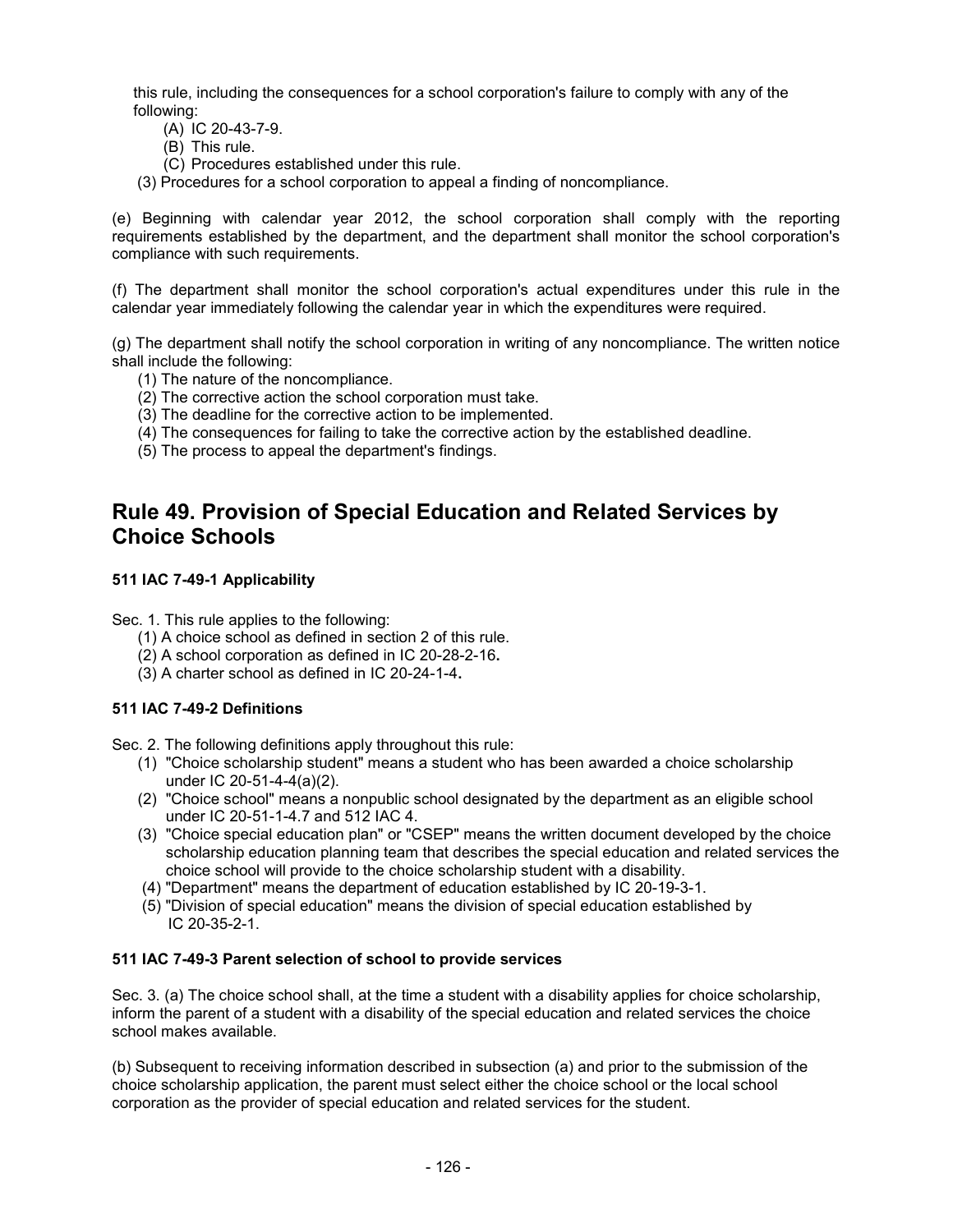this rule, including the consequences for a school corporation's failure to comply with any of the following:

(A) IC 20-43-7-9.
(B) This rule.
(C) Procedures established under this rule.

(3) Procedures for a school corporation to appeal a finding of noncompliance.

(e) Beginning with calendar year 2012, the school corporation shall comply with the reporting requirements established by the department, and the department shall monitor the school corporation's compliance with such requirements.

(f) The department shall monitor the school corporation's actual expenditures under this rule in the calendar year immediately following the calendar year in which the expenditures were required.

(g) The department shall notify the school corporation in writing of any noncompliance. The written notice shall include the following:

(1) The nature of the noncompliance.
(2) The corrective action the school corporation must take.
(3) The deadline for the corrective action to be implemented.
(4) The consequences for failing to take the corrective action by the established deadline.
(5) The process to appeal the department's findings.

## Rule 49. Provision of Special Education and Related Services by Choice Schools

### 511 IAC 7-49-1 Applicability

Sec. 1. This rule applies to the following:

(1) A choice school as defined in section 2 of this rule.
(2) A school corporation as defined in IC 20-28-2-16.
(3) A charter school as defined in IC 20-24-1-4.

### 511 IAC 7-49-2 Definitions

Sec. 2. The following definitions apply throughout this rule:

(1) "Choice scholarship student" means a student who has been awarded a choice scholarship under IC 20-51-4-4(a)(2).
(2) "Choice school" means a nonpublic school designated by the department as an eligible school under IC 20-51-1-4.7 and 512 IAC 4.
(3) "Choice special education plan" or "CSEP" means the written document developed by the choice scholarship education planning team that describes the special education and related services the choice school will provide to the choice scholarship student with a disability.
(4) "Department" means the department of education established by IC 20-19-3-1.
(5) "Division of special education" means the division of special education established by IC 20-35-2-1.

### 511 IAC 7-49-3 Parent selection of school to provide services

Sec. 3. (a) The choice school shall, at the time a student with a disability applies for choice scholarship, inform the parent of a student with a disability of the special education and related services the choice school makes available.

(b) Subsequent to receiving information described in subsection (a) and prior to the submission of the choice scholarship application, the parent must select either the choice school or the local school corporation as the provider of special education and related services for the student.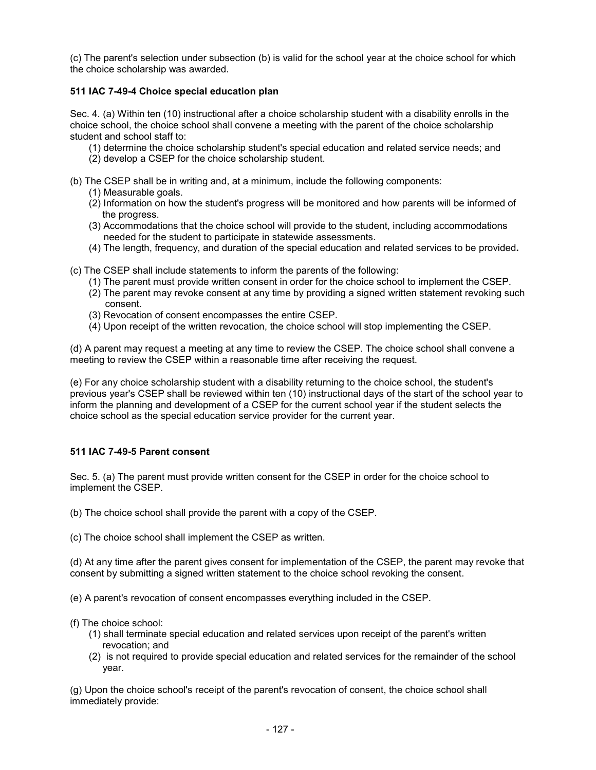(c) The parent's selection under subsection (b) is valid for the school year at the choice school for which the choice scholarship was awarded.

**511 IAC 7-49-4 Choice special education plan**

Sec. 4. (a) Within ten (10) instructional after a choice scholarship student with a disability enrolls in the choice school, the choice school shall convene a meeting with the parent of the choice scholarship student and school staff to:

(1) determine the choice scholarship student's special education and related service needs; and
(2) develop a CSEP for the choice scholarship student.

(b) The CSEP shall be in writing and, at a minimum, include the following components:

(1) Measurable goals.
(2) Information on how the student's progress will be monitored and how parents will be informed of the progress.
(3) Accommodations that the choice school will provide to the student, including accommodations needed for the student to participate in statewide assessments.
(4) The length, frequency, and duration of the special education and related services to be provided**.**

(c) The CSEP shall include statements to inform the parents of the following:

(1) The parent must provide written consent in order for the choice school to implement the CSEP.
(2) The parent may revoke consent at any time by providing a signed written statement revoking such consent.
(3) Revocation of consent encompasses the entire CSEP.
(4) Upon receipt of the written revocation, the choice school will stop implementing the CSEP.

(d) A parent may request a meeting at any time to review the CSEP. The choice school shall convene a meeting to review the CSEP within a reasonable time after receiving the request.

(e) For any choice scholarship student with a disability returning to the choice school, the student's previous year's CSEP shall be reviewed within ten (10) instructional days of the start of the school year to inform the planning and development of a CSEP for the current school year if the student selects the choice school as the special education service provider for the current year.

**511 IAC 7-49-5 Parent consent**

Sec. 5. (a) The parent must provide written consent for the CSEP in order for the choice school to implement the CSEP.

(b) The choice school shall provide the parent with a copy of the CSEP.

(c) The choice school shall implement the CSEP as written.

(d) At any time after the parent gives consent for implementation of the CSEP, the parent may revoke that consent by submitting a signed written statement to the choice school revoking the consent.

(e) A parent's revocation of consent encompasses everything included in the CSEP.

(f) The choice school:

(1) shall terminate special education and related services upon receipt of the parent's written revocation; and
(2) is not required to provide special education and related services for the remainder of the school year.

(g) Upon the choice school's receipt of the parent's revocation of consent, the choice school shall immediately provide: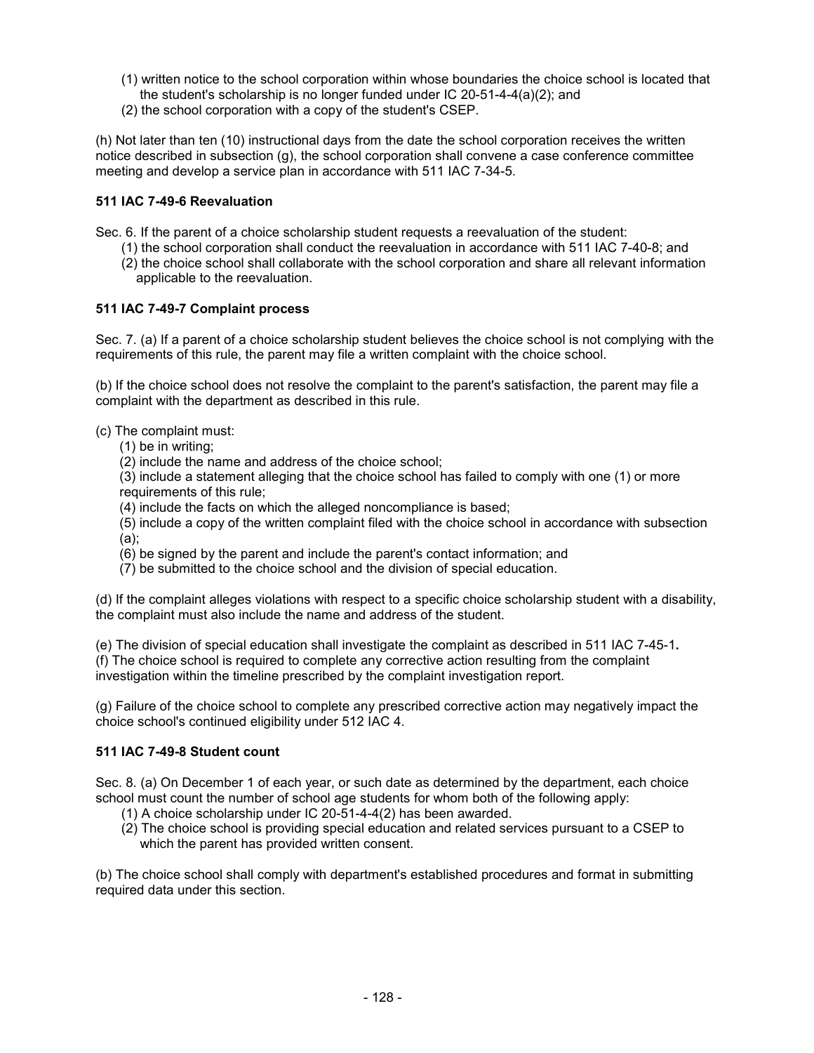(1) written notice to the school corporation within whose boundaries the choice school is located that the student's scholarship is no longer funded under IC 20-51-4-4(a)(2); and
(2) the school corporation with a copy of the student's CSEP.

(h) Not later than ten (10) instructional days from the date the school corporation receives the written notice described in subsection (g), the school corporation shall convene a case conference committee meeting and develop a service plan in accordance with 511 IAC 7-34-5.

**511 IAC 7-49-6 Reevaluation**

Sec. 6. If the parent of a choice scholarship student requests a reevaluation of the student:
(1) the school corporation shall conduct the reevaluation in accordance with 511 IAC 7-40-8; and
(2) the choice school shall collaborate with the school corporation and share all relevant information applicable to the reevaluation.

**511 IAC 7-49-7 Complaint process**

Sec. 7. (a) If a parent of a choice scholarship student believes the choice school is not complying with the requirements of this rule, the parent may file a written complaint with the choice school.

(b) If the choice school does not resolve the complaint to the parent's satisfaction, the parent may file a complaint with the department as described in this rule.

(c) The complaint must:
(1) be in writing;
(2) include the name and address of the choice school;
(3) include a statement alleging that the choice school has failed to comply with one (1) or more requirements of this rule;
(4) include the facts on which the alleged noncompliance is based;
(5) include a copy of the written complaint filed with the choice school in accordance with subsection (a);
(6) be signed by the parent and include the parent's contact information; and
(7) be submitted to the choice school and the division of special education.

(d) If the complaint alleges violations with respect to a specific choice scholarship student with a disability, the complaint must also include the name and address of the student.

(e) The division of special education shall investigate the complaint as described in 511 IAC 7-45-1.
(f) The choice school is required to complete any corrective action resulting from the complaint investigation within the timeline prescribed by the complaint investigation report.

(g) Failure of the choice school to complete any prescribed corrective action may negatively impact the choice school's continued eligibility under 512 IAC 4.

**511 IAC 7-49-8 Student count**

Sec. 8. (a) On December 1 of each year, or such date as determined by the department, each choice school must count the number of school age students for whom both of the following apply:
(1) A choice scholarship under IC 20-51-4-4(2) has been awarded.
(2) The choice school is providing special education and related services pursuant to a CSEP to which the parent has provided written consent.

(b) The choice school shall comply with department's established procedures and format in submitting required data under this section.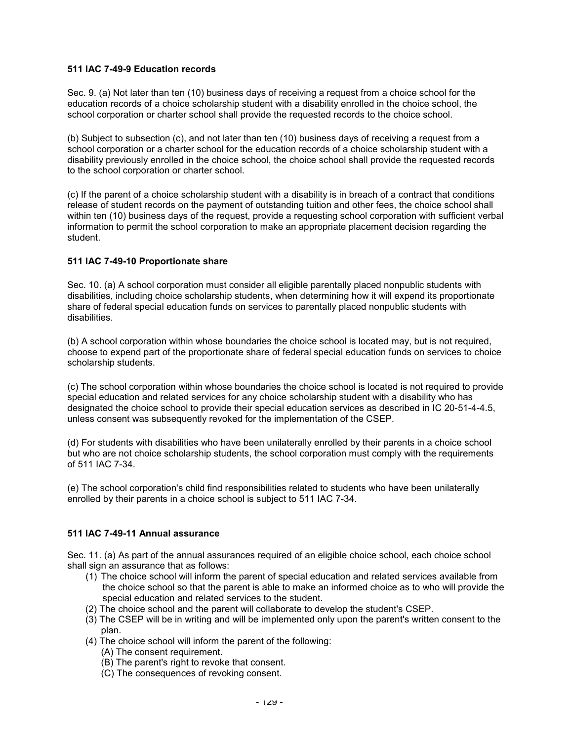### 511 IAC 7-49-9 Education records

Sec. 9. (a) Not later than ten (10) business days of receiving a request from a choice school for the education records of a choice scholarship student with a disability enrolled in the choice school, the school corporation or charter school shall provide the requested records to the choice school.

(b) Subject to subsection (c), and not later than ten (10) business days of receiving a request from a school corporation or a charter school for the education records of a choice scholarship student with a disability previously enrolled in the choice school, the choice school shall provide the requested records to the school corporation or charter school.

(c) If the parent of a choice scholarship student with a disability is in breach of a contract that conditions release of student records on the payment of outstanding tuition and other fees, the choice school shall within ten (10) business days of the request, provide a requesting school corporation with sufficient verbal information to permit the school corporation to make an appropriate placement decision regarding the student.

### 511 IAC 7-49-10 Proportionate share

Sec. 10. (a) A school corporation must consider all eligible parentally placed nonpublic students with disabilities, including choice scholarship students, when determining how it will expend its proportionate share of federal special education funds on services to parentally placed nonpublic students with disabilities.

(b) A school corporation within whose boundaries the choice school is located may, but is not required, choose to expend part of the proportionate share of federal special education funds on services to choice scholarship students.

(c) The school corporation within whose boundaries the choice school is located is not required to provide special education and related services for any choice scholarship student with a disability who has designated the choice school to provide their special education services as described in IC 20-51-4-4.5, unless consent was subsequently revoked for the implementation of the CSEP.

(d) For students with disabilities who have been unilaterally enrolled by their parents in a choice school but who are not choice scholarship students, the school corporation must comply with the requirements of 511 IAC 7-34.

(e) The school corporation's child find responsibilities related to students who have been unilaterally enrolled by their parents in a choice school is subject to 511 IAC 7-34.

### 511 IAC 7-49-11 Annual assurance

Sec. 11. (a) As part of the annual assurances required of an eligible choice school, each choice school shall sign an assurance that as follows:

(1) The choice school will inform the parent of special education and related services available from the choice school so that the parent is able to make an informed choice as to who will provide the special education and related services to the student.
(2) The choice school and the parent will collaborate to develop the student's CSEP.
(3) The CSEP will be in writing and will be implemented only upon the parent's written consent to the plan.
(4) The choice school will inform the parent of the following:
  (A) The consent requirement.
  (B) The parent's right to revoke that consent.
  (C) The consequences of revoking consent.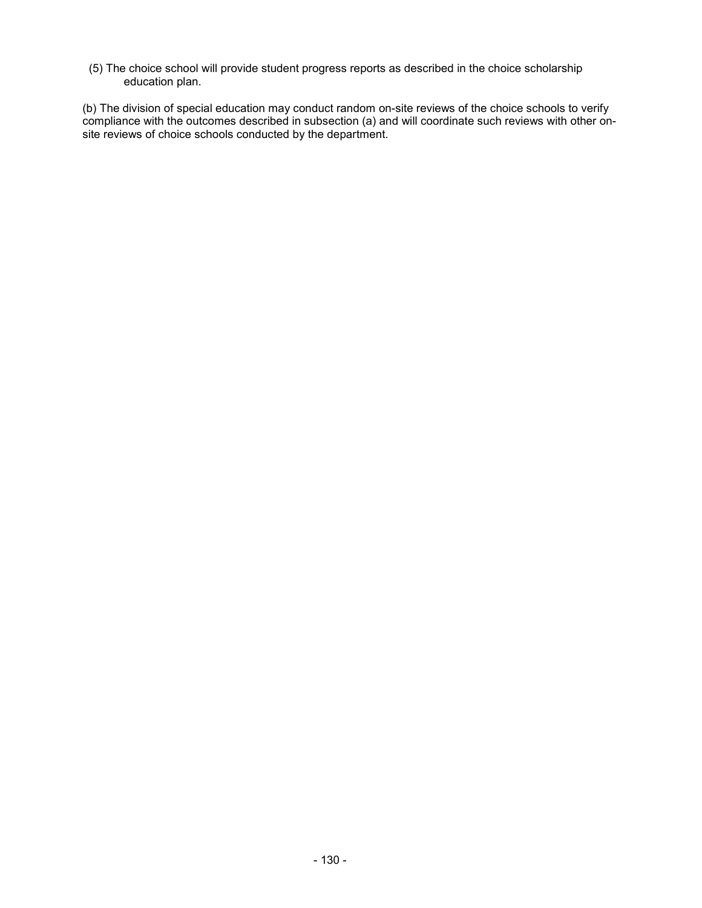(5) The choice school will provide student progress reports as described in the choice scholarship education plan.

(b) The division of special education may conduct random on-site reviews of the choice schools to verify compliance with the outcomes described in subsection (a) and will coordinate such reviews with other on-site reviews of choice schools conducted by the department.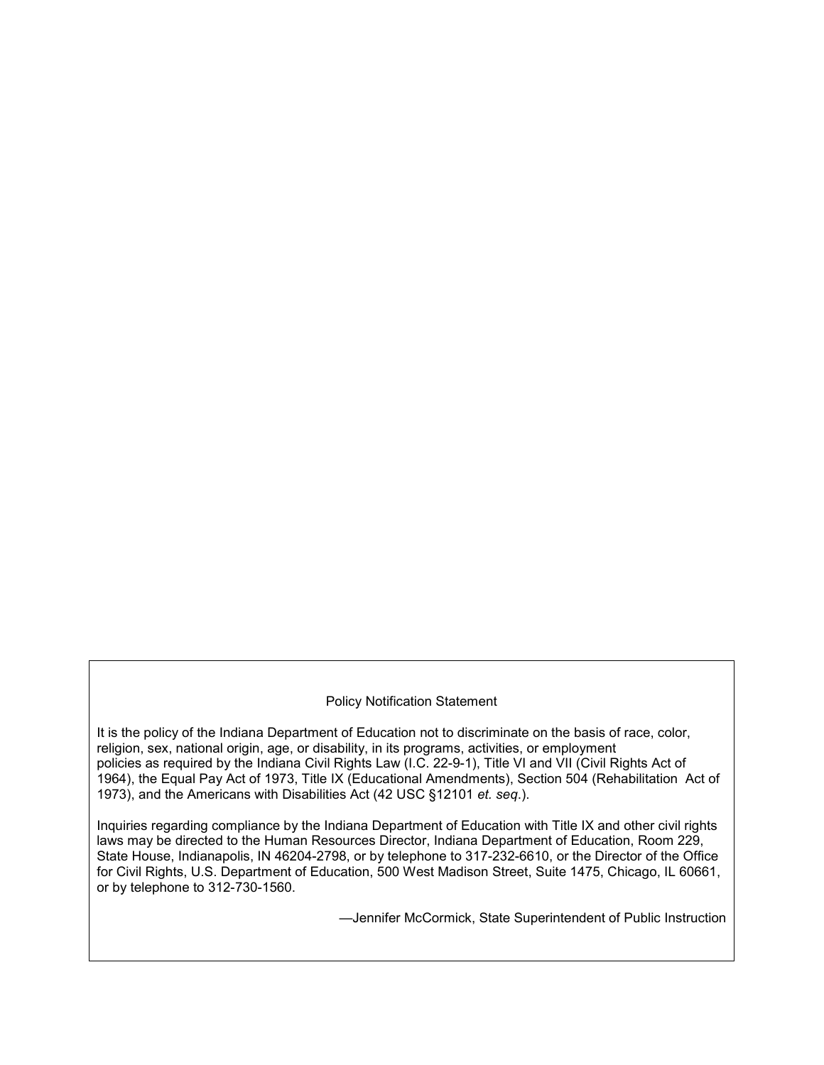Policy Notification Statement

It is the policy of the Indiana Department of Education not to discriminate on the basis of race, color, religion, sex, national origin, age, or disability, in its programs, activities, or employment policies as required by the Indiana Civil Rights Law (I.C. 22-9-1), Title VI and VII (Civil Rights Act of 1964), the Equal Pay Act of 1973, Title IX (Educational Amendments), Section 504 (Rehabilitation Act of 1973), and the Americans with Disabilities Act (42 USC §12101 *et. seq.*).

Inquiries regarding compliance by the Indiana Department of Education with Title IX and other civil rights laws may be directed to the Human Resources Director, Indiana Department of Education, Room 229, State House, Indianapolis, IN 46204-2798, or by telephone to 317-232-6610, or the Director of the Office for Civil Rights, U.S. Department of Education, 500 West Madison Street, Suite 1475, Chicago, IL 60661, or by telephone to 312-730-1560.

—Jennifer McCormick, State Superintendent of Public Instruction